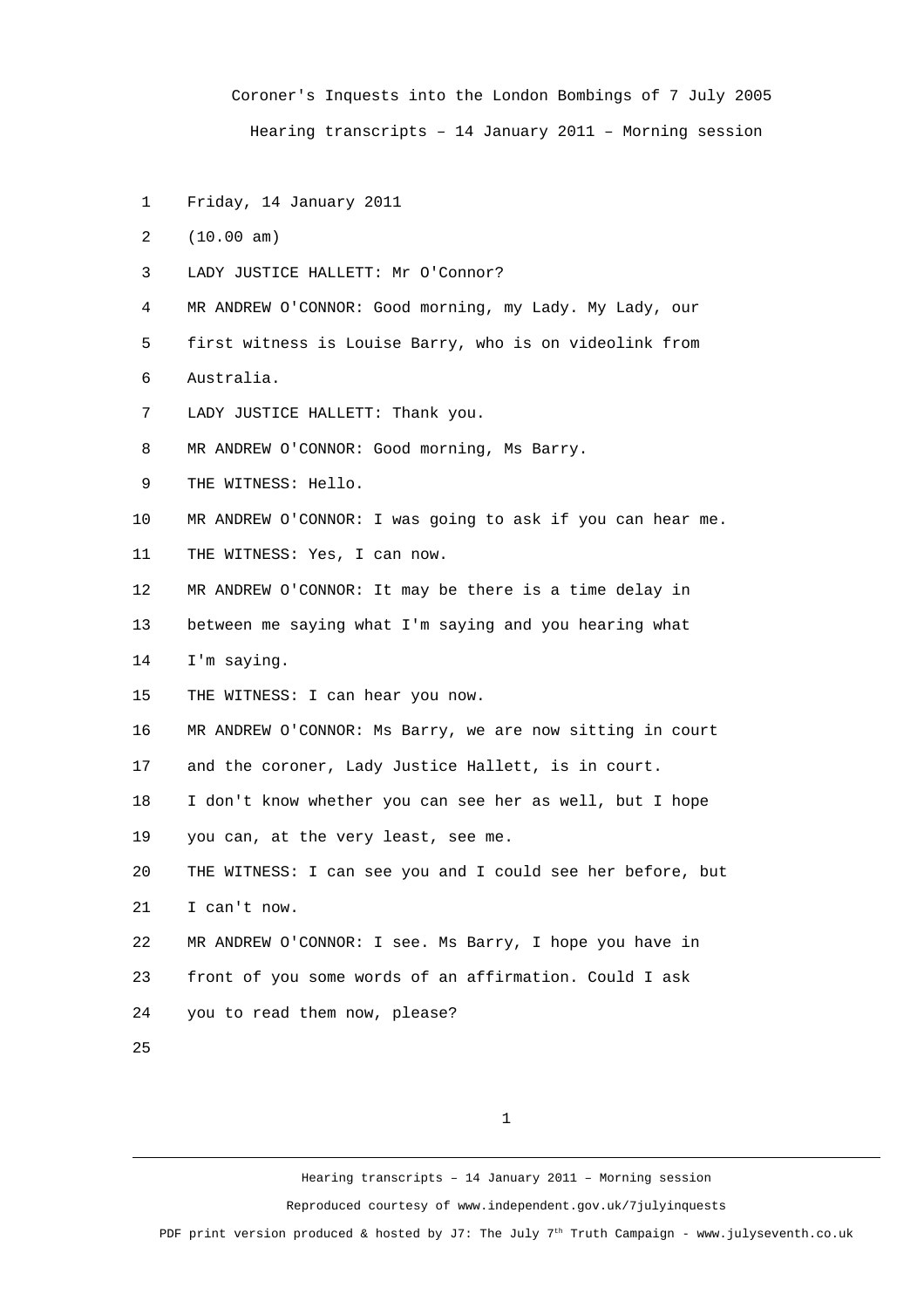Friday, 14 January 2011

(10.00 am)

LADY JUSTICE HALLETT: Mr O'Connor?

MR ANDREW O'CONNOR: Good morning, my Lady. My Lady, our first witness is Louise Barry, who is on videolink from Australia.

LADY JUSTICE HALLETT: Thank you.

MR ANDREW O'CONNOR: Good morning, Ms Barry.

THE WITNESS: Hello.

MR ANDREW O'CONNOR: I was going to ask if you can hear me.

THE WITNESS: Yes, I can now.

MR ANDREW O'CONNOR: It may be there is a time delay in between me saying what I'm saying and you hearing what I'm saying.

THE WITNESS: I can hear you now.

MR ANDREW O'CONNOR: Ms Barry, we are now sitting in court and the coroner, Lady Justice Hallett, is in court. I don't know whether you can see her as well, but I hope you can, at the very least, see me.

THE WITNESS: I can see you and I could see her before, but I can't now.

MR ANDREW O'CONNOR: I see. Ms Barry, I hope you have in front of you some words of an affirmation. Could I ask you to read them now, please?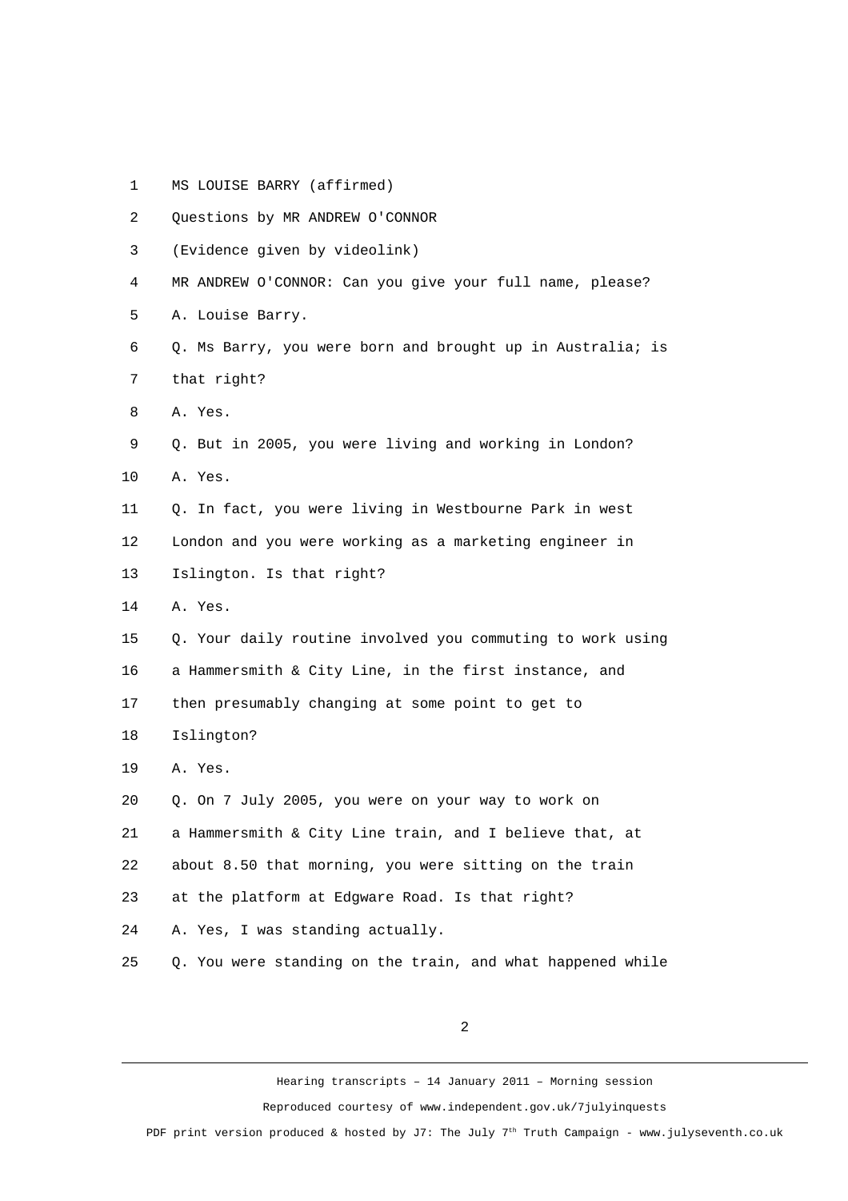MS LOUISE BARRY (affirmed)

Questions by MR ANDREW O'CONNOR

(Evidence given by videolink)

MR ANDREW O'CONNOR: Can you give your full name, please?

A. Louise Barry.

Q. Ms Barry, you were born and brought up in Australia; is that right?

A. Yes.

Q. But in 2005, you were living and working in London?

A. Yes.

Q. In fact, you were living in Westbourne Park in west London and you were working as a marketing engineer in Islington. Is that right?

A. Yes.

Q. Your daily routine involved you commuting to work using a Hammersmith & City Line, in the first instance, and then presumably changing at some point to get to Islington?

A. Yes.

Q. On 7 July 2005, you were on your way to work on a Hammersmith & City Line train, and I believe that, at about 8.50 that morning, you were sitting on the train at the platform at Edgware Road. Is that right?

A. Yes, I was standing actually.

Q. You were standing on the train, and what happened while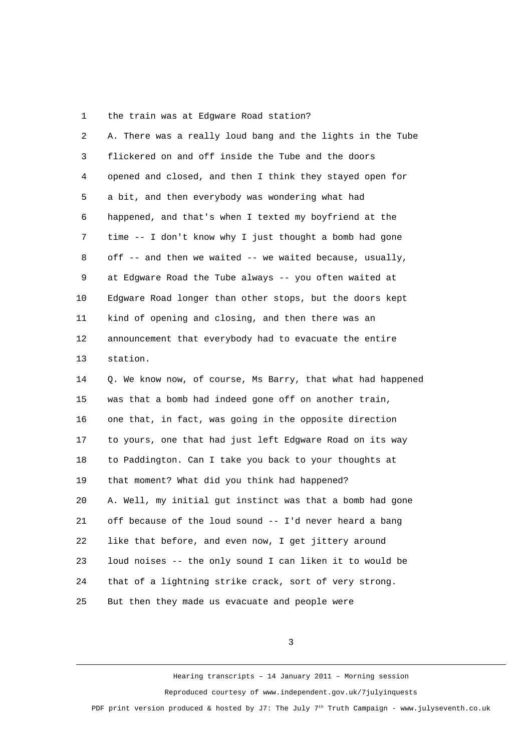the train was at Edgware Road station?

A. There was a really loud bang and the lights in the Tube flickered on and off inside the Tube and the doors opened and closed, and then I think they stayed open for a bit, and then everybody was wondering what had happened, and that's when I texted my boyfriend at the time -- I don't know why I just thought a bomb had gone off -- and then we waited -- we waited because, usually, at Edgware Road the Tube always -- you often waited at Edgware Road longer than other stops, but the doors kept kind of opening and closing, and then there was an announcement that everybody had to evacuate the entire station.

Q. We know now, of course, Ms Barry, that what had happened was that a bomb had indeed gone off on another train, one that, in fact, was going in the opposite direction to yours, one that had just left Edgware Road on its way to Paddington. Can I take you back to your thoughts at that moment? What did you think had happened?

A. Well, my initial gut instinct was that a bomb had gone off because of the loud sound -- I'd never heard a bang like that before, and even now, I get jittery around loud noises -- the only sound I can liken it to would be that of a lightning strike crack, sort of very strong. But then they made us evacuate and people were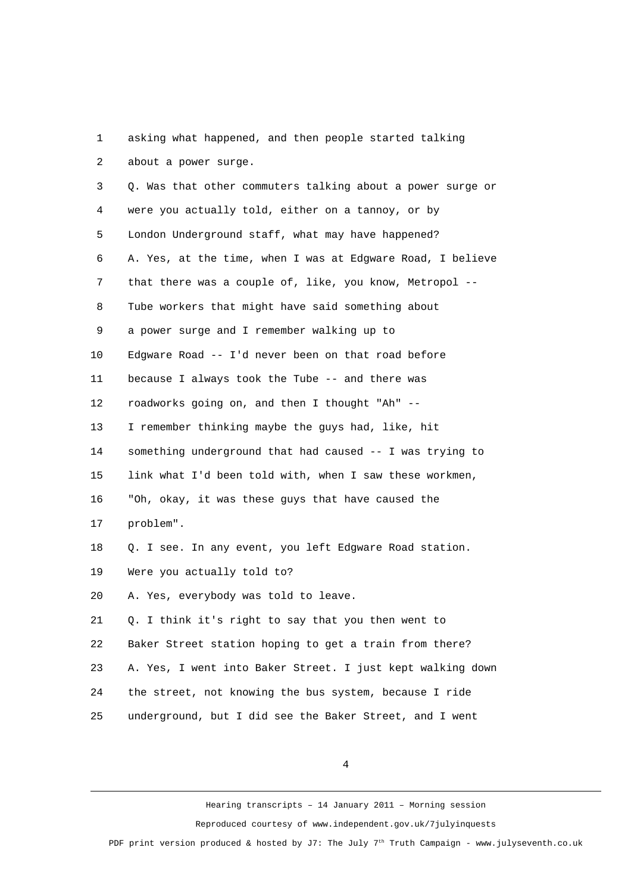asking what happened, and then people started talking about a power surge.

Q. Was that other commuters talking about a power surge or were you actually told, either on a tannoy, or by London Underground staff, what may have happened?

A. Yes, at the time, when I was at Edgware Road, I believe that there was a couple of, like, you know, Metropol -- Tube workers that might have said something about a power surge and I remember walking up to Edgware Road -- I'd never been on that road before because I always took the Tube -- and there was roadworks going on, and then I thought "Ah" -- I remember thinking maybe the guys had, like, hit something underground that had caused -- I was trying to link what I'd been told with, when I saw these workmen, "Oh, okay, it was these guys that have caused the problem".

Q. I see. In any event, you left Edgware Road station. Were you actually told to?

A. Yes, everybody was told to leave.

Q. I think it's right to say that you then went to Baker Street station hoping to get a train from there?

A. Yes, I went into Baker Street. I just kept walking down the street, not knowing the bus system, because I ride underground, but I did see the Baker Street, and I went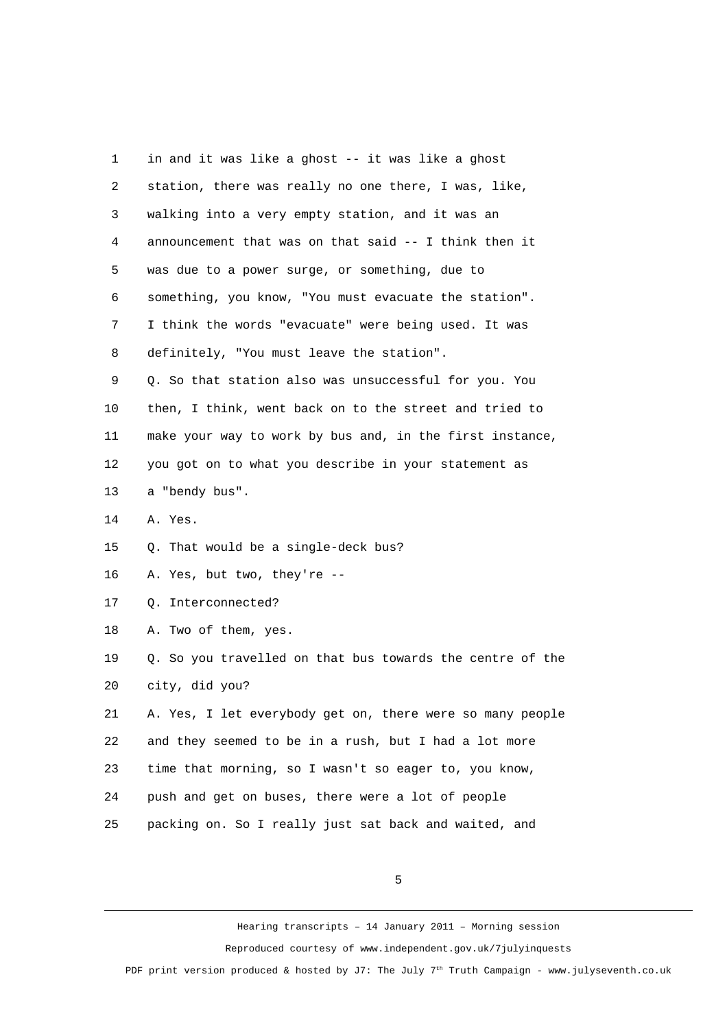in and it was like a ghost -- it was like a ghost station, there was really no one there, I was, like, walking into a very empty station, and it was an announcement that was on that said -- I think then it was due to a power surge, or something, due to something, you know, "You must evacuate the station". I think the words "evacuate" were being used. It was definitely, "You must leave the station".

Q. So that station also was unsuccessful for you. You then, I think, went back on to the street and tried to make your way to work by bus and, in the first instance, you got on to what you describe in your statement as a "bendy bus".

A. Yes.

Q. That would be a single-deck bus?

A. Yes, but two, they're --

Q. Interconnected?

A. Two of them, yes.

Q. So you travelled on that bus towards the centre of the city, did you?

A. Yes, I let everybody get on, there were so many people and they seemed to be in a rush, but I had a lot more time that morning, so I wasn't so eager to, you know, push and get on buses, there were a lot of people packing on. So I really just sat back and waited, and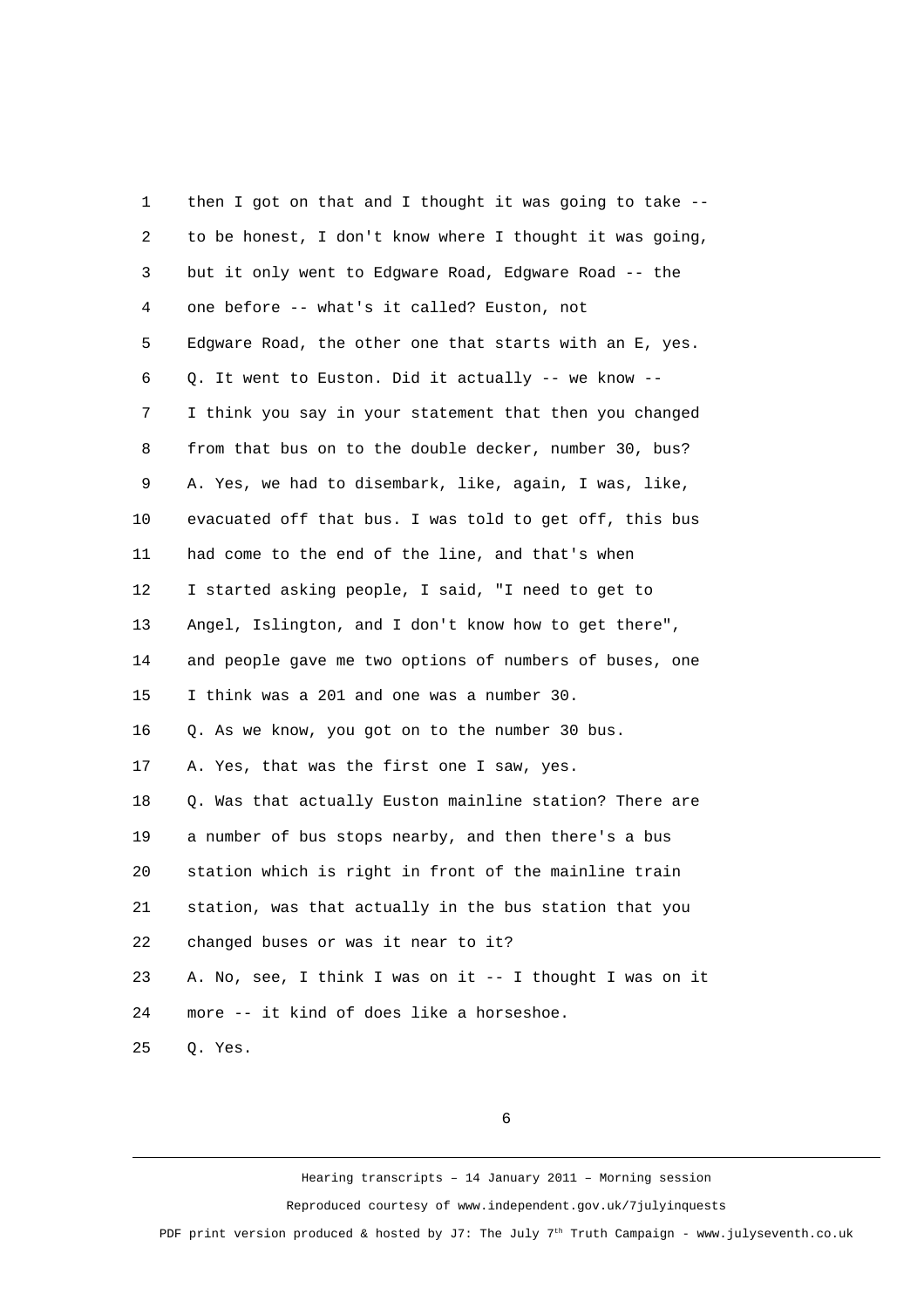1 then I got on that and I thought it was going to take --
2 to be honest, I don't know where I thought it was going,
3 but it only went to Edgware Road, Edgware Road -- the
4 one before -- what's it called? Euston, not
5 Edgware Road, the other one that starts with an E, yes.
6 Q. It went to Euston. Did it actually -- we know --
7 I think you say in your statement that then you changed
8 from that bus on to the double decker, number 30, bus?
9 A. Yes, we had to disembark, like, again, I was, like,
10 evacuated off that bus. I was told to get off, this bus
11 had come to the end of the line, and that's when
12 I started asking people, I said, "I need to get to
13 Angel, Islington, and I don't know how to get there",
14 and people gave me two options of numbers of buses, one
15 I think was a 201 and one was a number 30.
16 Q. As we know, you got on to the number 30 bus.
17 A. Yes, that was the first one I saw, yes.
18 Q. Was that actually Euston mainline station? There are
19 a number of bus stops nearby, and then there's a bus
20 station which is right in front of the mainline train
21 station, was that actually in the bus station that you
22 changed buses or was it near to it?
23 A. No, see, I think I was on it -- I thought I was on it
24 more -- it kind of does like a horseshoe.
25 Q. Yes.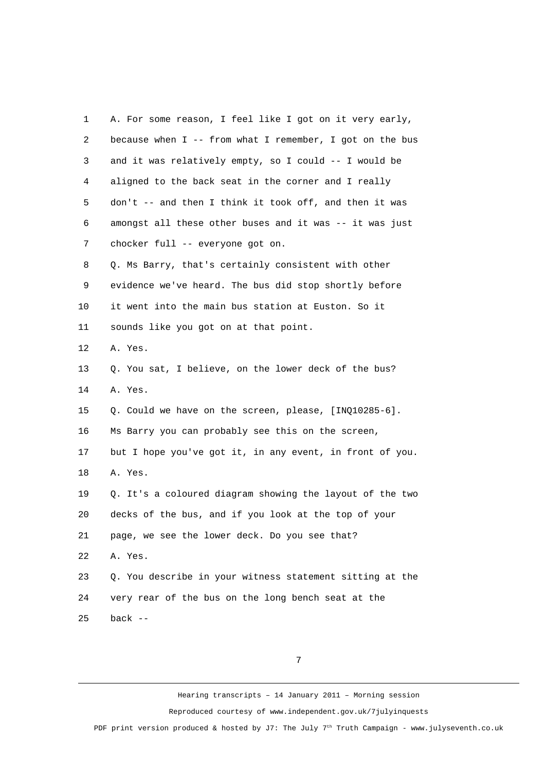1 A. For some reason, I feel like I got on it very early,
2 because when I -- from what I remember, I got on the bus
3 and it was relatively empty, so I could -- I would be
4 aligned to the back seat in the corner and I really
5 don't -- and then I think it took off, and then it was
6 amongst all these other buses and it was -- it was just
7 chocker full -- everyone got on.
8 Q. Ms Barry, that's certainly consistent with other
9 evidence we've heard. The bus did stop shortly before
10 it went into the main bus station at Euston. So it
11 sounds like you got on at that point.
12 A. Yes.
13 Q. You sat, I believe, on the lower deck of the bus?
14 A. Yes.
15 Q. Could we have on the screen, please, [INQ10285-6].
16 Ms Barry you can probably see this on the screen,
17 but I hope you've got it, in any event, in front of you.
18 A. Yes.
19 Q. It's a coloured diagram showing the layout of the two
20 decks of the bus, and if you look at the top of your
21 page, we see the lower deck. Do you see that?
22 A. Yes.
23 Q. You describe in your witness statement sitting at the
24 very rear of the bus on the long bench seat at the
25 back --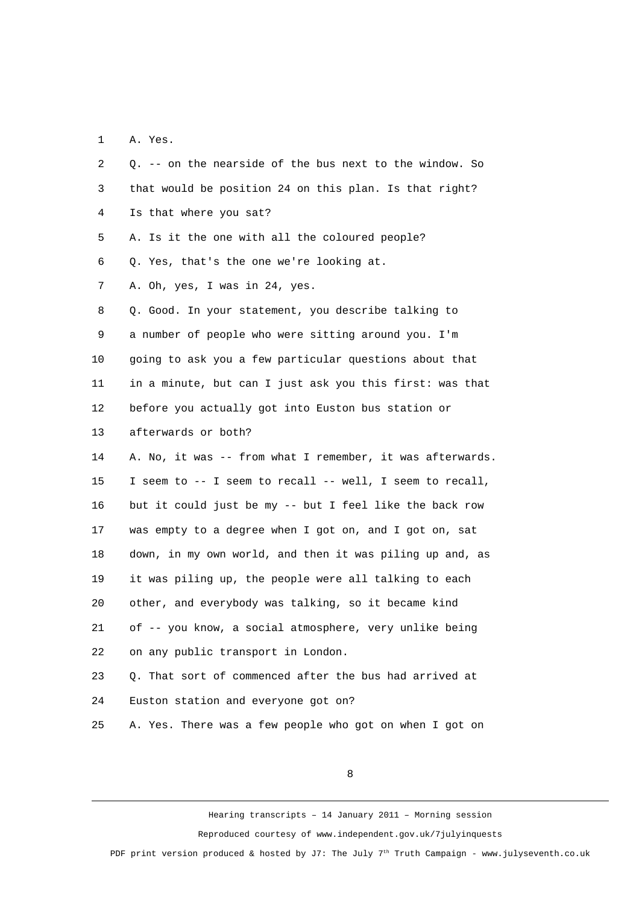1 A. Yes.

2 Q. -- on the nearside of the bus next to the window. So

3 that would be position 24 on this plan. Is that right?

4 Is that where you sat?

5 A. Is it the one with all the coloured people?

6 Q. Yes, that's the one we're looking at.

7 A. Oh, yes, I was in 24, yes.

8 Q. Good. In your statement, you describe talking to

9 a number of people who were sitting around you. I'm

10 going to ask you a few particular questions about that

11 in a minute, but can I just ask you this first: was that

12 before you actually got into Euston bus station or

13 afterwards or both?

14 A. No, it was -- from what I remember, it was afterwards.

15 I seem to -- I seem to recall -- well, I seem to recall,

16 but it could just be my -- but I feel like the back row

17 was empty to a degree when I got on, and I got on, sat

18 down, in my own world, and then it was piling up and, as

19 it was piling up, the people were all talking to each

20 other, and everybody was talking, so it became kind

21 of -- you know, a social atmosphere, very unlike being

22 on any public transport in London.

23 Q. That sort of commenced after the bus had arrived at

24 Euston station and everyone got on?

25 A. Yes. There was a few people who got on when I got on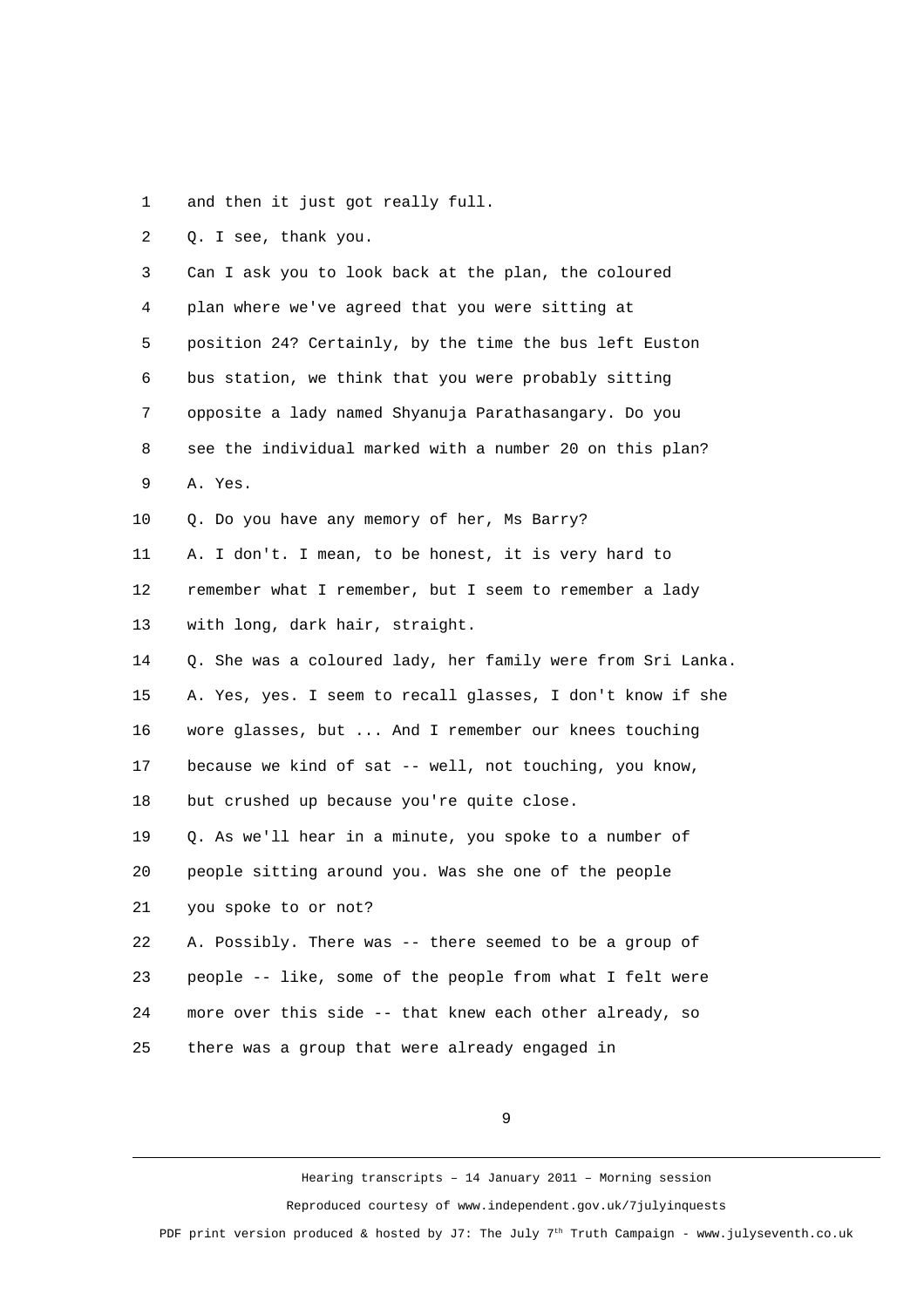1 and then it just got really full.

2 Q. I see, thank you.

3 Can I ask you to look back at the plan, the coloured

4 plan where we've agreed that you were sitting at

5 position 24? Certainly, by the time the bus left Euston

6 bus station, we think that you were probably sitting

7 opposite a lady named Shyanuja Parathasangary. Do you

8 see the individual marked with a number 20 on this plan?

9 A. Yes.

10 Q. Do you have any memory of her, Ms Barry?

11 A. I don't. I mean, to be honest, it is very hard to

12 remember what I remember, but I seem to remember a lady

13 with long, dark hair, straight.

14 Q. She was a coloured lady, her family were from Sri Lanka.

15 A. Yes, yes. I seem to recall glasses, I don't know if she

16 wore glasses, but ... And I remember our knees touching

17 because we kind of sat -- well, not touching, you know,

18 but crushed up because you're quite close.

19 Q. As we'll hear in a minute, you spoke to a number of

20 people sitting around you. Was she one of the people

21 you spoke to or not?

22 A. Possibly. There was -- there seemed to be a group of

23 people -- like, some of the people from what I felt were

24 more over this side -- that knew each other already, so

25 there was a group that were already engaged in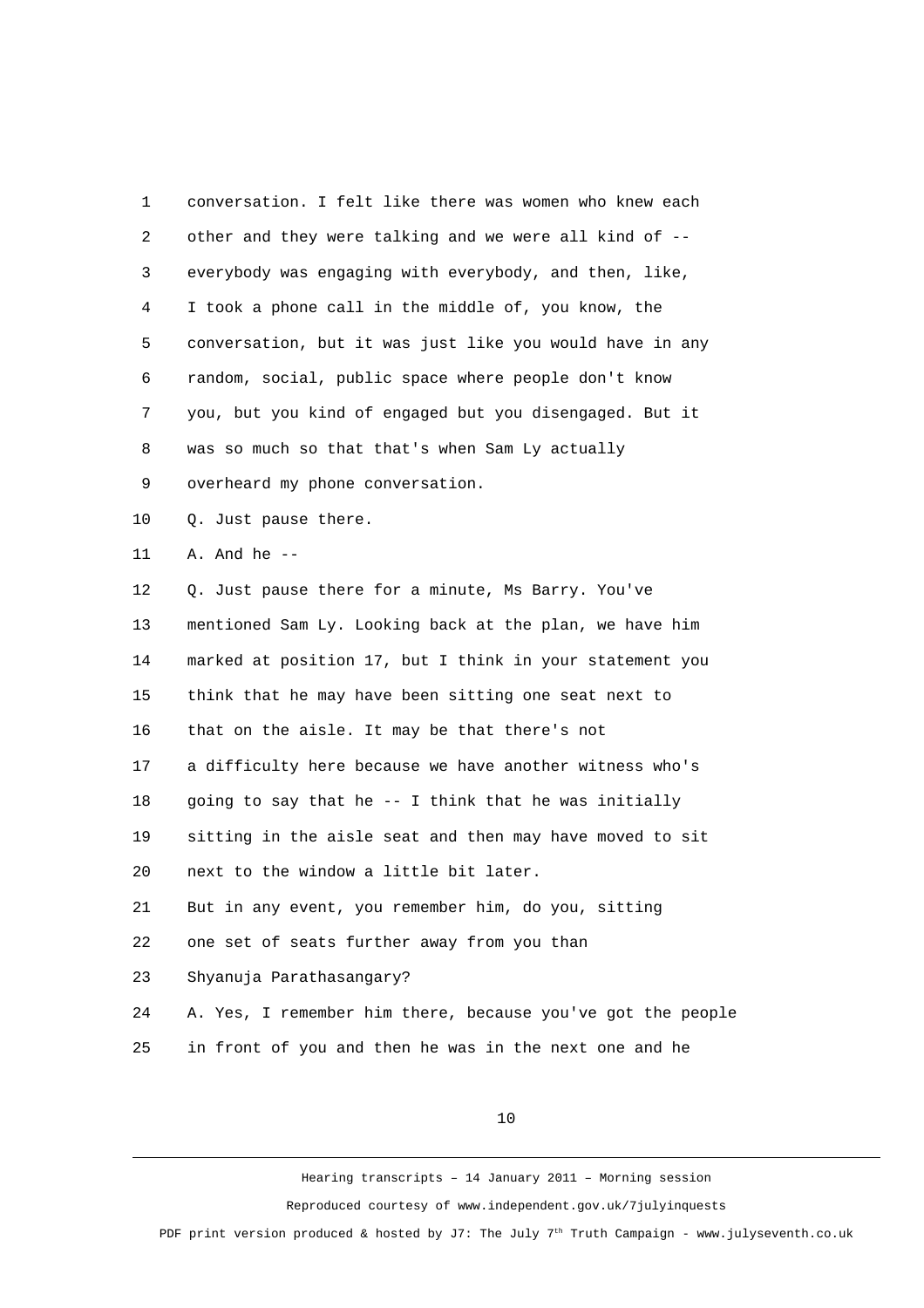conversation. I felt like there was women who knew each other and they were talking and we were all kind of -- everybody was engaging with everybody, and then, like, I took a phone call in the middle of, you know, the conversation, but it was just like you would have in any random, social, public space where people don't know you, but you kind of engaged but you disengaged. But it was so much so that that's when Sam Ly actually overheard my phone conversation.

Q. Just pause there.

A. And he --

Q. Just pause there for a minute, Ms Barry. You've mentioned Sam Ly. Looking back at the plan, we have him marked at position 17, but I think in your statement you think that he may have been sitting one seat next to that on the aisle. It may be that there's not a difficulty here because we have another witness who's going to say that he -- I think that he was initially sitting in the aisle seat and then may have moved to sit next to the window a little bit later.

But in any event, you remember him, do you, sitting one set of seats further away from you than Shyanuja Parathasangary?

A. Yes, I remember him there, because you've got the people in front of you and then he was in the next one and he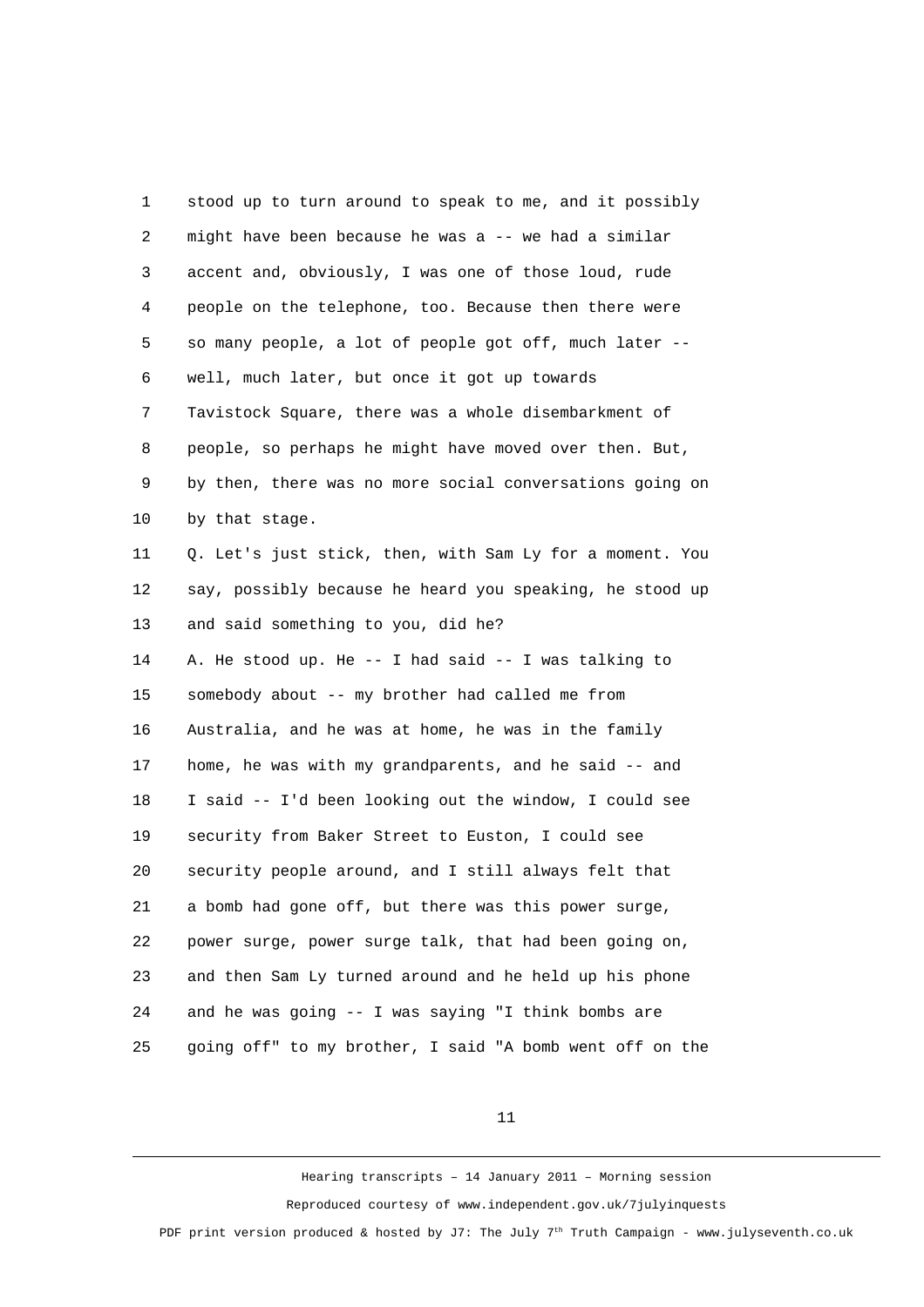1 stood up to turn around to speak to me, and it possibly
2 might have been because he was a -- we had a similar
3 accent and, obviously, I was one of those loud, rude
4 people on the telephone, too. Because then there were
5 so many people, a lot of people got off, much later --
6 well, much later, but once it got up towards
7 Tavistock Square, there was a whole disembarkment of
8 people, so perhaps he might have moved over then. But,
9 by then, there was no more social conversations going on
10 by that stage.
11 Q. Let's just stick, then, with Sam Ly for a moment. You
12 say, possibly because he heard you speaking, he stood up
13 and said something to you, did he?
14 A. He stood up. He -- I had said -- I was talking to
15 somebody about -- my brother had called me from
16 Australia, and he was at home, he was in the family
17 home, he was with my grandparents, and he said -- and
18 I said -- I'd been looking out the window, I could see
19 security from Baker Street to Euston, I could see
20 security people around, and I still always felt that
21 a bomb had gone off, but there was this power surge,
22 power surge, power surge talk, that had been going on,
23 and then Sam Ly turned around and he held up his phone
24 and he was going -- I was saying "I think bombs are
25 going off" to my brother, I said "A bomb went off on the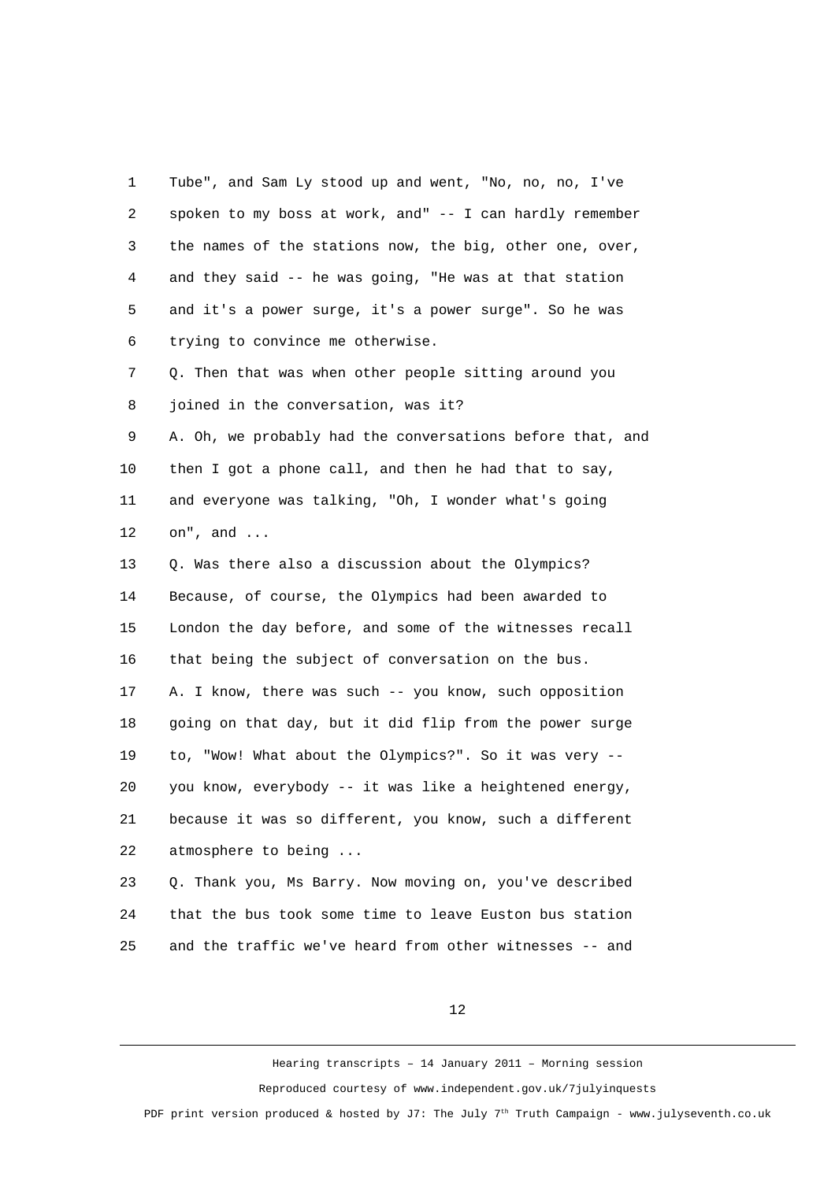1 Tube", and Sam Ly stood up and went, "No, no, no, I've
2 spoken to my boss at work, and" -- I can hardly remember
3 the names of the stations now, the big, other one, over,
4 and they said -- he was going, "He was at that station
5 and it's a power surge, it's a power surge". So he was
6 trying to convince me otherwise.
7 Q. Then that was when other people sitting around you
8 joined in the conversation, was it?
9 A. Oh, we probably had the conversations before that, and
10 then I got a phone call, and then he had that to say,
11 and everyone was talking, "Oh, I wonder what's going
12 on", and ...
13 Q. Was there also a discussion about the Olympics?
14 Because, of course, the Olympics had been awarded to
15 London the day before, and some of the witnesses recall
16 that being the subject of conversation on the bus.
17 A. I know, there was such -- you know, such opposition
18 going on that day, but it did flip from the power surge
19 to, "Wow! What about the Olympics?". So it was very --
20 you know, everybody -- it was like a heightened energy,
21 because it was so different, you know, such a different
22 atmosphere to being ...
23 Q. Thank you, Ms Barry. Now moving on, you've described
24 that the bus took some time to leave Euston bus station
25 and the traffic we've heard from other witnesses -- and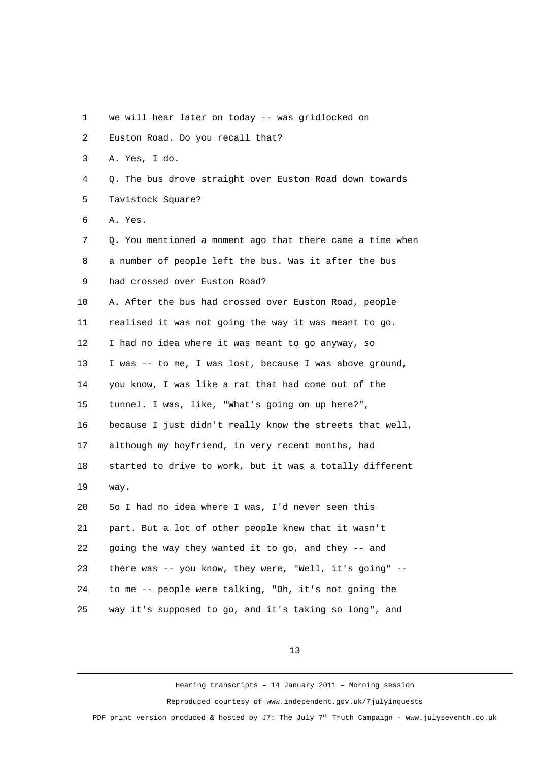we will hear later on today -- was gridlocked on Euston Road. Do you recall that?

A. Yes, I do.

Q. The bus drove straight over Euston Road down towards Tavistock Square?

A. Yes.

Q. You mentioned a moment ago that there came a time when a number of people left the bus. Was it after the bus had crossed over Euston Road?

A. After the bus had crossed over Euston Road, people realised it was not going the way it was meant to go. I had no idea where it was meant to go anyway, so I was -- to me, I was lost, because I was above ground, you know, I was like a rat that had come out of the tunnel. I was, like, "What's going on up here?", because I just didn't really know the streets that well, although my boyfriend, in very recent months, had started to drive to work, but it was a totally different way.

So I had no idea where I was, I'd never seen this part. But a lot of other people knew that it wasn't going the way they wanted it to go, and they -- and there was -- you know, they were, "Well, it's going" -- to me -- people were talking, "Oh, it's not going the way it's supposed to go, and it's taking so long", and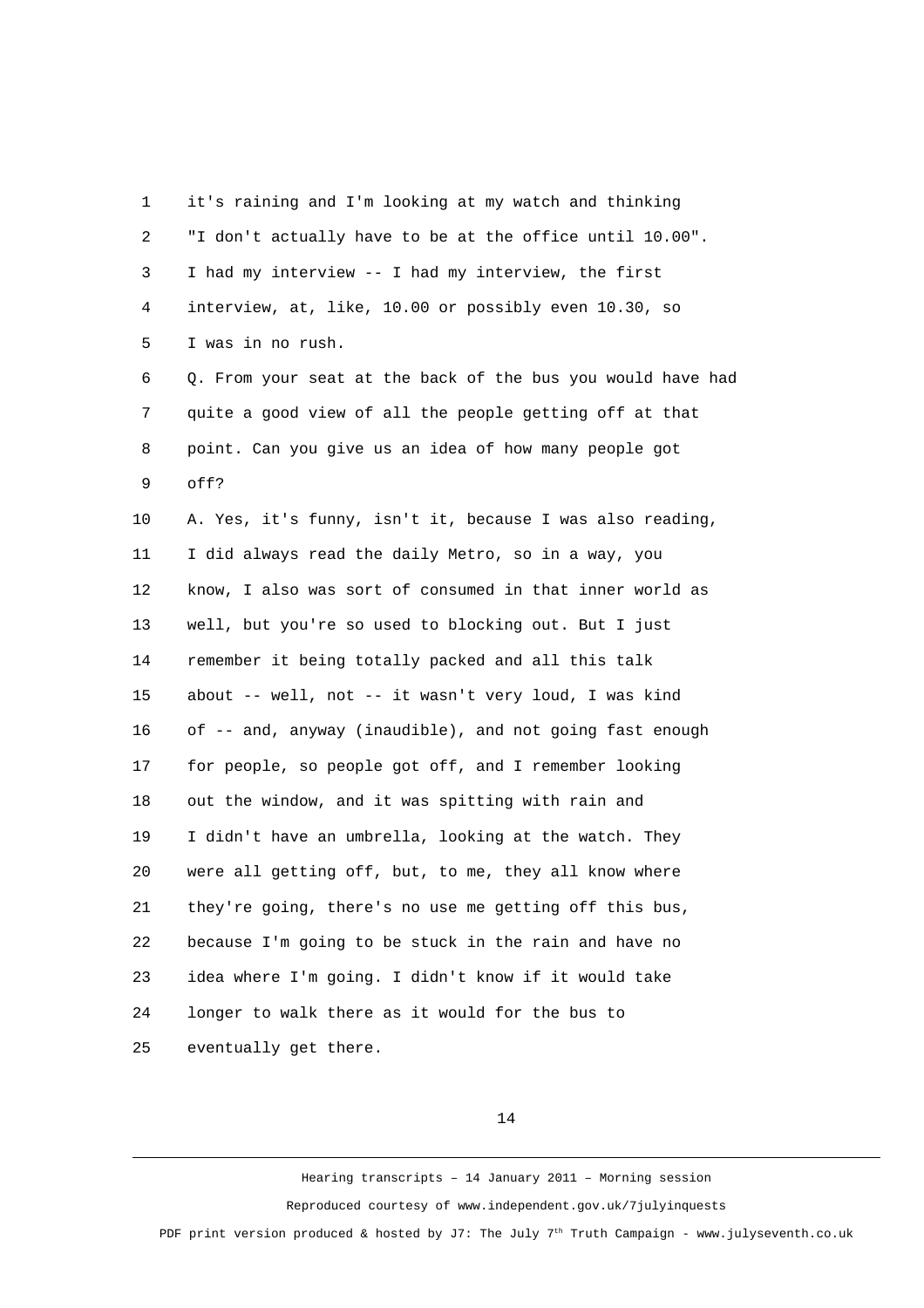it's raining and I'm looking at my watch and thinking "I don't actually have to be at the office until 10.00". I had my interview -- I had my interview, the first interview, at, like, 10.00 or possibly even 10.30, so I was in no rush.

Q. From your seat at the back of the bus you would have had quite a good view of all the people getting off at that point. Can you give us an idea of how many people got off?

A. Yes, it's funny, isn't it, because I was also reading, I did always read the daily Metro, so in a way, you know, I also was sort of consumed in that inner world as well, but you're so used to blocking out. But I just remember it being totally packed and all this talk about -- well, not -- it wasn't very loud, I was kind of -- and, anyway (inaudible), and not going fast enough for people, so people got off, and I remember looking out the window, and it was spitting with rain and I didn't have an umbrella, looking at the watch. They were all getting off, but, to me, they all know where they're going, there's no use me getting off this bus, because I'm going to be stuck in the rain and have no idea where I'm going. I didn't know if it would take longer to walk there as it would for the bus to eventually get there.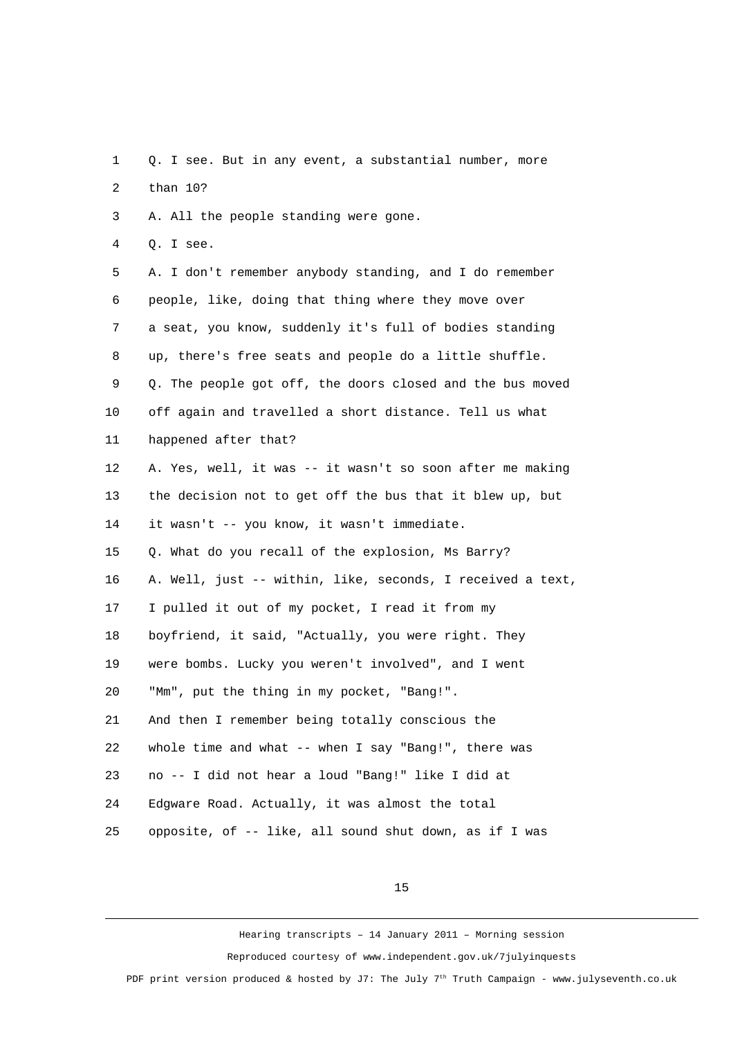Q. I see. But in any event, a substantial number, more than 10?

A. All the people standing were gone.

Q. I see.

A. I don't remember anybody standing, and I do remember people, like, doing that thing where they move over a seat, you know, suddenly it's full of bodies standing up, there's free seats and people do a little shuffle.

Q. The people got off, the doors closed and the bus moved off again and travelled a short distance. Tell us what happened after that?

A. Yes, well, it was -- it wasn't so soon after me making the decision not to get off the bus that it blew up, but it wasn't -- you know, it wasn't immediate.

Q. What do you recall of the explosion, Ms Barry?

A. Well, just -- within, like, seconds, I received a text, I pulled it out of my pocket, I read it from my boyfriend, it said, "Actually, you were right. They were bombs. Lucky you weren't involved", and I went "Mm", put the thing in my pocket, "Bang!".

And then I remember being totally conscious the whole time and what -- when I say "Bang!", there was no -- I did not hear a loud "Bang!" like I did at Edgware Road. Actually, it was almost the total opposite, of -- like, all sound shut down, as if I was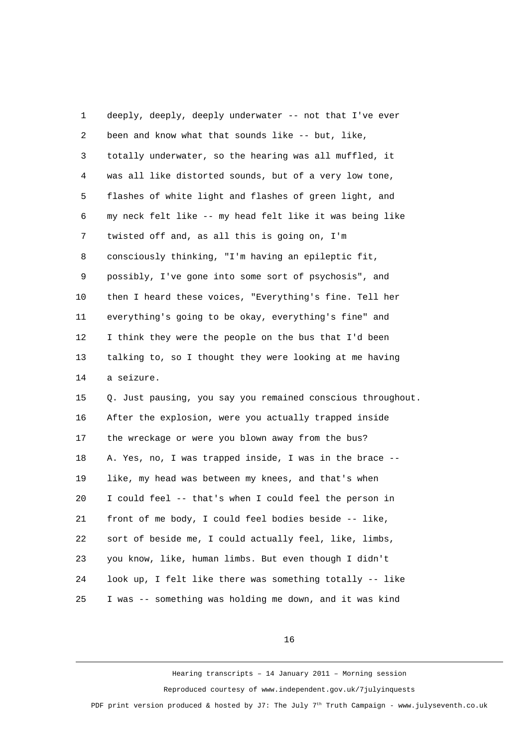deeply, deeply, deeply underwater -- not that I've ever been and know what that sounds like -- but, like, totally underwater, so the hearing was all muffled, it was all like distorted sounds, but of a very low tone, flashes of white light and flashes of green light, and my neck felt like -- my head felt like it was being like twisted off and, as all this is going on, I'm consciously thinking, "I'm having an epileptic fit, possibly, I've gone into some sort of psychosis", and then I heard these voices, "Everything's fine. Tell her everything's going to be okay, everything's fine" and I think they were the people on the bus that I'd been talking to, so I thought they were looking at me having a seizure.

Q. Just pausing, you say you remained conscious throughout. After the explosion, were you actually trapped inside the wreckage or were you blown away from the bus?

A. Yes, no, I was trapped inside, I was in the brace -- like, my head was between my knees, and that's when I could feel -- that's when I could feel the person in front of me body, I could feel bodies beside -- like, sort of beside me, I could actually feel, like, limbs, you know, like, human limbs. But even though I didn't look up, I felt like there was something totally -- like I was -- something was holding me down, and it was kind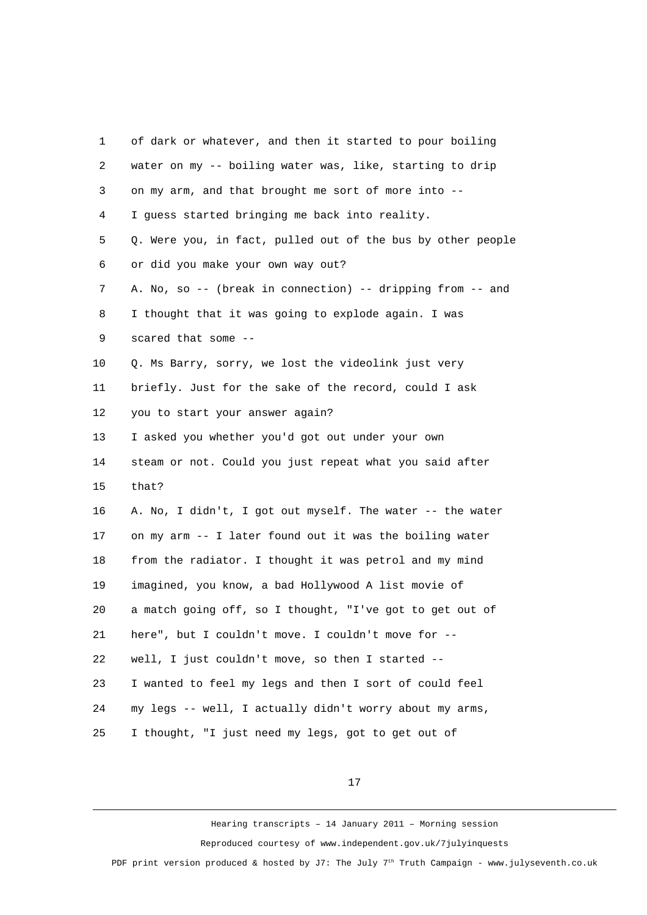of dark or whatever, and then it started to pour boiling water on my -- boiling water was, like, starting to drip on my arm, and that brought me sort of more into -- I guess started bringing me back into reality.

Q. Were you, in fact, pulled out of the bus by other people or did you make your own way out?

A. No, so -- (break in connection) -- dripping from -- and I thought that it was going to explode again. I was scared that some --

Q. Ms Barry, sorry, we lost the videolink just very briefly. Just for the sake of the record, could I ask you to start your answer again?

I asked you whether you'd got out under your own steam or not. Could you just repeat what you said after that?

A. No, I didn't, I got out myself. The water -- the water on my arm -- I later found out it was the boiling water from the radiator. I thought it was petrol and my mind imagined, you know, a bad Hollywood A list movie of a match going off, so I thought, "I've got to get out of here", but I couldn't move. I couldn't move for -- well, I just couldn't move, so then I started -- I wanted to feel my legs and then I sort of could feel my legs -- well, I actually didn't worry about my arms, I thought, "I just need my legs, got to get out of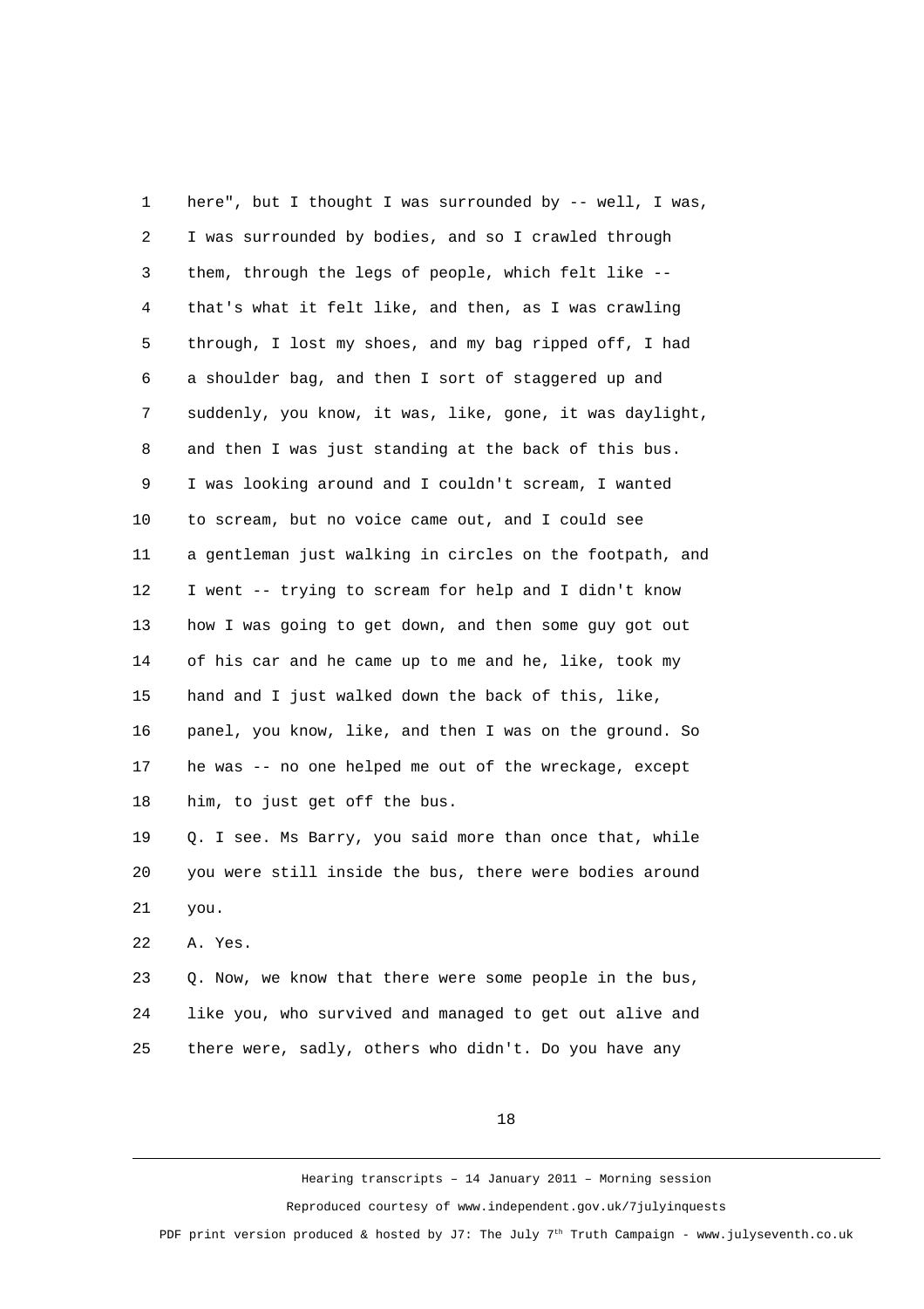here", but I thought I was surrounded by -- well, I was, I was surrounded by bodies, and so I crawled through them, through the legs of people, which felt like -- that's what it felt like, and then, as I was crawling through, I lost my shoes, and my bag ripped off, I had a shoulder bag, and then I sort of staggered up and suddenly, you know, it was, like, gone, it was daylight, and then I was just standing at the back of this bus. I was looking around and I couldn't scream, I wanted to scream, but no voice came out, and I could see a gentleman just walking in circles on the footpath, and I went -- trying to scream for help and I didn't know how I was going to get down, and then some guy got out of his car and he came up to me and he, like, took my hand and I just walked down the back of this, like, panel, you know, like, and then I was on the ground. So he was -- no one helped me out of the wreckage, except him, to just get off the bus.

Q. I see. Ms Barry, you said more than once that, while you were still inside the bus, there were bodies around you.

A. Yes.

Q. Now, we know that there were some people in the bus, like you, who survived and managed to get out alive and there were, sadly, others who didn't. Do you have any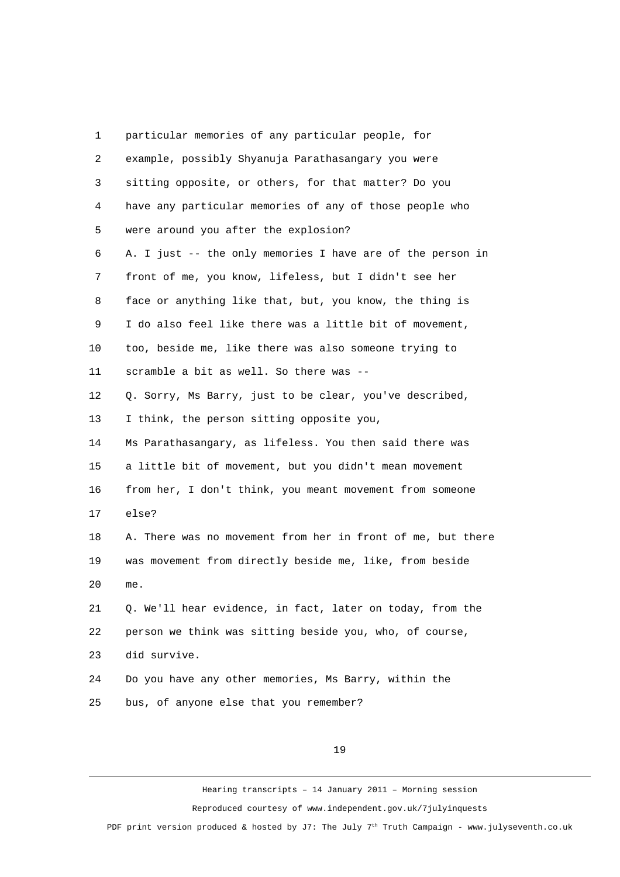particular memories of any particular people, for example, possibly Shyanuja Parathasangary you were sitting opposite, or others, for that matter? Do you have any particular memories of any of those people who were around you after the explosion?

A. I just -- the only memories I have are of the person in front of me, you know, lifeless, but I didn't see her face or anything like that, but, you know, the thing is I do also feel like there was a little bit of movement, too, beside me, like there was also someone trying to scramble a bit as well. So there was --

Q. Sorry, Ms Barry, just to be clear, you've described, I think, the person sitting opposite you, Ms Parathasangary, as lifeless. You then said there was a little bit of movement, but you didn't mean movement from her, I don't think, you meant movement from someone else?

A. There was no movement from her in front of me, but there was movement from directly beside me, like, from beside me.

Q. We'll hear evidence, in fact, later on today, from the person we think was sitting beside you, who, of course, did survive.

Do you have any other memories, Ms Barry, within the bus, of anyone else that you remember?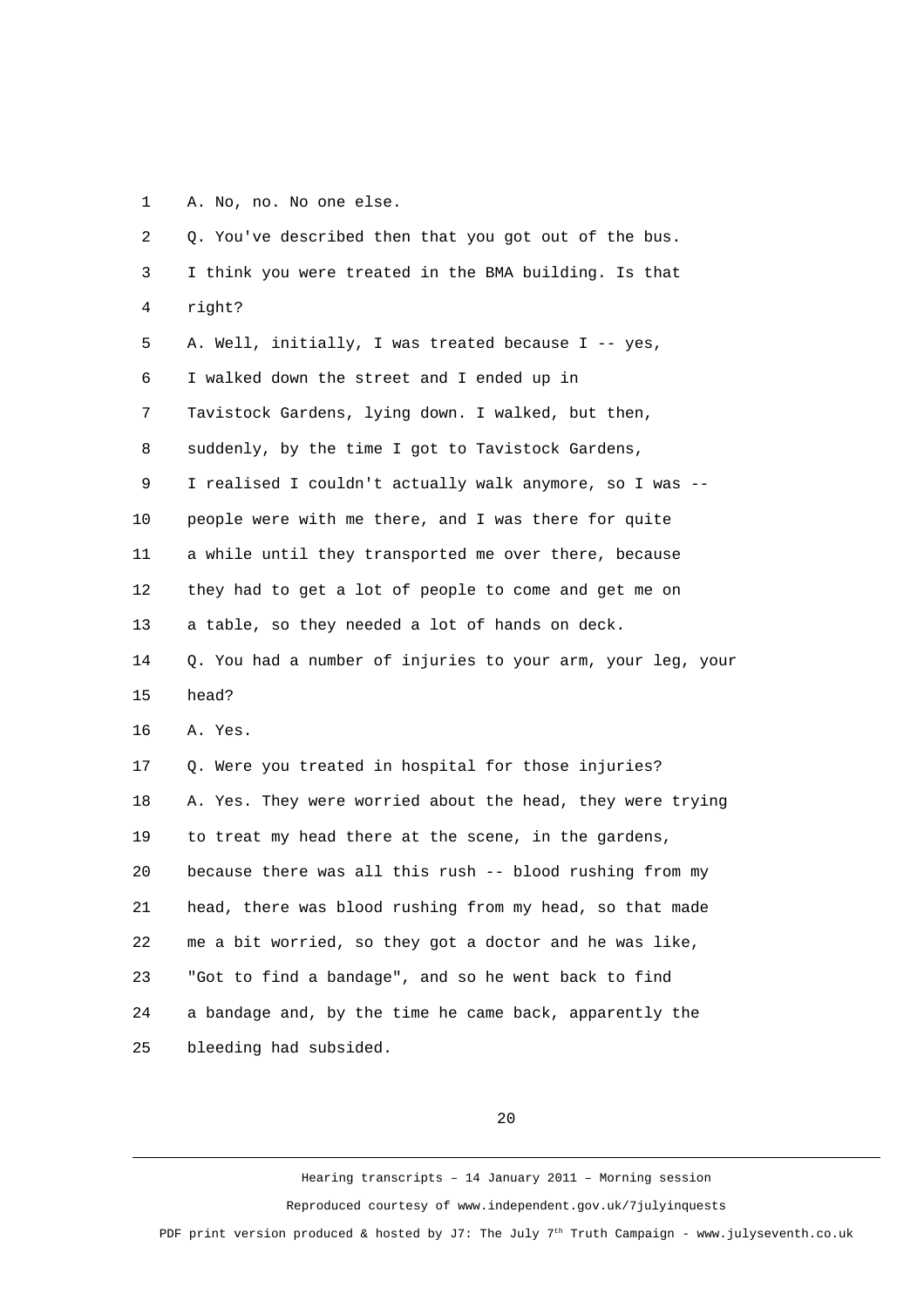A. No, no. No one else.

Q. You've described then that you got out of the bus. I think you were treated in the BMA building. Is that right?

A. Well, initially, I was treated because I -- yes, I walked down the street and I ended up in Tavistock Gardens, lying down. I walked, but then, suddenly, by the time I got to Tavistock Gardens, I realised I couldn't actually walk anymore, so I was -- people were with me there, and I was there for quite a while until they transported me over there, because they had to get a lot of people to come and get me on a table, so they needed a lot of hands on deck.

Q. You had a number of injuries to your arm, your leg, your head?

A. Yes.

Q. Were you treated in hospital for those injuries?

A. Yes. They were worried about the head, they were trying to treat my head there at the scene, in the gardens, because there was all this rush -- blood rushing from my head, there was blood rushing from my head, so that made me a bit worried, so they got a doctor and he was like, "Got to find a bandage", and so he went back to find a bandage and, by the time he came back, apparently the bleeding had subsided.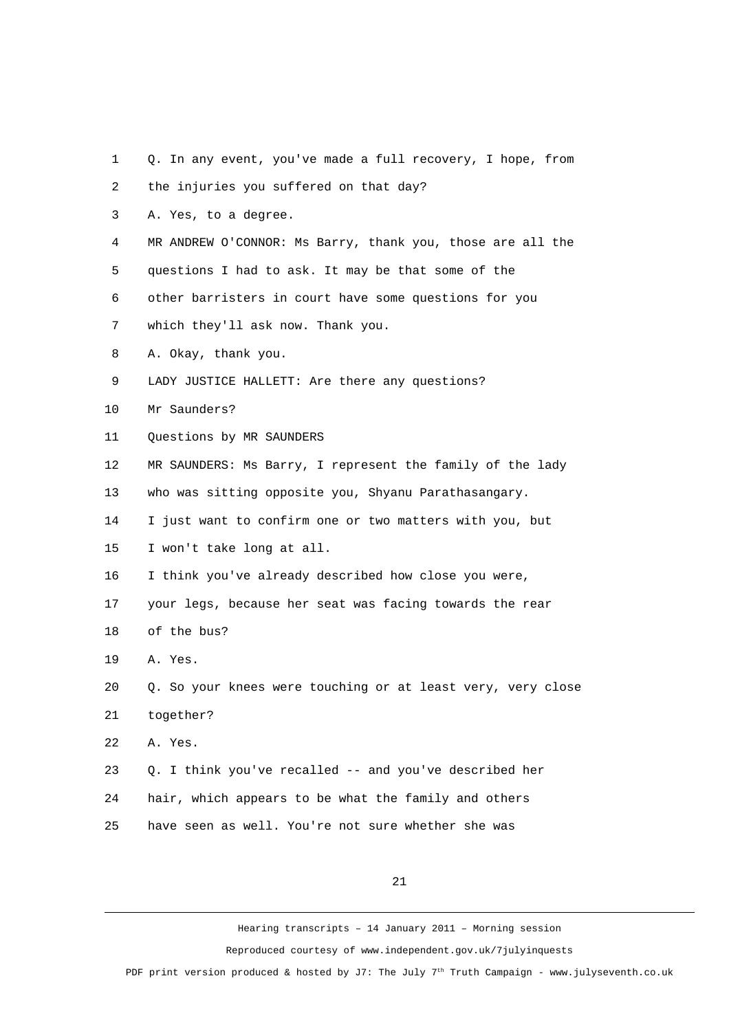Q. In any event, you've made a full recovery, I hope, from the injuries you suffered on that day?

A. Yes, to a degree.

MR ANDREW O'CONNOR: Ms Barry, thank you, those are all the questions I had to ask. It may be that some of the other barristers in court have some questions for you which they'll ask now. Thank you.

A. Okay, thank you.

LADY JUSTICE HALLETT: Are there any questions? Mr Saunders?

Questions by MR SAUNDERS

MR SAUNDERS: Ms Barry, I represent the family of the lady who was sitting opposite you, Shyanu Parathasangary. I just want to confirm one or two matters with you, but I won't take long at all.

I think you've already described how close you were, your legs, because her seat was facing towards the rear of the bus?

A. Yes.

Q. So your knees were touching or at least very, very close together?

A. Yes.

Q. I think you've recalled -- and you've described her hair, which appears to be what the family and others have seen as well. You're not sure whether she was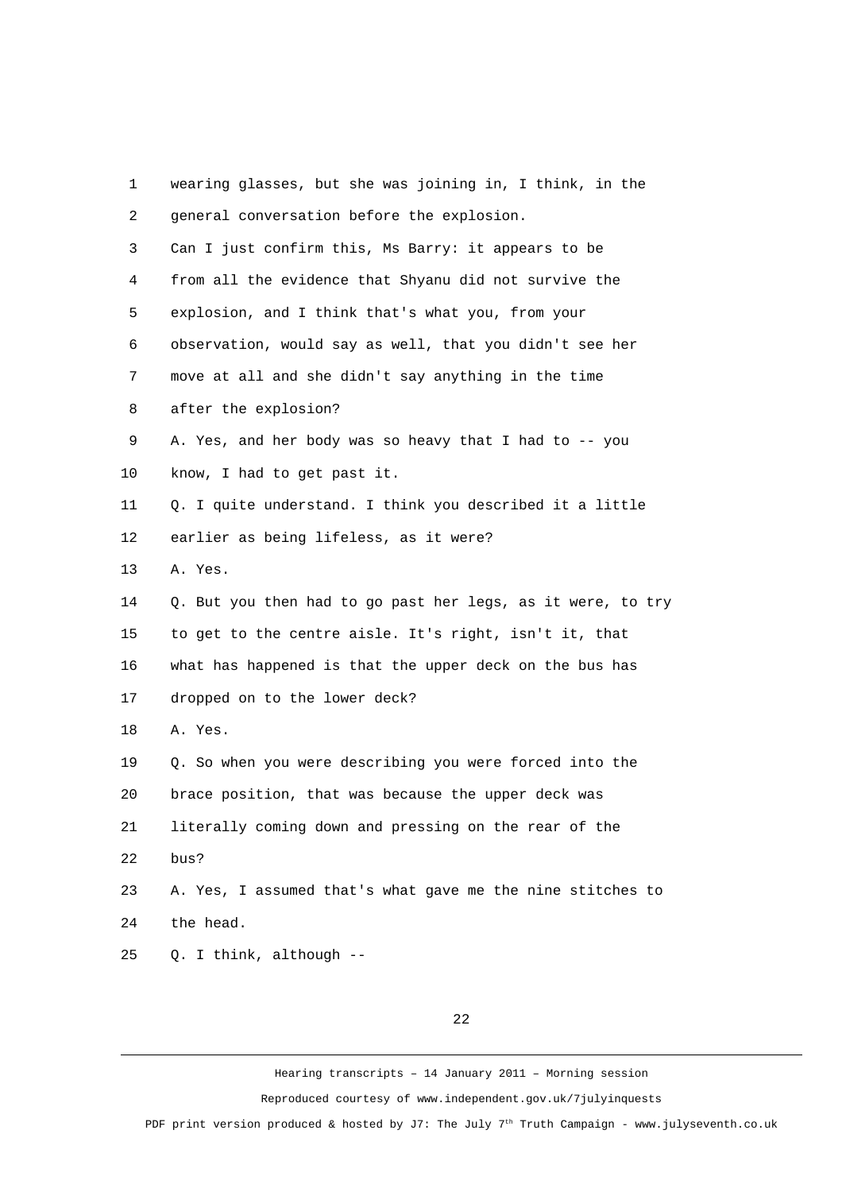1 wearing glasses, but she was joining in, I think, in the
2 general conversation before the explosion.
3 Can I just confirm this, Ms Barry: it appears to be
4 from all the evidence that Shyanu did not survive the
5 explosion, and I think that's what you, from your
6 observation, would say as well, that you didn't see her
7 move at all and she didn't say anything in the time
8 after the explosion?
9 A. Yes, and her body was so heavy that I had to -- you
10 know, I had to get past it.
11 Q. I quite understand. I think you described it a little
12 earlier as being lifeless, as it were?
13 A. Yes.
14 Q. But you then had to go past her legs, as it were, to try
15 to get to the centre aisle. It's right, isn't it, that
16 what has happened is that the upper deck on the bus has
17 dropped on to the lower deck?
18 A. Yes.
19 Q. So when you were describing you were forced into the
20 brace position, that was because the upper deck was
21 literally coming down and pressing on the rear of the
22 bus?
23 A. Yes, I assumed that's what gave me the nine stitches to
24 the head.
25 Q. I think, although --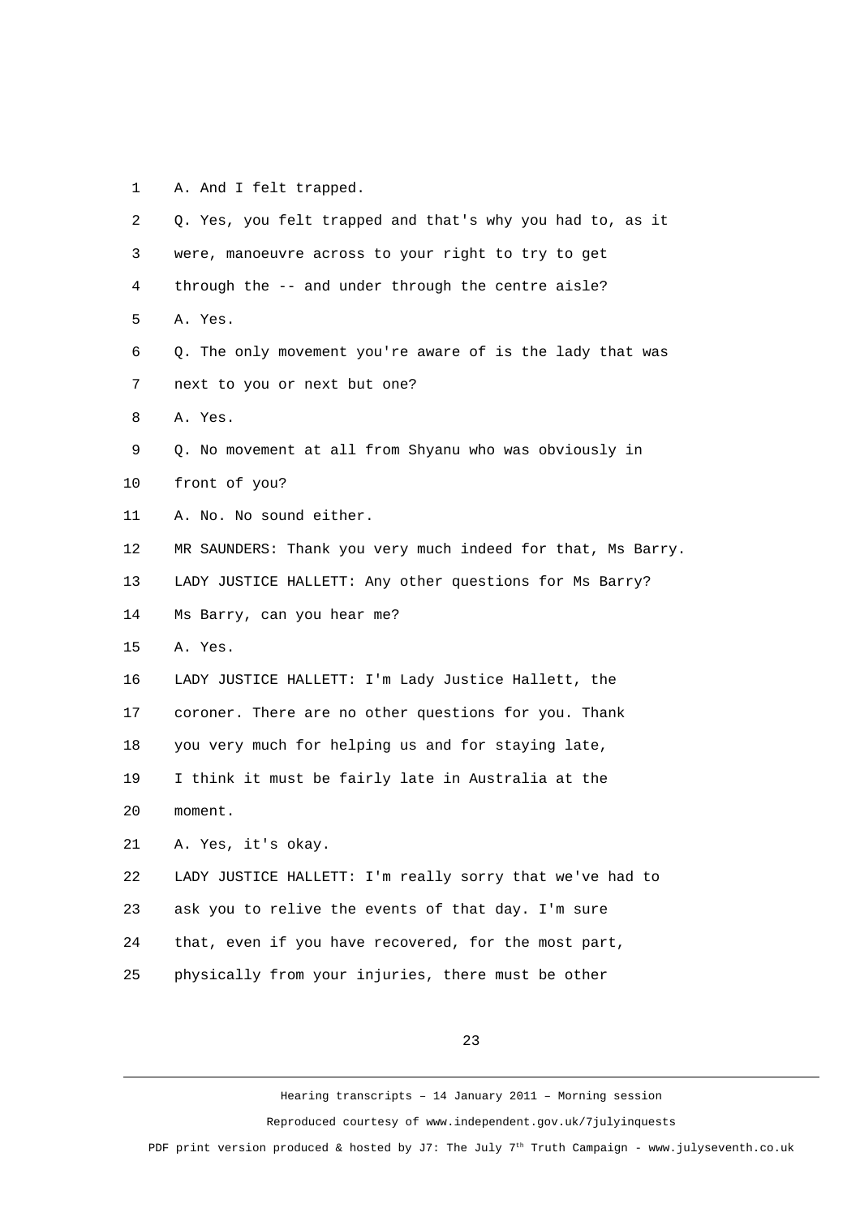A. And I felt trapped.

Q. Yes, you felt trapped and that's why you had to, as it were, manoeuvre across to your right to try to get through the -- and under through the centre aisle?

A. Yes.

Q. The only movement you're aware of is the lady that was next to you or next but one?

A. Yes.

Q. No movement at all from Shyanu who was obviously in front of you?

A. No. No sound either.

MR SAUNDERS: Thank you very much indeed for that, Ms Barry.

LADY JUSTICE HALLETT: Any other questions for Ms Barry? Ms Barry, can you hear me?

A. Yes.

LADY JUSTICE HALLETT: I'm Lady Justice Hallett, the coroner. There are no other questions for you. Thank you very much for helping us and for staying late, I think it must be fairly late in Australia at the moment.

A. Yes, it's okay.

LADY JUSTICE HALLETT: I'm really sorry that we've had to ask you to relive the events of that day. I'm sure that, even if you have recovered, for the most part, physically from your injuries, there must be other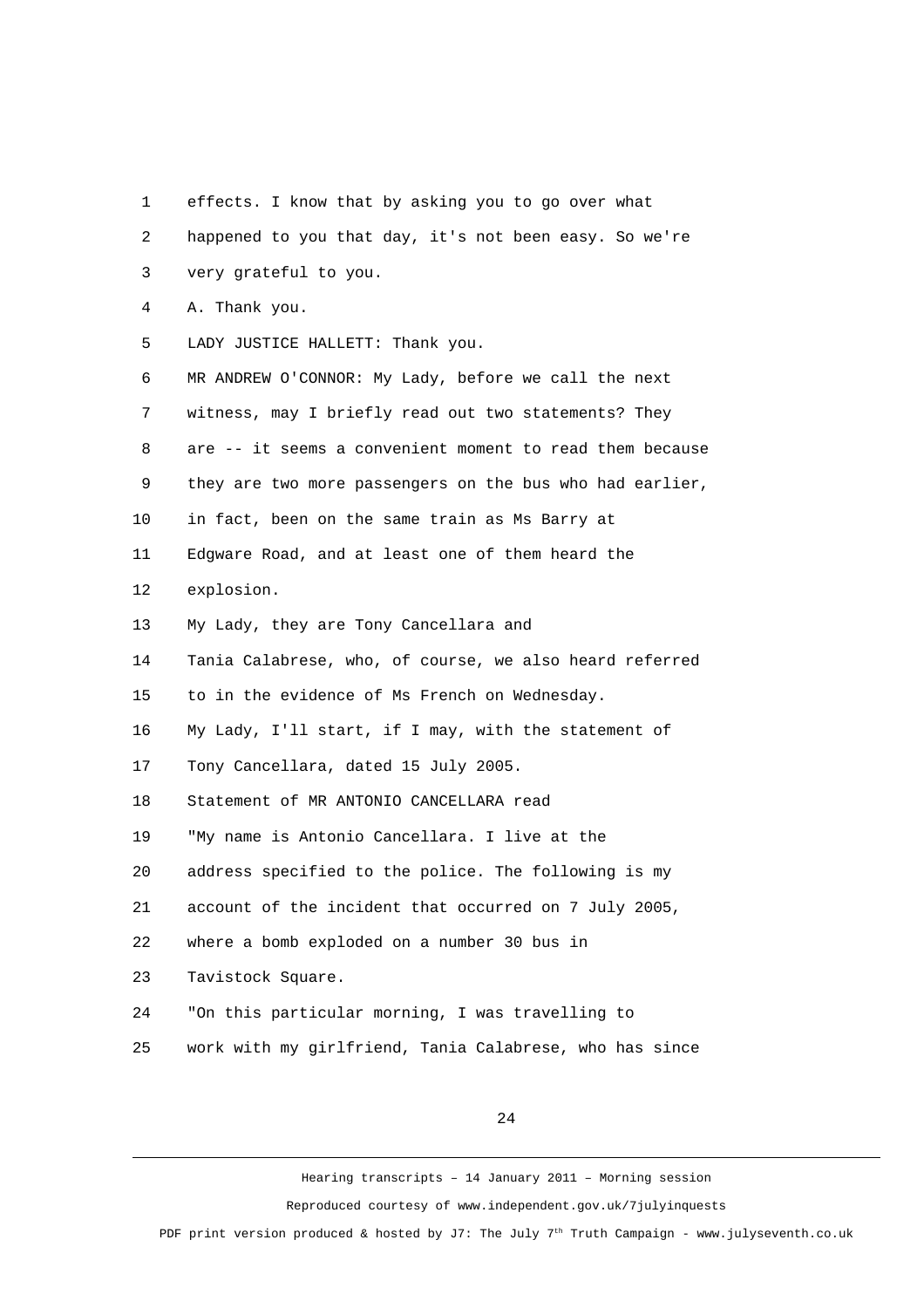effects. I know that by asking you to go over what happened to you that day, it's not been easy. So we're very grateful to you.

A. Thank you.

LADY JUSTICE HALLETT: Thank you.

MR ANDREW O'CONNOR: My Lady, before we call the next witness, may I briefly read out two statements? They are -- it seems a convenient moment to read them because they are two more passengers on the bus who had earlier, in fact, been on the same train as Ms Barry at Edgware Road, and at least one of them heard the explosion.

My Lady, they are Tony Cancellara and Tania Calabrese, who, of course, we also heard referred to in the evidence of Ms French on Wednesday.

My Lady, I'll start, if I may, with the statement of Tony Cancellara, dated 15 July 2005.

Statement of MR ANTONIO CANCELLARA read

"My name is Antonio Cancellara. I live at the address specified to the police. The following is my account of the incident that occurred on 7 July 2005, where a bomb exploded on a number 30 bus in Tavistock Square.

"On this particular morning, I was travelling to work with my girlfriend, Tania Calabrese, who has since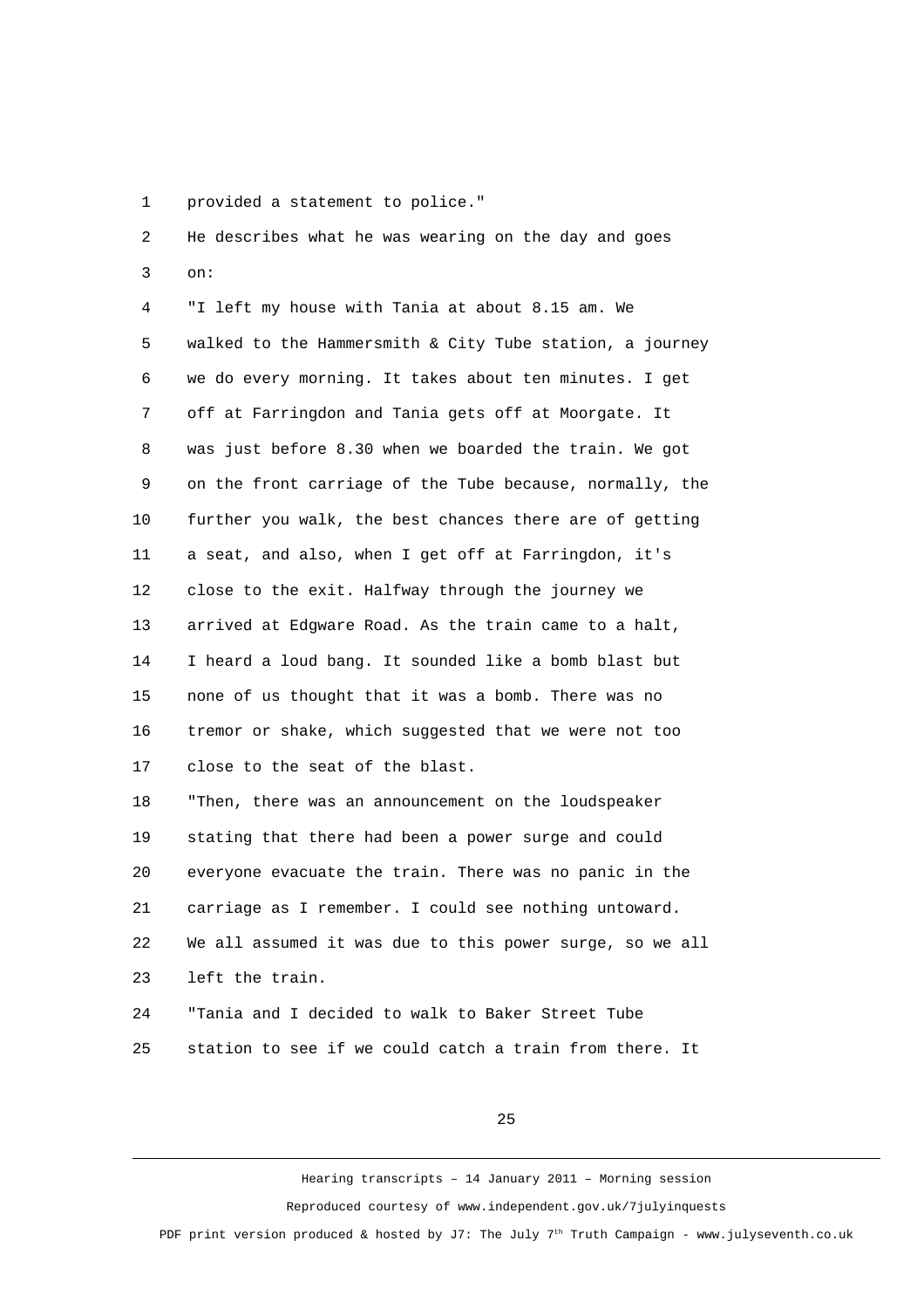provided a statement to police."

He describes what he was wearing on the day and goes on:

"I left my house with Tania at about 8.15 am. We walked to the Hammersmith & City Tube station, a journey we do every morning. It takes about ten minutes. I get off at Farringdon and Tania gets off at Moorgate. It was just before 8.30 when we boarded the train. We got on the front carriage of the Tube because, normally, the further you walk, the best chances there are of getting a seat, and also, when I get off at Farringdon, it's close to the exit. Halfway through the journey we arrived at Edgware Road. As the train came to a halt, I heard a loud bang. It sounded like a bomb blast but none of us thought that it was a bomb. There was no tremor or shake, which suggested that we were not too close to the seat of the blast.

"Then, there was an announcement on the loudspeaker stating that there had been a power surge and could everyone evacuate the train. There was no panic in the carriage as I remember. I could see nothing untoward. We all assumed it was due to this power surge, so we all left the train.

"Tania and I decided to walk to Baker Street Tube station to see if we could catch a train from there. It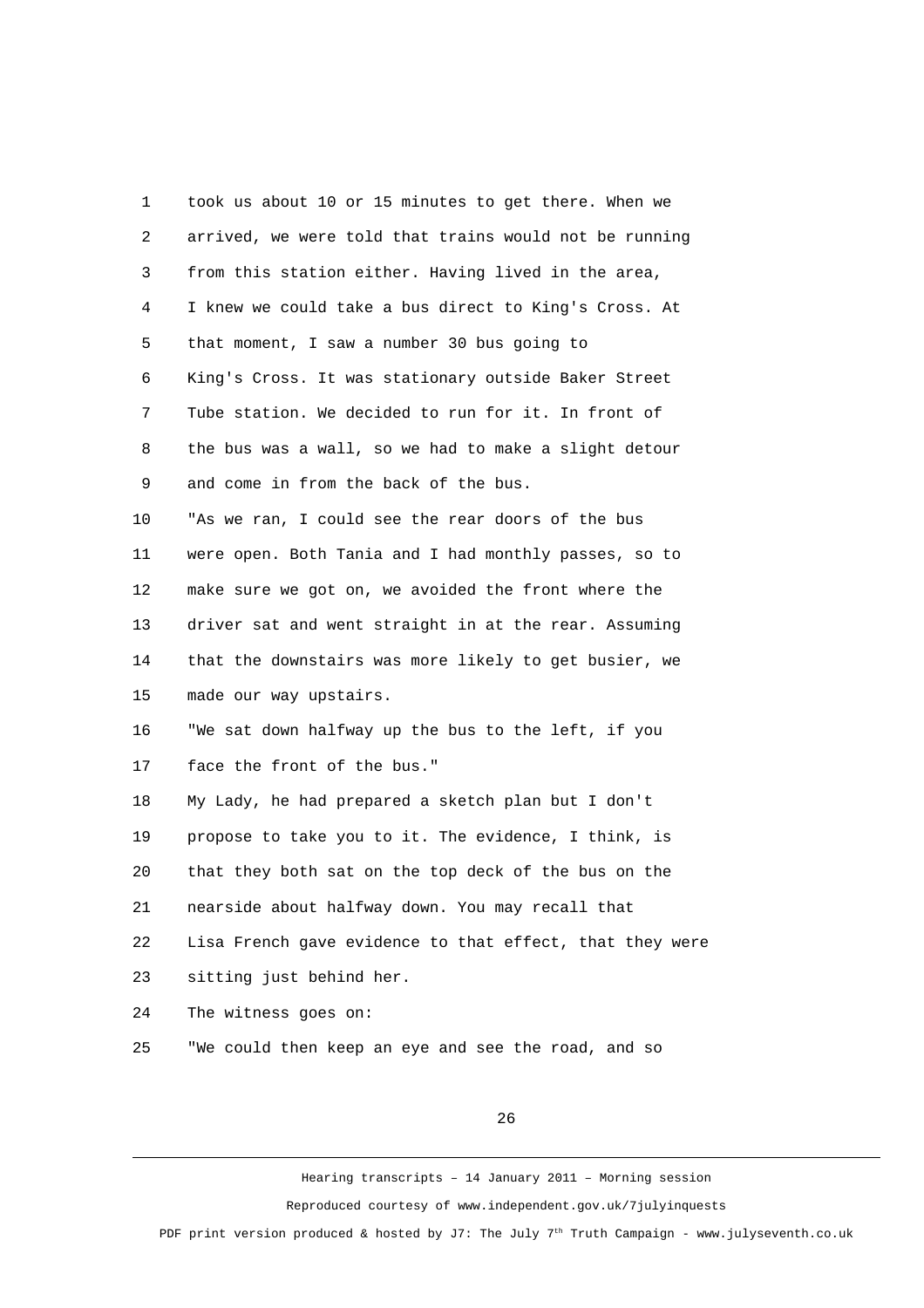took us about 10 or 15 minutes to get there. When we arrived, we were told that trains would not be running from this station either. Having lived in the area, I knew we could take a bus direct to King's Cross. At that moment, I saw a number 30 bus going to King's Cross. It was stationary outside Baker Street Tube station. We decided to run for it. In front of the bus was a wall, so we had to make a slight detour and come in from the back of the bus.

"As we ran, I could see the rear doors of the bus were open. Both Tania and I had monthly passes, so to make sure we got on, we avoided the front where the driver sat and went straight in at the rear. Assuming that the downstairs was more likely to get busier, we made our way upstairs.

"We sat down halfway up the bus to the left, if you face the front of the bus."

My Lady, he had prepared a sketch plan but I don't propose to take you to it. The evidence, I think, is that they both sat on the top deck of the bus on the nearside about halfway down. You may recall that Lisa French gave evidence to that effect, that they were sitting just behind her.

The witness goes on:

"We could then keep an eye and see the road, and so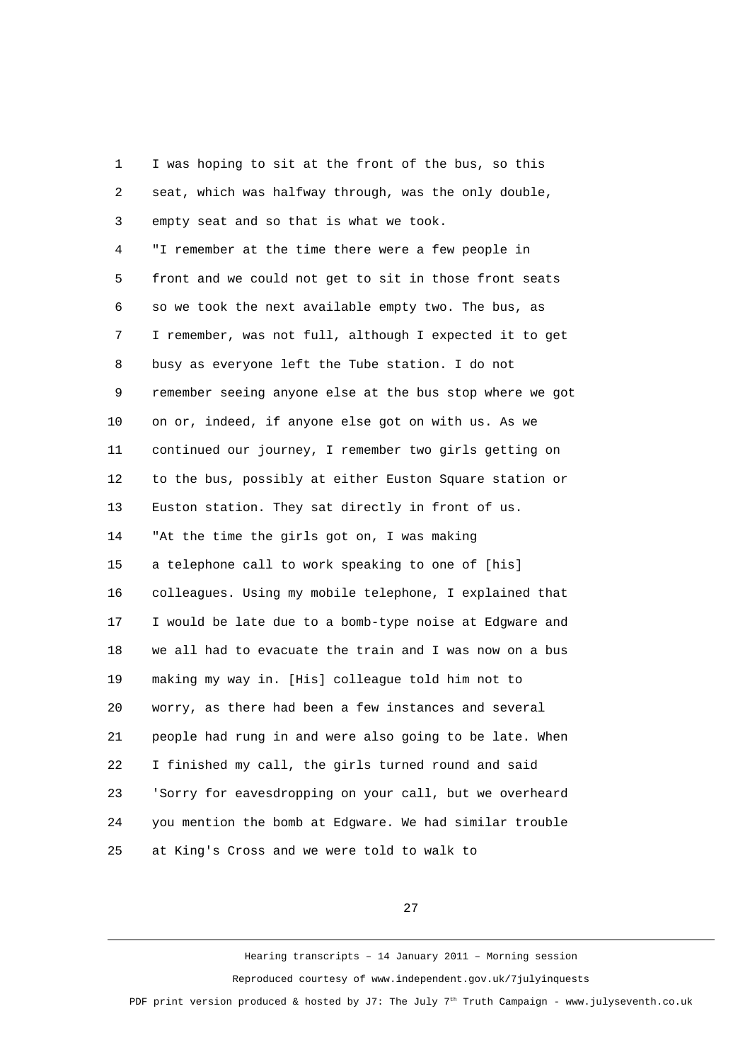I was hoping to sit at the front of the bus, so this seat, which was halfway through, was the only double, empty seat and so that is what we took.

"I remember at the time there were a few people in front and we could not get to sit in those front seats so we took the next available empty two. The bus, as I remember, was not full, although I expected it to get busy as everyone left the Tube station. I do not remember seeing anyone else at the bus stop where we got on or, indeed, if anyone else got on with us. As we continued our journey, I remember two girls getting on to the bus, possibly at either Euston Square station or Euston station. They sat directly in front of us.

"At the time the girls got on, I was making a telephone call to work speaking to one of [his] colleagues. Using my mobile telephone, I explained that I would be late due to a bomb-type noise at Edgware and we all had to evacuate the train and I was now on a bus making my way in. [His] colleague told him not to worry, as there had been a few instances and several people had rung in and were also going to be late. When I finished my call, the girls turned round and said 'Sorry for eavesdropping on your call, but we overheard you mention the bomb at Edgware. We had similar trouble at King's Cross and we were told to walk to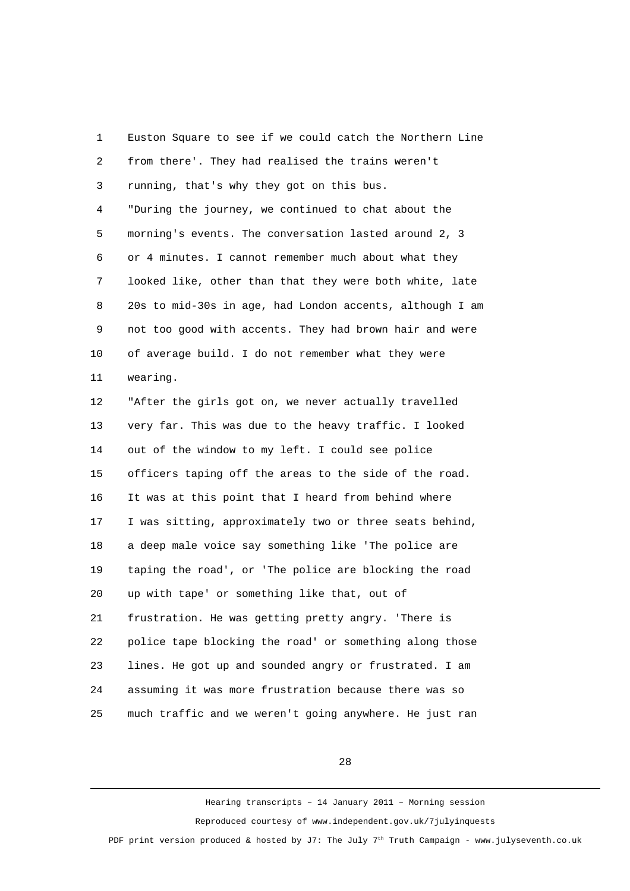Euston Square to see if we could catch the Northern Line from there'. They had realised the trains weren't running, that's why they got on this bus.

"During the journey, we continued to chat about the morning's events. The conversation lasted around 2, 3 or 4 minutes. I cannot remember much about what they looked like, other than that they were both white, late 20s to mid-30s in age, had London accents, although I am not too good with accents. They had brown hair and were of average build. I do not remember what they were wearing.

"After the girls got on, we never actually travelled very far. This was due to the heavy traffic. I looked out of the window to my left. I could see police officers taping off the areas to the side of the road. It was at this point that I heard from behind where I was sitting, approximately two or three seats behind, a deep male voice say something like 'The police are taping the road', or 'The police are blocking the road up with tape' or something like that, out of frustration. He was getting pretty angry. 'There is police tape blocking the road' or something along those lines. He got up and sounded angry or frustrated. I am assuming it was more frustration because there was so much traffic and we weren't going anywhere. He just ran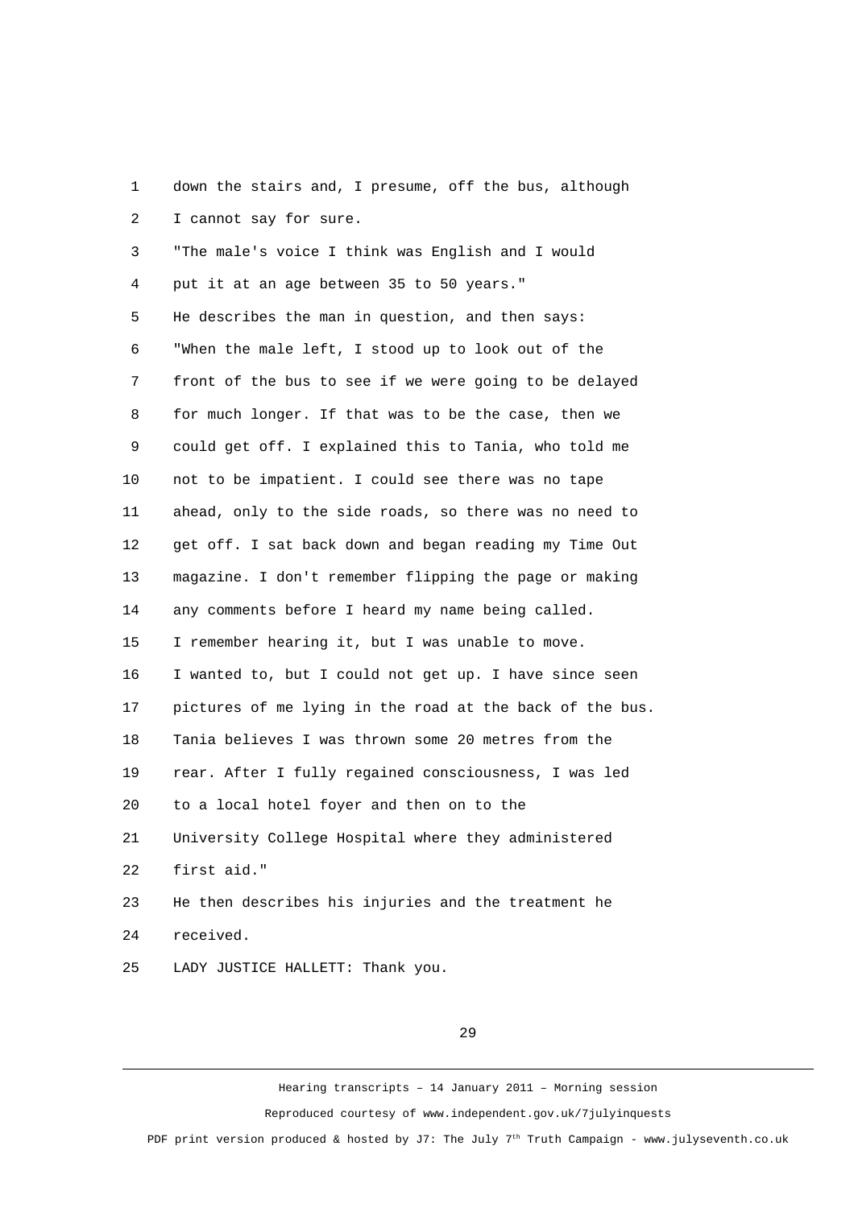down the stairs and, I presume, off the bus, although I cannot say for sure.

"The male's voice I think was English and I would put it at an age between 35 to 50 years."

He describes the man in question, and then says:

"When the male left, I stood up to look out of the front of the bus to see if we were going to be delayed for much longer. If that was to be the case, then we could get off. I explained this to Tania, who told me not to be impatient. I could see there was no tape ahead, only to the side roads, so there was no need to get off. I sat back down and began reading my Time Out magazine. I don't remember flipping the page or making any comments before I heard my name being called. I remember hearing it, but I was unable to move. I wanted to, but I could not get up. I have since seen pictures of me lying in the road at the back of the bus. Tania believes I was thrown some 20 metres from the rear. After I fully regained consciousness, I was led to a local hotel foyer and then on to the University College Hospital where they administered first aid."

He then describes his injuries and the treatment he received.

LADY JUSTICE HALLETT: Thank you.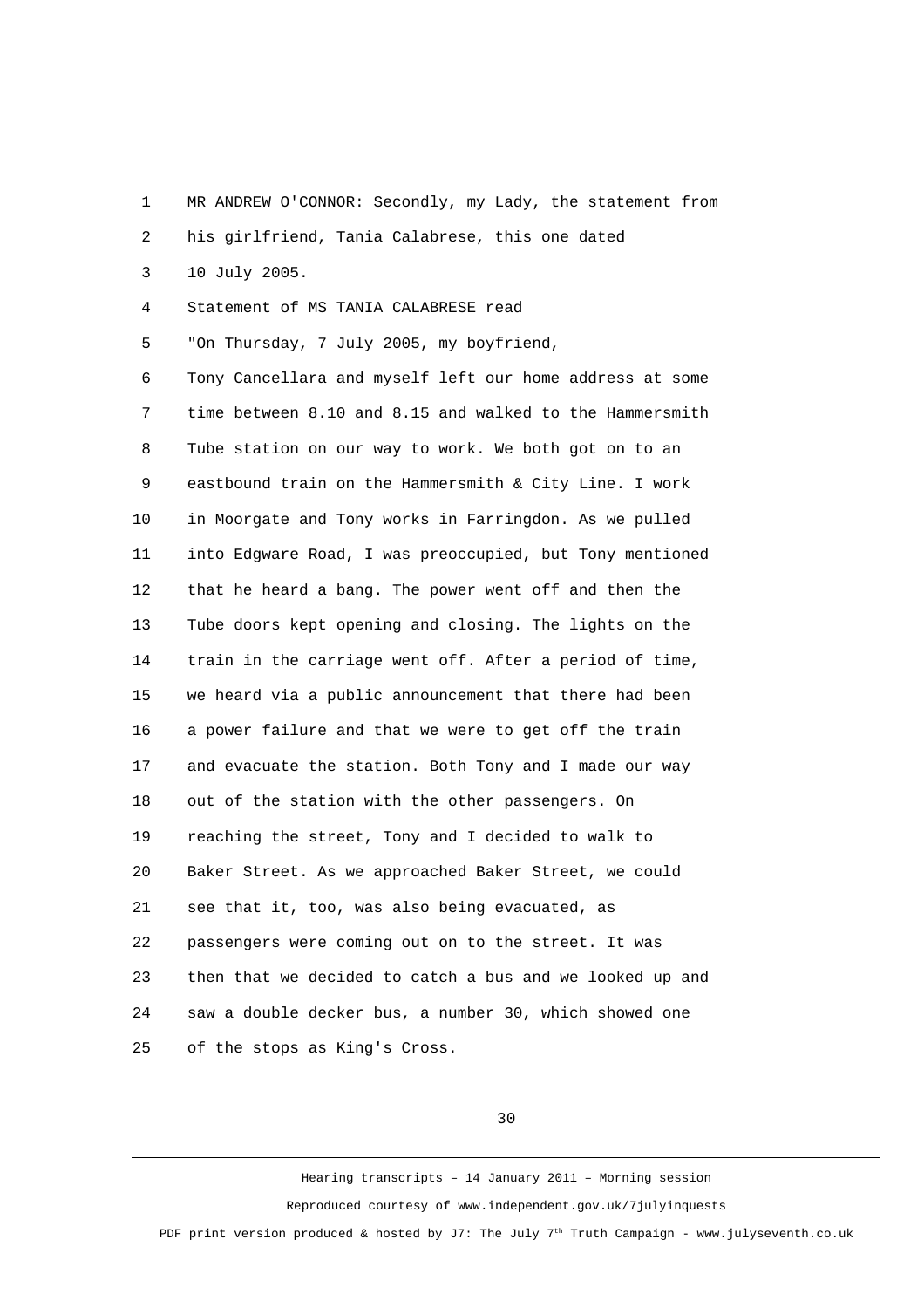MR ANDREW O'CONNOR: Secondly, my Lady, the statement from his girlfriend, Tania Calabrese, this one dated 10 July 2005.

Statement of MS TANIA CALABRESE read

"On Thursday, 7 July 2005, my boyfriend, Tony Cancellara and myself left our home address at some time between 8.10 and 8.15 and walked to the Hammersmith Tube station on our way to work. We both got on to an eastbound train on the Hammersmith & City Line. I work in Moorgate and Tony works in Farringdon. As we pulled into Edgware Road, I was preoccupied, but Tony mentioned that he heard a bang. The power went off and then the Tube doors kept opening and closing. The lights on the train in the carriage went off. After a period of time, we heard via a public announcement that there had been a power failure and that we were to get off the train and evacuate the station. Both Tony and I made our way out of the station with the other passengers. On reaching the street, Tony and I decided to walk to Baker Street. As we approached Baker Street, we could see that it, too, was also being evacuated, as passengers were coming out on to the street. It was then that we decided to catch a bus and we looked up and saw a double decker bus, a number 30, which showed one of the stops as King's Cross.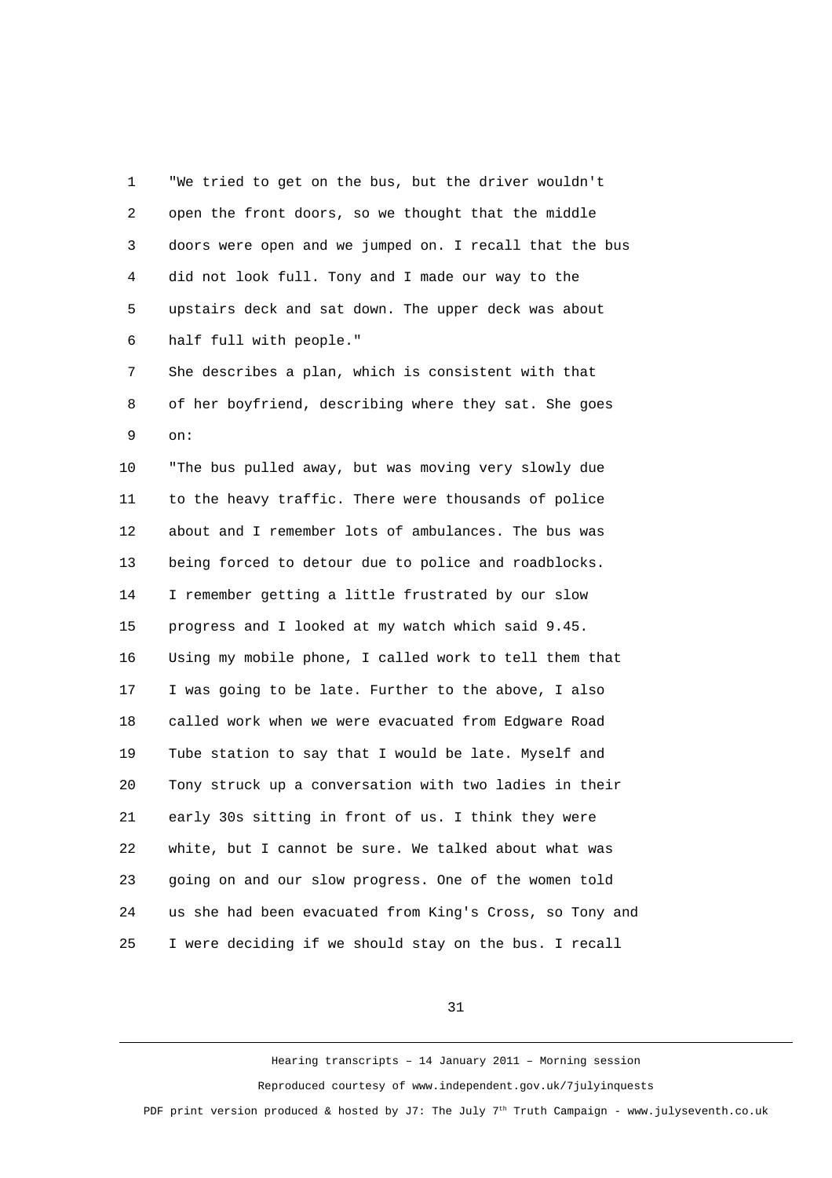"We tried to get on the bus, but the driver wouldn't open the front doors, so we thought that the middle doors were open and we jumped on. I recall that the bus did not look full. Tony and I made our way to the upstairs deck and sat down. The upper deck was about half full with people."

She describes a plan, which is consistent with that of her boyfriend, describing where they sat. She goes on:

"The bus pulled away, but was moving very slowly due to the heavy traffic. There were thousands of police about and I remember lots of ambulances. The bus was being forced to detour due to police and roadblocks. I remember getting a little frustrated by our slow progress and I looked at my watch which said 9.45. Using my mobile phone, I called work to tell them that I was going to be late. Further to the above, I also called work when we were evacuated from Edgware Road Tube station to say that I would be late. Myself and Tony struck up a conversation with two ladies in their early 30s sitting in front of us. I think they were white, but I cannot be sure. We talked about what was going on and our slow progress. One of the women told us she had been evacuated from King's Cross, so Tony and I were deciding if we should stay on the bus. I recall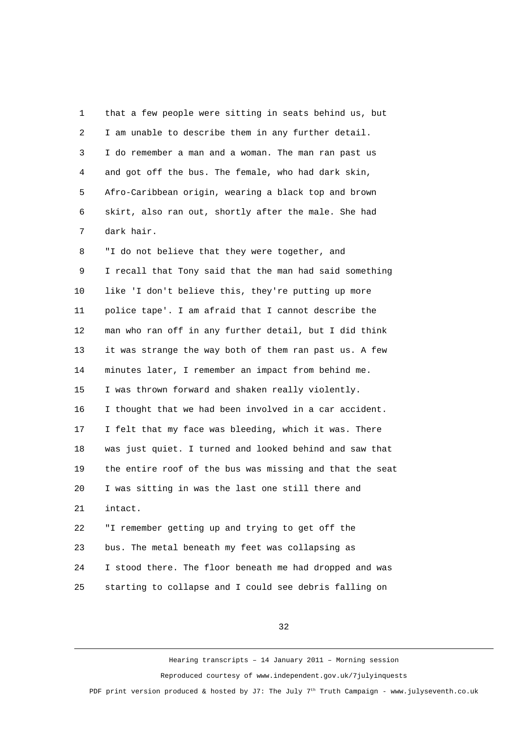that a few people were sitting in seats behind us, but I am unable to describe them in any further detail. I do remember a man and a woman. The man ran past us and got off the bus. The female, who had dark skin, Afro-Caribbean origin, wearing a black top and brown skirt, also ran out, shortly after the male. She had dark hair.

"I do not believe that they were together, and I recall that Tony said that the man had said something like 'I don't believe this, they're putting up more police tape'. I am afraid that I cannot describe the man who ran off in any further detail, but I did think it was strange the way both of them ran past us. A few minutes later, I remember an impact from behind me. I was thrown forward and shaken really violently. I thought that we had been involved in a car accident. I felt that my face was bleeding, which it was. There was just quiet. I turned and looked behind and saw that the entire roof of the bus was missing and that the seat I was sitting in was the last one still there and intact.

"I remember getting up and trying to get off the bus. The metal beneath my feet was collapsing as I stood there. The floor beneath me had dropped and was starting to collapse and I could see debris falling on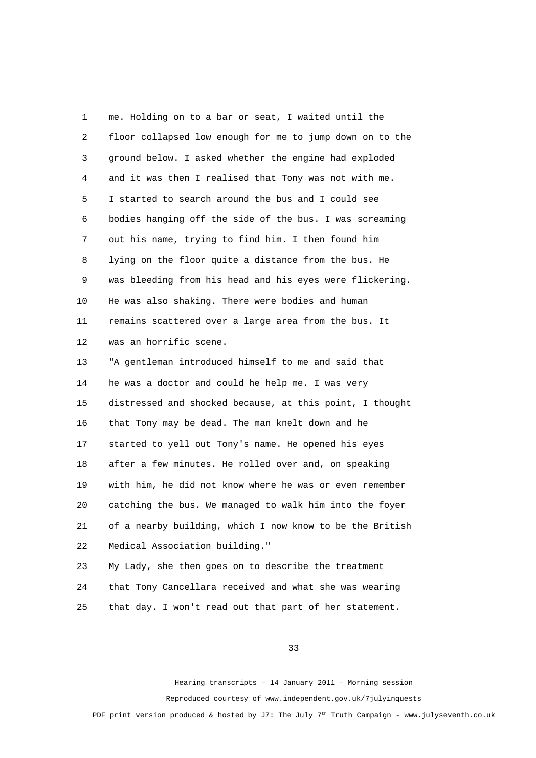me. Holding on to a bar or seat, I waited until the floor collapsed low enough for me to jump down on to the ground below. I asked whether the engine had exploded and it was then I realised that Tony was not with me. I started to search around the bus and I could see bodies hanging off the side of the bus. I was screaming out his name, trying to find him. I then found him lying on the floor quite a distance from the bus. He was bleeding from his head and his eyes were flickering. He was also shaking. There were bodies and human remains scattered over a large area from the bus. It was an horrific scene.

"A gentleman introduced himself to me and said that he was a doctor and could he help me. I was very distressed and shocked because, at this point, I thought that Tony may be dead. The man knelt down and he started to yell out Tony's name. He opened his eyes after a few minutes. He rolled over and, on speaking with him, he did not know where he was or even remember catching the bus. We managed to walk him into the foyer of a nearby building, which I now know to be the British Medical Association building."

My Lady, she then goes on to describe the treatment that Tony Cancellara received and what she was wearing that day. I won't read out that part of her statement.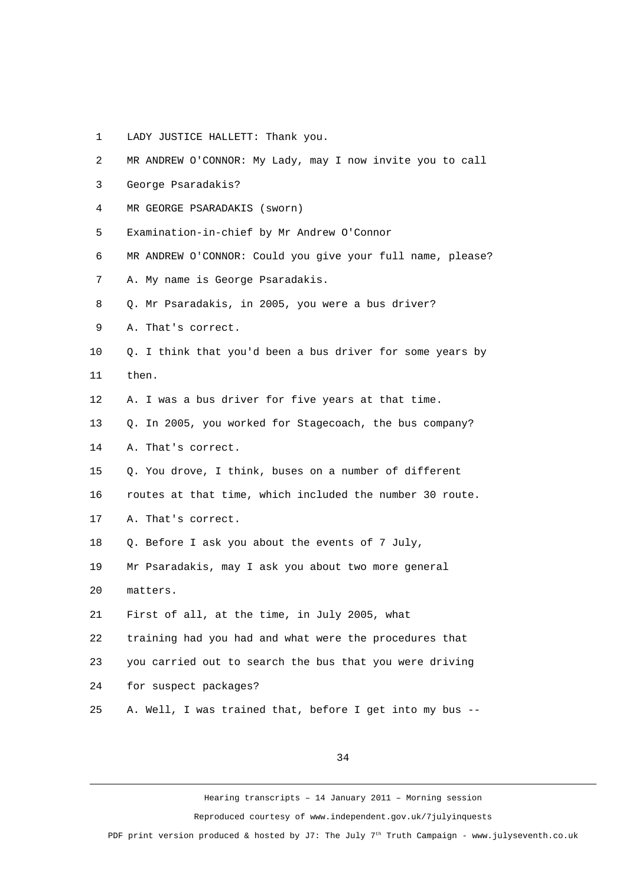1 LADY JUSTICE HALLETT: Thank you.

2 MR ANDREW O'CONNOR: My Lady, may I now invite you to call

3 George Psaradakis?

4 MR GEORGE PSARADAKIS (sworn)

5 Examination-in-chief by Mr Andrew O'Connor

6 MR ANDREW O'CONNOR: Could you give your full name, please?

7 A. My name is George Psaradakis.

8 Q. Mr Psaradakis, in 2005, you were a bus driver?

9 A. That's correct.

10 Q. I think that you'd been a bus driver for some years by

11 then.

12 A. I was a bus driver for five years at that time.

13 Q. In 2005, you worked for Stagecoach, the bus company?

14 A. That's correct.

15 Q. You drove, I think, buses on a number of different

16 routes at that time, which included the number 30 route.

17 A. That's correct.

18 Q. Before I ask you about the events of 7 July,

19 Mr Psaradakis, may I ask you about two more general

20 matters.

21 First of all, at the time, in July 2005, what

22 training had you had and what were the procedures that

23 you carried out to search the bus that you were driving

24 for suspect packages?

25 A. Well, I was trained that, before I get into my bus --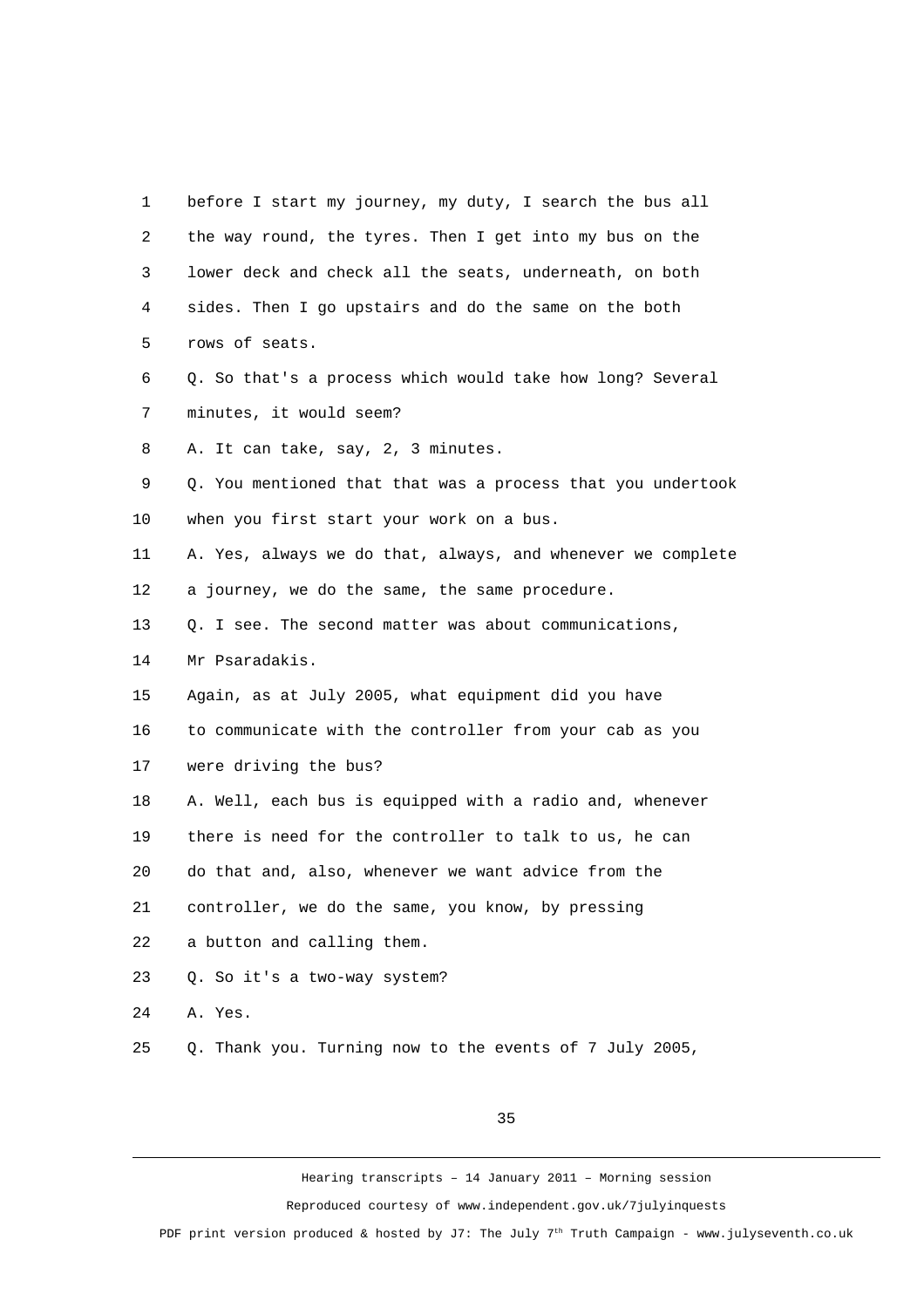1 before I start my journey, my duty, I search the bus all
2 the way round, the tyres. Then I get into my bus on the
3 lower deck and check all the seats, underneath, on both
4 sides. Then I go upstairs and do the same on the both
5 rows of seats.
6 Q. So that's a process which would take how long? Several
7 minutes, it would seem?
8 A. It can take, say, 2, 3 minutes.
9 Q. You mentioned that that was a process that you undertook
10 when you first start your work on a bus.
11 A. Yes, always we do that, always, and whenever we complete
12 a journey, we do the same, the same procedure.
13 Q. I see. The second matter was about communications,
14 Mr Psaradakis.
15 Again, as at July 2005, what equipment did you have
16 to communicate with the controller from your cab as you
17 were driving the bus?
18 A. Well, each bus is equipped with a radio and, whenever
19 there is need for the controller to talk to us, he can
20 do that and, also, whenever we want advice from the
21 controller, we do the same, you know, by pressing
22 a button and calling them.
23 Q. So it's a two-way system?
24 A. Yes.
25 Q. Thank you. Turning now to the events of 7 July 2005,

Hearing transcripts – 14 January 2011 – Morning session

Reproduced courtesy of www.independent.gov.uk/7julyinquests

PDF print version produced & hosted by J7: The July 7th Truth Campaign - www.julyseventh.co.uk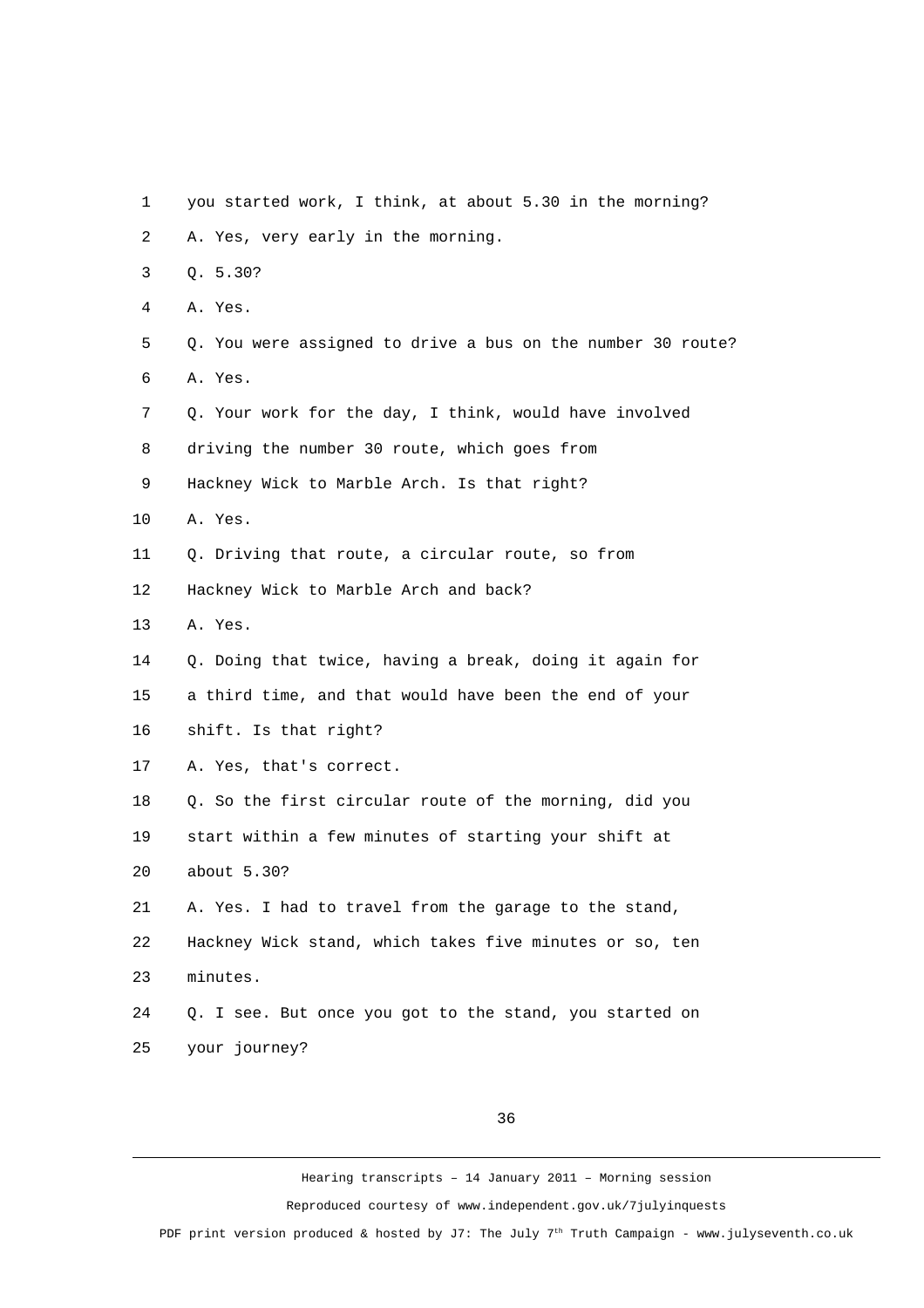1 you started work, I think, at about 5.30 in the morning?

2 A. Yes, very early in the morning.

3 Q. 5.30?

4 A. Yes.

5 Q. You were assigned to drive a bus on the number 30 route?

6 A. Yes.

7 Q. Your work for the day, I think, would have involved

8 driving the number 30 route, which goes from

9 Hackney Wick to Marble Arch. Is that right?

10 A. Yes.

11 Q. Driving that route, a circular route, so from

12 Hackney Wick to Marble Arch and back?

13 A. Yes.

14 Q. Doing that twice, having a break, doing it again for

15 a third time, and that would have been the end of your

16 shift. Is that right?

17 A. Yes, that's correct.

18 Q. So the first circular route of the morning, did you

19 start within a few minutes of starting your shift at

20 about 5.30?

21 A. Yes. I had to travel from the garage to the stand,

22 Hackney Wick stand, which takes five minutes or so, ten

23 minutes.

24 Q. I see. But once you got to the stand, you started on

25 your journey?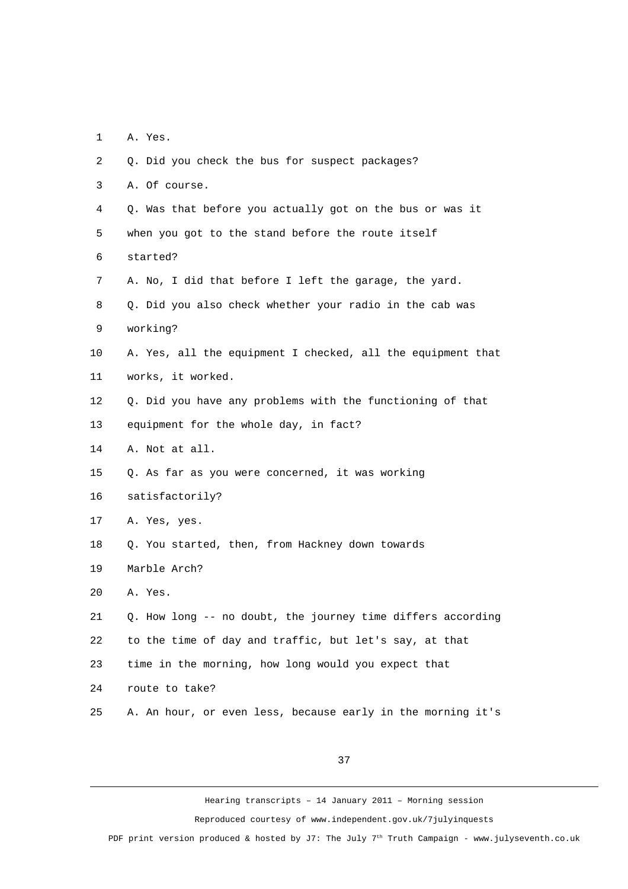1 A. Yes.

2 Q. Did you check the bus for suspect packages?

3 A. Of course.

4 Q. Was that before you actually got on the bus or was it

5 when you got to the stand before the route itself

6 started?

7 A. No, I did that before I left the garage, the yard.

8 Q. Did you also check whether your radio in the cab was

9 working?

10 A. Yes, all the equipment I checked, all the equipment that

11 works, it worked.

12 Q. Did you have any problems with the functioning of that

13 equipment for the whole day, in fact?

14 A. Not at all.

15 Q. As far as you were concerned, it was working

16 satisfactorily?

17 A. Yes, yes.

18 Q. You started, then, from Hackney down towards

19 Marble Arch?

20 A. Yes.

21 Q. How long -- no doubt, the journey time differs according

22 to the time of day and traffic, but let's say, at that

23 time in the morning, how long would you expect that

24 route to take?

25 A. An hour, or even less, because early in the morning it's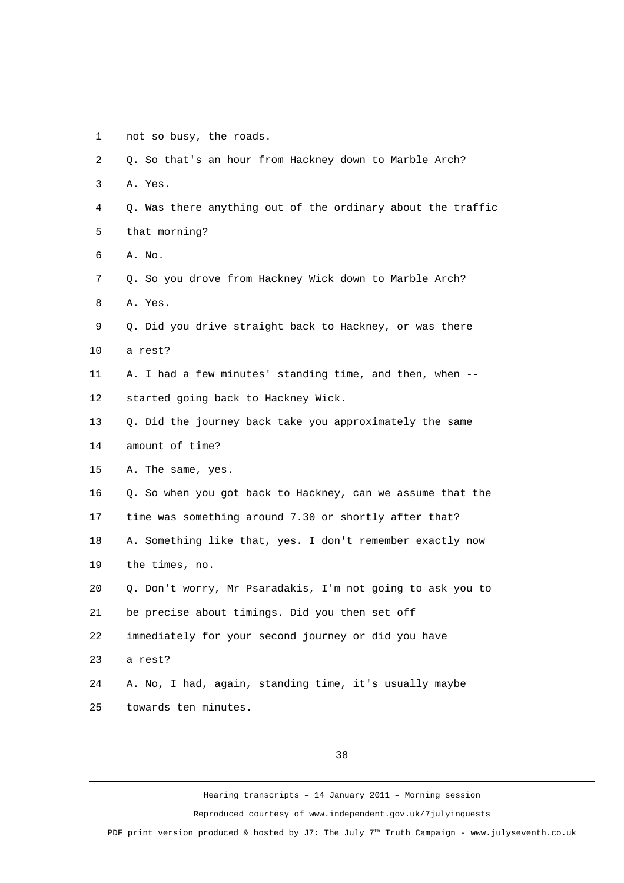1 not so busy, the roads.

2 Q. So that's an hour from Hackney down to Marble Arch?

3 A. Yes.

4 Q. Was there anything out of the ordinary about the traffic

5 that morning?

6 A. No.

7 Q. So you drove from Hackney Wick down to Marble Arch?

8 A. Yes.

9 Q. Did you drive straight back to Hackney, or was there

10 a rest?

11 A. I had a few minutes' standing time, and then, when --

12 started going back to Hackney Wick.

13 Q. Did the journey back take you approximately the same

14 amount of time?

15 A. The same, yes.

16 Q. So when you got back to Hackney, can we assume that the

17 time was something around 7.30 or shortly after that?

18 A. Something like that, yes. I don't remember exactly now

19 the times, no.

20 Q. Don't worry, Mr Psaradakis, I'm not going to ask you to

21 be precise about timings. Did you then set off

22 immediately for your second journey or did you have

23 a rest?

24 A. No, I had, again, standing time, it's usually maybe

25 towards ten minutes.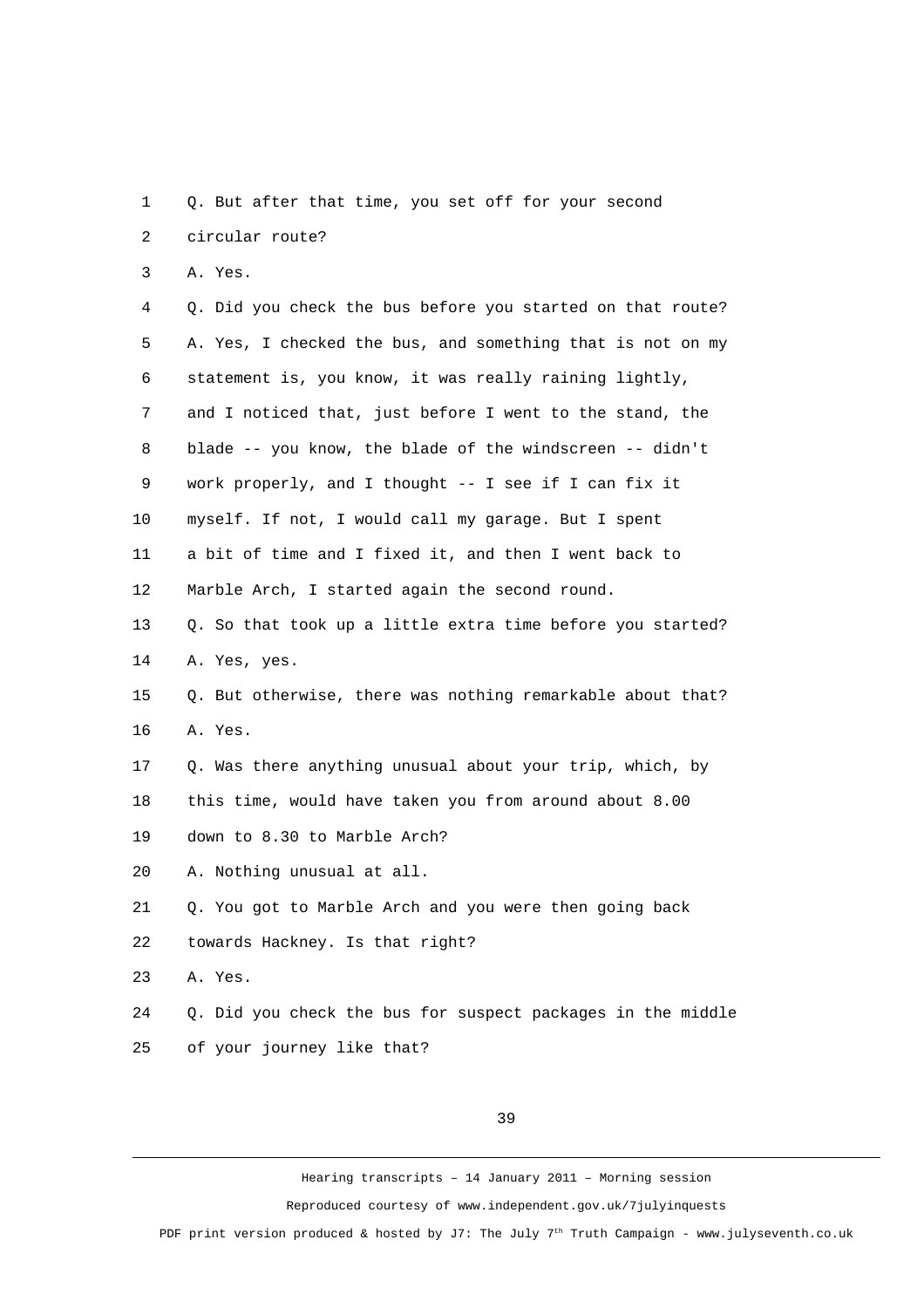Q. But after that time, you set off for your second circular route?

A. Yes.

Q. Did you check the bus before you started on that route?

A. Yes, I checked the bus, and something that is not on my statement is, you know, it was really raining lightly, and I noticed that, just before I went to the stand, the blade -- you know, the blade of the windscreen -- didn't work properly, and I thought -- I see if I can fix it myself. If not, I would call my garage. But I spent a bit of time and I fixed it, and then I went back to Marble Arch, I started again the second round.

Q. So that took up a little extra time before you started?

A. Yes, yes.

Q. But otherwise, there was nothing remarkable about that?

A. Yes.

Q. Was there anything unusual about your trip, which, by this time, would have taken you from around about 8.00 down to 8.30 to Marble Arch?

A. Nothing unusual at all.

Q. You got to Marble Arch and you were then going back towards Hackney. Is that right?

A. Yes.

Q. Did you check the bus for suspect packages in the middle of your journey like that?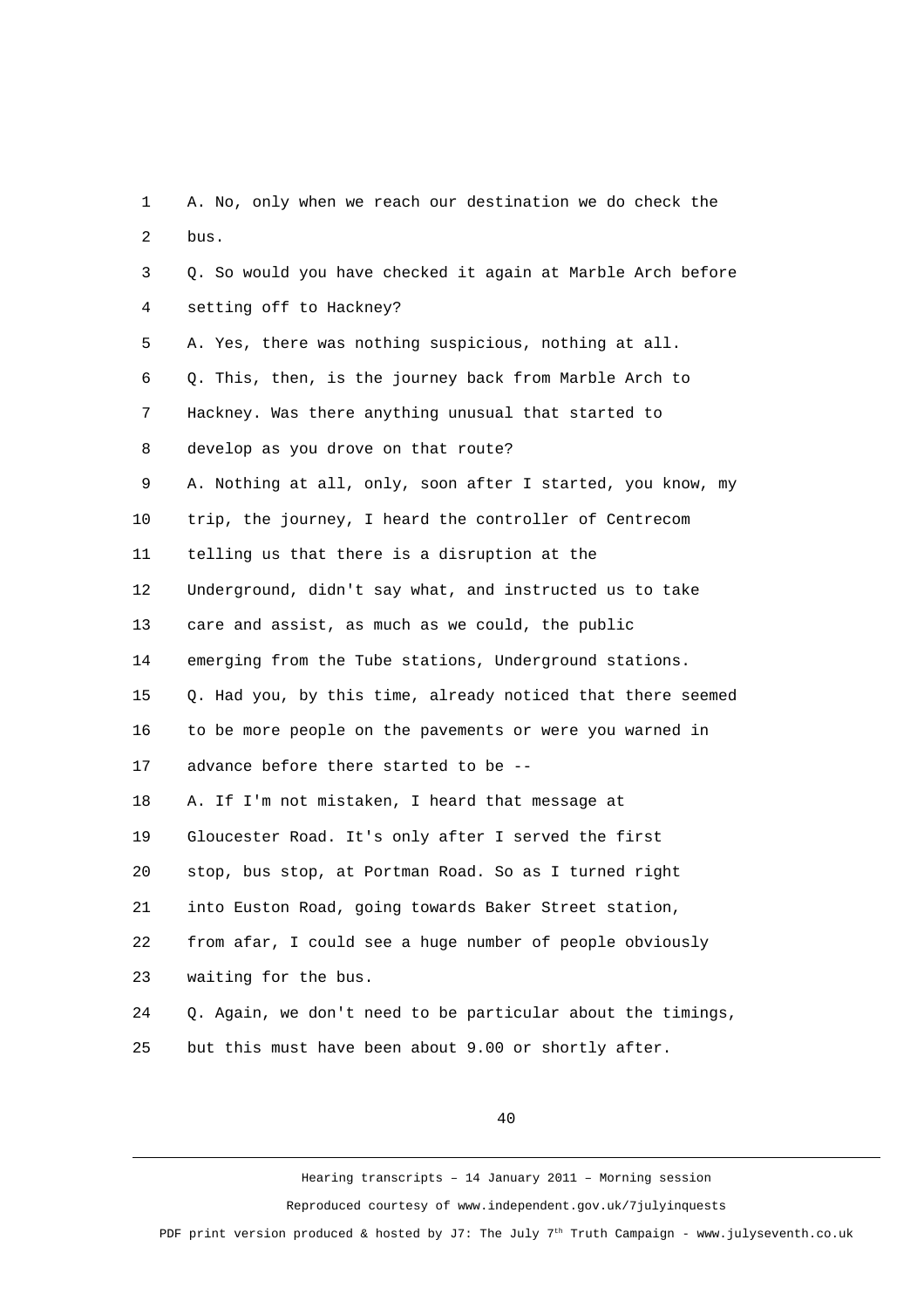1 A. No, only when we reach our destination we do check the
2 bus.
3 Q. So would you have checked it again at Marble Arch before
4 setting off to Hackney?
5 A. Yes, there was nothing suspicious, nothing at all.
6 Q. This, then, is the journey back from Marble Arch to
7 Hackney. Was there anything unusual that started to
8 develop as you drove on that route?
9 A. Nothing at all, only, soon after I started, you know, my
10 trip, the journey, I heard the controller of Centrecom
11 telling us that there is a disruption at the
12 Underground, didn't say what, and instructed us to take
13 care and assist, as much as we could, the public
14 emerging from the Tube stations, Underground stations.
15 Q. Had you, by this time, already noticed that there seemed
16 to be more people on the pavements or were you warned in
17 advance before there started to be --
18 A. If I'm not mistaken, I heard that message at
19 Gloucester Road. It's only after I served the first
20 stop, bus stop, at Portman Road. So as I turned right
21 into Euston Road, going towards Baker Street station,
22 from afar, I could see a huge number of people obviously
23 waiting for the bus.
24 Q. Again, we don't need to be particular about the timings,
25 but this must have been about 9.00 or shortly after.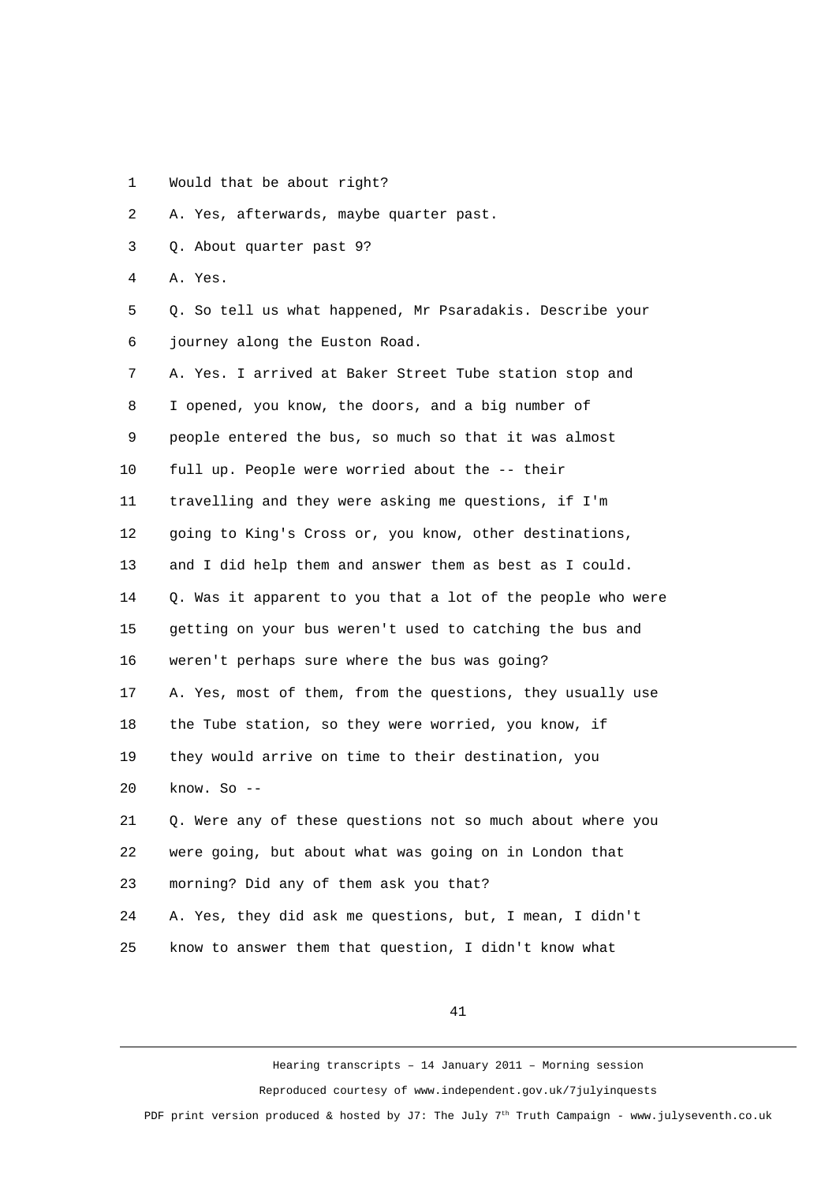Would that be about right?

A. Yes, afterwards, maybe quarter past.

Q. About quarter past 9?

A. Yes.

Q. So tell us what happened, Mr Psaradakis. Describe your journey along the Euston Road.

A. Yes. I arrived at Baker Street Tube station stop and I opened, you know, the doors, and a big number of people entered the bus, so much so that it was almost full up. People were worried about the -- their travelling and they were asking me questions, if I'm going to King's Cross or, you know, other destinations, and I did help them and answer them as best as I could.

Q. Was it apparent to you that a lot of the people who were getting on your bus weren't used to catching the bus and weren't perhaps sure where the bus was going?

A. Yes, most of them, from the questions, they usually use the Tube station, so they were worried, you know, if they would arrive on time to their destination, you know. So --

Q. Were any of these questions not so much about where you were going, but about what was going on in London that morning? Did any of them ask you that?

A. Yes, they did ask me questions, but, I mean, I didn't know to answer them that question, I didn't know what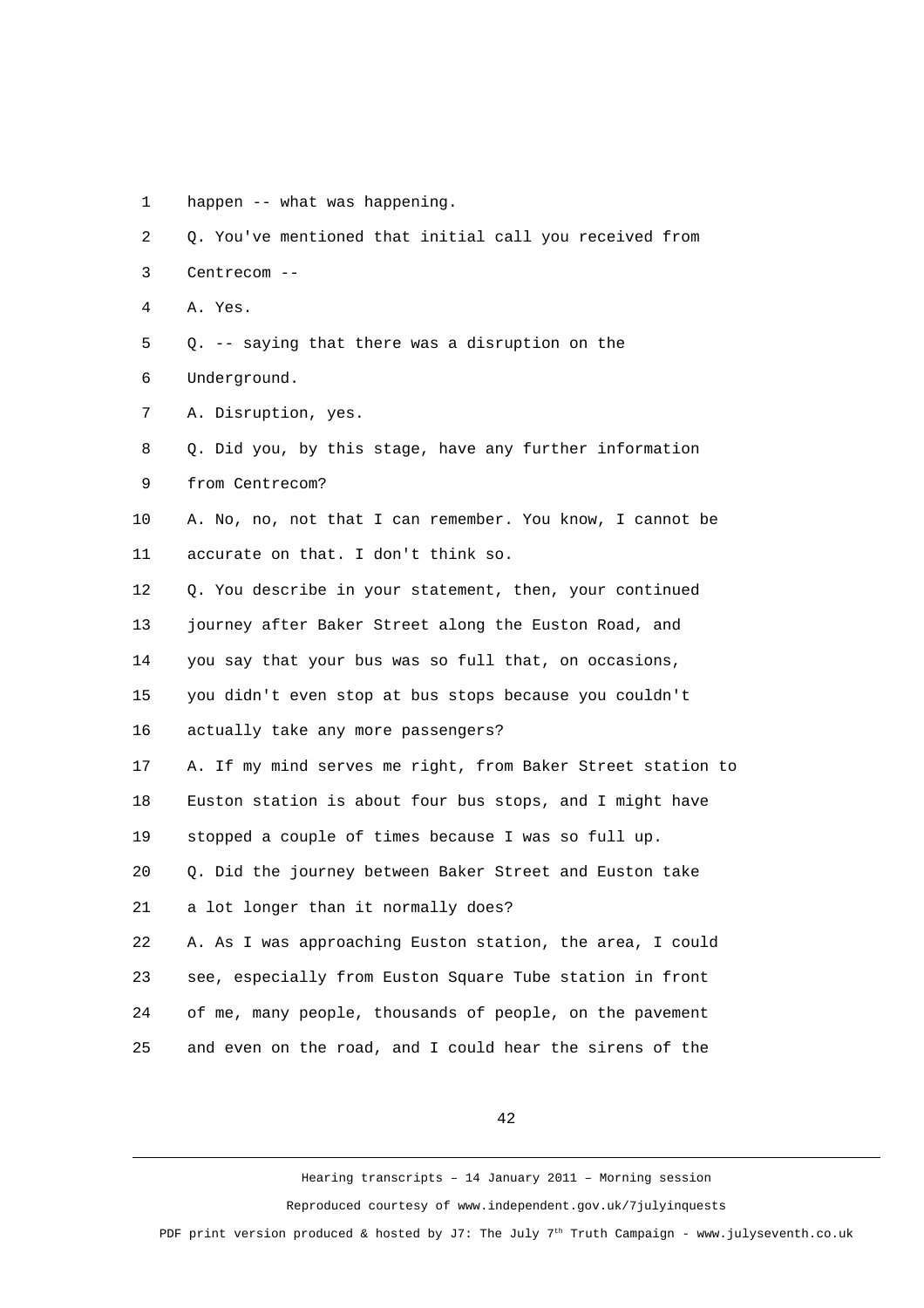happen -- what was happening.

Q. You've mentioned that initial call you received from Centrecom --

A. Yes.

Q. -- saying that there was a disruption on the Underground.

A. Disruption, yes.

Q. Did you, by this stage, have any further information from Centrecom?

A. No, no, not that I can remember. You know, I cannot be accurate on that. I don't think so.

Q. You describe in your statement, then, your continued journey after Baker Street along the Euston Road, and you say that your bus was so full that, on occasions, you didn't even stop at bus stops because you couldn't actually take any more passengers?

A. If my mind serves me right, from Baker Street station to Euston station is about four bus stops, and I might have stopped a couple of times because I was so full up.

Q. Did the journey between Baker Street and Euston take a lot longer than it normally does?

A. As I was approaching Euston station, the area, I could see, especially from Euston Square Tube station in front of me, many people, thousands of people, on the pavement and even on the road, and I could hear the sirens of the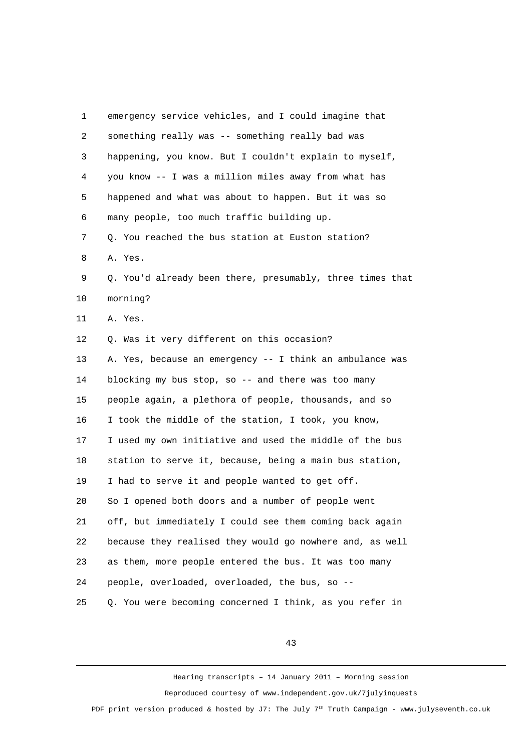emergency service vehicles, and I could imagine that something really was -- something really bad was happening, you know. But I couldn't explain to myself, you know -- I was a million miles away from what has happened and what was about to happen. But it was so many people, too much traffic building up.

Q. You reached the bus station at Euston station?

A. Yes.

Q. You'd already been there, presumably, three times that morning?

A. Yes.

Q. Was it very different on this occasion?

A. Yes, because an emergency -- I think an ambulance was blocking my bus stop, so -- and there was too many people again, a plethora of people, thousands, and so I took the middle of the station, I took, you know, I used my own initiative and used the middle of the bus station to serve it, because, being a main bus station, I had to serve it and people wanted to get off.

So I opened both doors and a number of people went off, but immediately I could see them coming back again because they realised they would go nowhere and, as well as them, more people entered the bus. It was too many people, overloaded, overloaded, the bus, so --

Q. You were becoming concerned I think, as you refer in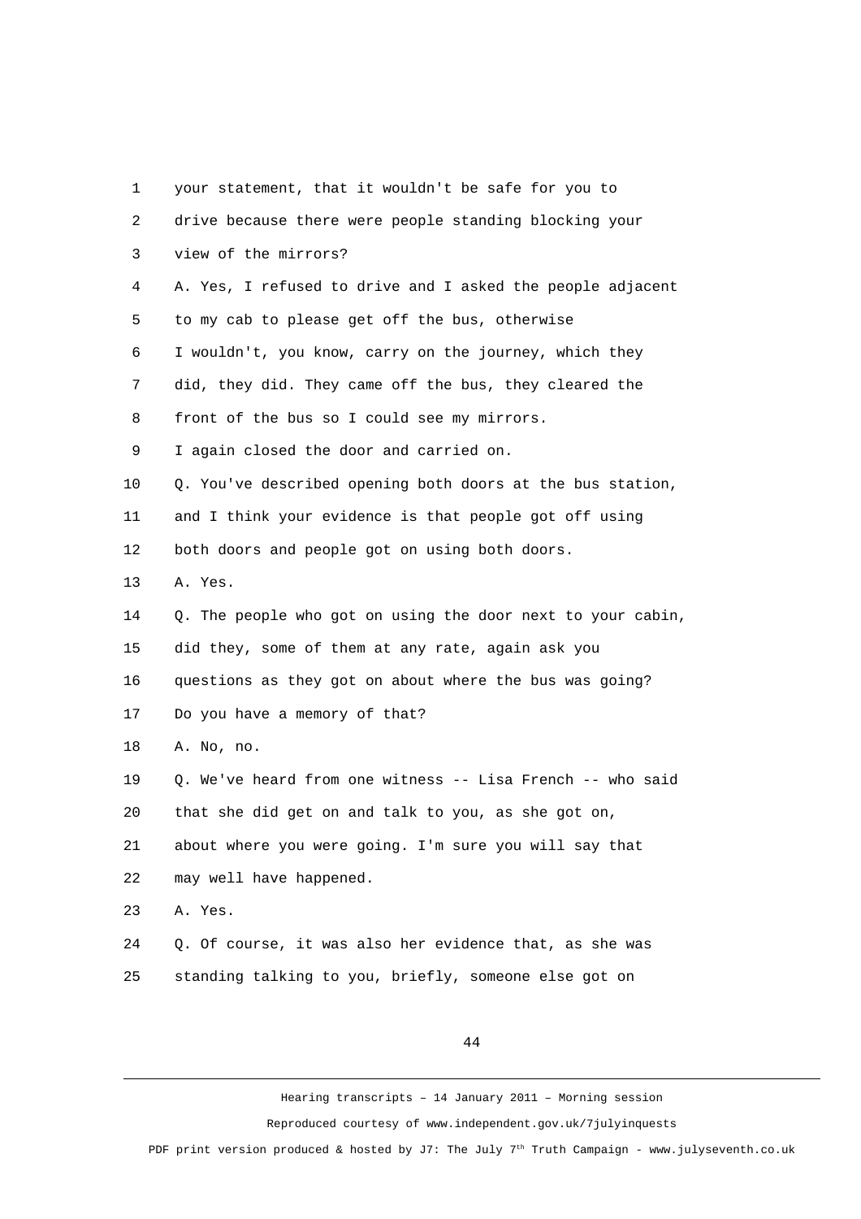your statement, that it wouldn't be safe for you to drive because there were people standing blocking your view of the mirrors?

A. Yes, I refused to drive and I asked the people adjacent to my cab to please get off the bus, otherwise I wouldn't, you know, carry on the journey, which they did, they did. They came off the bus, they cleared the front of the bus so I could see my mirrors. I again closed the door and carried on.

Q. You've described opening both doors at the bus station, and I think your evidence is that people got off using both doors and people got on using both doors.

A. Yes.

Q. The people who got on using the door next to your cabin, did they, some of them at any rate, again ask you questions as they got on about where the bus was going? Do you have a memory of that?

A. No, no.

Q. We've heard from one witness -- Lisa French -- who said that she did get on and talk to you, as she got on, about where you were going. I'm sure you will say that may well have happened.

A. Yes.

Q. Of course, it was also her evidence that, as she was standing talking to you, briefly, someone else got on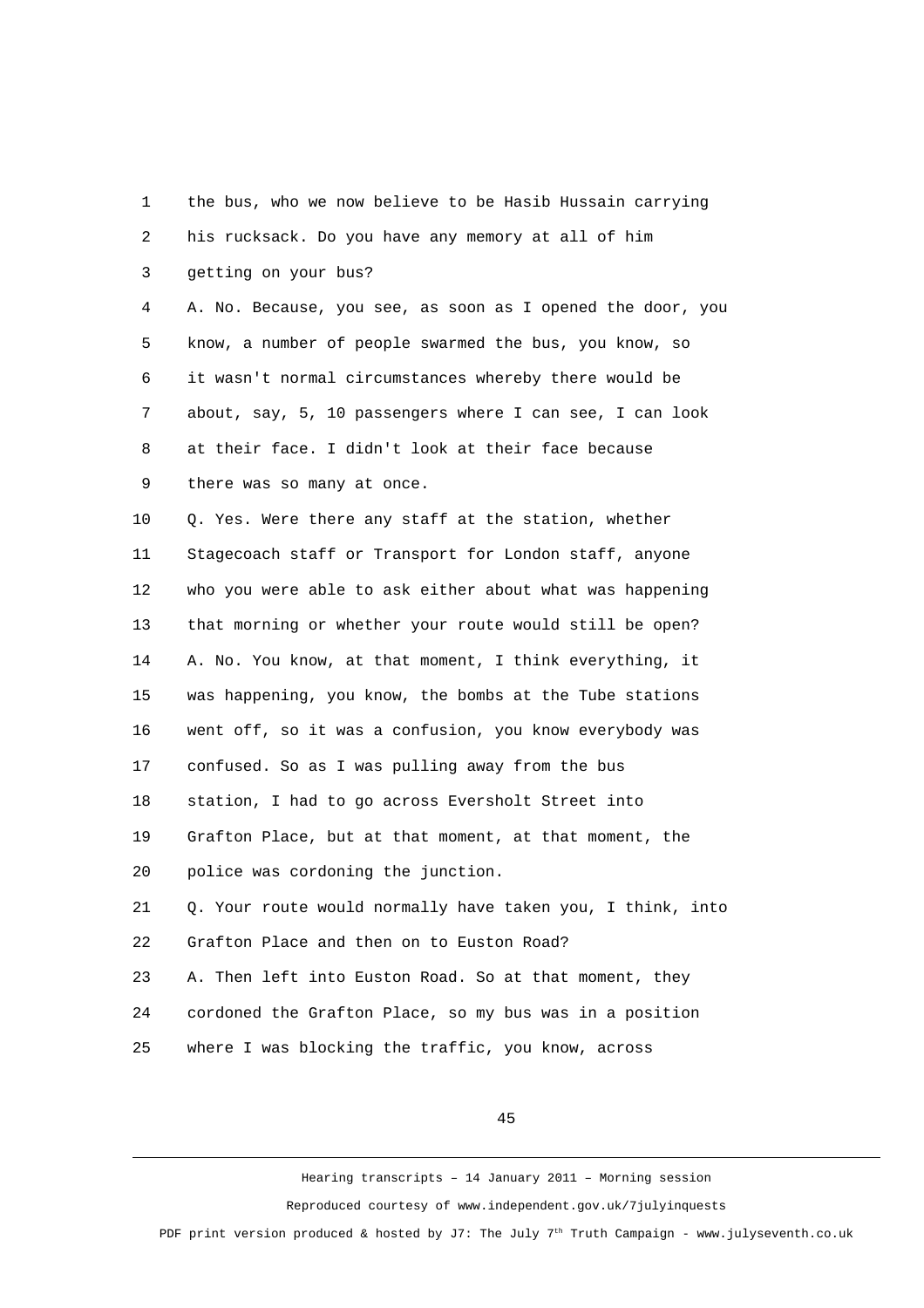1 the bus, who we now believe to be Hasib Hussain carrying
2 his rucksack. Do you have any memory at all of him
3 getting on your bus?
4 A. No. Because, you see, as soon as I opened the door, you
5 know, a number of people swarmed the bus, you know, so
6 it wasn't normal circumstances whereby there would be
7 about, say, 5, 10 passengers where I can see, I can look
8 at their face. I didn't look at their face because
9 there was so many at once.
10 Q. Yes. Were there any staff at the station, whether
11 Stagecoach staff or Transport for London staff, anyone
12 who you were able to ask either about what was happening
13 that morning or whether your route would still be open?
14 A. No. You know, at that moment, I think everything, it
15 was happening, you know, the bombs at the Tube stations
16 went off, so it was a confusion, you know everybody was
17 confused. So as I was pulling away from the bus
18 station, I had to go across Eversholt Street into
19 Grafton Place, but at that moment, at that moment, the
20 police was cordoning the junction.
21 Q. Your route would normally have taken you, I think, into
22 Grafton Place and then on to Euston Road?
23 A. Then left into Euston Road. So at that moment, they
24 cordoned the Grafton Place, so my bus was in a position
25 where I was blocking the traffic, you know, across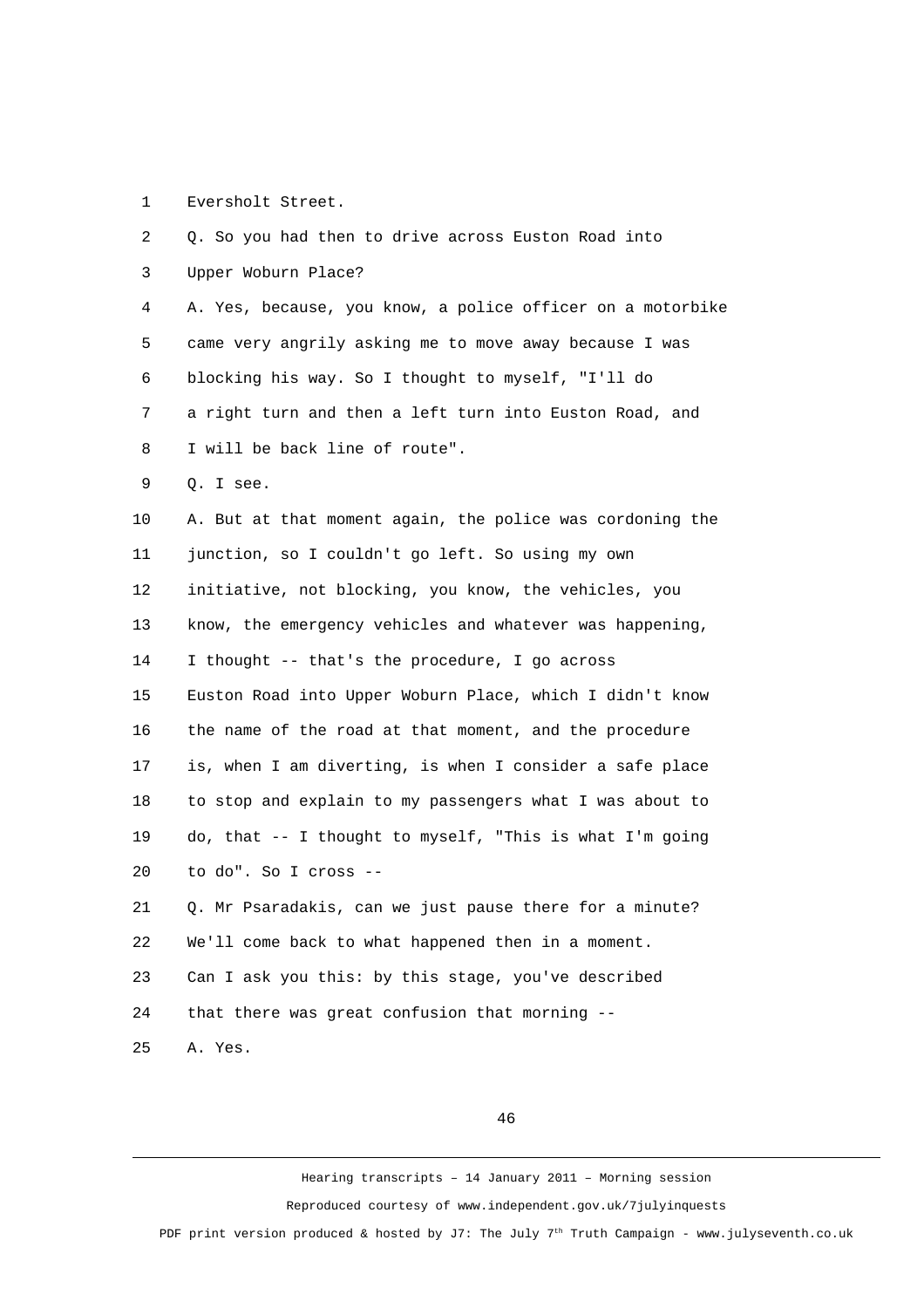1 Eversholt Street.

2 Q. So you had then to drive across Euston Road into

3 Upper Woburn Place?

4 A. Yes, because, you know, a police officer on a motorbike

5 came very angrily asking me to move away because I was

6 blocking his way. So I thought to myself, "I'll do

7 a right turn and then a left turn into Euston Road, and

8 I will be back line of route".

9 Q. I see.

10 A. But at that moment again, the police was cordoning the

11 junction, so I couldn't go left. So using my own

12 initiative, not blocking, you know, the vehicles, you

13 know, the emergency vehicles and whatever was happening,

14 I thought -- that's the procedure, I go across

15 Euston Road into Upper Woburn Place, which I didn't know

16 the name of the road at that moment, and the procedure

17 is, when I am diverting, is when I consider a safe place

18 to stop and explain to my passengers what I was about to

19 do, that -- I thought to myself, "This is what I'm going

20 to do". So I cross --

21 Q. Mr Psaradakis, can we just pause there for a minute?

22 We'll come back to what happened then in a moment.

23 Can I ask you this: by this stage, you've described

24 that there was great confusion that morning --

25 A. Yes.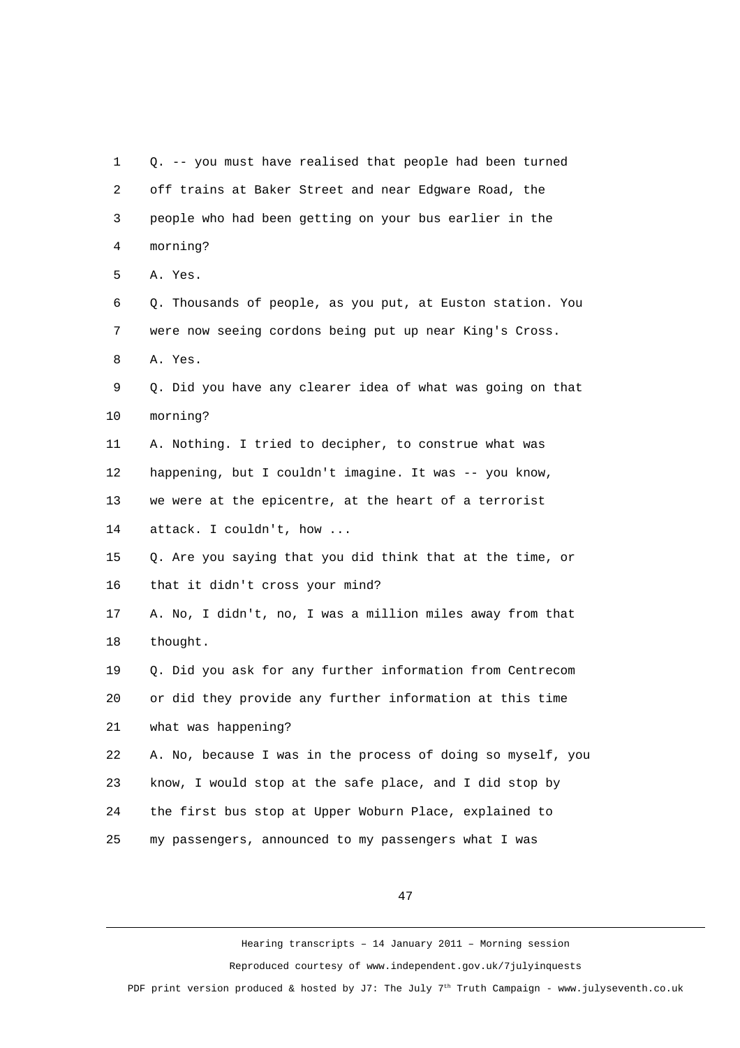Q. -- you must have realised that people had been turned off trains at Baker Street and near Edgware Road, the people who had been getting on your bus earlier in the morning?

A. Yes.

Q. Thousands of people, as you put, at Euston station. You were now seeing cordons being put up near King's Cross.

A. Yes.

Q. Did you have any clearer idea of what was going on that morning?

A. Nothing. I tried to decipher, to construe what was happening, but I couldn't imagine. It was -- you know, we were at the epicentre, at the heart of a terrorist attack. I couldn't, how ...

Q. Are you saying that you did think that at the time, or that it didn't cross your mind?

A. No, I didn't, no, I was a million miles away from that thought.

Q. Did you ask for any further information from Centrecom or did they provide any further information at this time what was happening?

A. No, because I was in the process of doing so myself, you know, I would stop at the safe place, and I did stop by the first bus stop at Upper Woburn Place, explained to my passengers, announced to my passengers what I was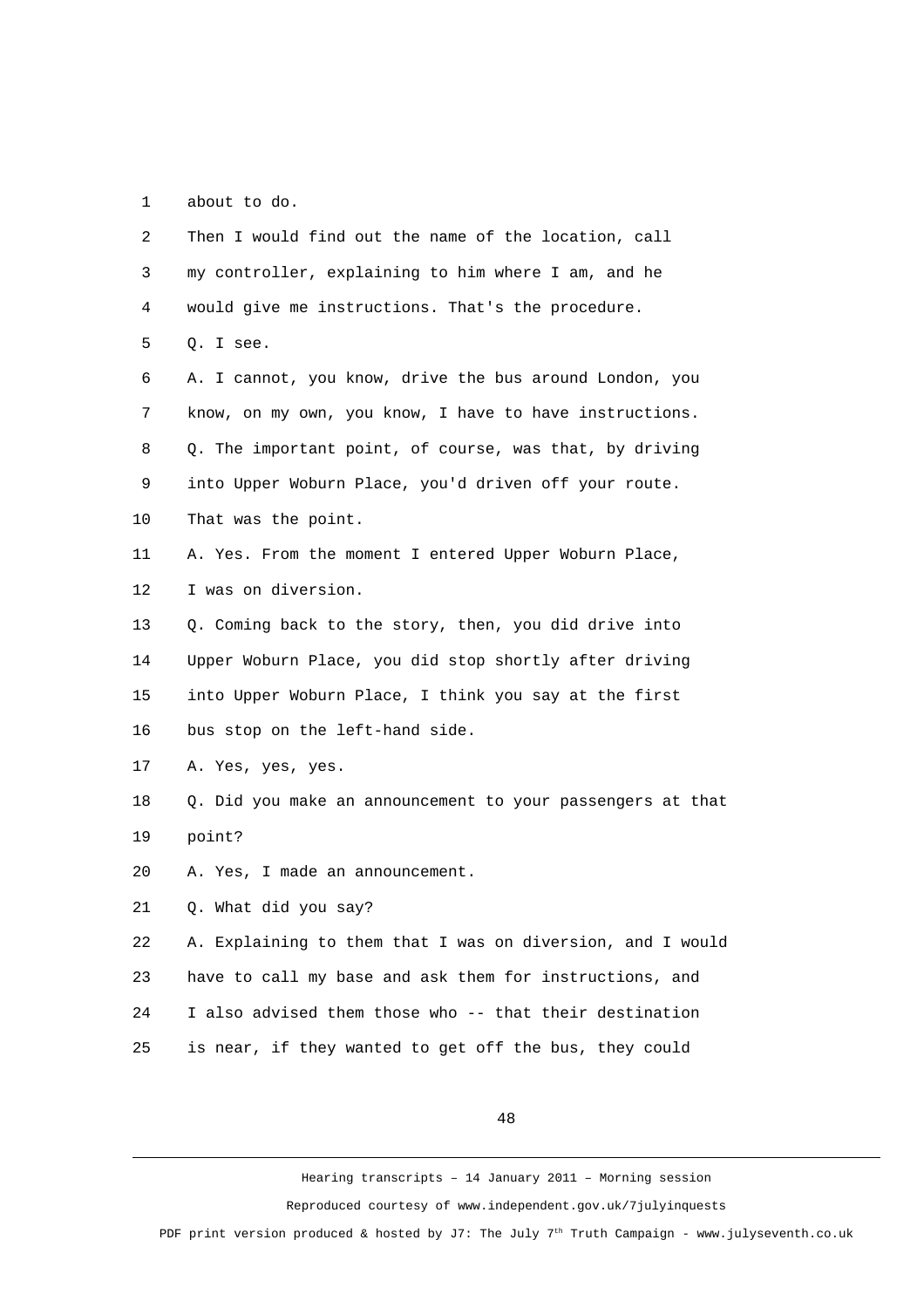about to do.

Then I would find out the name of the location, call my controller, explaining to him where I am, and he would give me instructions. That's the procedure.

Q. I see.

A. I cannot, you know, drive the bus around London, you know, on my own, you know, I have to have instructions.

Q. The important point, of course, was that, by driving into Upper Woburn Place, you'd driven off your route. That was the point.

A. Yes. From the moment I entered Upper Woburn Place, I was on diversion.

Q. Coming back to the story, then, you did drive into Upper Woburn Place, you did stop shortly after driving into Upper Woburn Place, I think you say at the first bus stop on the left-hand side.

A. Yes, yes, yes.

Q. Did you make an announcement to your passengers at that point?

A. Yes, I made an announcement.

Q. What did you say?

A. Explaining to them that I was on diversion, and I would have to call my base and ask them for instructions, and I also advised them those who -- that their destination is near, if they wanted to get off the bus, they could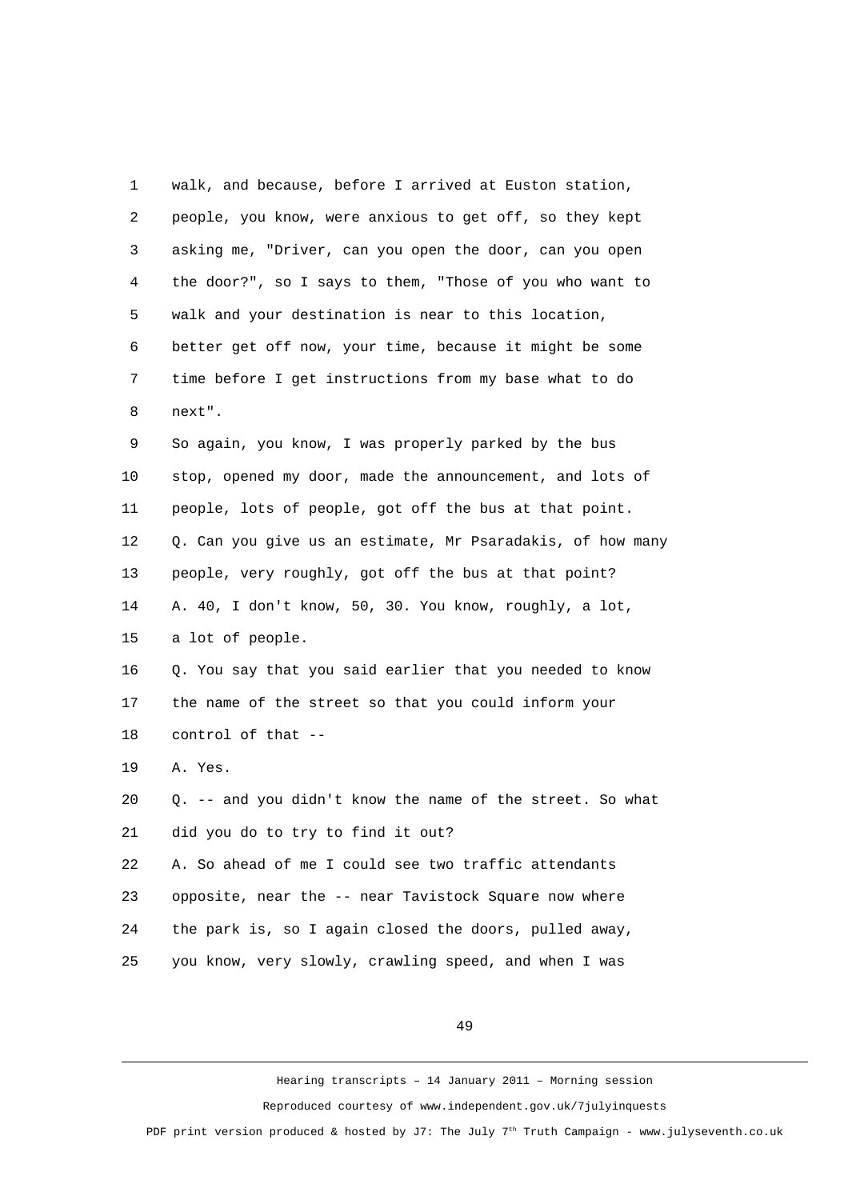1 walk, and because, before I arrived at Euston station,
2 people, you know, were anxious to get off, so they kept
3 asking me, "Driver, can you open the door, can you open
4 the door?", so I says to them, "Those of you who want to
5 walk and your destination is near to this location,
6 better get off now, your time, because it might be some
7 time before I get instructions from my base what to do
8 next".
9 So again, you know, I was properly parked by the bus
10 stop, opened my door, made the announcement, and lots of
11 people, lots of people, got off the bus at that point.
12 Q. Can you give us an estimate, Mr Psaradakis, of how many
13 people, very roughly, got off the bus at that point?
14 A. 40, I don't know, 50, 30. You know, roughly, a lot,
15 a lot of people.
16 Q. You say that you said earlier that you needed to know
17 the name of the street so that you could inform your
18 control of that --
19 A. Yes.
20 Q. -- and you didn't know the name of the street. So what
21 did you do to try to find it out?
22 A. So ahead of me I could see two traffic attendants
23 opposite, near the -- near Tavistock Square now where
24 the park is, so I again closed the doors, pulled away,
25 you know, very slowly, crawling speed, and when I was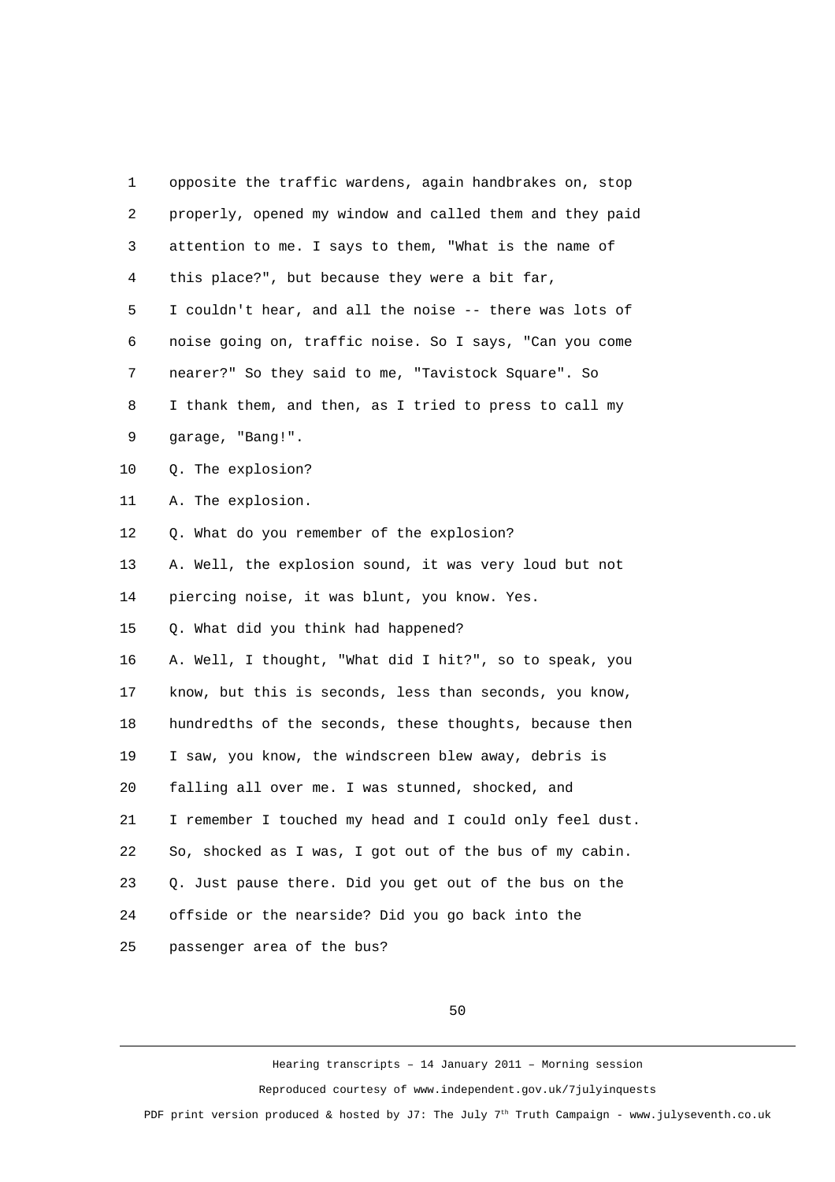1 opposite the traffic wardens, again handbrakes on, stop
2 properly, opened my window and called them and they paid
3 attention to me. I says to them, "What is the name of
4 this place?", but because they were a bit far,
5 I couldn't hear, and all the noise -- there was lots of
6 noise going on, traffic noise. So I says, "Can you come
7 nearer?" So they said to me, "Tavistock Square". So
8 I thank them, and then, as I tried to press to call my
9 garage, "Bang!".
10 Q. The explosion?
11 A. The explosion.
12 Q. What do you remember of the explosion?
13 A. Well, the explosion sound, it was very loud but not
14 piercing noise, it was blunt, you know. Yes.
15 Q. What did you think had happened?
16 A. Well, I thought, "What did I hit?", so to speak, you
17 know, but this is seconds, less than seconds, you know,
18 hundredths of the seconds, these thoughts, because then
19 I saw, you know, the windscreen blew away, debris is
20 falling all over me. I was stunned, shocked, and
21 I remember I touched my head and I could only feel dust.
22 So, shocked as I was, I got out of the bus of my cabin.
23 Q. Just pause there. Did you get out of the bus on the
24 offside or the nearside? Did you go back into the
25 passenger area of the bus?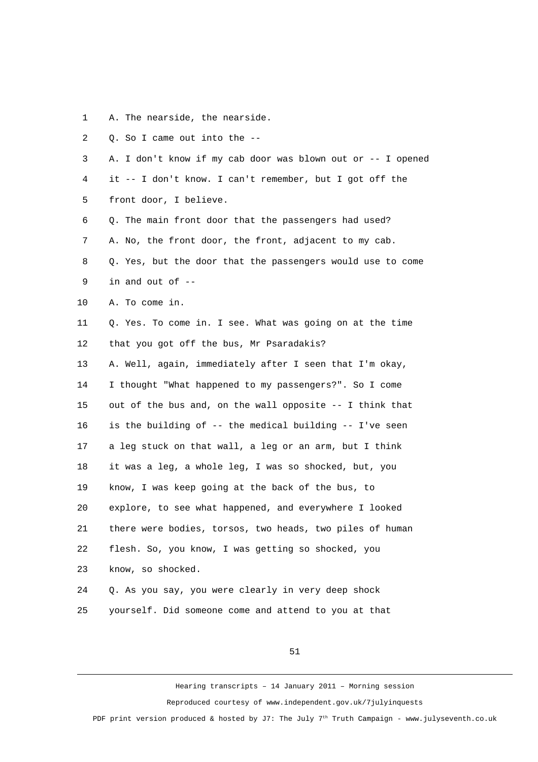1 A. The nearside, the nearside.

2 Q. So I came out into the --

3 A. I don't know if my cab door was blown out or -- I opened

4 it -- I don't know. I can't remember, but I got off the

5 front door, I believe.

6 Q. The main front door that the passengers had used?

7 A. No, the front door, the front, adjacent to my cab.

8 Q. Yes, but the door that the passengers would use to come

9 in and out of --

10 A. To come in.

11 Q. Yes. To come in. I see. What was going on at the time

12 that you got off the bus, Mr Psaradakis?

13 A. Well, again, immediately after I seen that I'm okay,

14 I thought "What happened to my passengers?". So I come

15 out of the bus and, on the wall opposite -- I think that

16 is the building of -- the medical building -- I've seen

17 a leg stuck on that wall, a leg or an arm, but I think

18 it was a leg, a whole leg, I was so shocked, but, you

19 know, I was keep going at the back of the bus, to

20 explore, to see what happened, and everywhere I looked

21 there were bodies, torsos, two heads, two piles of human

22 flesh. So, you know, I was getting so shocked, you

23 know, so shocked.

24 Q. As you say, you were clearly in very deep shock

25 yourself. Did someone come and attend to you at that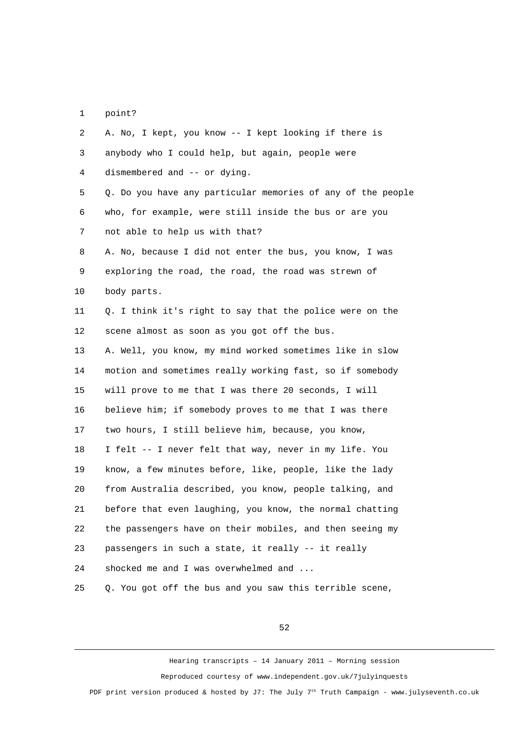1 point?

2 A. No, I kept, you know -- I kept looking if there is

3 anybody who I could help, but again, people were

4 dismembered and -- or dying.

5 Q. Do you have any particular memories of any of the people

6 who, for example, were still inside the bus or are you

7 not able to help us with that?

8 A. No, because I did not enter the bus, you know, I was

9 exploring the road, the road, the road was strewn of

10 body parts.

11 Q. I think it's right to say that the police were on the

12 scene almost as soon as you got off the bus.

13 A. Well, you know, my mind worked sometimes like in slow

14 motion and sometimes really working fast, so if somebody

15 will prove to me that I was there 20 seconds, I will

16 believe him; if somebody proves to me that I was there

17 two hours, I still believe him, because, you know,

18 I felt -- I never felt that way, never in my life. You

19 know, a few minutes before, like, people, like the lady

20 from Australia described, you know, people talking, and

21 before that even laughing, you know, the normal chatting

22 the passengers have on their mobiles, and then seeing my

23 passengers in such a state, it really -- it really

24 shocked me and I was overwhelmed and ...

25 Q. You got off the bus and you saw this terrible scene,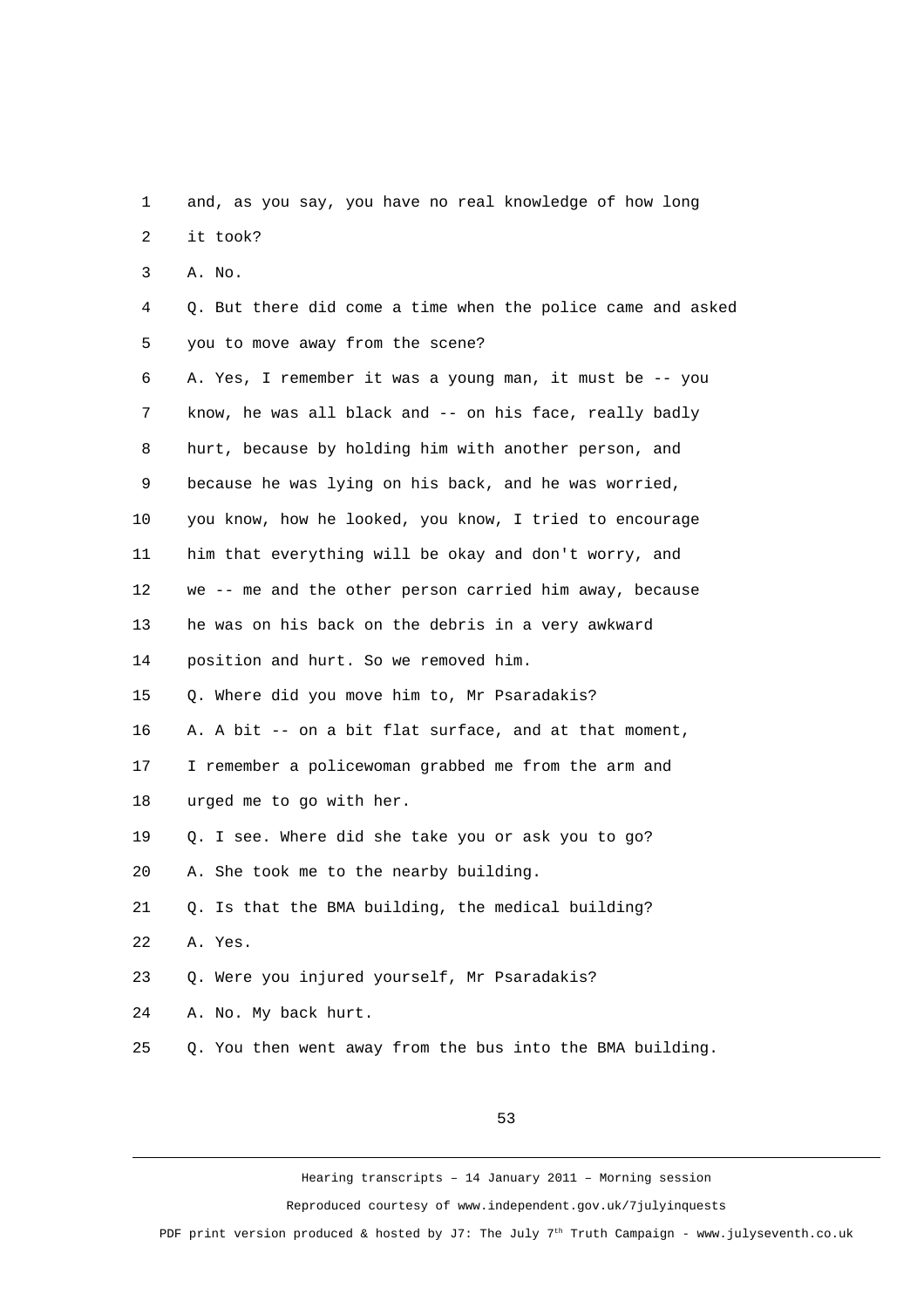and, as you say, you have no real knowledge of how long it took?

A. No.

Q. But there did come a time when the police came and asked you to move away from the scene?

A. Yes, I remember it was a young man, it must be -- you know, he was all black and -- on his face, really badly hurt, because by holding him with another person, and because he was lying on his back, and he was worried, you know, how he looked, you know, I tried to encourage him that everything will be okay and don't worry, and we -- me and the other person carried him away, because he was on his back on the debris in a very awkward position and hurt. So we removed him.

Q. Where did you move him to, Mr Psaradakis?

A. A bit -- on a bit flat surface, and at that moment, I remember a policewoman grabbed me from the arm and urged me to go with her.

Q. I see. Where did she take you or ask you to go?

A. She took me to the nearby building.

Q. Is that the BMA building, the medical building?

A. Yes.

Q. Were you injured yourself, Mr Psaradakis?

A. No. My back hurt.

Q. You then went away from the bus into the BMA building.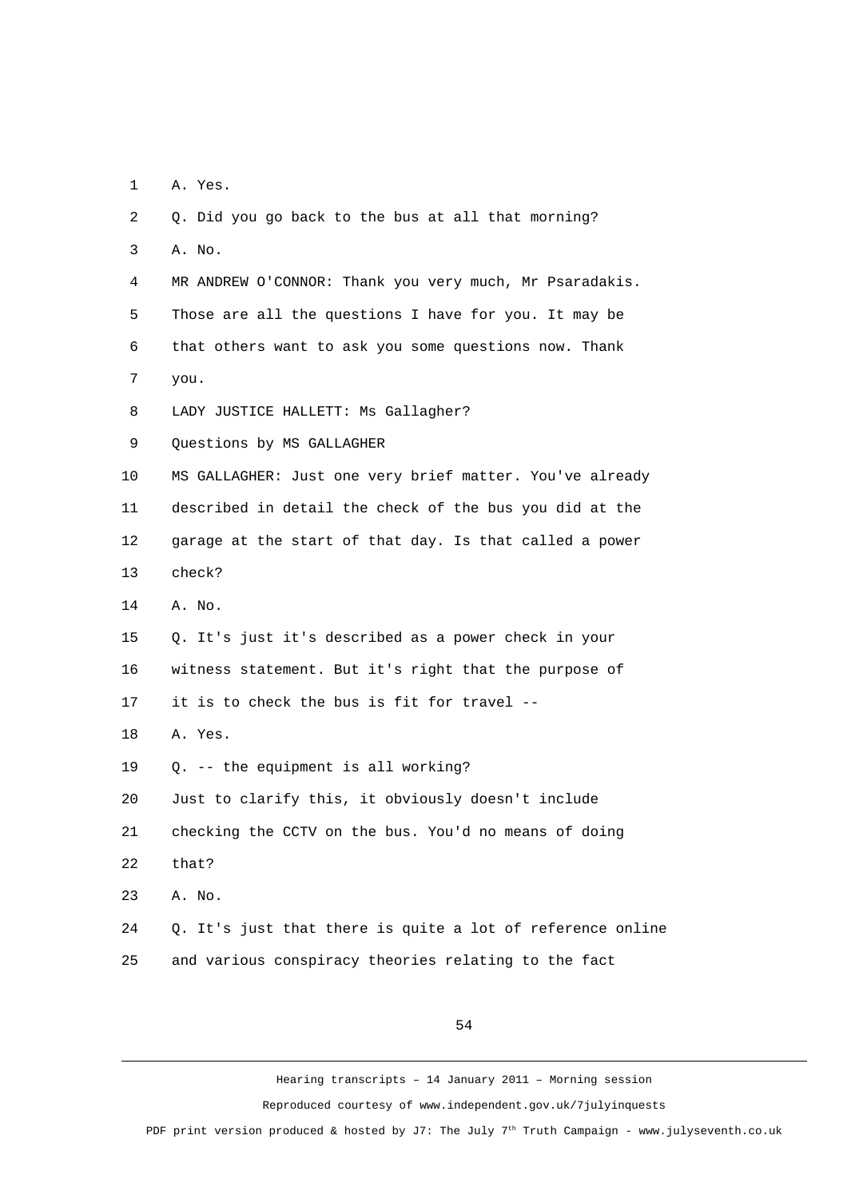1 A. Yes.

2 Q. Did you go back to the bus at all that morning?

3 A. No.

4 MR ANDREW O'CONNOR: Thank you very much, Mr Psaradakis.

5 Those are all the questions I have for you. It may be

6 that others want to ask you some questions now. Thank

7 you.

8 LADY JUSTICE HALLETT: Ms Gallagher?

9 Questions by MS GALLAGHER

10 MS GALLAGHER: Just one very brief matter. You've already

11 described in detail the check of the bus you did at the

12 garage at the start of that day. Is that called a power

13 check?

14 A. No.

15 Q. It's just it's described as a power check in your

16 witness statement. But it's right that the purpose of

17 it is to check the bus is fit for travel --

18 A. Yes.

19 Q. -- the equipment is all working?

20 Just to clarify this, it obviously doesn't include

21 checking the CCTV on the bus. You'd no means of doing

22 that?

23 A. No.

24 Q. It's just that there is quite a lot of reference online

25 and various conspiracy theories relating to the fact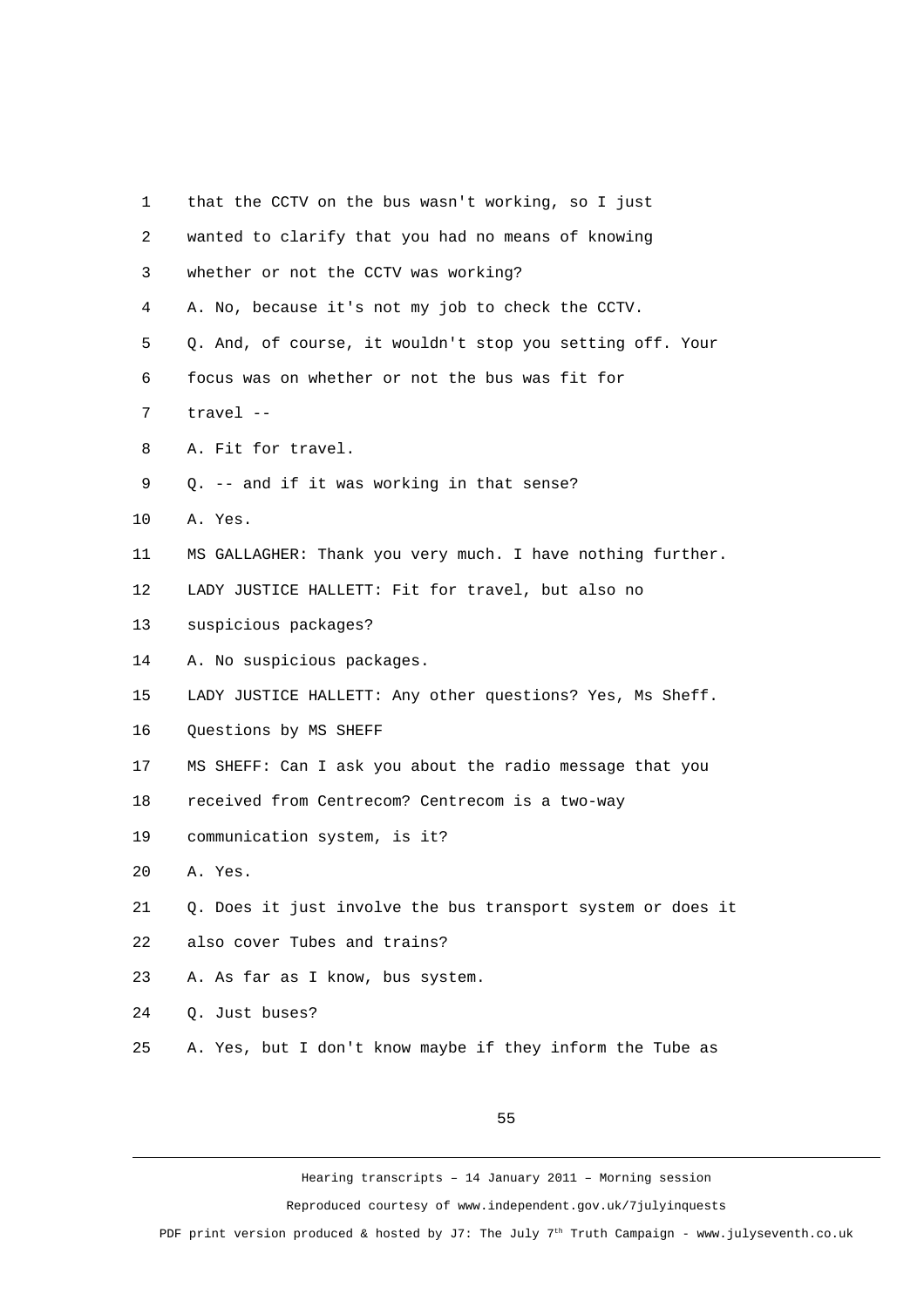that the CCTV on the bus wasn't working, so I just wanted to clarify that you had no means of knowing whether or not the CCTV was working?

A. No, because it's not my job to check the CCTV.

Q. And, of course, it wouldn't stop you setting off. Your focus was on whether or not the bus was fit for travel --

A. Fit for travel.

Q. -- and if it was working in that sense?

A. Yes.

MS GALLAGHER: Thank you very much. I have nothing further.

LADY JUSTICE HALLETT: Fit for travel, but also no suspicious packages?

A. No suspicious packages.

LADY JUSTICE HALLETT: Any other questions? Yes, Ms Sheff.

Questions by MS SHEFF

MS SHEFF: Can I ask you about the radio message that you received from Centrecom? Centrecom is a two-way communication system, is it?

A. Yes.

Q. Does it just involve the bus transport system or does it also cover Tubes and trains?

A. As far as I know, bus system.

Q. Just buses?

A. Yes, but I don't know maybe if they inform the Tube as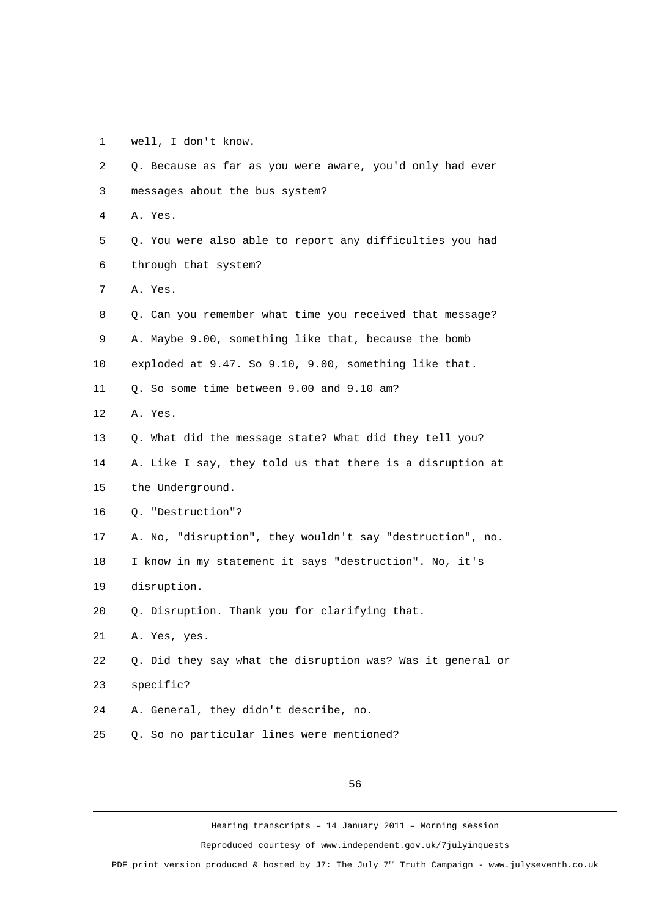1 well, I don't know.

2 Q. Because as far as you were aware, you'd only had ever

3 messages about the bus system?

4 A. Yes.

5 Q. You were also able to report any difficulties you had

6 through that system?

7 A. Yes.

8 Q. Can you remember what time you received that message?

9 A. Maybe 9.00, something like that, because the bomb

10 exploded at 9.47. So 9.10, 9.00, something like that.

11 Q. So some time between 9.00 and 9.10 am?

12 A. Yes.

13 Q. What did the message state? What did they tell you?

14 A. Like I say, they told us that there is a disruption at

15 the Underground.

16 Q. "Destruction"?

17 A. No, "disruption", they wouldn't say "destruction", no.

18 I know in my statement it says "destruction". No, it's

19 disruption.

20 Q. Disruption. Thank you for clarifying that.

21 A. Yes, yes.

22 Q. Did they say what the disruption was? Was it general or

23 specific?

24 A. General, they didn't describe, no.

25 Q. So no particular lines were mentioned?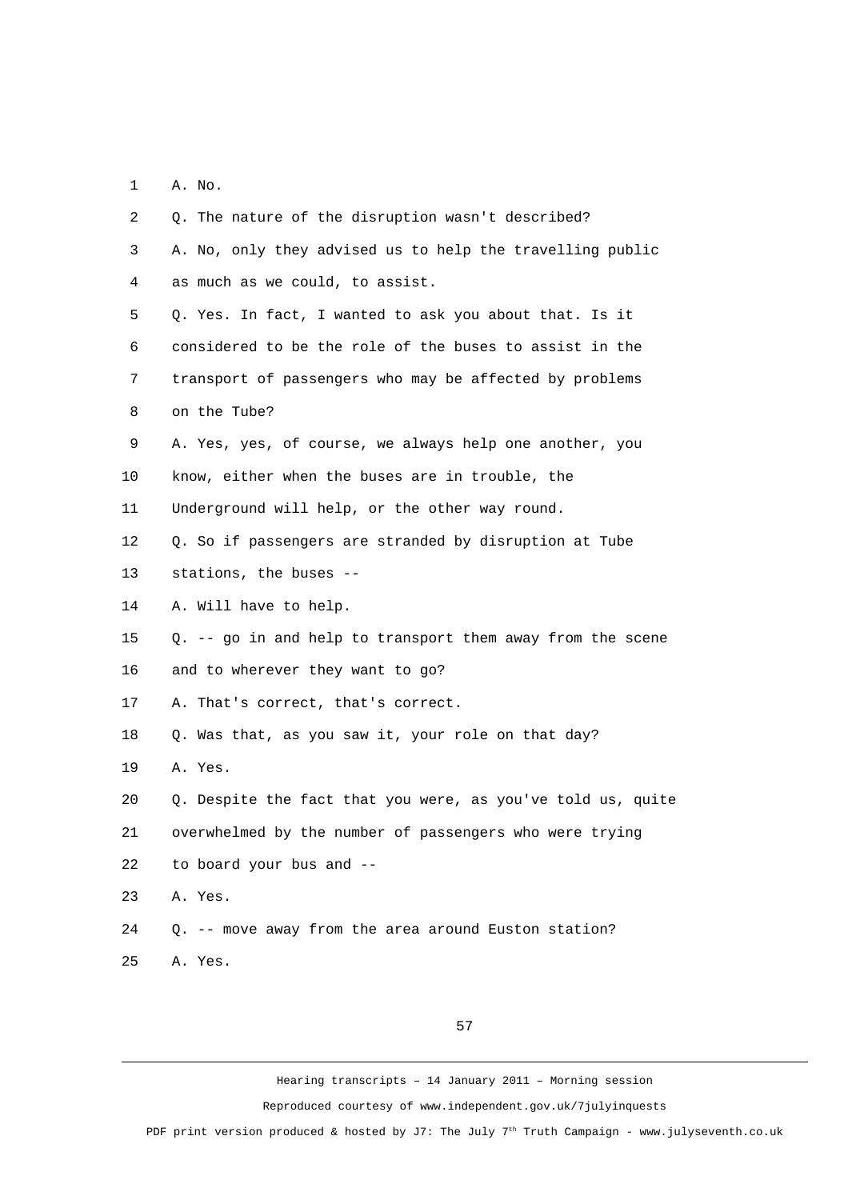1 A. No.

2 Q. The nature of the disruption wasn't described?

3 A. No, only they advised us to help the travelling public

4 as much as we could, to assist.

5 Q. Yes. In fact, I wanted to ask you about that. Is it

6 considered to be the role of the buses to assist in the

7 transport of passengers who may be affected by problems

8 on the Tube?

9 A. Yes, yes, of course, we always help one another, you

10 know, either when the buses are in trouble, the

11 Underground will help, or the other way round.

12 Q. So if passengers are stranded by disruption at Tube

13 stations, the buses --

14 A. Will have to help.

15 Q. -- go in and help to transport them away from the scene

16 and to wherever they want to go?

17 A. That's correct, that's correct.

18 Q. Was that, as you saw it, your role on that day?

19 A. Yes.

20 Q. Despite the fact that you were, as you've told us, quite

21 overwhelmed by the number of passengers who were trying

22 to board your bus and --

23 A. Yes.

24 Q. -- move away from the area around Euston station?

25 A. Yes.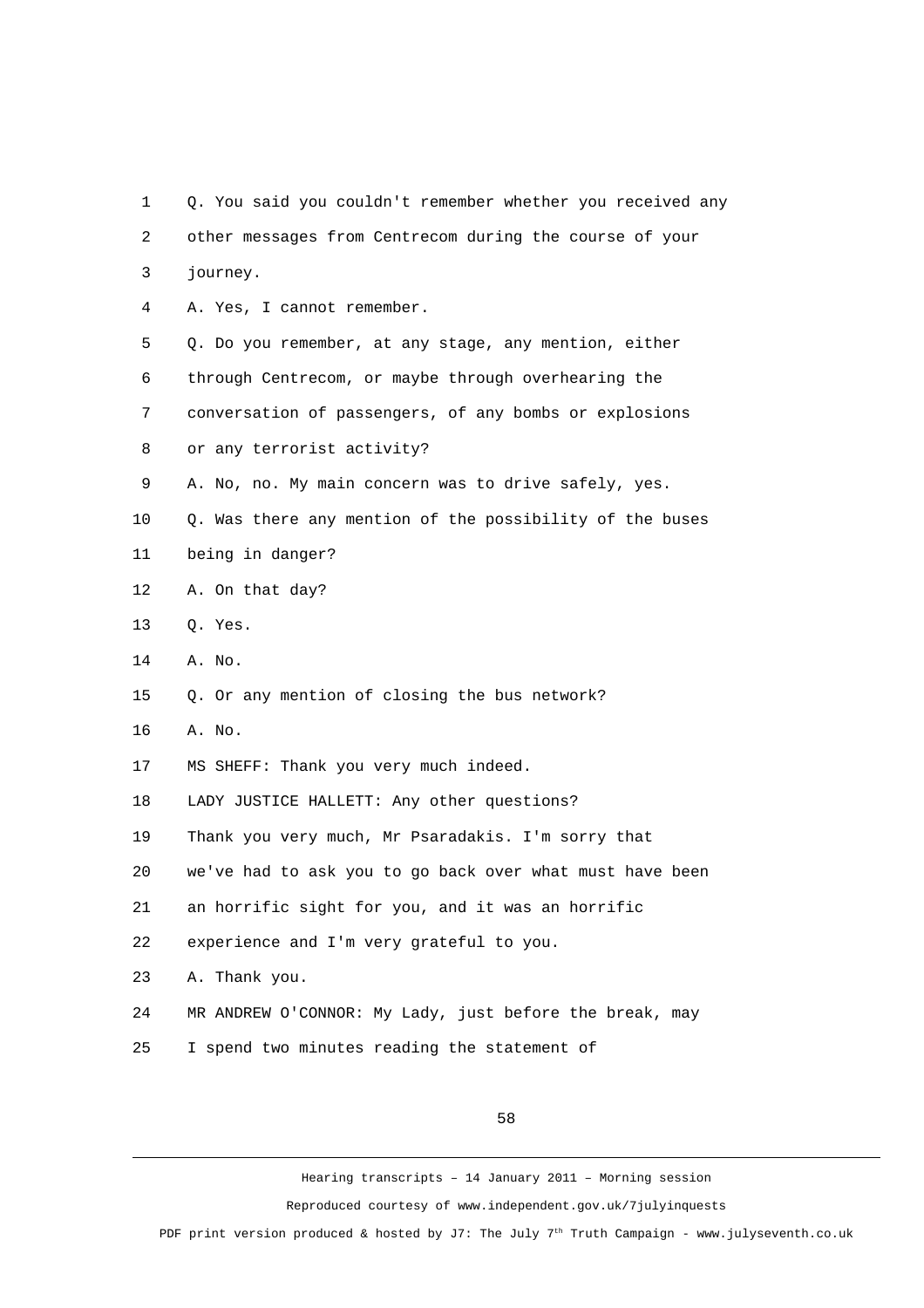Q. You said you couldn't remember whether you received any other messages from Centrecom during the course of your journey.

A. Yes, I cannot remember.

Q. Do you remember, at any stage, any mention, either through Centrecom, or maybe through overhearing the conversation of passengers, of any bombs or explosions or any terrorist activity?

A. No, no. My main concern was to drive safely, yes.

Q. Was there any mention of the possibility of the buses being in danger?

A. On that day?

Q. Yes.

A. No.

Q. Or any mention of closing the bus network?

A. No.

MS SHEFF: Thank you very much indeed.

LADY JUSTICE HALLETT: Any other questions?

Thank you very much, Mr Psaradakis. I'm sorry that we've had to ask you to go back over what must have been an horrific sight for you, and it was an horrific experience and I'm very grateful to you.

A. Thank you.

MR ANDREW O'CONNOR: My Lady, just before the break, may I spend two minutes reading the statement of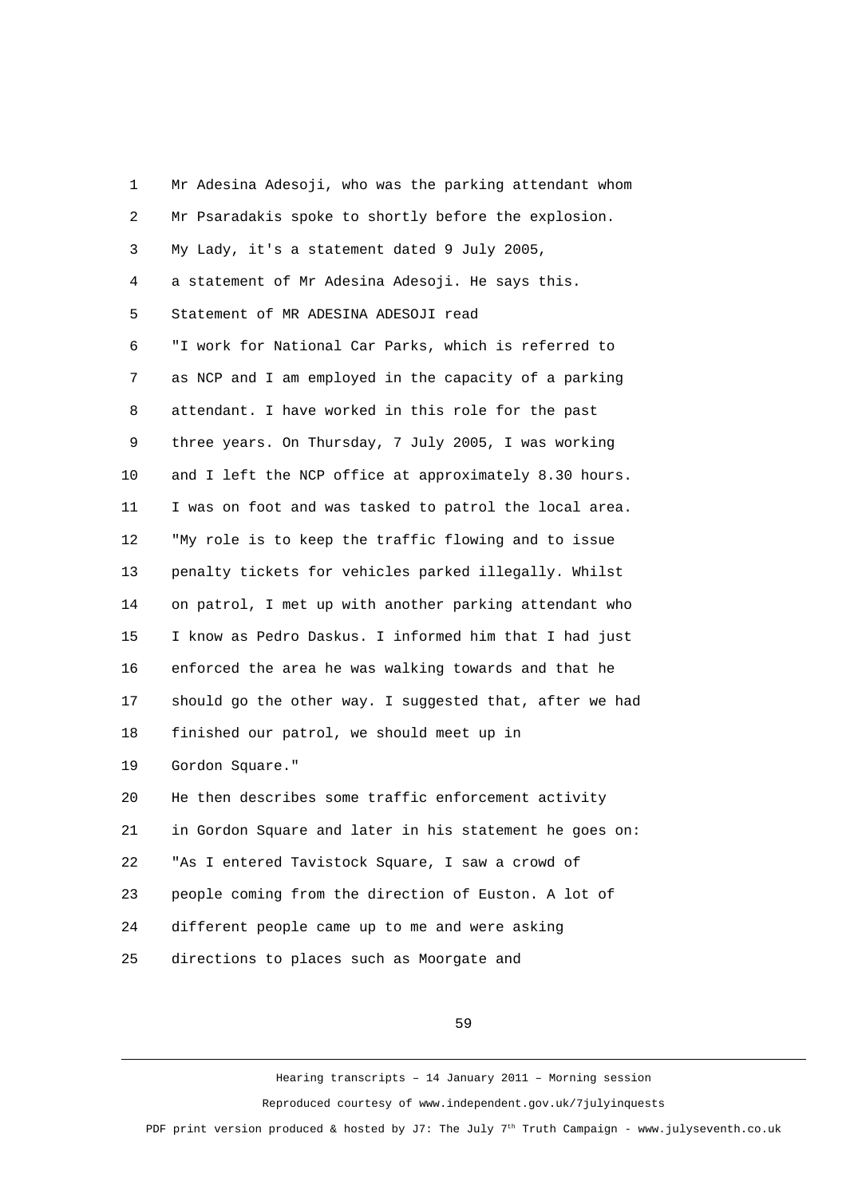Mr Adesina Adesoji, who was the parking attendant whom Mr Psaradakis spoke to shortly before the explosion. My Lady, it's a statement dated 9 July 2005, a statement of Mr Adesina Adesoji. He says this.

Statement of MR ADESINA ADESOJI read

"I work for National Car Parks, which is referred to as NCP and I am employed in the capacity of a parking attendant. I have worked in this role for the past three years. On Thursday, 7 July 2005, I was working and I left the NCP office at approximately 8.30 hours. I was on foot and was tasked to patrol the local area.

"My role is to keep the traffic flowing and to issue penalty tickets for vehicles parked illegally. Whilst on patrol, I met up with another parking attendant who I know as Pedro Daskus. I informed him that I had just enforced the area he was walking towards and that he should go the other way. I suggested that, after we had finished our patrol, we should meet up in Gordon Square."

He then describes some traffic enforcement activity in Gordon Square and later in his statement he goes on:

"As I entered Tavistock Square, I saw a crowd of people coming from the direction of Euston. A lot of different people came up to me and were asking directions to places such as Moorgate and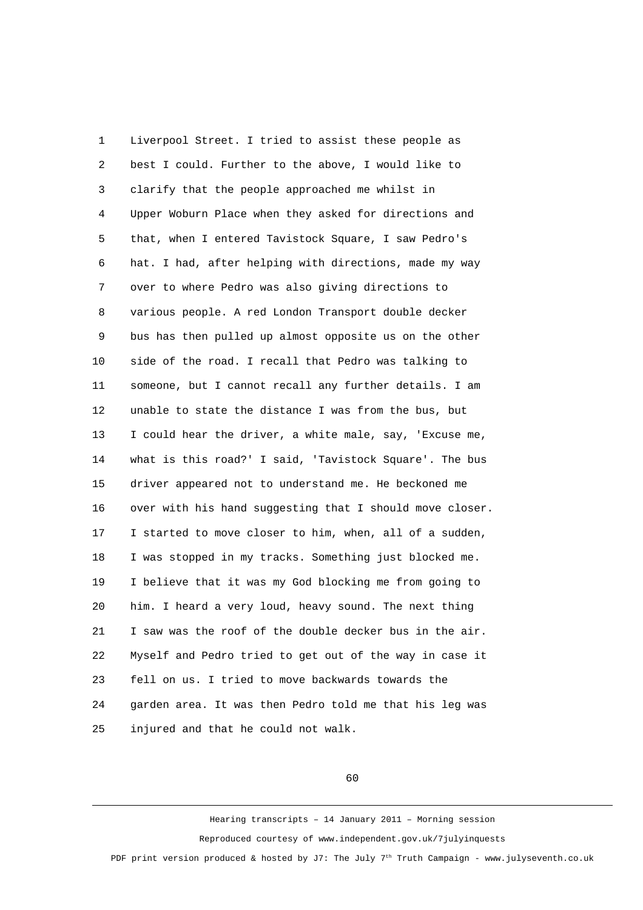Liverpool Street. I tried to assist these people as best I could. Further to the above, I would like to clarify that the people approached me whilst in Upper Woburn Place when they asked for directions and that, when I entered Tavistock Square, I saw Pedro's hat. I had, after helping with directions, made my way over to where Pedro was also giving directions to various people. A red London Transport double decker bus has then pulled up almost opposite us on the other side of the road. I recall that Pedro was talking to someone, but I cannot recall any further details. I am unable to state the distance I was from the bus, but I could hear the driver, a white male, say, 'Excuse me, what is this road?' I said, 'Tavistock Square'. The bus driver appeared not to understand me. He beckoned me over with his hand suggesting that I should move closer. I started to move closer to him, when, all of a sudden, I was stopped in my tracks. Something just blocked me. I believe that it was my God blocking me from going to him. I heard a very loud, heavy sound. The next thing I saw was the roof of the double decker bus in the air. Myself and Pedro tried to get out of the way in case it fell on us. I tried to move backwards towards the garden area. It was then Pedro told me that his leg was injured and that he could not walk.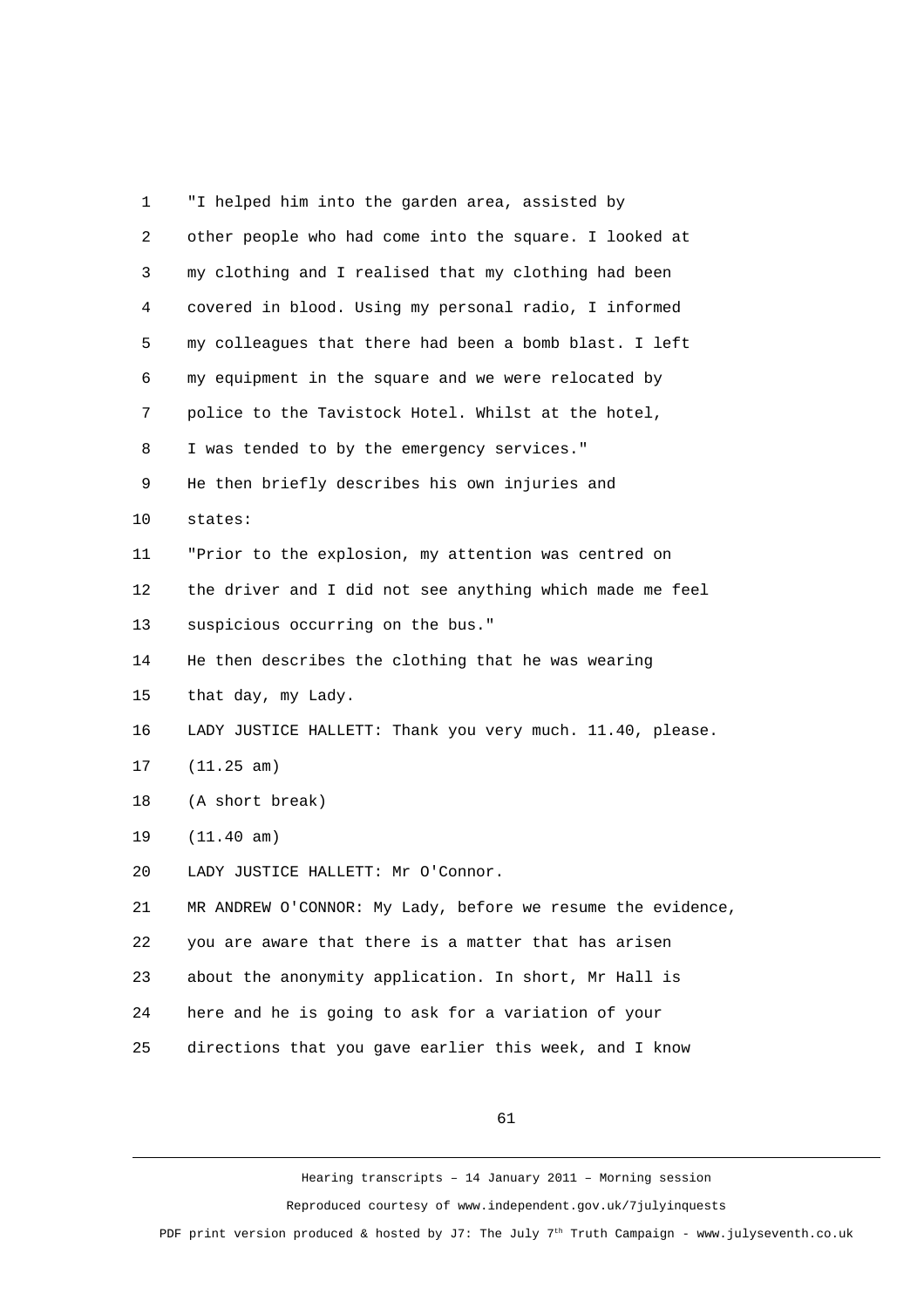"I helped him into the garden area, assisted by other people who had come into the square. I looked at my clothing and I realised that my clothing had been covered in blood. Using my personal radio, I informed my colleagues that there had been a bomb blast. I left my equipment in the square and we were relocated by police to the Tavistock Hotel. Whilst at the hotel, I was tended to by the emergency services."

He then briefly describes his own injuries and states:

"Prior to the explosion, my attention was centred on the driver and I did not see anything which made me feel suspicious occurring on the bus."

He then describes the clothing that he was wearing that day, my Lady.

LADY JUSTICE HALLETT: Thank you very much. 11.40, please.

(11.25 am)

(A short break)

(11.40 am)

LADY JUSTICE HALLETT: Mr O'Connor.

MR ANDREW O'CONNOR: My Lady, before we resume the evidence, you are aware that there is a matter that has arisen about the anonymity application. In short, Mr Hall is here and he is going to ask for a variation of your directions that you gave earlier this week, and I know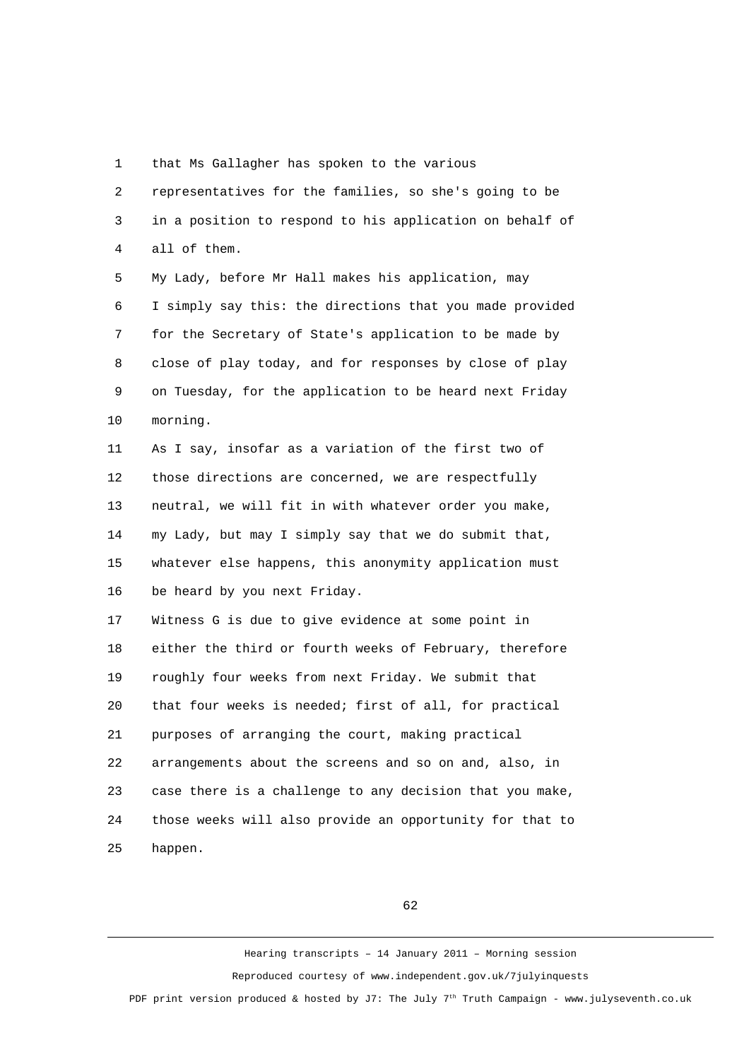1 that Ms Gallagher has spoken to the various
2 representatives for the families, so she's going to be
3 in a position to respond to his application on behalf of
4 all of them.
5 My Lady, before Mr Hall makes his application, may
6 I simply say this: the directions that you made provided
7 for the Secretary of State's application to be made by
8 close of play today, and for responses by close of play
9 on Tuesday, for the application to be heard next Friday
10 morning.
11 As I say, insofar as a variation of the first two of
12 those directions are concerned, we are respectfully
13 neutral, we will fit in with whatever order you make,
14 my Lady, but may I simply say that we do submit that,
15 whatever else happens, this anonymity application must
16 be heard by you next Friday.
17 Witness G is due to give evidence at some point in
18 either the third or fourth weeks of February, therefore
19 roughly four weeks from next Friday. We submit that
20 that four weeks is needed; first of all, for practical
21 purposes of arranging the court, making practical
22 arrangements about the screens and so on and, also, in
23 case there is a challenge to any decision that you make,
24 those weeks will also provide an opportunity for that to
25 happen.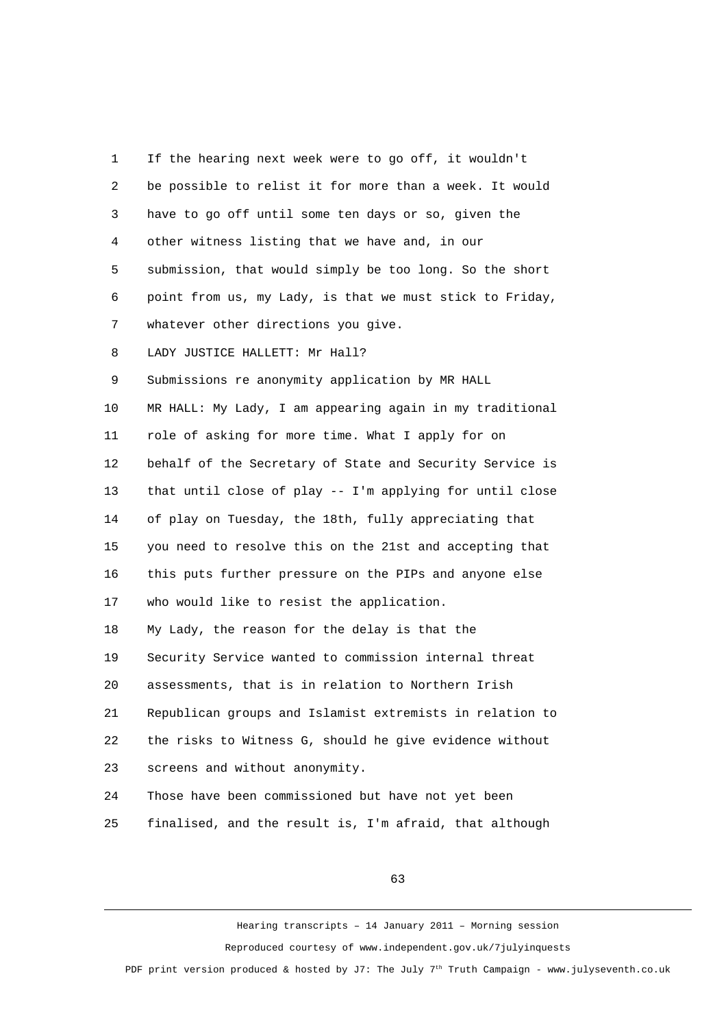If the hearing next week were to go off, it wouldn't be possible to relist it for more than a week. It would have to go off until some ten days or so, given the other witness listing that we have and, in our submission, that would simply be too long. So the short point from us, my Lady, is that we must stick to Friday, whatever other directions you give.

LADY JUSTICE HALLETT: Mr Hall?

Submissions re anonymity application by MR HALL

MR HALL: My Lady, I am appearing again in my traditional role of asking for more time. What I apply for on behalf of the Secretary of State and Security Service is that until close of play -- I'm applying for until close of play on Tuesday, the 18th, fully appreciating that you need to resolve this on the 21st and accepting that this puts further pressure on the PIPs and anyone else who would like to resist the application.

My Lady, the reason for the delay is that the Security Service wanted to commission internal threat assessments, that is in relation to Northern Irish Republican groups and Islamist extremists in relation to the risks to Witness G, should he give evidence without screens and without anonymity.

Those have been commissioned but have not yet been finalised, and the result is, I'm afraid, that although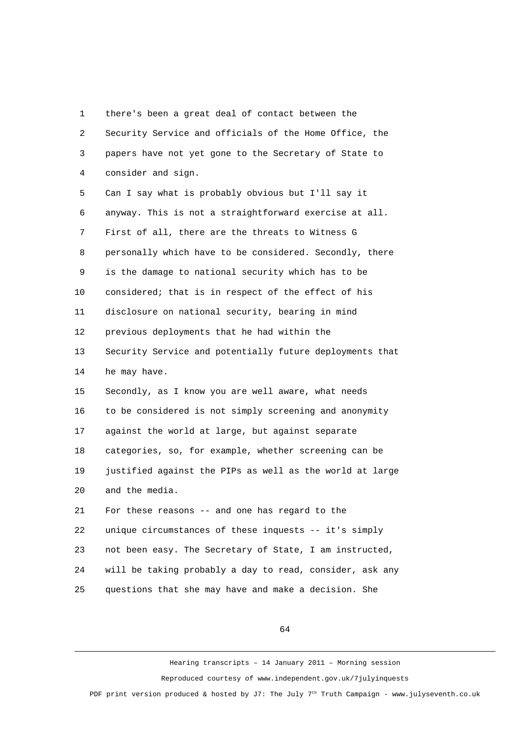there's been a great deal of contact between the Security Service and officials of the Home Office, the papers have not yet gone to the Secretary of State to consider and sign.

Can I say what is probably obvious but I'll say it anyway. This is not a straightforward exercise at all. First of all, there are the threats to Witness G personally which have to be considered. Secondly, there is the damage to national security which has to be considered; that is in respect of the effect of his disclosure on national security, bearing in mind previous deployments that he had within the Security Service and potentially future deployments that he may have.

Secondly, as I know you are well aware, what needs to be considered is not simply screening and anonymity against the world at large, but against separate categories, so, for example, whether screening can be justified against the PIPs as well as the world at large and the media.

For these reasons -- and one has regard to the unique circumstances of these inquests -- it's simply not been easy. The Secretary of State, I am instructed, will be taking probably a day to read, consider, ask any questions that she may have and make a decision. She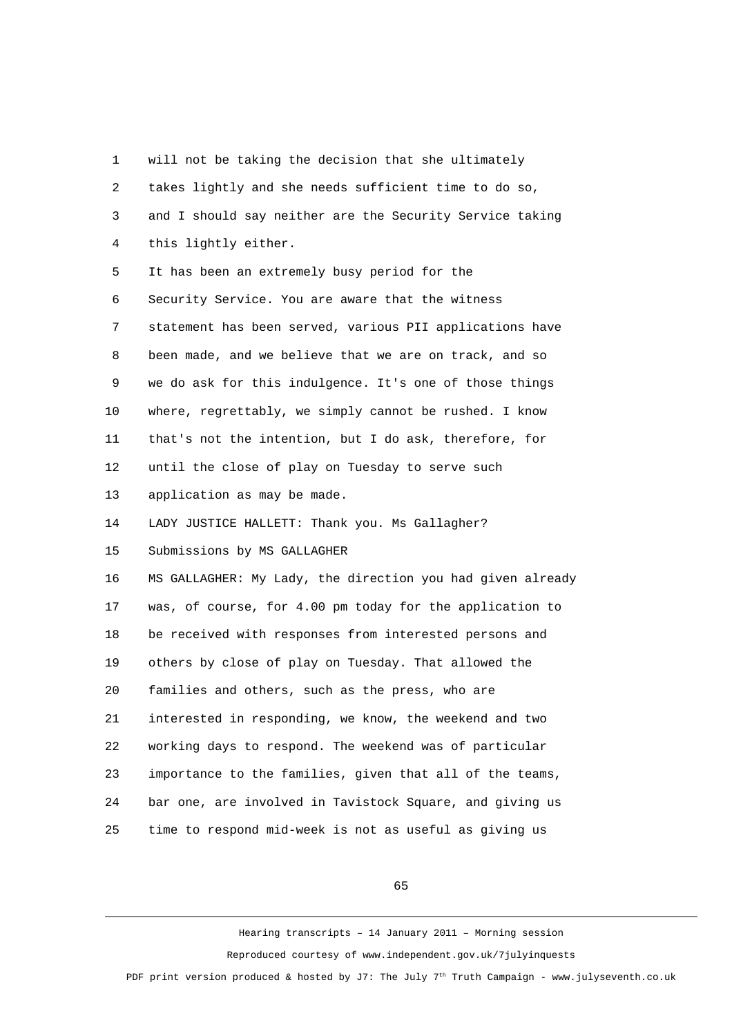will not be taking the decision that she ultimately takes lightly and she needs sufficient time to do so, and I should say neither are the Security Service taking this lightly either.

It has been an extremely busy period for the Security Service. You are aware that the witness statement has been served, various PII applications have been made, and we believe that we are on track, and so we do ask for this indulgence. It's one of those things where, regrettably, we simply cannot be rushed. I know that's not the intention, but I do ask, therefore, for until the close of play on Tuesday to serve such application as may be made.

LADY JUSTICE HALLETT: Thank you. Ms Gallagher?

Submissions by MS GALLAGHER

MS GALLAGHER: My Lady, the direction you had given already was, of course, for 4.00 pm today for the application to be received with responses from interested persons and others by close of play on Tuesday. That allowed the families and others, such as the press, who are interested in responding, we know, the weekend and two working days to respond. The weekend was of particular importance to the families, given that all of the teams, bar one, are involved in Tavistock Square, and giving us time to respond mid-week is not as useful as giving us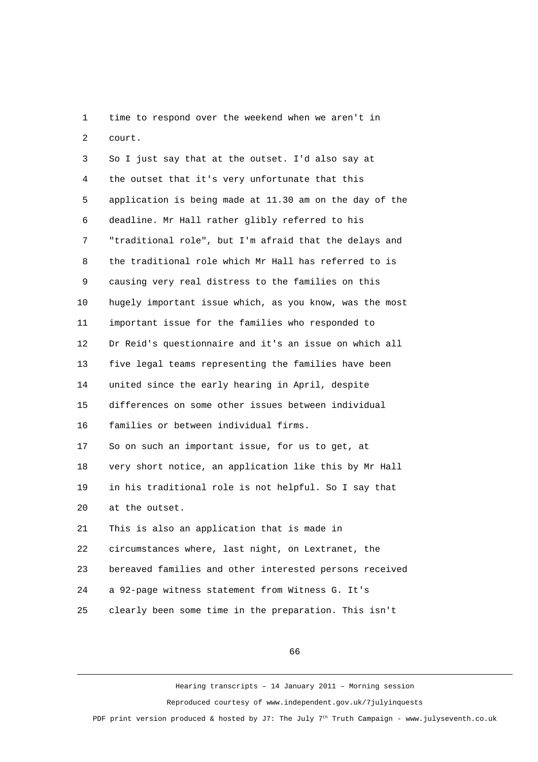time to respond over the weekend when we aren't in court.

So I just say that at the outset. I'd also say at the outset that it's very unfortunate that this application is being made at 11.30 am on the day of the deadline. Mr Hall rather glibly referred to his "traditional role", but I'm afraid that the delays and the traditional role which Mr Hall has referred to is causing very real distress to the families on this hugely important issue which, as you know, was the most important issue for the families who responded to Dr Reid's questionnaire and it's an issue on which all five legal teams representing the families have been united since the early hearing in April, despite differences on some other issues between individual families or between individual firms.

So on such an important issue, for us to get, at very short notice, an application like this by Mr Hall in his traditional role is not helpful. So I say that at the outset.

This is also an application that is made in circumstances where, last night, on Lextranet, the bereaved families and other interested persons received a 92-page witness statement from Witness G. It's clearly been some time in the preparation. This isn't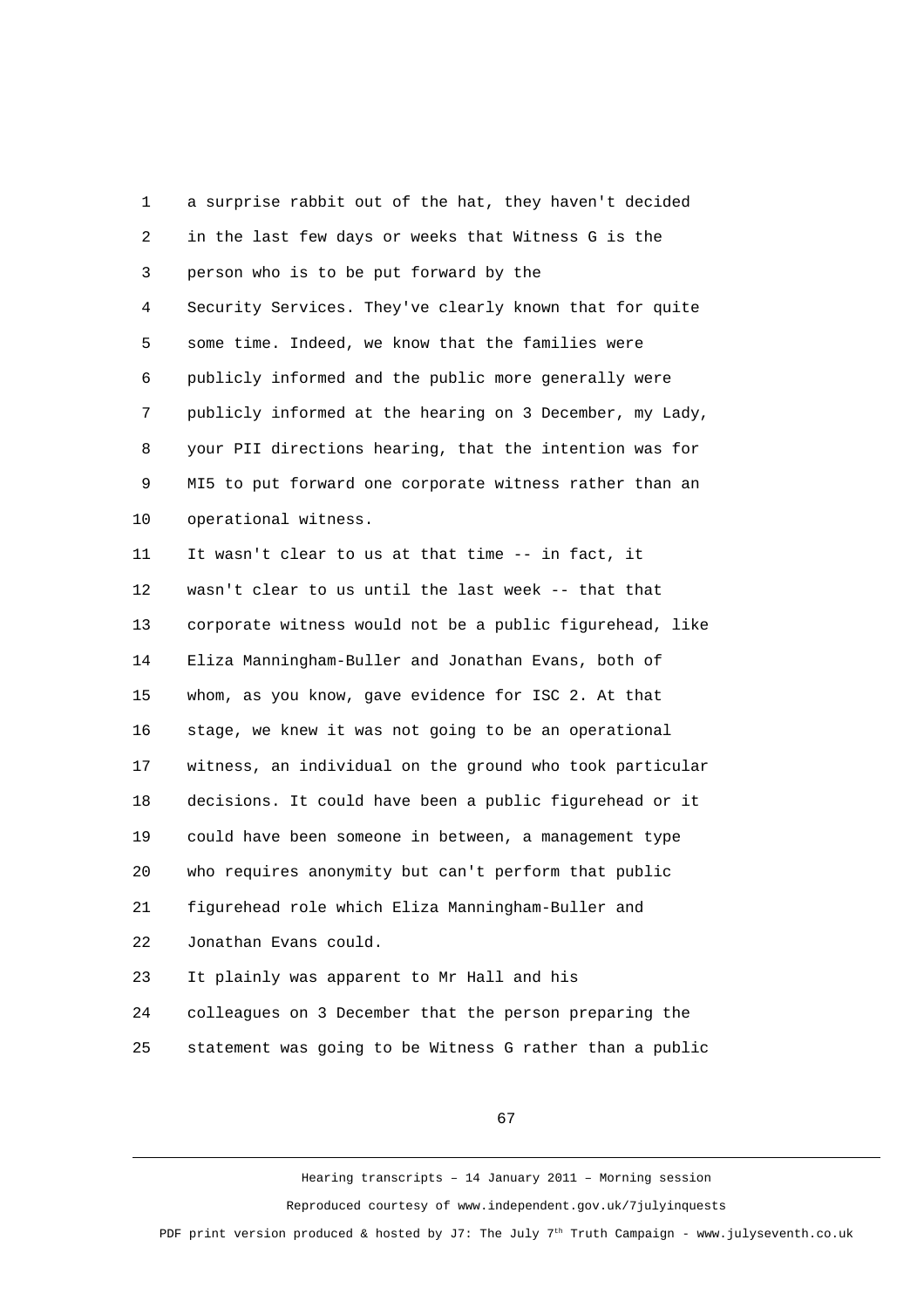a surprise rabbit out of the hat, they haven't decided in the last few days or weeks that Witness G is the person who is to be put forward by the Security Services. They've clearly known that for quite some time. Indeed, we know that the families were publicly informed and the public more generally were publicly informed at the hearing on 3 December, my Lady, your PII directions hearing, that the intention was for MI5 to put forward one corporate witness rather than an operational witness.

It wasn't clear to us at that time -- in fact, it wasn't clear to us until the last week -- that that corporate witness would not be a public figurehead, like Eliza Manningham-Buller and Jonathan Evans, both of whom, as you know, gave evidence for ISC 2. At that stage, we knew it was not going to be an operational witness, an individual on the ground who took particular decisions. It could have been a public figurehead or it could have been someone in between, a management type who requires anonymity but can't perform that public figurehead role which Eliza Manningham-Buller and Jonathan Evans could.

It plainly was apparent to Mr Hall and his colleagues on 3 December that the person preparing the statement was going to be Witness G rather than a public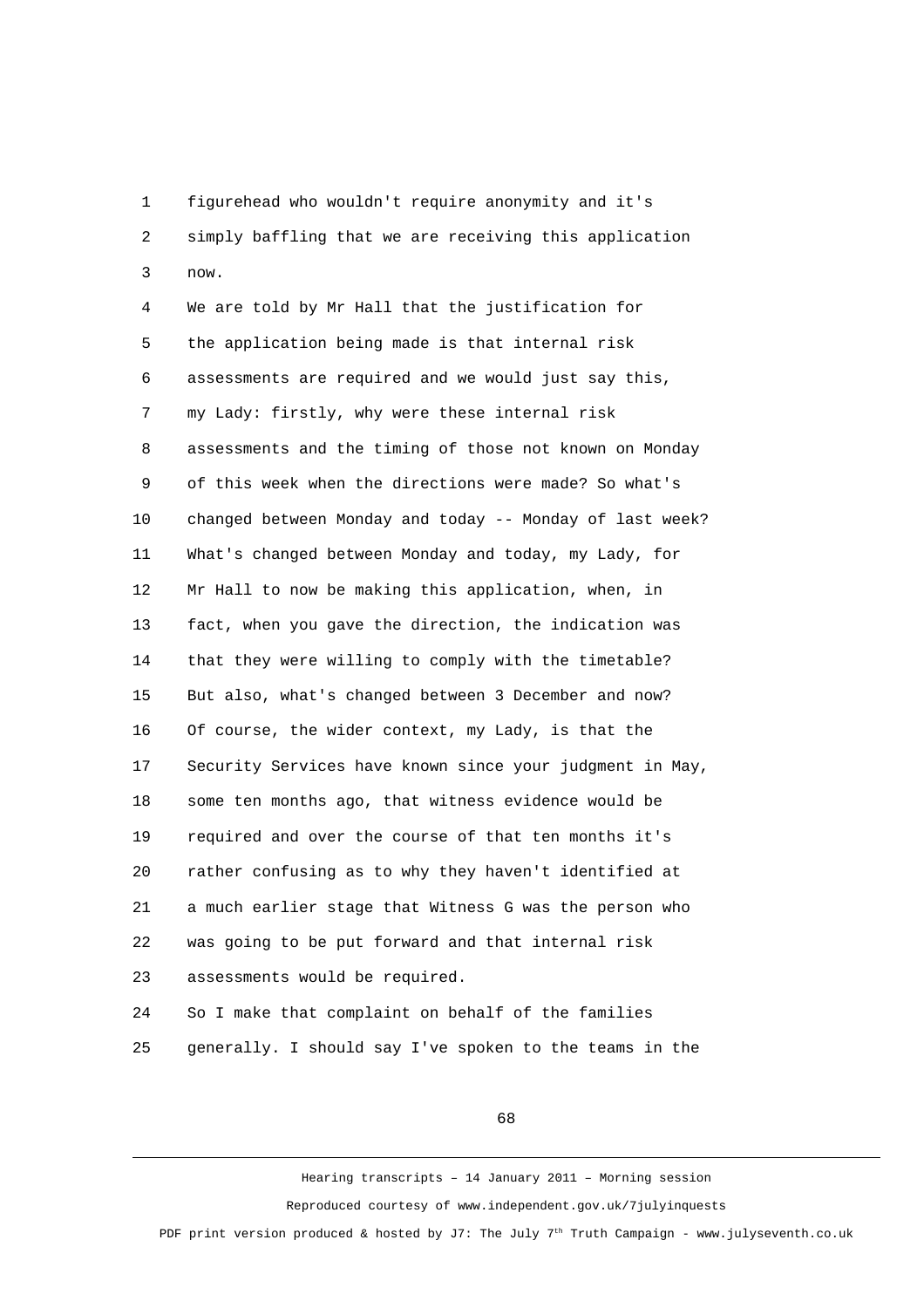figurehead who wouldn't require anonymity and it's simply baffling that we are receiving this application now.

We are told by Mr Hall that the justification for the application being made is that internal risk assessments are required and we would just say this, my Lady: firstly, why were these internal risk assessments and the timing of those not known on Monday of this week when the directions were made? So what's changed between Monday and today -- Monday of last week? What's changed between Monday and today, my Lady, for Mr Hall to now be making this application, when, in fact, when you gave the direction, the indication was that they were willing to comply with the timetable? But also, what's changed between 3 December and now? Of course, the wider context, my Lady, is that the Security Services have known since your judgment in May, some ten months ago, that witness evidence would be required and over the course of that ten months it's rather confusing as to why they haven't identified at a much earlier stage that Witness G was the person who was going to be put forward and that internal risk assessments would be required.

So I make that complaint on behalf of the families generally. I should say I've spoken to the teams in the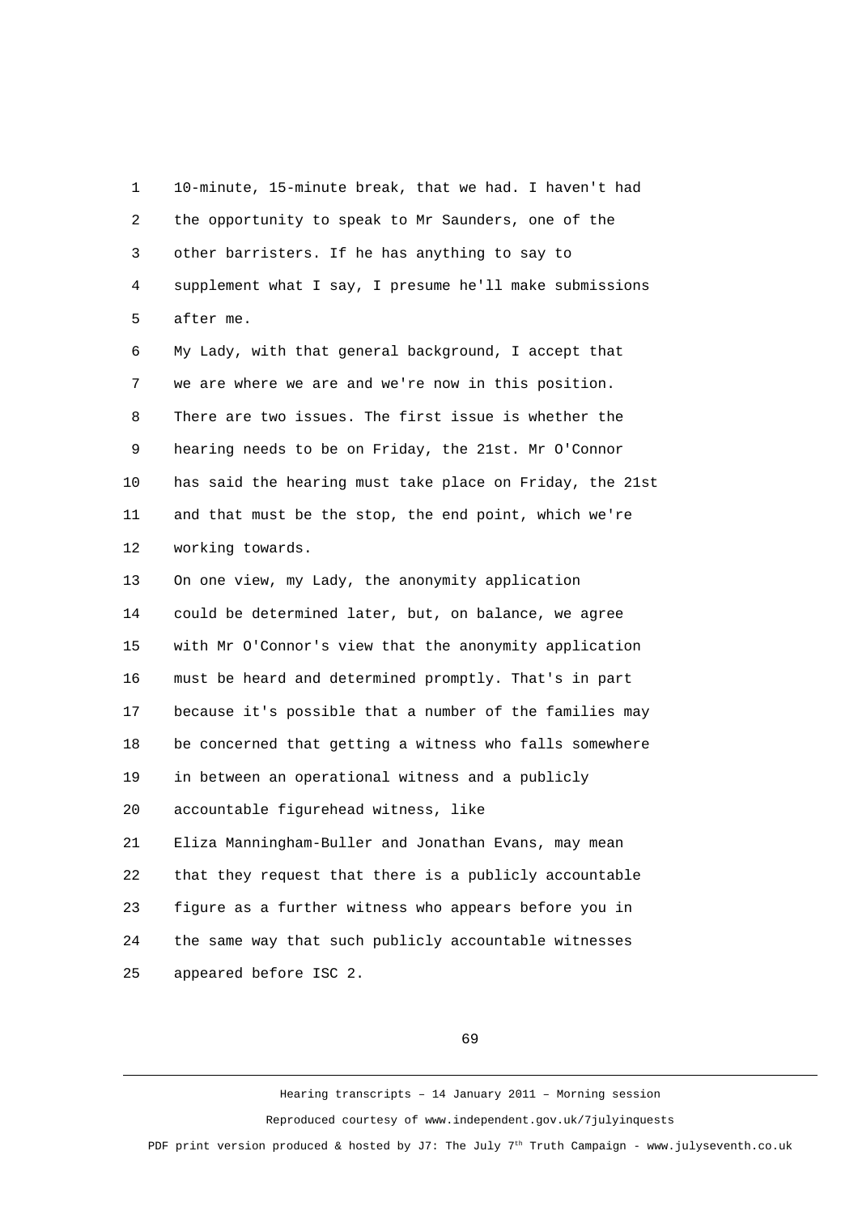10-minute, 15-minute break, that we had. I haven't had the opportunity to speak to Mr Saunders, one of the other barristers. If he has anything to say to supplement what I say, I presume he'll make submissions after me.

My Lady, with that general background, I accept that we are where we are and we're now in this position. There are two issues. The first issue is whether the hearing needs to be on Friday, the 21st. Mr O'Connor has said the hearing must take place on Friday, the 21st and that must be the stop, the end point, which we're working towards.

On one view, my Lady, the anonymity application could be determined later, but, on balance, we agree with Mr O'Connor's view that the anonymity application must be heard and determined promptly. That's in part because it's possible that a number of the families may be concerned that getting a witness who falls somewhere in between an operational witness and a publicly accountable figurehead witness, like Eliza Manningham-Buller and Jonathan Evans, may mean that they request that there is a publicly accountable figure as a further witness who appears before you in the same way that such publicly accountable witnesses appeared before ISC 2.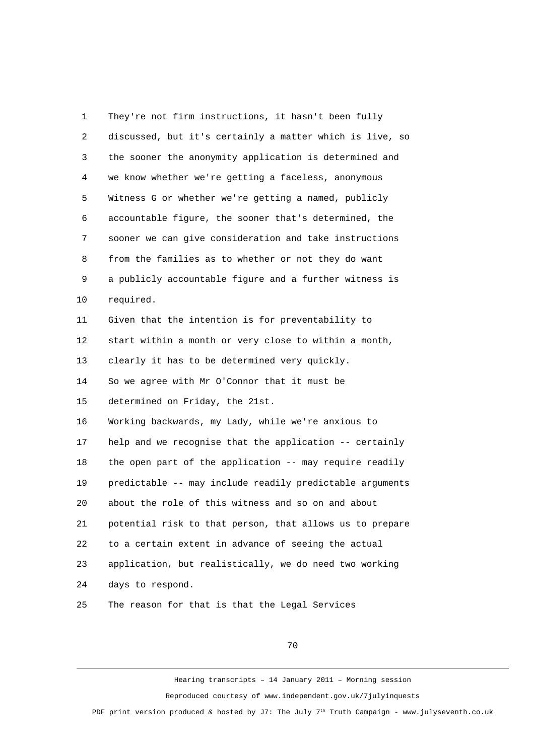They're not firm instructions, it hasn't been fully discussed, but it's certainly a matter which is live, so the sooner the anonymity application is determined and we know whether we're getting a faceless, anonymous Witness G or whether we're getting a named, publicly accountable figure, the sooner that's determined, the sooner we can give consideration and take instructions from the families as to whether or not they do want a publicly accountable figure and a further witness is required.

Given that the intention is for preventability to start within a month or very close to within a month, clearly it has to be determined very quickly.

So we agree with Mr O'Connor that it must be determined on Friday, the 21st.

Working backwards, my Lady, while we're anxious to help and we recognise that the application -- certainly the open part of the application -- may require readily predictable -- may include readily predictable arguments about the role of this witness and so on and about potential risk to that person, that allows us to prepare to a certain extent in advance of seeing the actual application, but realistically, we do need two working days to respond.

The reason for that is that the Legal Services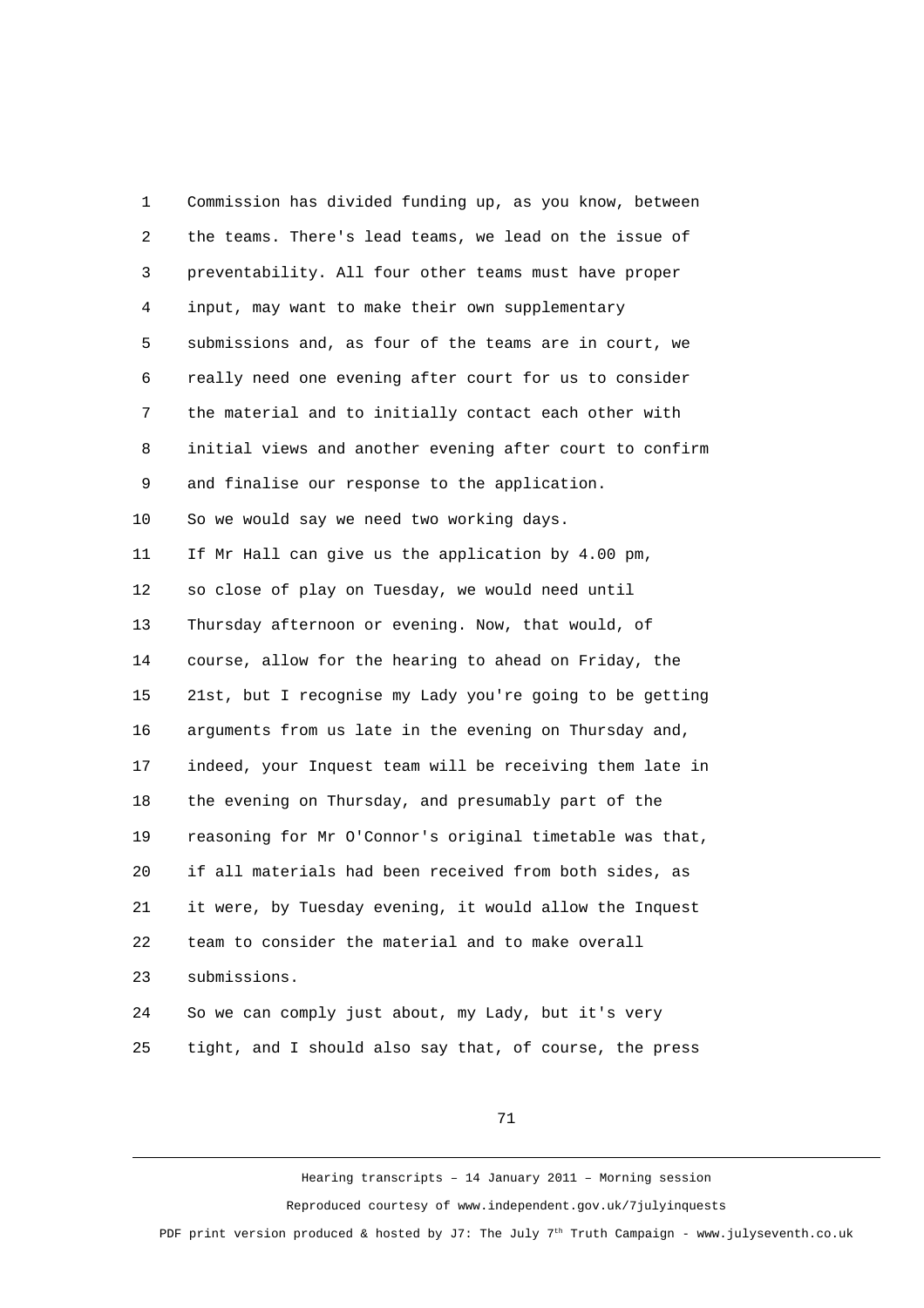Commission has divided funding up, as you know, between the teams. There's lead teams, we lead on the issue of preventability. All four other teams must have proper input, may want to make their own supplementary submissions and, as four of the teams are in court, we really need one evening after court for us to consider the material and to initially contact each other with initial views and another evening after court to confirm and finalise our response to the application.

So we would say we need two working days.

If Mr Hall can give us the application by 4.00 pm, so close of play on Tuesday, we would need until Thursday afternoon or evening. Now, that would, of course, allow for the hearing to ahead on Friday, the 21st, but I recognise my Lady you're going to be getting arguments from us late in the evening on Thursday and, indeed, your Inquest team will be receiving them late in the evening on Thursday, and presumably part of the reasoning for Mr O'Connor's original timetable was that, if all materials had been received from both sides, as it were, by Tuesday evening, it would allow the Inquest team to consider the material and to make overall submissions.

So we can comply just about, my Lady, but it's very tight, and I should also say that, of course, the press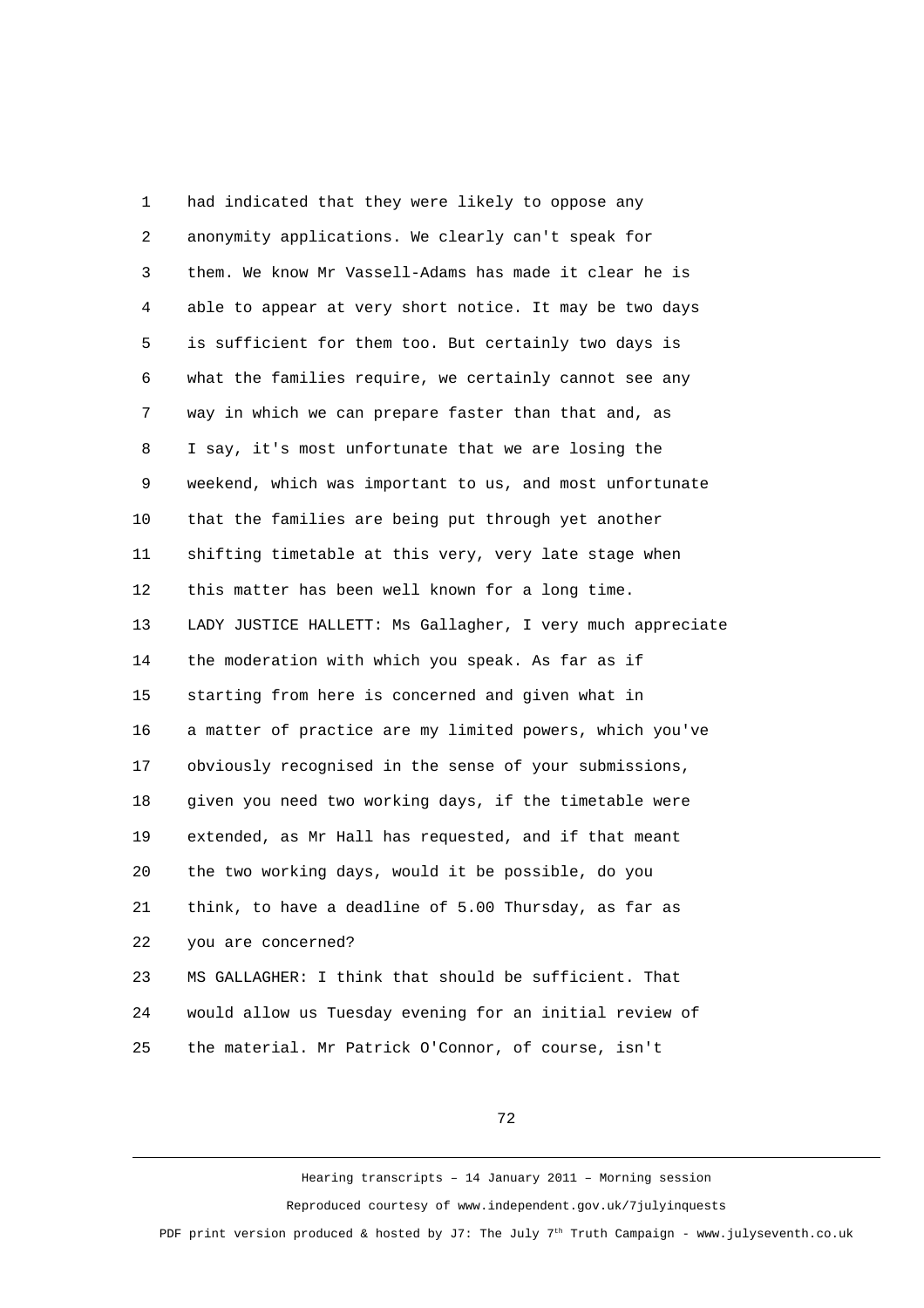had indicated that they were likely to oppose any anonymity applications. We clearly can't speak for them. We know Mr Vassell-Adams has made it clear he is able to appear at very short notice. It may be two days is sufficient for them too. But certainly two days is what the families require, we certainly cannot see any way in which we can prepare faster than that and, as I say, it's most unfortunate that we are losing the weekend, which was important to us, and most unfortunate that the families are being put through yet another shifting timetable at this very, very late stage when this matter has been well known for a long time.

LADY JUSTICE HALLETT: Ms Gallagher, I very much appreciate the moderation with which you speak. As far as if starting from here is concerned and given what in a matter of practice are my limited powers, which you've obviously recognised in the sense of your submissions, given you need two working days, if the timetable were extended, as Mr Hall has requested, and if that meant the two working days, would it be possible, do you think, to have a deadline of 5.00 Thursday, as far as you are concerned?

MS GALLAGHER: I think that should be sufficient. That would allow us Tuesday evening for an initial review of the material. Mr Patrick O'Connor, of course, isn't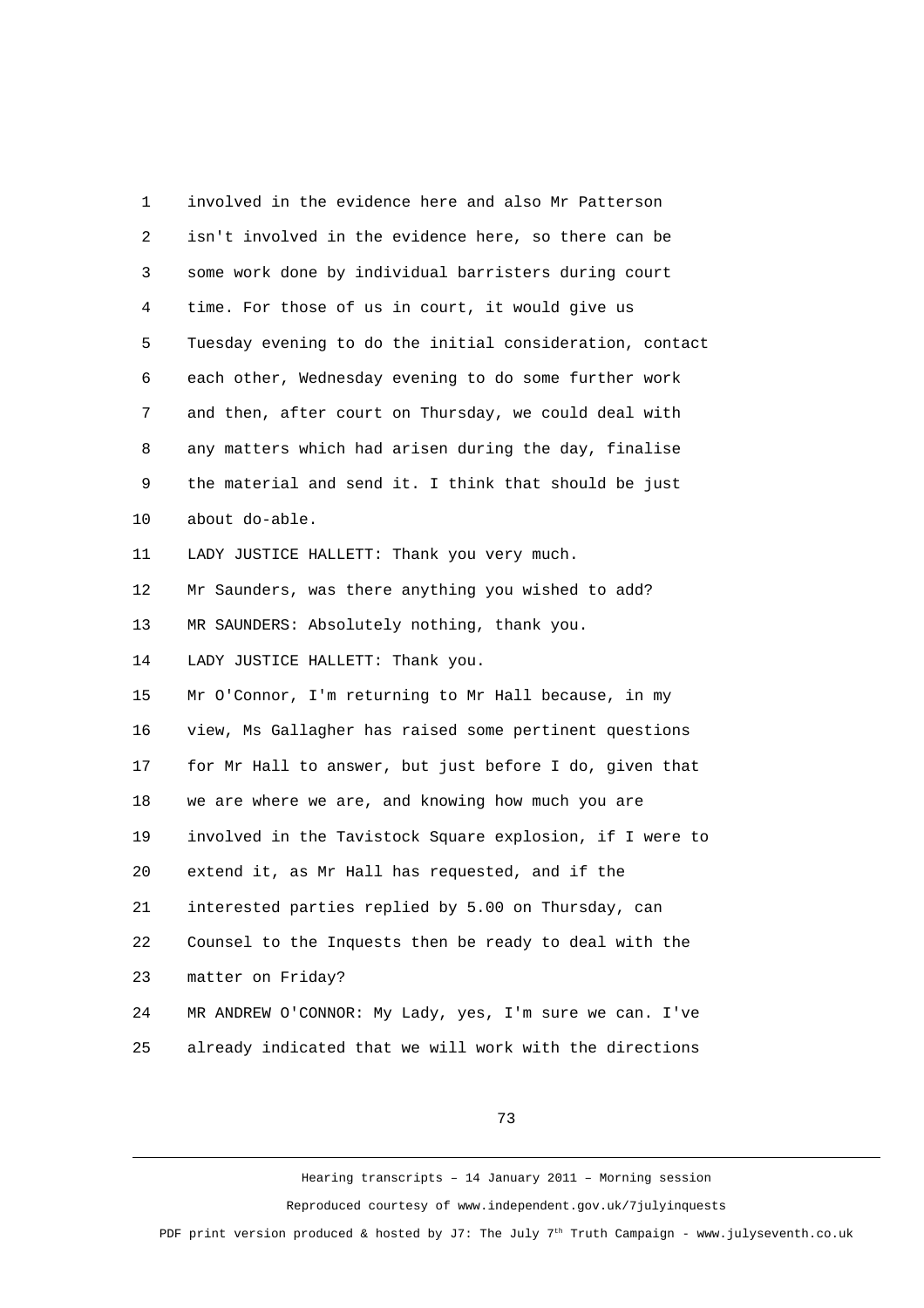involved in the evidence here and also Mr Patterson isn't involved in the evidence here, so there can be some work done by individual barristers during court time. For those of us in court, it would give us Tuesday evening to do the initial consideration, contact each other, Wednesday evening to do some further work and then, after court on Thursday, we could deal with any matters which had arisen during the day, finalise the material and send it. I think that should be just about do-able.

LADY JUSTICE HALLETT: Thank you very much.

Mr Saunders, was there anything you wished to add?

MR SAUNDERS: Absolutely nothing, thank you.

LADY JUSTICE HALLETT: Thank you.

Mr O'Connor, I'm returning to Mr Hall because, in my view, Ms Gallagher has raised some pertinent questions for Mr Hall to answer, but just before I do, given that we are where we are, and knowing how much you are involved in the Tavistock Square explosion, if I were to extend it, as Mr Hall has requested, and if the interested parties replied by 5.00 on Thursday, can Counsel to the Inquests then be ready to deal with the matter on Friday?

MR ANDREW O'CONNOR: My Lady, yes, I'm sure we can. I've already indicated that we will work with the directions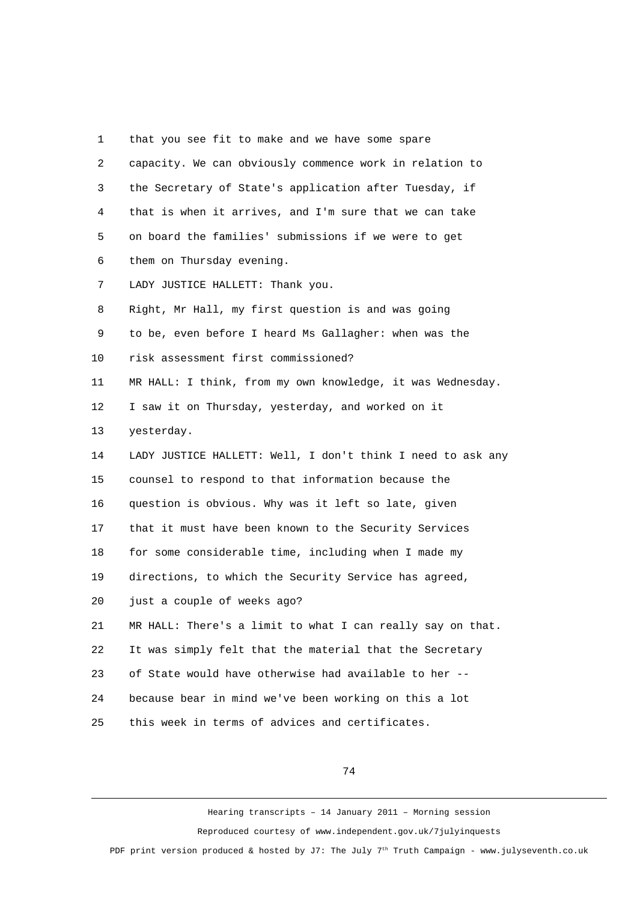1 that you see fit to make and we have some spare
2 capacity. We can obviously commence work in relation to
3 the Secretary of State's application after Tuesday, if
4 that is when it arrives, and I'm sure that we can take
5 on board the families' submissions if we were to get
6 them on Thursday evening.
7 LADY JUSTICE HALLETT: Thank you.
8 Right, Mr Hall, my first question is and was going
9 to be, even before I heard Ms Gallagher: when was the
10 risk assessment first commissioned?
11 MR HALL: I think, from my own knowledge, it was Wednesday.
12 I saw it on Thursday, yesterday, and worked on it
13 yesterday.
14 LADY JUSTICE HALLETT: Well, I don't think I need to ask any
15 counsel to respond to that information because the
16 question is obvious. Why was it left so late, given
17 that it must have been known to the Security Services
18 for some considerable time, including when I made my
19 directions, to which the Security Service has agreed,
20 just a couple of weeks ago?
21 MR HALL: There's a limit to what I can really say on that.
22 It was simply felt that the material that the Secretary
23 of State would have otherwise had available to her --
24 because bear in mind we've been working on this a lot
25 this week in terms of advices and certificates.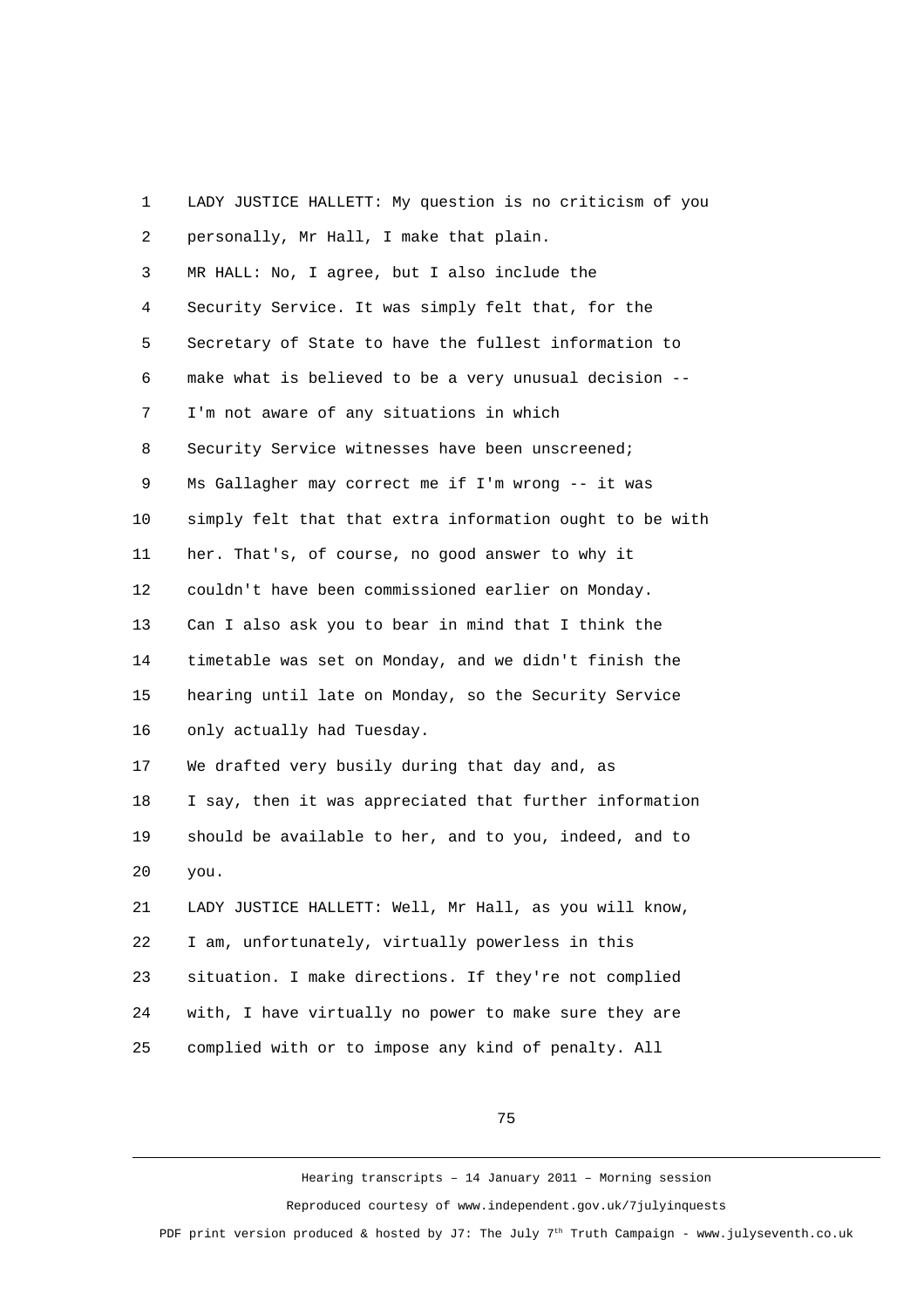LADY JUSTICE HALLETT: My question is no criticism of you personally, Mr Hall, I make that plain.

MR HALL: No, I agree, but I also include the Security Service. It was simply felt that, for the Secretary of State to have the fullest information to make what is believed to be a very unusual decision -- I'm not aware of any situations in which Security Service witnesses have been unscreened; Ms Gallagher may correct me if I'm wrong -- it was simply felt that that extra information ought to be with her. That's, of course, no good answer to why it couldn't have been commissioned earlier on Monday. Can I also ask you to bear in mind that I think the timetable was set on Monday, and we didn't finish the hearing until late on Monday, so the Security Service only actually had Tuesday.

We drafted very busily during that day and, as I say, then it was appreciated that further information should be available to her, and to you, indeed, and to you.

LADY JUSTICE HALLETT: Well, Mr Hall, as you will know, I am, unfortunately, virtually powerless in this situation. I make directions. If they're not complied with, I have virtually no power to make sure they are complied with or to impose any kind of penalty. All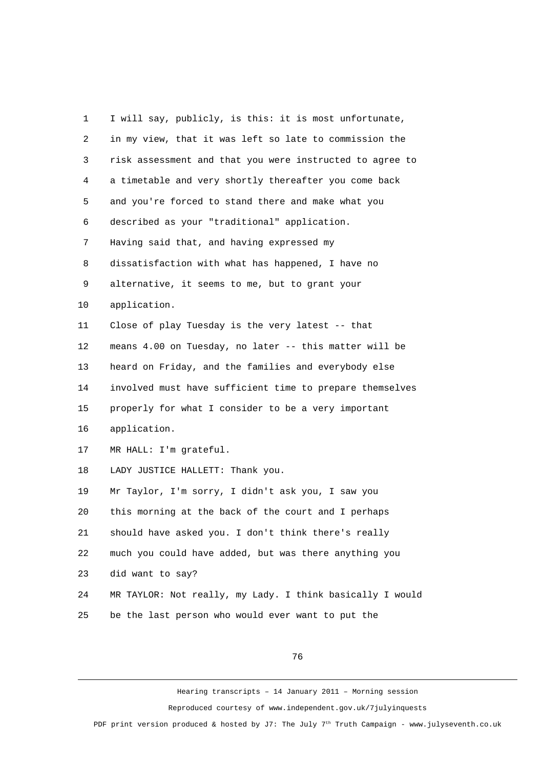I will say, publicly, is this: it is most unfortunate, in my view, that it was left so late to commission the risk assessment and that you were instructed to agree to a timetable and very shortly thereafter you come back and you're forced to stand there and make what you described as your "traditional" application.

Having said that, and having expressed my dissatisfaction with what has happened, I have no alternative, it seems to me, but to grant your application.

Close of play Tuesday is the very latest -- that means 4.00 on Tuesday, no later -- this matter will be heard on Friday, and the families and everybody else involved must have sufficient time to prepare themselves properly for what I consider to be a very important application.

MR HALL: I'm grateful.

LADY JUSTICE HALLETT: Thank you.

Mr Taylor, I'm sorry, I didn't ask you, I saw you this morning at the back of the court and I perhaps should have asked you. I don't think there's really much you could have added, but was there anything you did want to say?

MR TAYLOR: Not really, my Lady. I think basically I would be the last person who would ever want to put the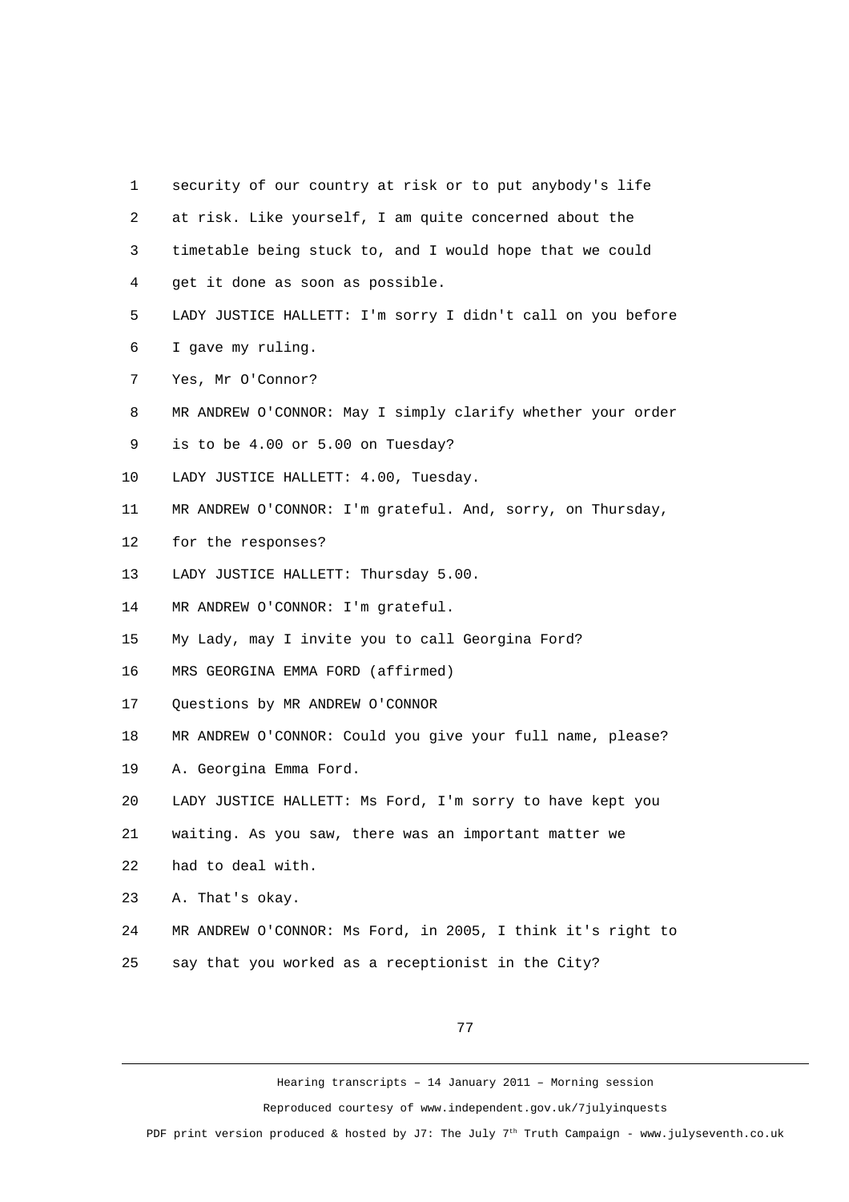security of our country at risk or to put anybody's life at risk. Like yourself, I am quite concerned about the timetable being stuck to, and I would hope that we could get it done as soon as possible.

LADY JUSTICE HALLETT: I'm sorry I didn't call on you before I gave my ruling.

Yes, Mr O'Connor?

MR ANDREW O'CONNOR: May I simply clarify whether your order is to be 4.00 or 5.00 on Tuesday?

LADY JUSTICE HALLETT: 4.00, Tuesday.

MR ANDREW O'CONNOR: I'm grateful. And, sorry, on Thursday, for the responses?

LADY JUSTICE HALLETT: Thursday 5.00.

MR ANDREW O'CONNOR: I'm grateful.

My Lady, may I invite you to call Georgina Ford?

MRS GEORGINA EMMA FORD (affirmed)

Questions by MR ANDREW O'CONNOR

MR ANDREW O'CONNOR: Could you give your full name, please?

A. Georgina Emma Ford.

LADY JUSTICE HALLETT: Ms Ford, I'm sorry to have kept you waiting. As you saw, there was an important matter we had to deal with.

A. That's okay.

MR ANDREW O'CONNOR: Ms Ford, in 2005, I think it's right to say that you worked as a receptionist in the City?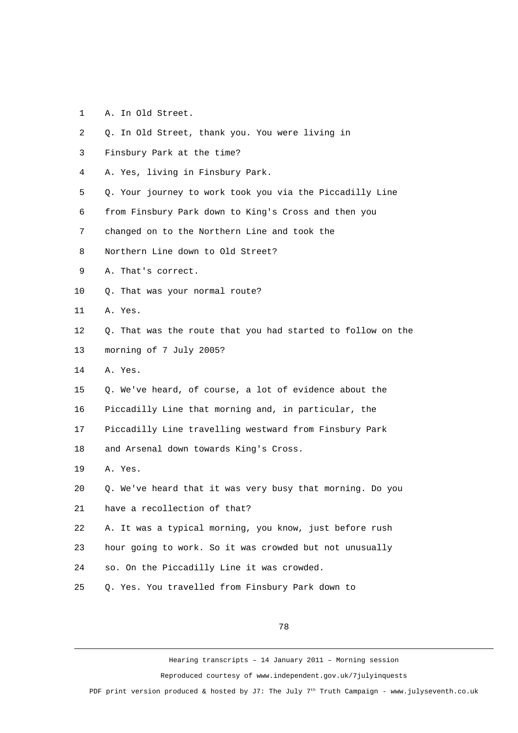1 A. In Old Street.

2 Q. In Old Street, thank you. You were living in

3 Finsbury Park at the time?

4 A. Yes, living in Finsbury Park.

5 Q. Your journey to work took you via the Piccadilly Line

6 from Finsbury Park down to King's Cross and then you

7 changed on to the Northern Line and took the

8 Northern Line down to Old Street?

9 A. That's correct.

10 Q. That was your normal route?

11 A. Yes.

12 Q. That was the route that you had started to follow on the

13 morning of 7 July 2005?

14 A. Yes.

15 Q. We've heard, of course, a lot of evidence about the

16 Piccadilly Line that morning and, in particular, the

17 Piccadilly Line travelling westward from Finsbury Park

18 and Arsenal down towards King's Cross.

19 A. Yes.

20 Q. We've heard that it was very busy that morning. Do you

21 have a recollection of that?

22 A. It was a typical morning, you know, just before rush

23 hour going to work. So it was crowded but not unusually

24 so. On the Piccadilly Line it was crowded.

25 Q. Yes. You travelled from Finsbury Park down to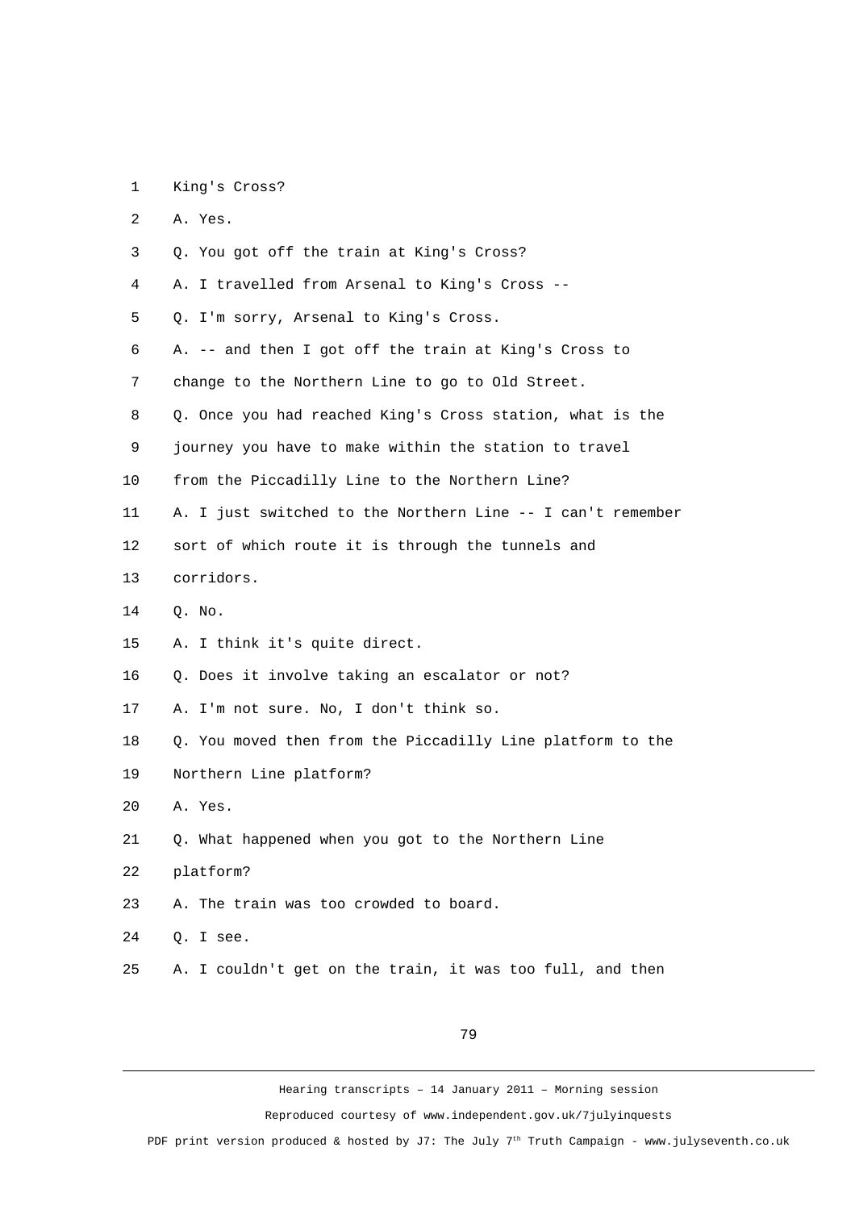King's Cross?

A. Yes.

Q. You got off the train at King's Cross?

A. I travelled from Arsenal to King's Cross --

Q. I'm sorry, Arsenal to King's Cross.

A. -- and then I got off the train at King's Cross to change to the Northern Line to go to Old Street.

Q. Once you had reached King's Cross station, what is the journey you have to make within the station to travel from the Piccadilly Line to the Northern Line?

A. I just switched to the Northern Line -- I can't remember sort of which route it is through the tunnels and corridors.

Q. No.

A. I think it's quite direct.

Q. Does it involve taking an escalator or not?

A. I'm not sure. No, I don't think so.

Q. You moved then from the Piccadilly Line platform to the Northern Line platform?

A. Yes.

Q. What happened when you got to the Northern Line platform?

A. The train was too crowded to board.

Q. I see.

A. I couldn't get on the train, it was too full, and then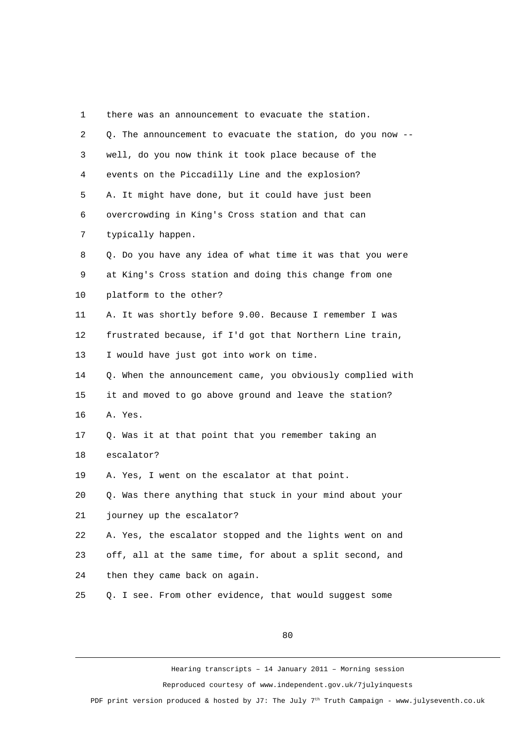there was an announcement to evacuate the station.

Q. The announcement to evacuate the station, do you now -- well, do you now think it took place because of the events on the Piccadilly Line and the explosion?

A. It might have done, but it could have just been overcrowding in King's Cross station and that can typically happen.

Q. Do you have any idea of what time it was that you were at King's Cross station and doing this change from one platform to the other?

A. It was shortly before 9.00. Because I remember I was frustrated because, if I'd got that Northern Line train, I would have just got into work on time.

Q. When the announcement came, you obviously complied with it and moved to go above ground and leave the station?

A. Yes.

Q. Was it at that point that you remember taking an escalator?

A. Yes, I went on the escalator at that point.

Q. Was there anything that stuck in your mind about your journey up the escalator?

A. Yes, the escalator stopped and the lights went on and off, all at the same time, for about a split second, and then they came back on again.

Q. I see. From other evidence, that would suggest some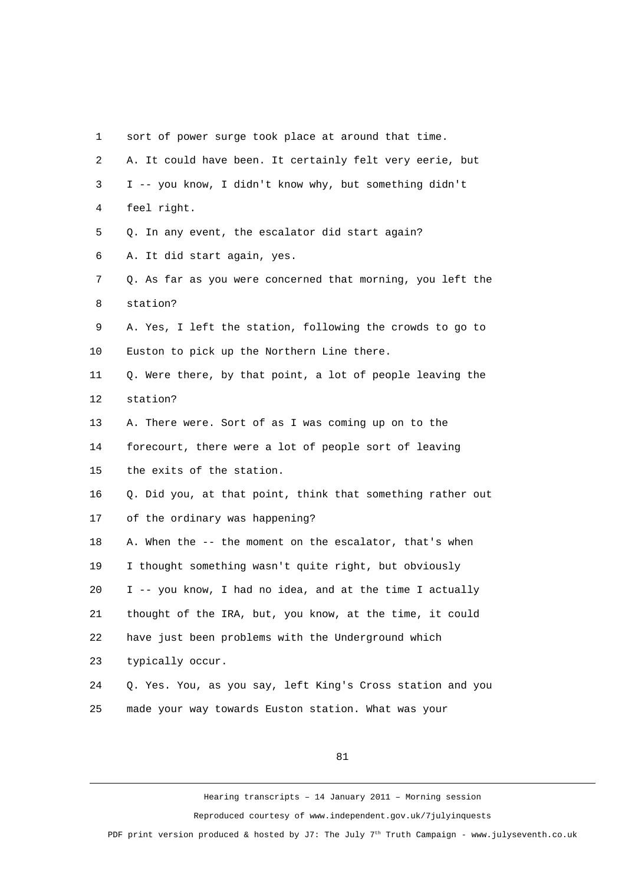sort of power surge took place at around that time.

A. It could have been. It certainly felt very eerie, but I -- you know, I didn't know why, but something didn't feel right.

Q. In any event, the escalator did start again?

A. It did start again, yes.

Q. As far as you were concerned that morning, you left the station?

A. Yes, I left the station, following the crowds to go to Euston to pick up the Northern Line there.

Q. Were there, by that point, a lot of people leaving the station?

A. There were. Sort of as I was coming up on to the forecourt, there were a lot of people sort of leaving the exits of the station.

Q. Did you, at that point, think that something rather out of the ordinary was happening?

A. When the -- the moment on the escalator, that's when I thought something wasn't quite right, but obviously I -- you know, I had no idea, and at the time I actually thought of the IRA, but, you know, at the time, it could have just been problems with the Underground which typically occur.

Q. Yes. You, as you say, left King's Cross station and you made your way towards Euston station. What was your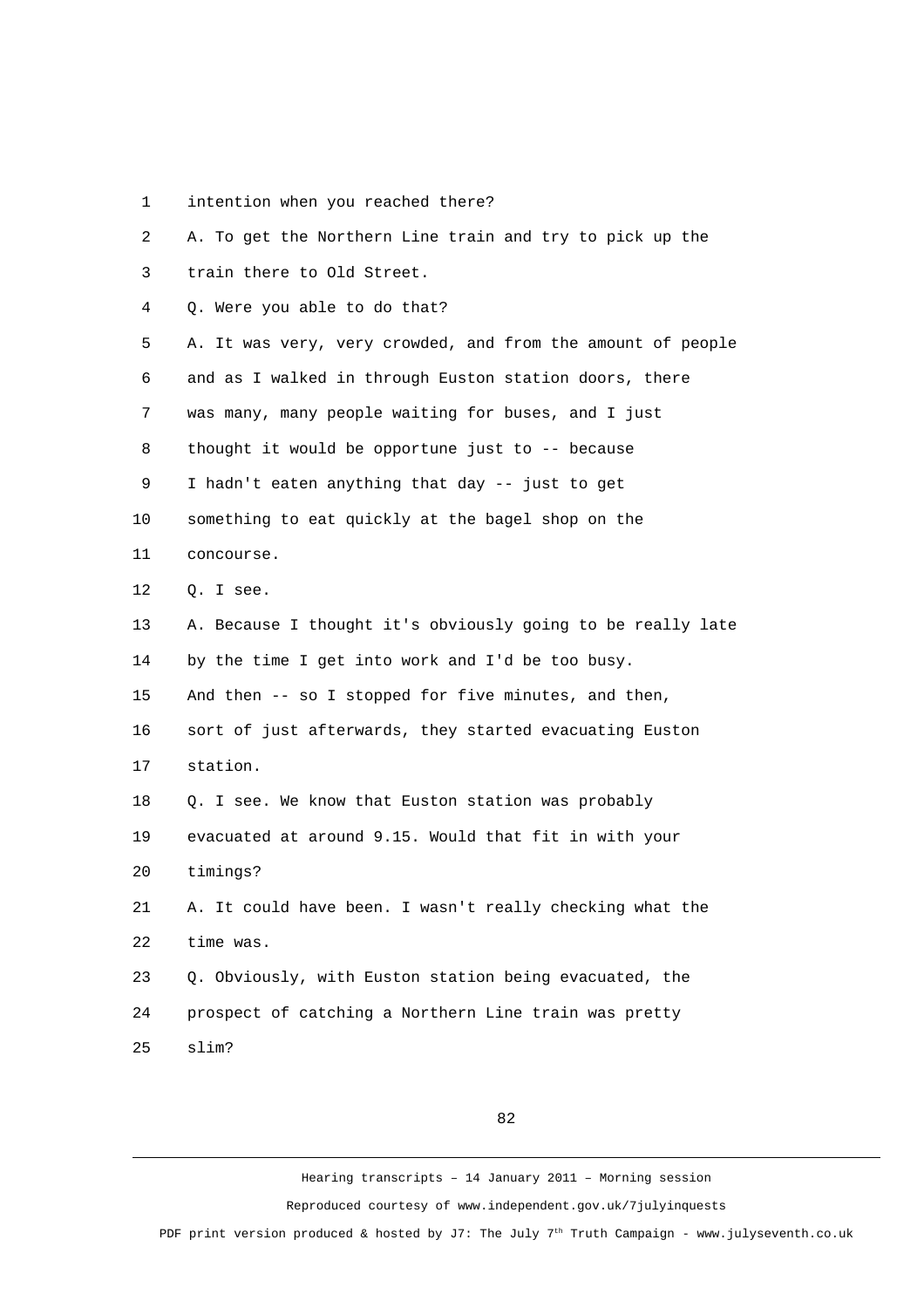1 intention when you reached there?

2 A. To get the Northern Line train and try to pick up the

3 train there to Old Street.

4 Q. Were you able to do that?

5 A. It was very, very crowded, and from the amount of people

6 and as I walked in through Euston station doors, there

7 was many, many people waiting for buses, and I just

8 thought it would be opportune just to -- because

9 I hadn't eaten anything that day -- just to get

10 something to eat quickly at the bagel shop on the

11 concourse.

12 Q. I see.

13 A. Because I thought it's obviously going to be really late

14 by the time I get into work and I'd be too busy.

15 And then -- so I stopped for five minutes, and then,

16 sort of just afterwards, they started evacuating Euston

17 station.

18 Q. I see. We know that Euston station was probably

19 evacuated at around 9.15. Would that fit in with your

20 timings?

21 A. It could have been. I wasn't really checking what the

22 time was.

23 Q. Obviously, with Euston station being evacuated, the

24 prospect of catching a Northern Line train was pretty

25 slim?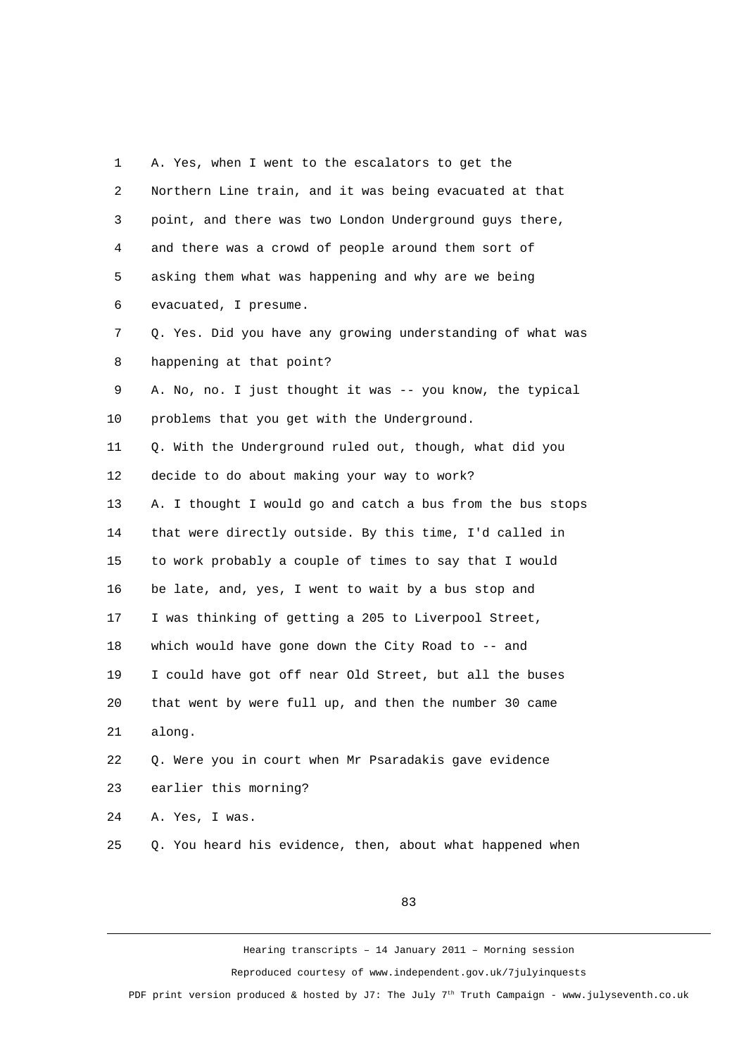A. Yes, when I went to the escalators to get the Northern Line train, and it was being evacuated at that point, and there was two London Underground guys there, and there was a crowd of people around them sort of asking them what was happening and why are we being evacuated, I presume.

Q. Yes. Did you have any growing understanding of what was happening at that point?

A. No, no. I just thought it was -- you know, the typical problems that you get with the Underground.

Q. With the Underground ruled out, though, what did you decide to do about making your way to work?

A. I thought I would go and catch a bus from the bus stops that were directly outside. By this time, I'd called in to work probably a couple of times to say that I would be late, and, yes, I went to wait by a bus stop and I was thinking of getting a 205 to Liverpool Street, which would have gone down the City Road to -- and I could have got off near Old Street, but all the buses that went by were full up, and then the number 30 came along.

Q. Were you in court when Mr Psaradakis gave evidence earlier this morning?

A. Yes, I was.

Q. You heard his evidence, then, about what happened when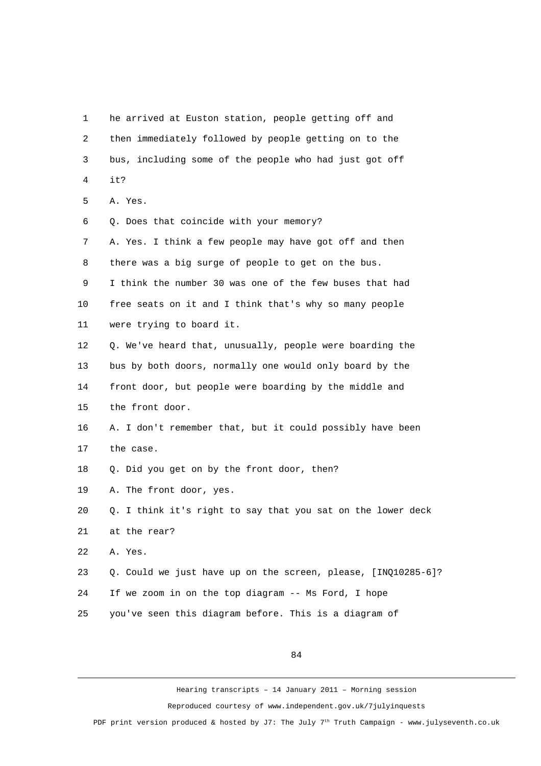he arrived at Euston station, people getting off and then immediately followed by people getting on to the bus, including some of the people who had just got off it?

A. Yes.

Q. Does that coincide with your memory?

A. Yes. I think a few people may have got off and then there was a big surge of people to get on the bus. I think the number 30 was one of the few buses that had free seats on it and I think that's why so many people were trying to board it.

Q. We've heard that, unusually, people were boarding the bus by both doors, normally one would only board by the front door, but people were boarding by the middle and the front door.

A. I don't remember that, but it could possibly have been the case.

Q. Did you get on by the front door, then?

A. The front door, yes.

Q. I think it's right to say that you sat on the lower deck at the rear?

A. Yes.

Q. Could we just have up on the screen, please, [INQ10285-6]? If we zoom in on the top diagram -- Ms Ford, I hope you've seen this diagram before. This is a diagram of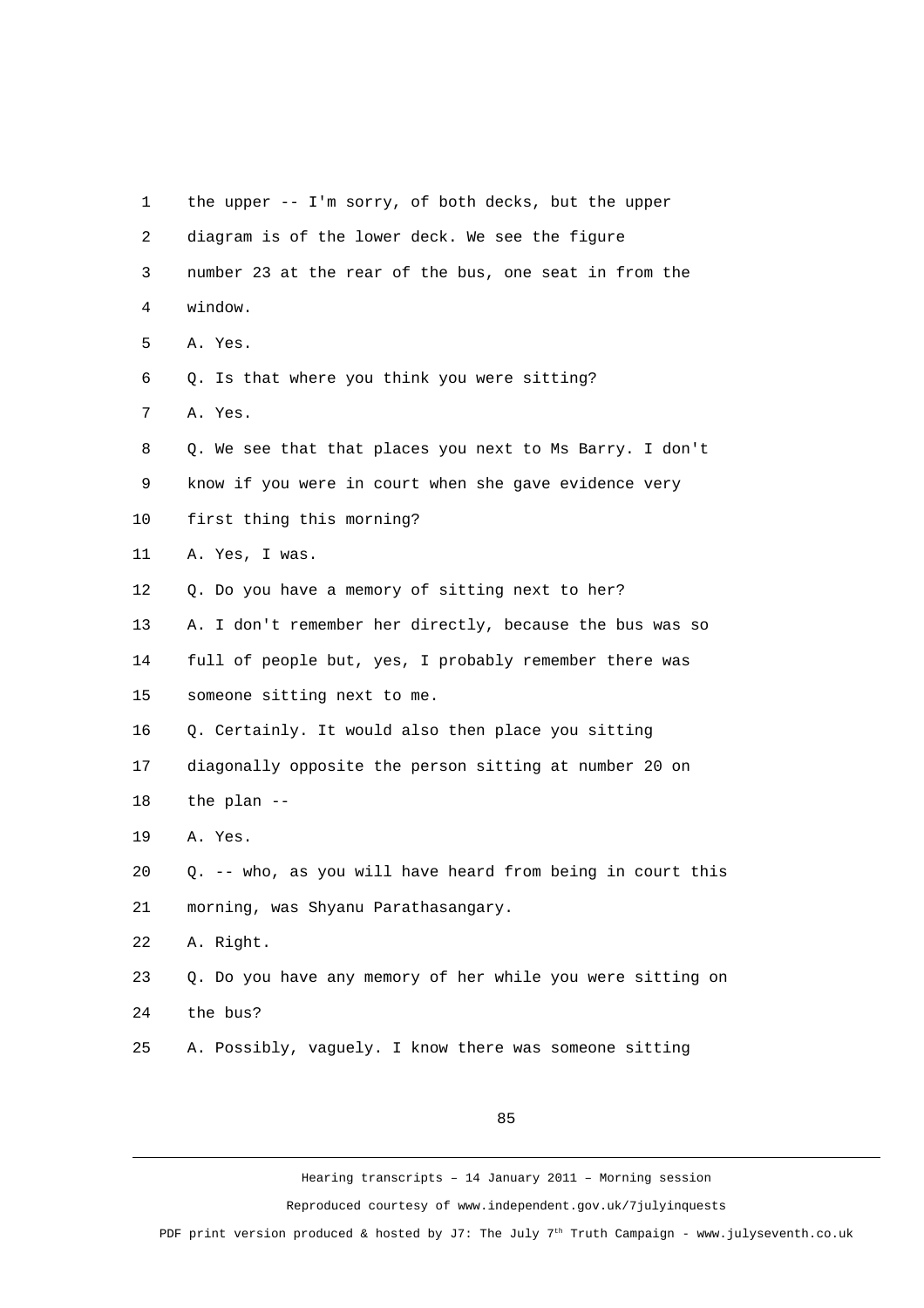1 the upper -- I'm sorry, of both decks, but the upper
2 diagram is of the lower deck. We see the figure
3 number 23 at the rear of the bus, one seat in from the
4 window.
5 A. Yes.
6 Q. Is that where you think you were sitting?
7 A. Yes.
8 Q. We see that that places you next to Ms Barry. I don't
9 know if you were in court when she gave evidence very
10 first thing this morning?
11 A. Yes, I was.
12 Q. Do you have a memory of sitting next to her?
13 A. I don't remember her directly, because the bus was so
14 full of people but, yes, I probably remember there was
15 someone sitting next to me.
16 Q. Certainly. It would also then place you sitting
17 diagonally opposite the person sitting at number 20 on
18 the plan --
19 A. Yes.
20 Q. -- who, as you will have heard from being in court this
21 morning, was Shyanu Parathasangary.
22 A. Right.
23 Q. Do you have any memory of her while you were sitting on
24 the bus?
25 A. Possibly, vaguely. I know there was someone sitting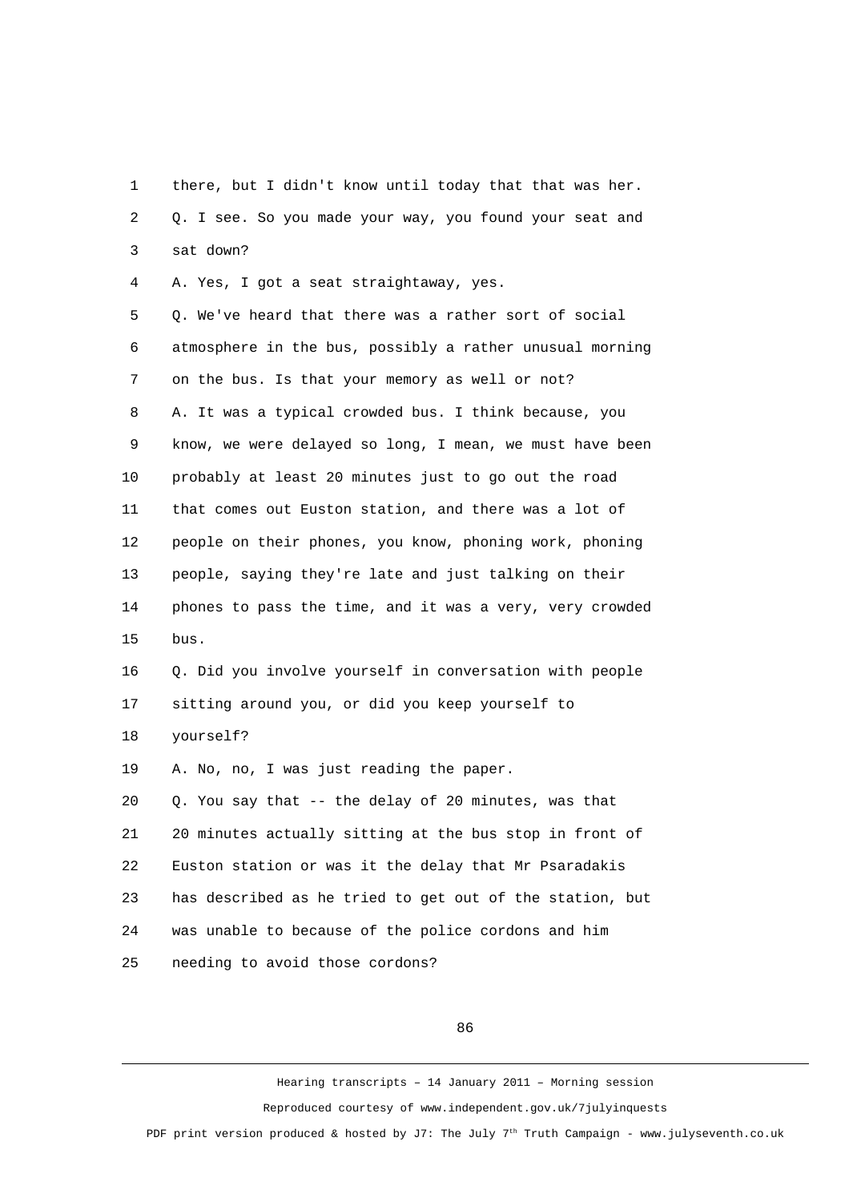1 there, but I didn't know until today that that was her.

2 Q. I see. So you made your way, you found your seat and

3 sat down?

4 A. Yes, I got a seat straightaway, yes.

5 Q. We've heard that there was a rather sort of social

6 atmosphere in the bus, possibly a rather unusual morning

7 on the bus. Is that your memory as well or not?

8 A. It was a typical crowded bus. I think because, you

9 know, we were delayed so long, I mean, we must have been

10 probably at least 20 minutes just to go out the road

11 that comes out Euston station, and there was a lot of

12 people on their phones, you know, phoning work, phoning

13 people, saying they're late and just talking on their

14 phones to pass the time, and it was a very, very crowded

15 bus.

16 Q. Did you involve yourself in conversation with people

17 sitting around you, or did you keep yourself to

18 yourself?

19 A. No, no, I was just reading the paper.

20 Q. You say that -- the delay of 20 minutes, was that

21 20 minutes actually sitting at the bus stop in front of

22 Euston station or was it the delay that Mr Psaradakis

23 has described as he tried to get out of the station, but

24 was unable to because of the police cordons and him

25 needing to avoid those cordons?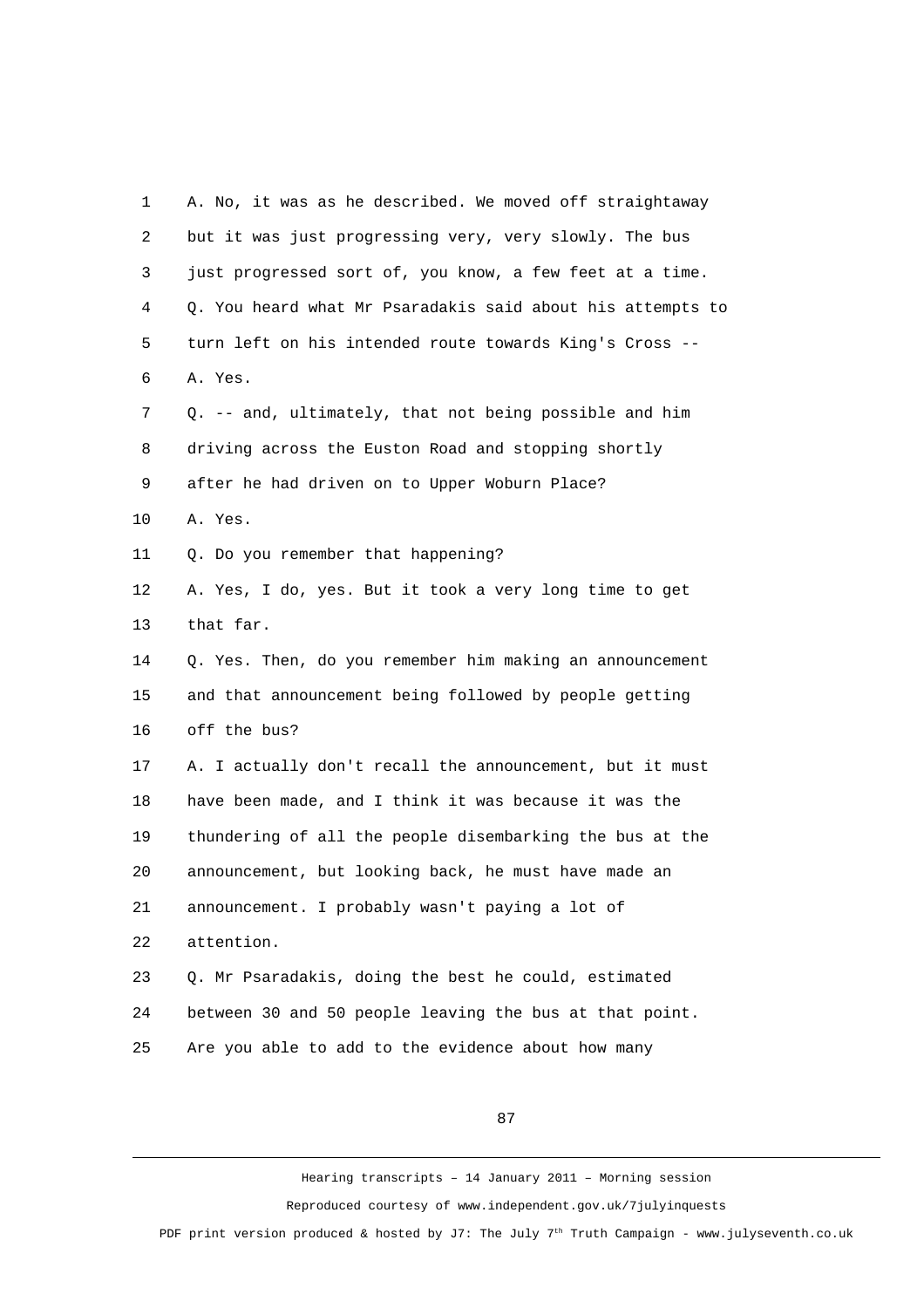A. No, it was as he described. We moved off straightaway but it was just progressing very, very slowly. The bus just progressed sort of, you know, a few feet at a time.

Q. You heard what Mr Psaradakis said about his attempts to turn left on his intended route towards King's Cross --

A. Yes.

Q. -- and, ultimately, that not being possible and him driving across the Euston Road and stopping shortly after he had driven on to Upper Woburn Place?

A. Yes.

Q. Do you remember that happening?

A. Yes, I do, yes. But it took a very long time to get that far.

Q. Yes. Then, do you remember him making an announcement and that announcement being followed by people getting off the bus?

A. I actually don't recall the announcement, but it must have been made, and I think it was because it was the thundering of all the people disembarking the bus at the announcement, but looking back, he must have made an announcement. I probably wasn't paying a lot of attention.

Q. Mr Psaradakis, doing the best he could, estimated between 30 and 50 people leaving the bus at that point. Are you able to add to the evidence about how many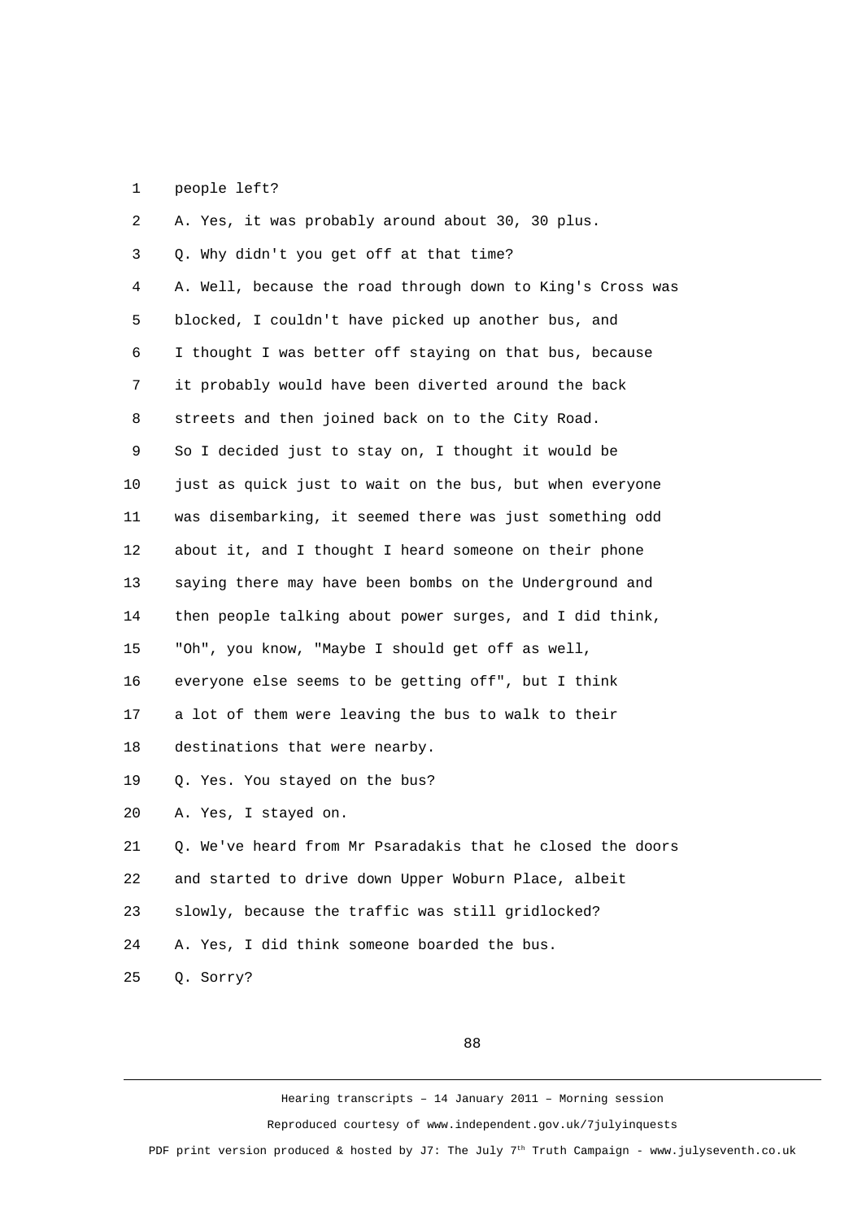people left?

A. Yes, it was probably around about 30, 30 plus.

Q. Why didn't you get off at that time?

A. Well, because the road through down to King's Cross was blocked, I couldn't have picked up another bus, and I thought I was better off staying on that bus, because it probably would have been diverted around the back streets and then joined back on to the City Road. So I decided just to stay on, I thought it would be just as quick just to wait on the bus, but when everyone was disembarking, it seemed there was just something odd about it, and I thought I heard someone on their phone saying there may have been bombs on the Underground and then people talking about power surges, and I did think, "Oh", you know, "Maybe I should get off as well, everyone else seems to be getting off", but I think a lot of them were leaving the bus to walk to their destinations that were nearby.

Q. Yes. You stayed on the bus?

A. Yes, I stayed on.

Q. We've heard from Mr Psaradakis that he closed the doors and started to drive down Upper Woburn Place, albeit slowly, because the traffic was still gridlocked?

A. Yes, I did think someone boarded the bus.

Q. Sorry?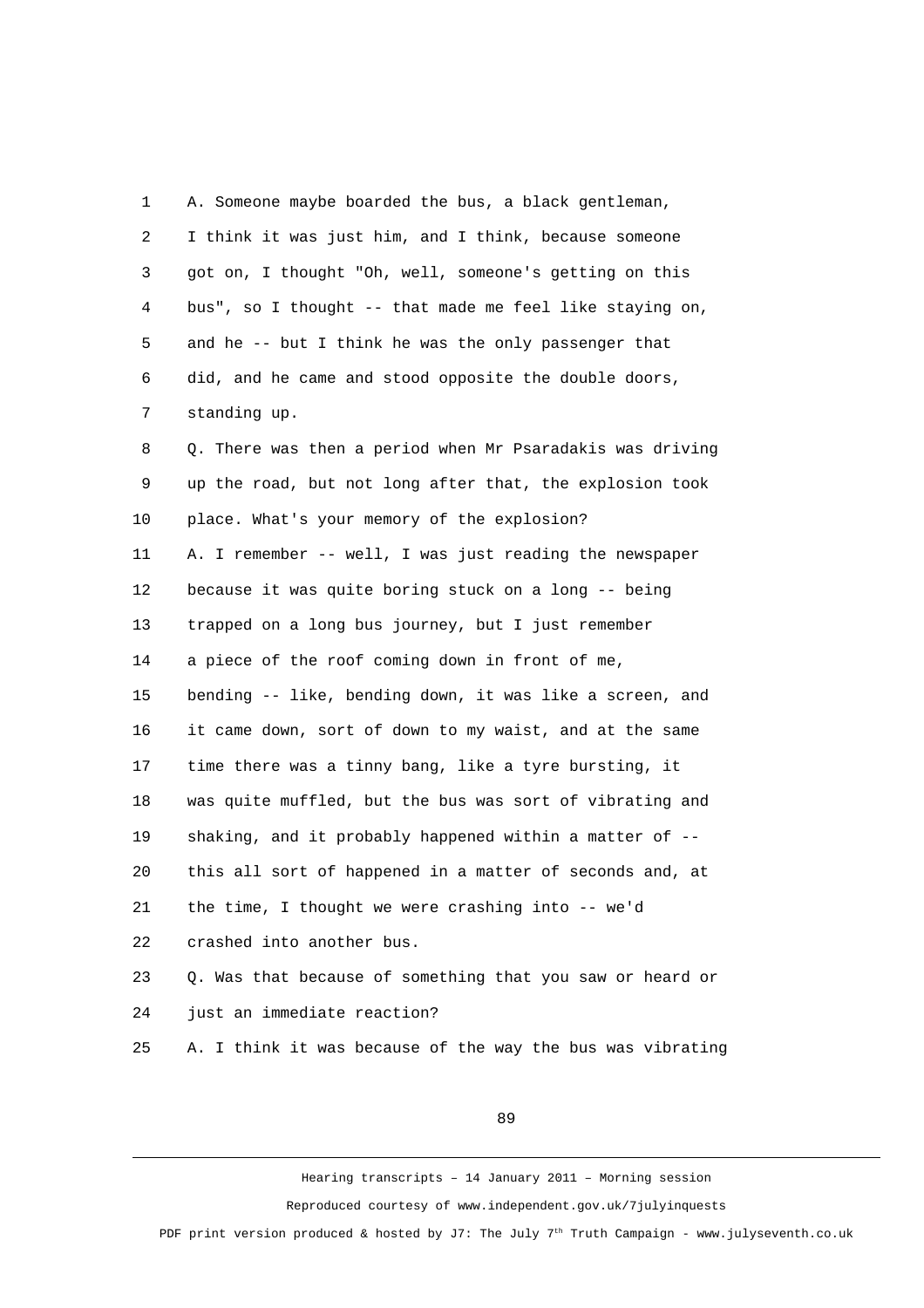A. Someone maybe boarded the bus, a black gentleman, I think it was just him, and I think, because someone got on, I thought "Oh, well, someone's getting on this bus", so I thought -- that made me feel like staying on, and he -- but I think he was the only passenger that did, and he came and stood opposite the double doors, standing up.

Q. There was then a period when Mr Psaradakis was driving up the road, but not long after that, the explosion took place. What's your memory of the explosion?

A. I remember -- well, I was just reading the newspaper because it was quite boring stuck on a long -- being trapped on a long bus journey, but I just remember a piece of the roof coming down in front of me, bending -- like, bending down, it was like a screen, and it came down, sort of down to my waist, and at the same time there was a tinny bang, like a tyre bursting, it was quite muffled, but the bus was sort of vibrating and shaking, and it probably happened within a matter of -- this all sort of happened in a matter of seconds and, at the time, I thought we were crashing into -- we'd crashed into another bus.

Q. Was that because of something that you saw or heard or just an immediate reaction?

A. I think it was because of the way the bus was vibrating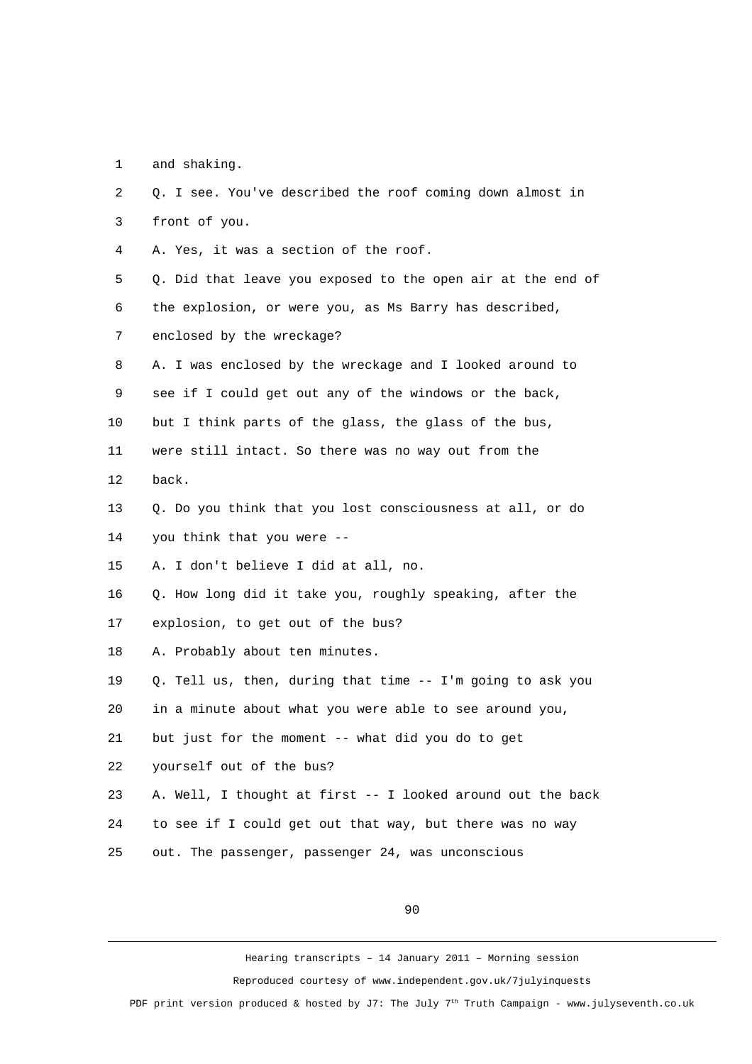and shaking.

Q. I see. You've described the roof coming down almost in front of you.

A. Yes, it was a section of the roof.

Q. Did that leave you exposed to the open air at the end of the explosion, or were you, as Ms Barry has described, enclosed by the wreckage?

A. I was enclosed by the wreckage and I looked around to see if I could get out any of the windows or the back, but I think parts of the glass, the glass of the bus, were still intact. So there was no way out from the back.

Q. Do you think that you lost consciousness at all, or do you think that you were --

A. I don't believe I did at all, no.

Q. How long did it take you, roughly speaking, after the explosion, to get out of the bus?

A. Probably about ten minutes.

Q. Tell us, then, during that time -- I'm going to ask you in a minute about what you were able to see around you, but just for the moment -- what did you do to get yourself out of the bus?

A. Well, I thought at first -- I looked around out the back to see if I could get out that way, but there was no way out. The passenger, passenger 24, was unconscious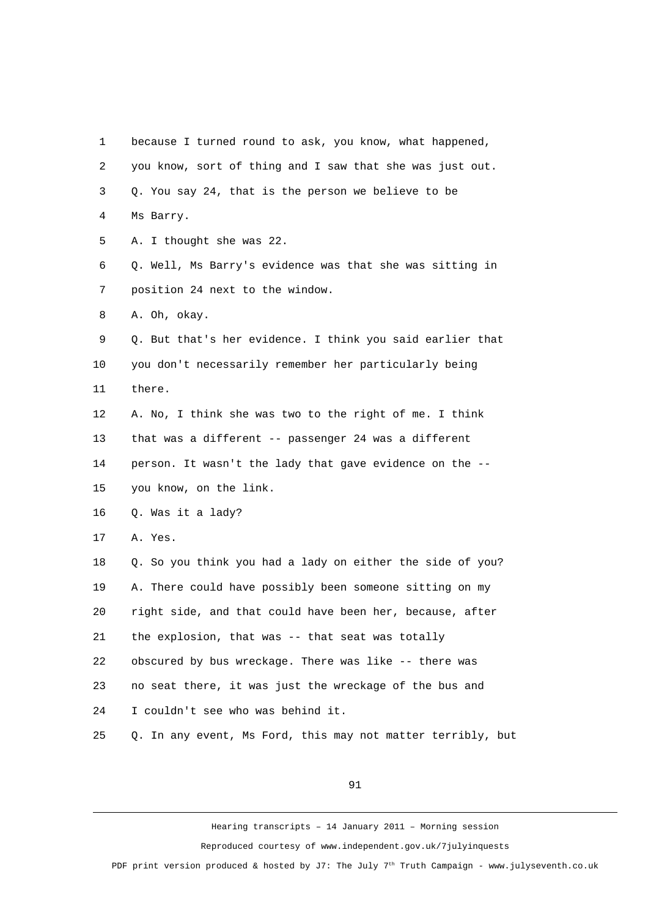because I turned round to ask, you know, what happened, you know, sort of thing and I saw that she was just out.

Q. You say 24, that is the person we believe to be Ms Barry.

A. I thought she was 22.

Q. Well, Ms Barry's evidence was that she was sitting in position 24 next to the window.

A. Oh, okay.

Q. But that's her evidence. I think you said earlier that you don't necessarily remember her particularly being there.

A. No, I think she was two to the right of me. I think that was a different -- passenger 24 was a different person. It wasn't the lady that gave evidence on the -- you know, on the link.

Q. Was it a lady?

A. Yes.

Q. So you think you had a lady on either the side of you?

A. There could have possibly been someone sitting on my right side, and that could have been her, because, after the explosion, that was -- that seat was totally obscured by bus wreckage. There was like -- there was no seat there, it was just the wreckage of the bus and I couldn't see who was behind it.

Q. In any event, Ms Ford, this may not matter terribly, but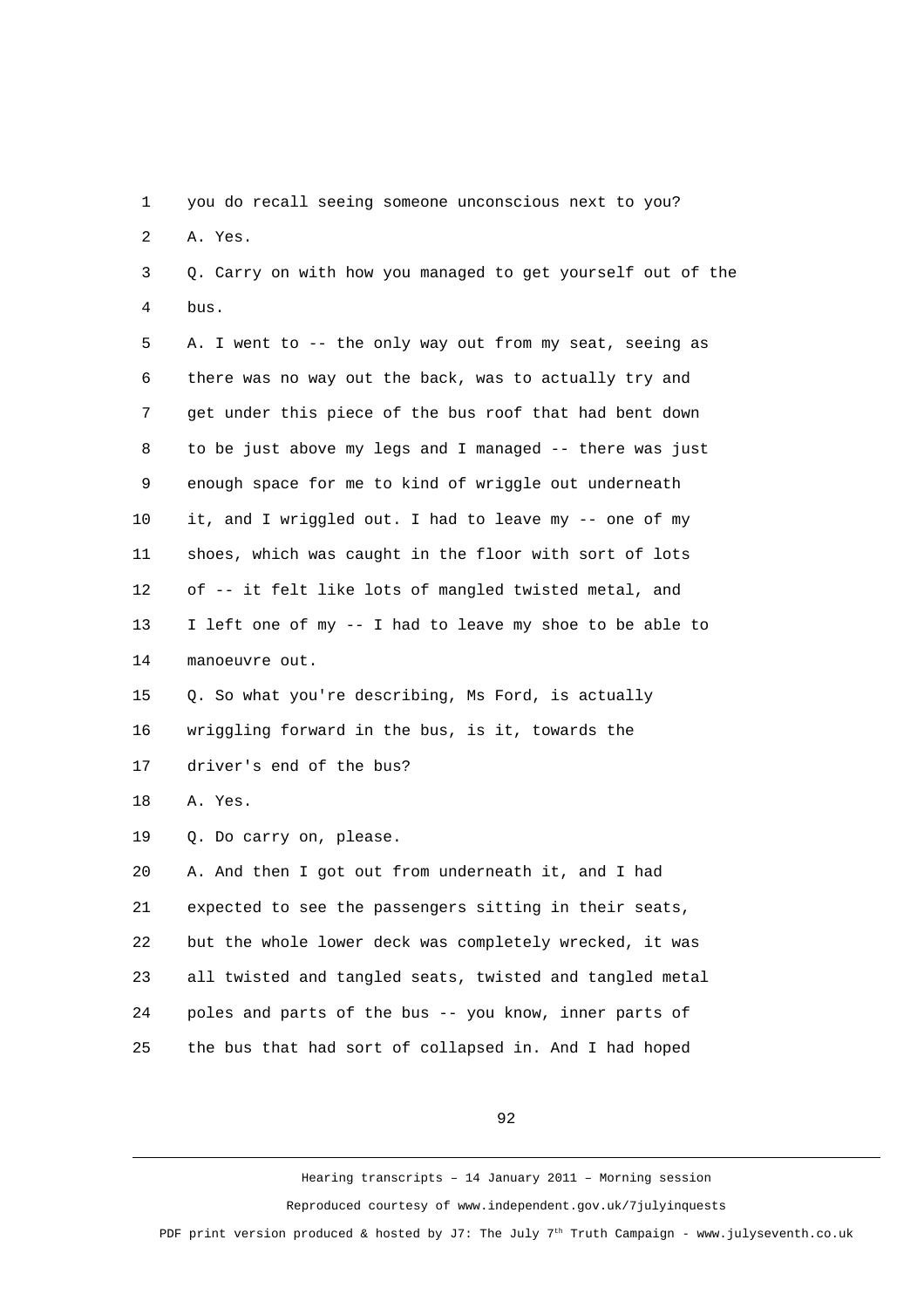1 you do recall seeing someone unconscious next to you?

2 A. Yes.

3 Q. Carry on with how you managed to get yourself out of the

4 bus.

5 A. I went to -- the only way out from my seat, seeing as

6 there was no way out the back, was to actually try and

7 get under this piece of the bus roof that had bent down

8 to be just above my legs and I managed -- there was just

9 enough space for me to kind of wriggle out underneath

10 it, and I wriggled out. I had to leave my -- one of my

11 shoes, which was caught in the floor with sort of lots

12 of -- it felt like lots of mangled twisted metal, and

13 I left one of my -- I had to leave my shoe to be able to

14 manoeuvre out.

15 Q. So what you're describing, Ms Ford, is actually

16 wriggling forward in the bus, is it, towards the

17 driver's end of the bus?

18 A. Yes.

19 Q. Do carry on, please.

20 A. And then I got out from underneath it, and I had

21 expected to see the passengers sitting in their seats,

22 but the whole lower deck was completely wrecked, it was

23 all twisted and tangled seats, twisted and tangled metal

24 poles and parts of the bus -- you know, inner parts of

25 the bus that had sort of collapsed in. And I had hoped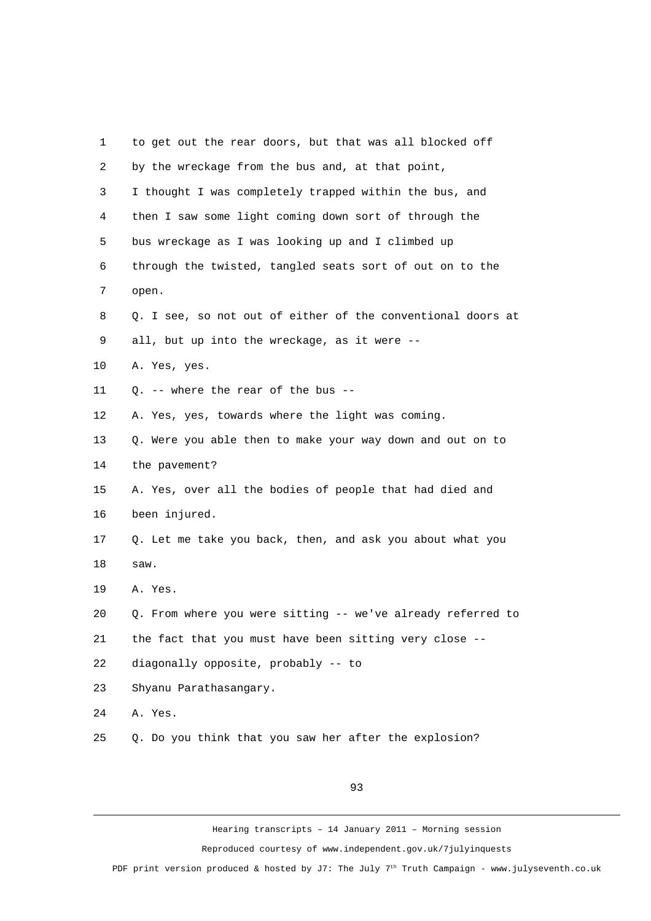to get out the rear doors, but that was all blocked off by the wreckage from the bus and, at that point, I thought I was completely trapped within the bus, and then I saw some light coming down sort of through the bus wreckage as I was looking up and I climbed up through the twisted, tangled seats sort of out on to the open.

Q. I see, so not out of either of the conventional doors at all, but up into the wreckage, as it were --

A. Yes, yes.

Q. -- where the rear of the bus --

A. Yes, yes, towards where the light was coming.

Q. Were you able then to make your way down and out on to the pavement?

A. Yes, over all the bodies of people that had died and been injured.

Q. Let me take you back, then, and ask you about what you saw.

A. Yes.

Q. From where you were sitting -- we've already referred to the fact that you must have been sitting very close -- diagonally opposite, probably -- to Shyanu Parathasangary.

A. Yes.

Q. Do you think that you saw her after the explosion?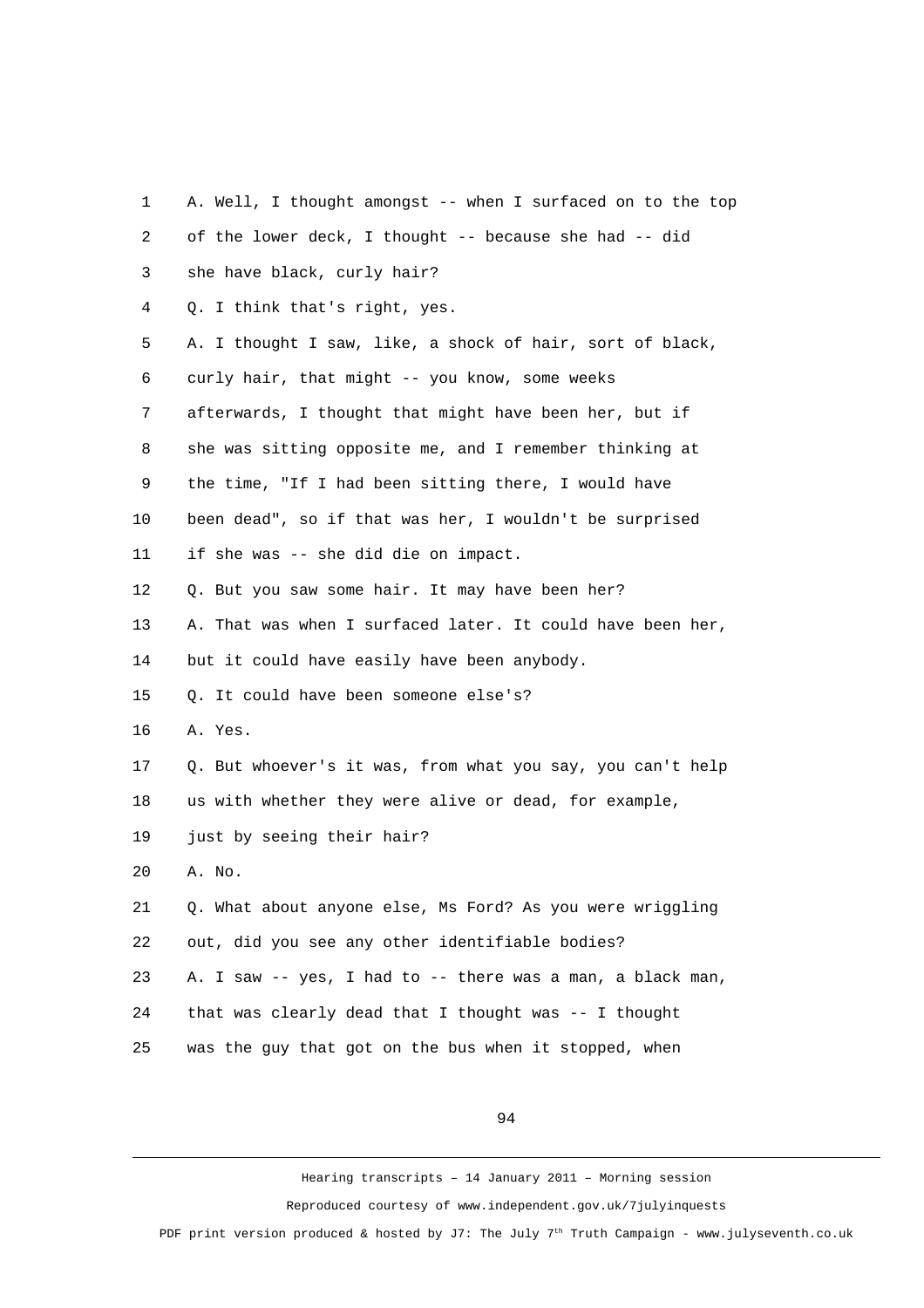A. Well, I thought amongst -- when I surfaced on to the top of the lower deck, I thought -- because she had -- did she have black, curly hair?

Q. I think that's right, yes.

A. I thought I saw, like, a shock of hair, sort of black, curly hair, that might -- you know, some weeks afterwards, I thought that might have been her, but if she was sitting opposite me, and I remember thinking at the time, "If I had been sitting there, I would have been dead", so if that was her, I wouldn't be surprised if she was -- she did die on impact.

Q. But you saw some hair. It may have been her?

A. That was when I surfaced later. It could have been her, but it could have easily have been anybody.

Q. It could have been someone else's?

A. Yes.

Q. But whoever's it was, from what you say, you can't help us with whether they were alive or dead, for example, just by seeing their hair?

A. No.

Q. What about anyone else, Ms Ford? As you were wriggling out, did you see any other identifiable bodies?

A. I saw -- yes, I had to -- there was a man, a black man, that was clearly dead that I thought was -- I thought was the guy that got on the bus when it stopped, when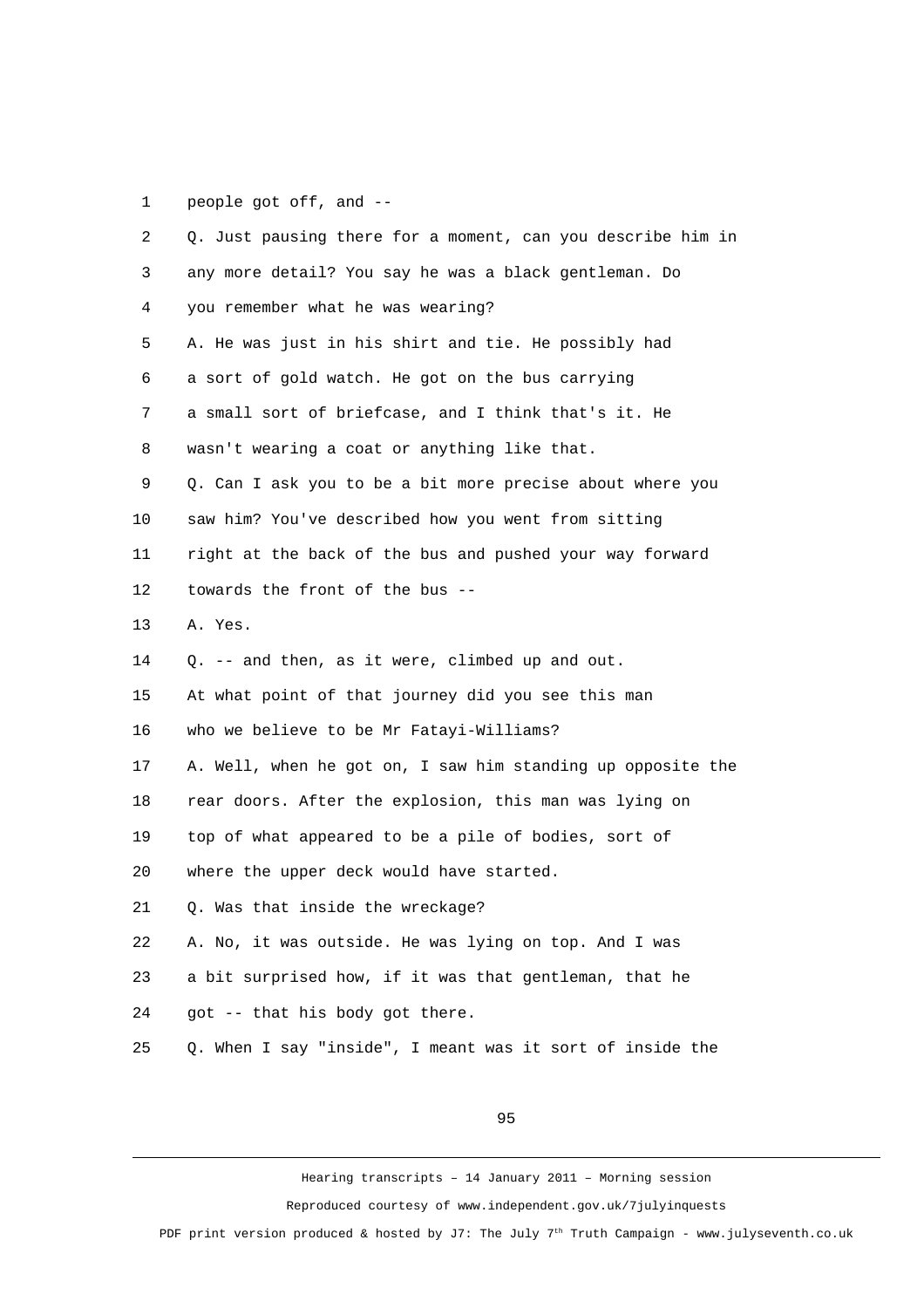1 people got off, and --

2 Q. Just pausing there for a moment, can you describe him in

3 any more detail? You say he was a black gentleman. Do

4 you remember what he was wearing?

5 A. He was just in his shirt and tie. He possibly had

6 a sort of gold watch. He got on the bus carrying

7 a small sort of briefcase, and I think that's it. He

8 wasn't wearing a coat or anything like that.

9 Q. Can I ask you to be a bit more precise about where you

10 saw him? You've described how you went from sitting

11 right at the back of the bus and pushed your way forward

12 towards the front of the bus --

13 A. Yes.

14 Q. -- and then, as it were, climbed up and out.

15 At what point of that journey did you see this man

16 who we believe to be Mr Fatayi-Williams?

17 A. Well, when he got on, I saw him standing up opposite the

18 rear doors. After the explosion, this man was lying on

19 top of what appeared to be a pile of bodies, sort of

20 where the upper deck would have started.

21 Q. Was that inside the wreckage?

22 A. No, it was outside. He was lying on top. And I was

23 a bit surprised how, if it was that gentleman, that he

24 got -- that his body got there.

25 Q. When I say "inside", I meant was it sort of inside the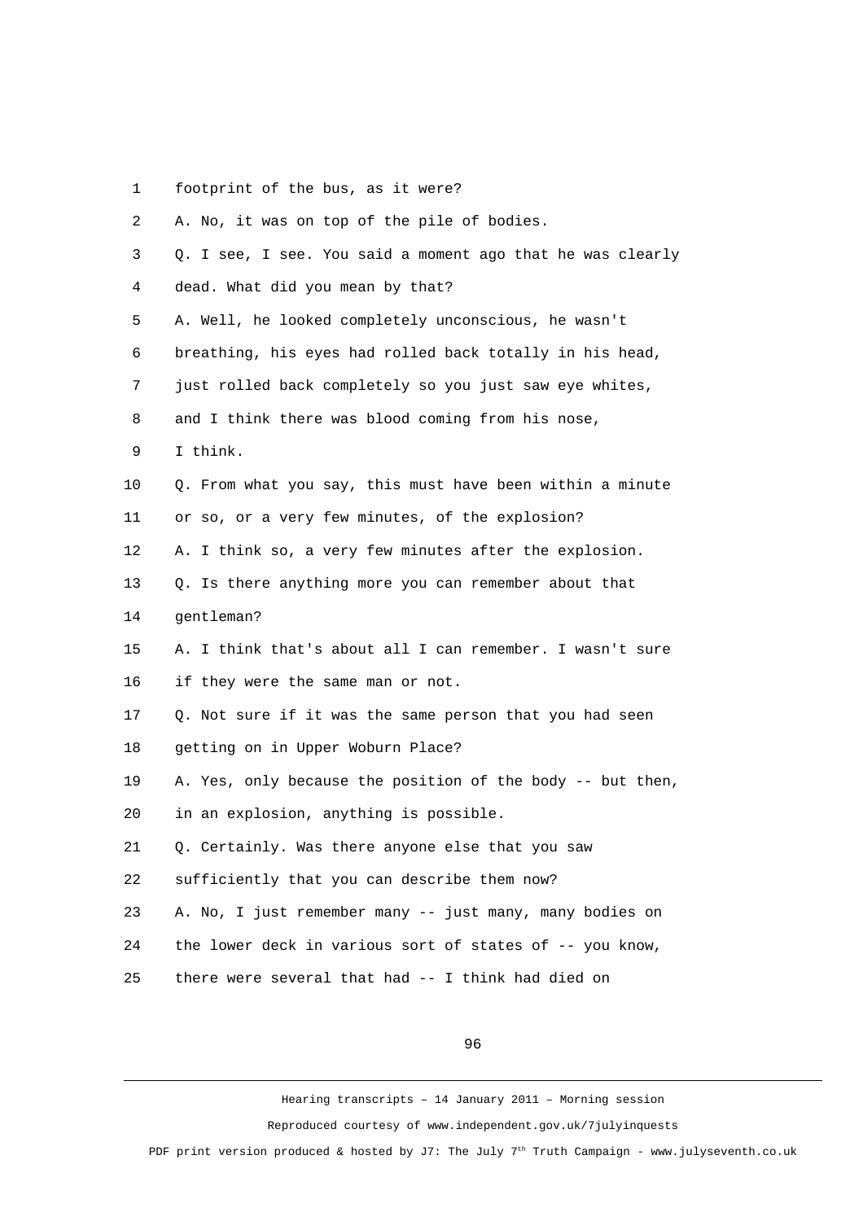1 footprint of the bus, as it were?

2 A. No, it was on top of the pile of bodies.

3 Q. I see, I see. You said a moment ago that he was clearly

4 dead. What did you mean by that?

5 A. Well, he looked completely unconscious, he wasn't

6 breathing, his eyes had rolled back totally in his head,

7 just rolled back completely so you just saw eye whites,

8 and I think there was blood coming from his nose,

9 I think.

10 Q. From what you say, this must have been within a minute

11 or so, or a very few minutes, of the explosion?

12 A. I think so, a very few minutes after the explosion.

13 Q. Is there anything more you can remember about that

14 gentleman?

15 A. I think that's about all I can remember. I wasn't sure

16 if they were the same man or not.

17 Q. Not sure if it was the same person that you had seen

18 getting on in Upper Woburn Place?

19 A. Yes, only because the position of the body -- but then,

20 in an explosion, anything is possible.

21 Q. Certainly. Was there anyone else that you saw

22 sufficiently that you can describe them now?

23 A. No, I just remember many -- just many, many bodies on

24 the lower deck in various sort of states of -- you know,

25 there were several that had -- I think had died on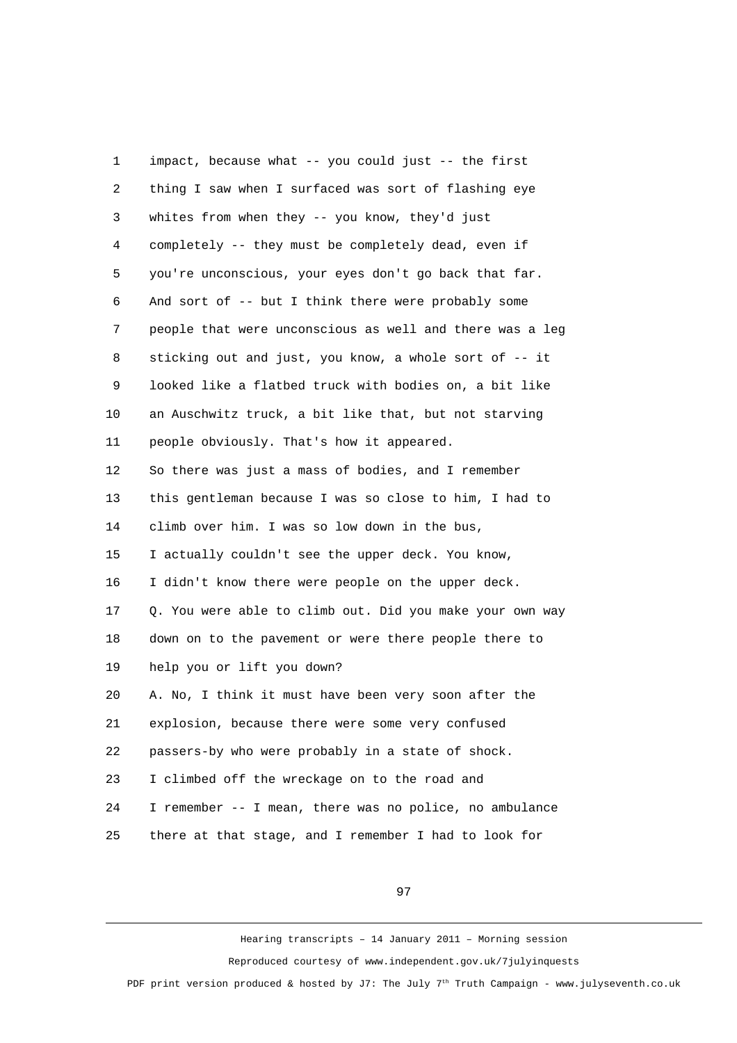1 impact, because what -- you could just -- the first
2 thing I saw when I surfaced was sort of flashing eye
3 whites from when they -- you know, they'd just
4 completely -- they must be completely dead, even if
5 you're unconscious, your eyes don't go back that far.
6 And sort of -- but I think there were probably some
7 people that were unconscious as well and there was a leg
8 sticking out and just, you know, a whole sort of -- it
9 looked like a flatbed truck with bodies on, a bit like
10 an Auschwitz truck, a bit like that, but not starving
11 people obviously. That's how it appeared.
12 So there was just a mass of bodies, and I remember
13 this gentleman because I was so close to him, I had to
14 climb over him. I was so low down in the bus,
15 I actually couldn't see the upper deck. You know,
16 I didn't know there were people on the upper deck.
17 Q. You were able to climb out. Did you make your own way
18 down on to the pavement or were there people there to
19 help you or lift you down?
20 A. No, I think it must have been very soon after the
21 explosion, because there were some very confused
22 passers-by who were probably in a state of shock.
23 I climbed off the wreckage on to the road and
24 I remember -- I mean, there was no police, no ambulance
25 there at that stage, and I remember I had to look for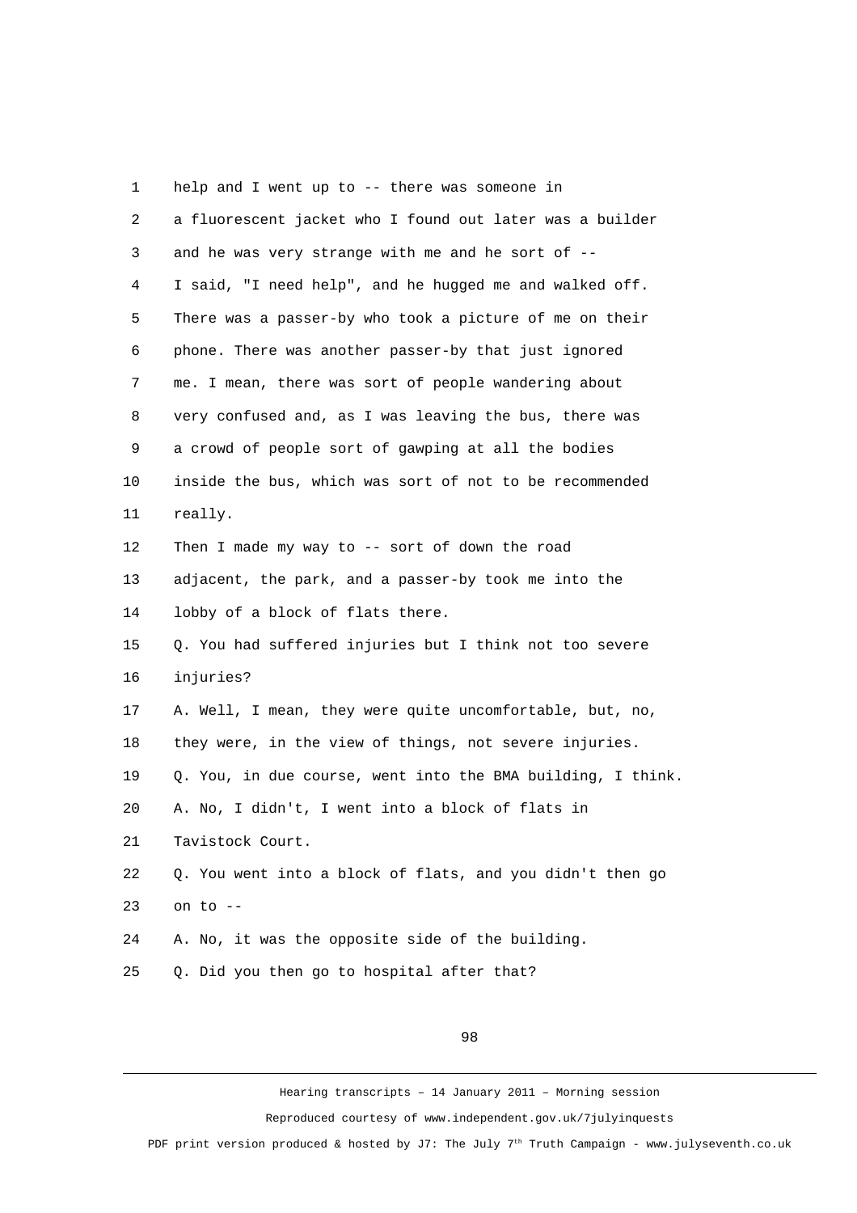help and I went up to -- there was someone in a fluorescent jacket who I found out later was a builder and he was very strange with me and he sort of -- I said, "I need help", and he hugged me and walked off. There was a passer-by who took a picture of me on their phone. There was another passer-by that just ignored me. I mean, there was sort of people wandering about very confused and, as I was leaving the bus, there was a crowd of people sort of gawping at all the bodies inside the bus, which was sort of not to be recommended really.

Then I made my way to -- sort of down the road adjacent, the park, and a passer-by took me into the lobby of a block of flats there.

Q. You had suffered injuries but I think not too severe injuries?

A. Well, I mean, they were quite uncomfortable, but, no, they were, in the view of things, not severe injuries.

Q. You, in due course, went into the BMA building, I think.

A. No, I didn't, I went into a block of flats in Tavistock Court.

Q. You went into a block of flats, and you didn't then go on to --

A. No, it was the opposite side of the building.

Q. Did you then go to hospital after that?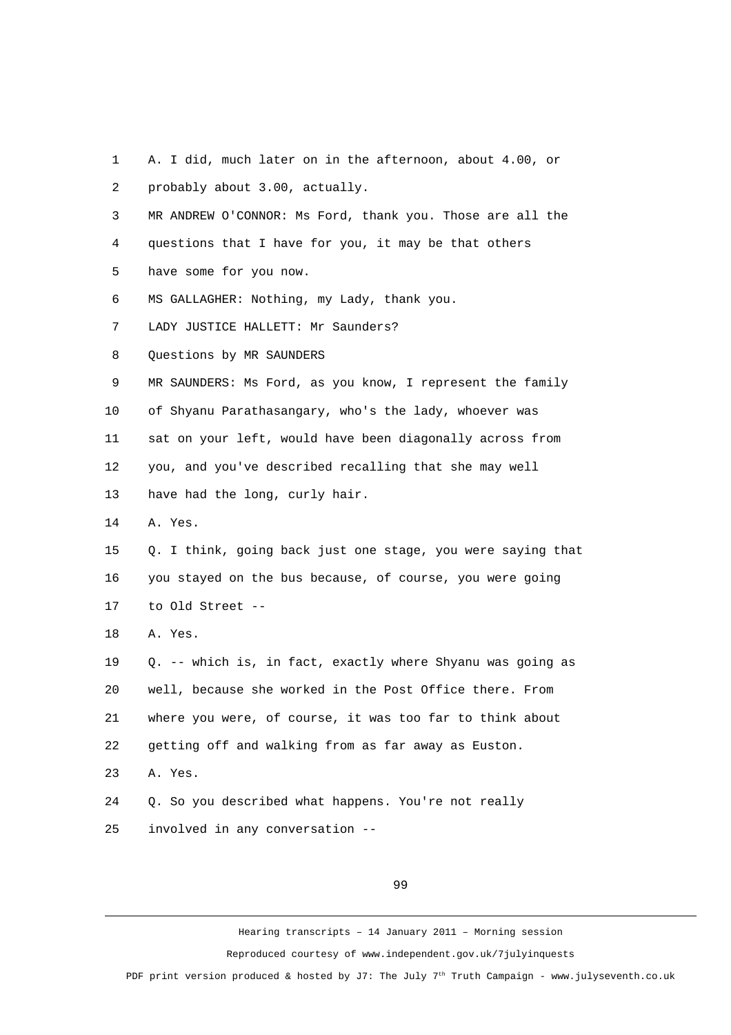A. I did, much later on in the afternoon, about 4.00, or probably about 3.00, actually.

MR ANDREW O'CONNOR: Ms Ford, thank you. Those are all the questions that I have for you, it may be that others have some for you now.

MS GALLAGHER: Nothing, my Lady, thank you.

LADY JUSTICE HALLETT: Mr Saunders?

Questions by MR SAUNDERS

MR SAUNDERS: Ms Ford, as you know, I represent the family of Shyanu Parathasangary, who's the lady, whoever was sat on your left, would have been diagonally across from you, and you've described recalling that she may well have had the long, curly hair.

A. Yes.

Q. I think, going back just one stage, you were saying that you stayed on the bus because, of course, you were going to Old Street --

A. Yes.

Q. -- which is, in fact, exactly where Shyanu was going as well, because she worked in the Post Office there. From where you were, of course, it was too far to think about getting off and walking from as far away as Euston.

A. Yes.

Q. So you described what happens. You're not really involved in any conversation --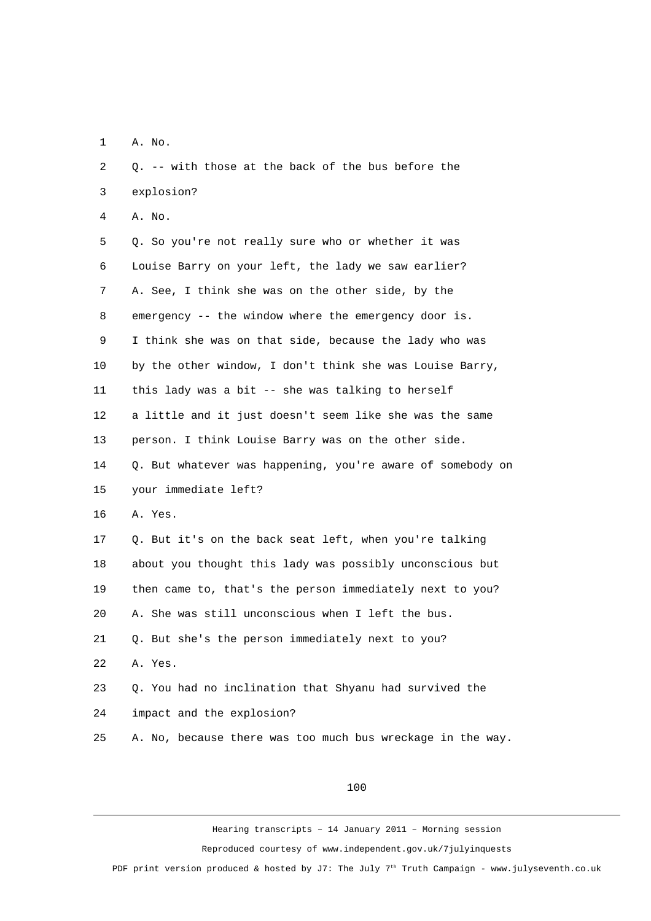1 A. No.

2 Q. -- with those at the back of the bus before the

3 explosion?

4 A. No.

5 Q. So you're not really sure who or whether it was

6 Louise Barry on your left, the lady we saw earlier?

7 A. See, I think she was on the other side, by the

8 emergency -- the window where the emergency door is.

9 I think she was on that side, because the lady who was

10 by the other window, I don't think she was Louise Barry,

11 this lady was a bit -- she was talking to herself

12 a little and it just doesn't seem like she was the same

13 person. I think Louise Barry was on the other side.

14 Q. But whatever was happening, you're aware of somebody on

15 your immediate left?

16 A. Yes.

17 Q. But it's on the back seat left, when you're talking

18 about you thought this lady was possibly unconscious but

19 then came to, that's the person immediately next to you?

20 A. She was still unconscious when I left the bus.

21 Q. But she's the person immediately next to you?

22 A. Yes.

23 Q. You had no inclination that Shyanu had survived the

24 impact and the explosion?

25 A. No, because there was too much bus wreckage in the way.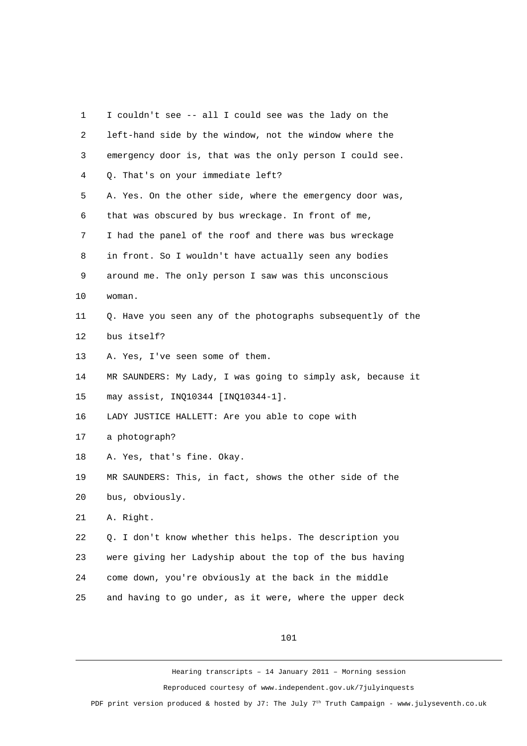I couldn't see -- all I could see was the lady on the left-hand side by the window, not the window where the emergency door is, that was the only person I could see.

Q. That's on your immediate left?

A. Yes. On the other side, where the emergency door was, that was obscured by bus wreckage. In front of me, I had the panel of the roof and there was bus wreckage in front. So I wouldn't have actually seen any bodies around me. The only person I saw was this unconscious woman.

Q. Have you seen any of the photographs subsequently of the bus itself?

A. Yes, I've seen some of them.

MR SAUNDERS: My Lady, I was going to simply ask, because it may assist, INQ10344 [INQ10344-1].

LADY JUSTICE HALLETT: Are you able to cope with a photograph?

A. Yes, that's fine. Okay.

MR SAUNDERS: This, in fact, shows the other side of the bus, obviously.

A. Right.

Q. I don't know whether this helps. The description you were giving her Ladyship about the top of the bus having come down, you're obviously at the back in the middle and having to go under, as it were, where the upper deck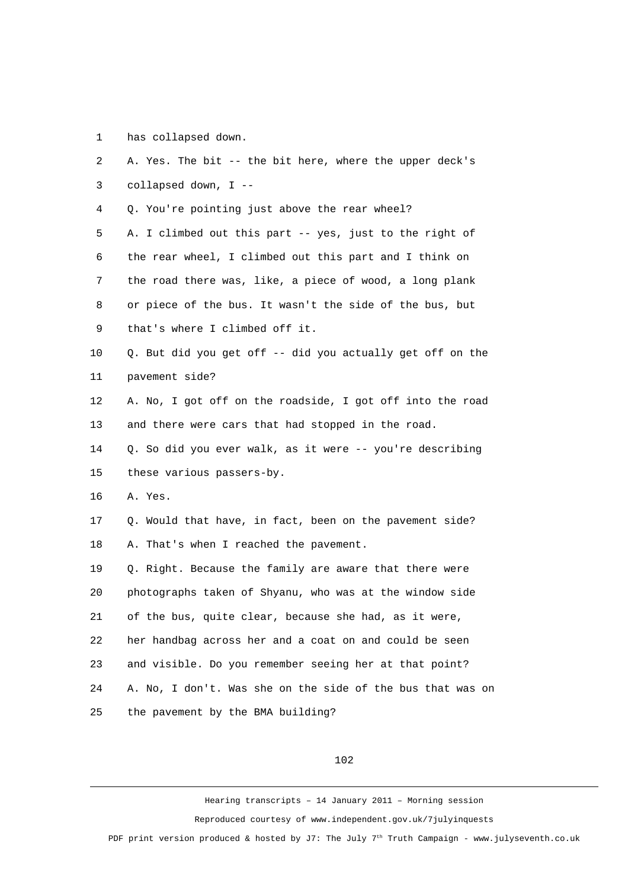1 has collapsed down.

2 A. Yes. The bit -- the bit here, where the upper deck's

3 collapsed down, I --

4 Q. You're pointing just above the rear wheel?

5 A. I climbed out this part -- yes, just to the right of

6 the rear wheel, I climbed out this part and I think on

7 the road there was, like, a piece of wood, a long plank

8 or piece of the bus. It wasn't the side of the bus, but

9 that's where I climbed off it.

10 Q. But did you get off -- did you actually get off on the

11 pavement side?

12 A. No, I got off on the roadside, I got off into the road

13 and there were cars that had stopped in the road.

14 Q. So did you ever walk, as it were -- you're describing

15 these various passers-by.

16 A. Yes.

17 Q. Would that have, in fact, been on the pavement side?

18 A. That's when I reached the pavement.

19 Q. Right. Because the family are aware that there were

20 photographs taken of Shyanu, who was at the window side

21 of the bus, quite clear, because she had, as it were,

22 her handbag across her and a coat on and could be seen

23 and visible. Do you remember seeing her at that point?

24 A. No, I don't. Was she on the side of the bus that was on

25 the pavement by the BMA building?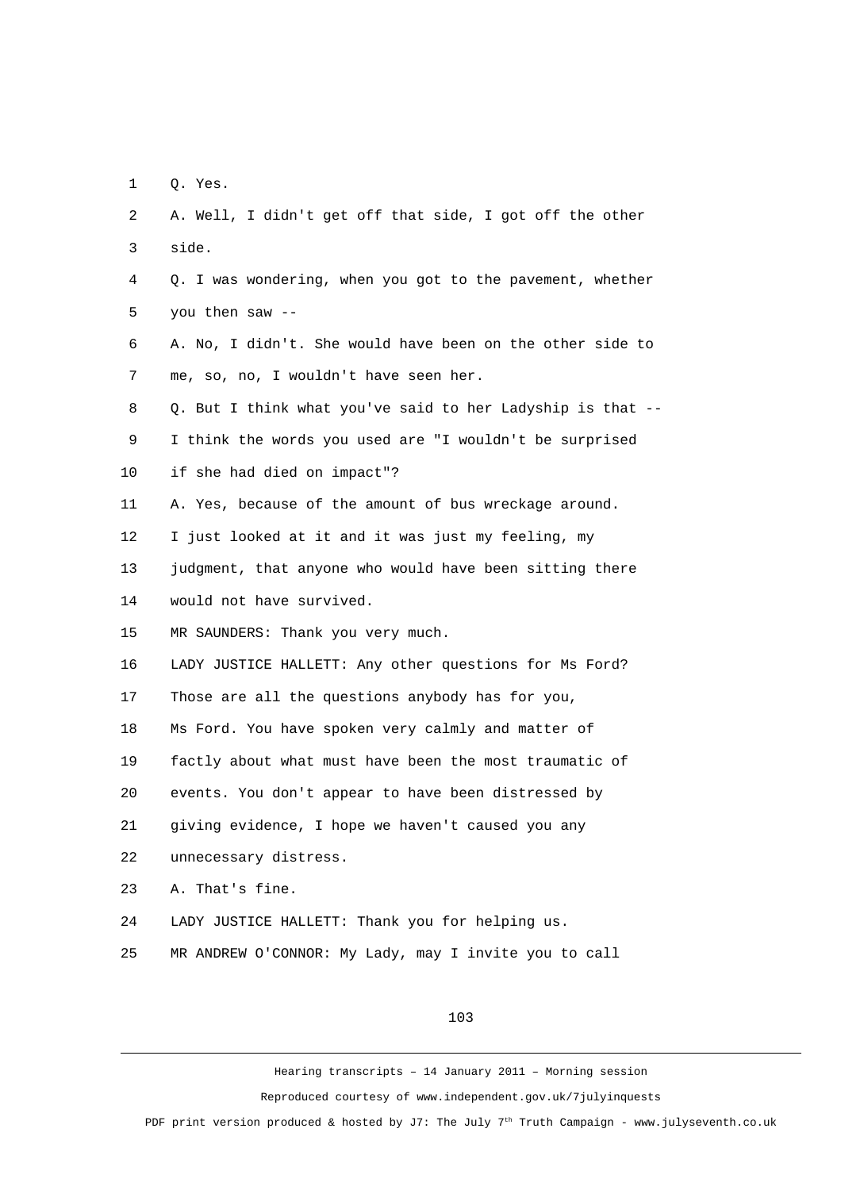Q. Yes.

A. Well, I didn't get off that side, I got off the other side.

Q. I was wondering, when you got to the pavement, whether you then saw --

A. No, I didn't. She would have been on the other side to me, so, no, I wouldn't have seen her.

Q. But I think what you've said to her Ladyship is that -- I think the words you used are "I wouldn't be surprised if she had died on impact"?

A. Yes, because of the amount of bus wreckage around. I just looked at it and it was just my feeling, my judgment, that anyone who would have been sitting there would not have survived.

MR SAUNDERS: Thank you very much.

LADY JUSTICE HALLETT: Any other questions for Ms Ford? Those are all the questions anybody has for you, Ms Ford. You have spoken very calmly and matter of factly about what must have been the most traumatic of events. You don't appear to have been distressed by giving evidence, I hope we haven't caused you any unnecessary distress.

A. That's fine.

LADY JUSTICE HALLETT: Thank you for helping us.

MR ANDREW O'CONNOR: My Lady, may I invite you to call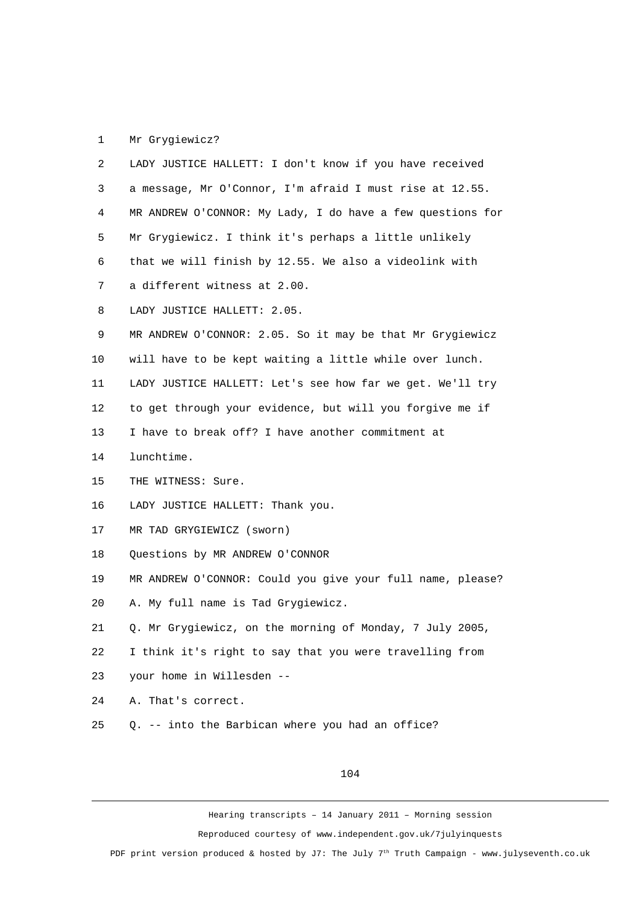1 Mr Grygiewicz?

2 LADY JUSTICE HALLETT: I don't know if you have received

3 a message, Mr O'Connor, I'm afraid I must rise at 12.55.

4 MR ANDREW O'CONNOR: My Lady, I do have a few questions for

5 Mr Grygiewicz. I think it's perhaps a little unlikely

6 that we will finish by 12.55. We also a videolink with

7 a different witness at 2.00.

8 LADY JUSTICE HALLETT: 2.05.

9 MR ANDREW O'CONNOR: 2.05. So it may be that Mr Grygiewicz

10 will have to be kept waiting a little while over lunch.

11 LADY JUSTICE HALLETT: Let's see how far we get. We'll try

12 to get through your evidence, but will you forgive me if

13 I have to break off? I have another commitment at

14 lunchtime.

15 THE WITNESS: Sure.

16 LADY JUSTICE HALLETT: Thank you.

17 MR TAD GRYGIEWICZ (sworn)

18 Questions by MR ANDREW O'CONNOR

19 MR ANDREW O'CONNOR: Could you give your full name, please?

20 A. My full name is Tad Grygiewicz.

21 Q. Mr Grygiewicz, on the morning of Monday, 7 July 2005,

22 I think it's right to say that you were travelling from

23 your home in Willesden --

24 A. That's correct.

25 Q. -- into the Barbican where you had an office?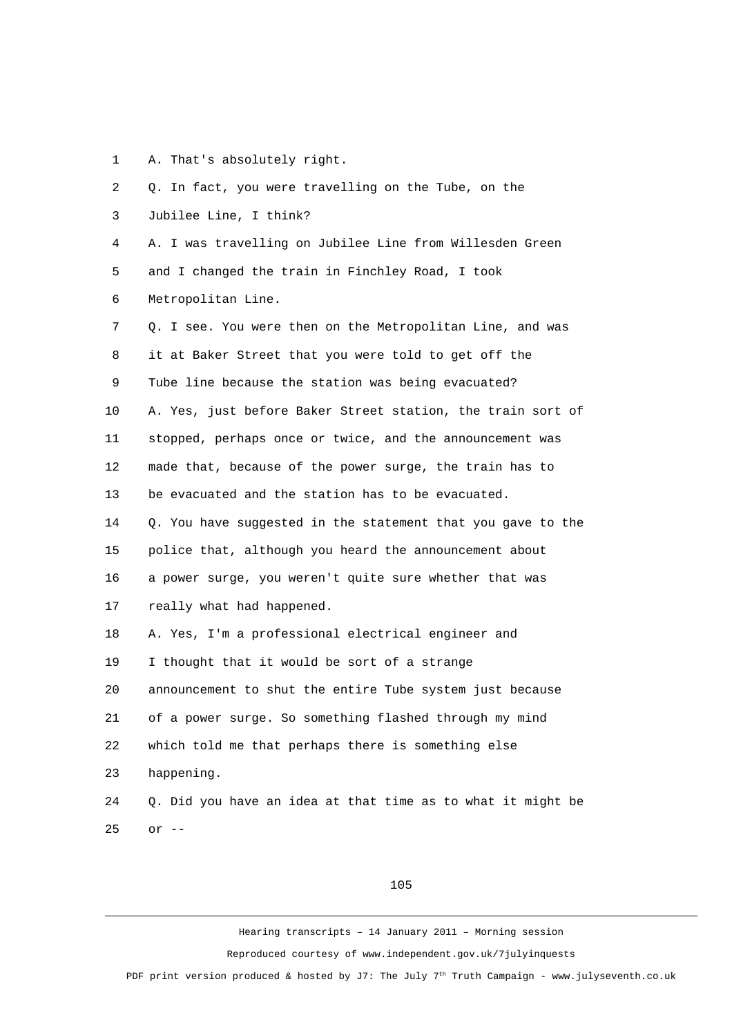A. That's absolutely right.

Q. In fact, you were travelling on the Tube, on the Jubilee Line, I think?

A. I was travelling on Jubilee Line from Willesden Green and I changed the train in Finchley Road, I took Metropolitan Line.

Q. I see. You were then on the Metropolitan Line, and was it at Baker Street that you were told to get off the Tube line because the station was being evacuated?

A. Yes, just before Baker Street station, the train sort of stopped, perhaps once or twice, and the announcement was made that, because of the power surge, the train has to be evacuated and the station has to be evacuated.

Q. You have suggested in the statement that you gave to the police that, although you heard the announcement about a power surge, you weren't quite sure whether that was really what had happened.

A. Yes, I'm a professional electrical engineer and I thought that it would be sort of a strange announcement to shut the entire Tube system just because of a power surge. So something flashed through my mind which told me that perhaps there is something else happening.

Q. Did you have an idea at that time as to what it might be or --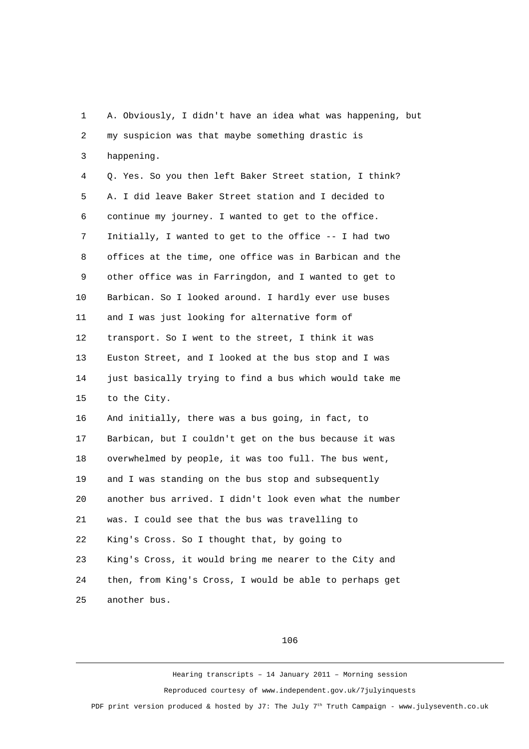A. Obviously, I didn't have an idea what was happening, but my suspicion was that maybe something drastic is happening.

Q. Yes. So you then left Baker Street station, I think?

A. I did leave Baker Street station and I decided to continue my journey. I wanted to get to the office. Initially, I wanted to get to the office -- I had two offices at the time, one office was in Barbican and the other office was in Farringdon, and I wanted to get to Barbican. So I looked around. I hardly ever use buses and I was just looking for alternative form of transport. So I went to the street, I think it was Euston Street, and I looked at the bus stop and I was just basically trying to find a bus which would take me to the City.

And initially, there was a bus going, in fact, to Barbican, but I couldn't get on the bus because it was overwhelmed by people, it was too full. The bus went, and I was standing on the bus stop and subsequently another bus arrived. I didn't look even what the number was. I could see that the bus was travelling to King's Cross. So I thought that, by going to King's Cross, it would bring me nearer to the City and then, from King's Cross, I would be able to perhaps get another bus.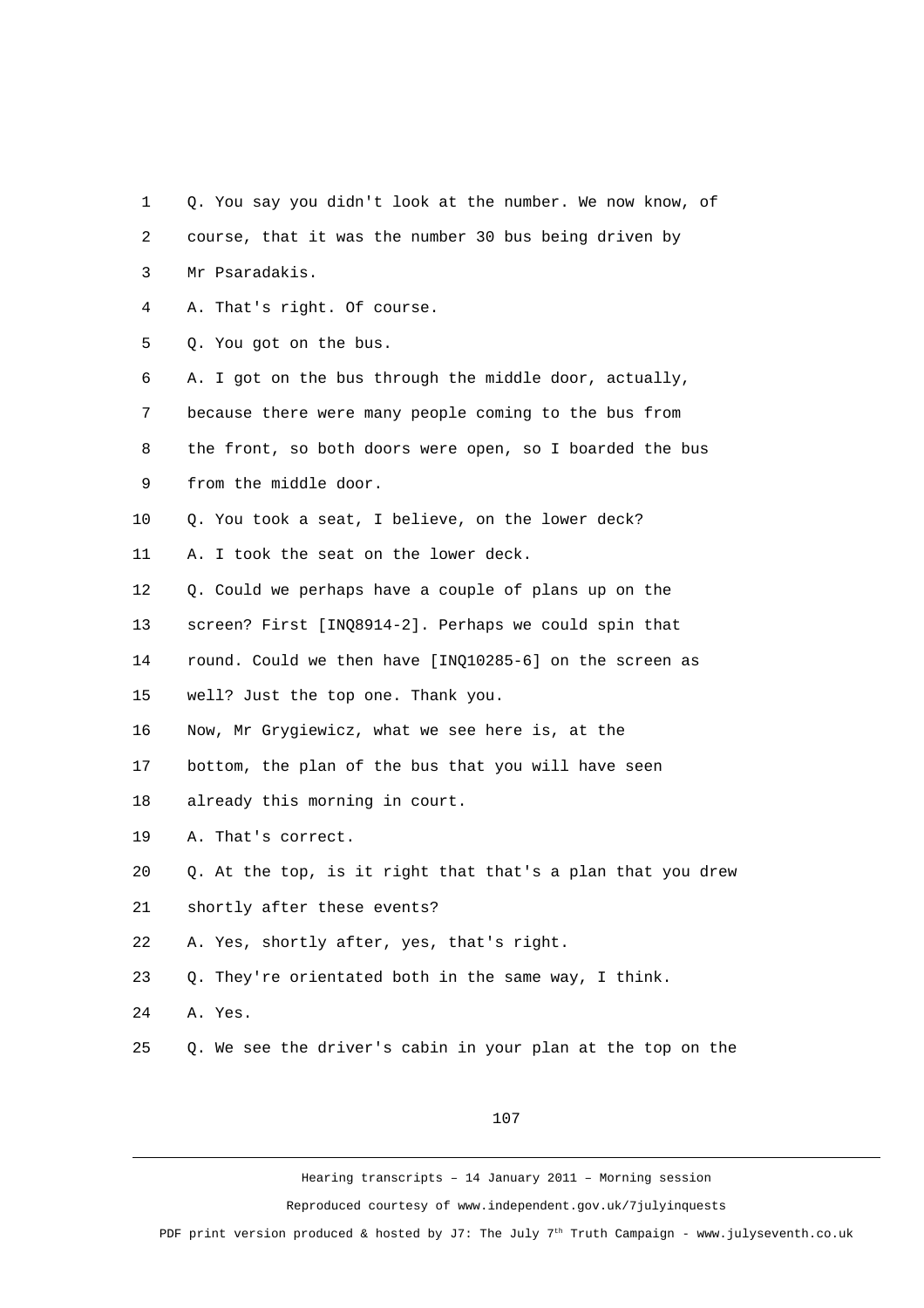Q. You say you didn't look at the number. We now know, of course, that it was the number 30 bus being driven by Mr Psaradakis.

A. That's right. Of course.

Q. You got on the bus.

A. I got on the bus through the middle door, actually, because there were many people coming to the bus from the front, so both doors were open, so I boarded the bus from the middle door.

Q. You took a seat, I believe, on the lower deck?

A. I took the seat on the lower deck.

Q. Could we perhaps have a couple of plans up on the screen? First [INQ8914-2]. Perhaps we could spin that round. Could we then have [INQ10285-6] on the screen as well? Just the top one. Thank you.

Now, Mr Grygiewicz, what we see here is, at the bottom, the plan of the bus that you will have seen already this morning in court.

A. That's correct.

Q. At the top, is it right that that's a plan that you drew shortly after these events?

A. Yes, shortly after, yes, that's right.

Q. They're orientated both in the same way, I think.

A. Yes.

Q. We see the driver's cabin in your plan at the top on the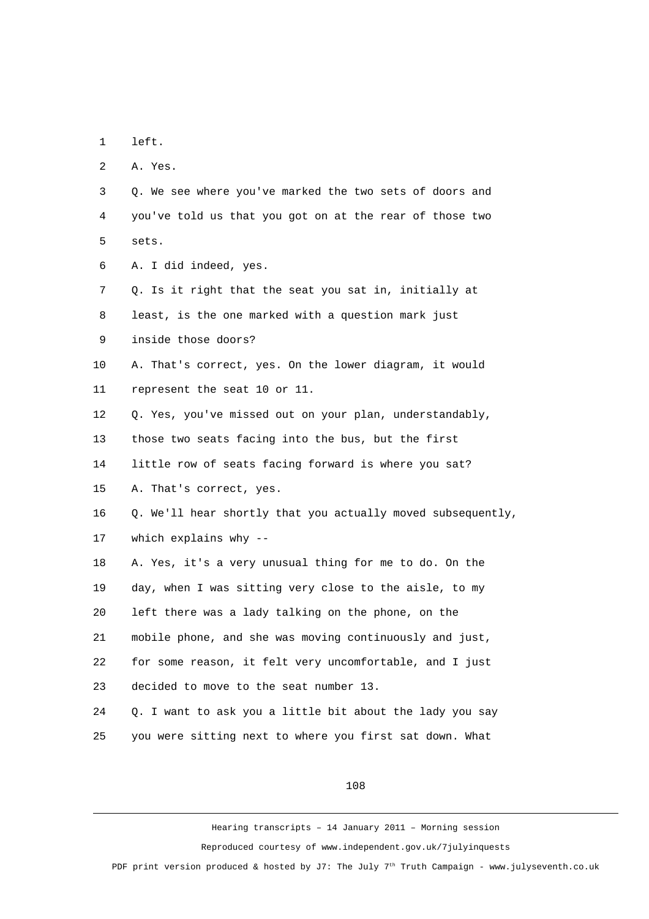left.

A. Yes.

Q. We see where you've marked the two sets of doors and you've told us that you got on at the rear of those two sets.

A. I did indeed, yes.

Q. Is it right that the seat you sat in, initially at least, is the one marked with a question mark just inside those doors?

A. That's correct, yes. On the lower diagram, it would represent the seat 10 or 11.

Q. Yes, you've missed out on your plan, understandably, those two seats facing into the bus, but the first little row of seats facing forward is where you sat?

A. That's correct, yes.

Q. We'll hear shortly that you actually moved subsequently, which explains why --

A. Yes, it's a very unusual thing for me to do. On the day, when I was sitting very close to the aisle, to my left there was a lady talking on the phone, on the mobile phone, and she was moving continuously and just, for some reason, it felt very uncomfortable, and I just decided to move to the seat number 13.

Q. I want to ask you a little bit about the lady you say you were sitting next to where you first sat down. What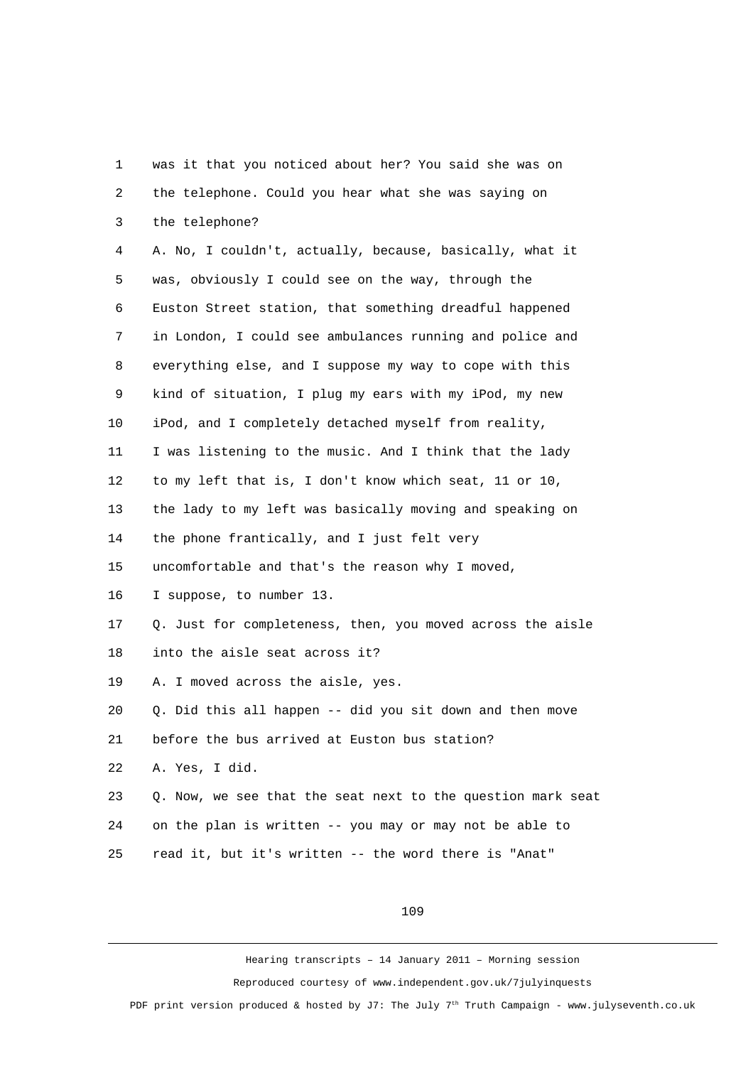1 was it that you noticed about her? You said she was on
2 the telephone. Could you hear what she was saying on
3 the telephone?
4 A. No, I couldn't, actually, because, basically, what it
5 was, obviously I could see on the way, through the
6 Euston Street station, that something dreadful happened
7 in London, I could see ambulances running and police and
8 everything else, and I suppose my way to cope with this
9 kind of situation, I plug my ears with my iPod, my new
10 iPod, and I completely detached myself from reality,
11 I was listening to the music. And I think that the lady
12 to my left that is, I don't know which seat, 11 or 10,
13 the lady to my left was basically moving and speaking on
14 the phone frantically, and I just felt very
15 uncomfortable and that's the reason why I moved,
16 I suppose, to number 13.
17 Q. Just for completeness, then, you moved across the aisle
18 into the aisle seat across it?
19 A. I moved across the aisle, yes.
20 Q. Did this all happen -- did you sit down and then move
21 before the bus arrived at Euston bus station?
22 A. Yes, I did.
23 Q. Now, we see that the seat next to the question mark seat
24 on the plan is written -- you may or may not be able to
25 read it, but it's written -- the word there is "Anat"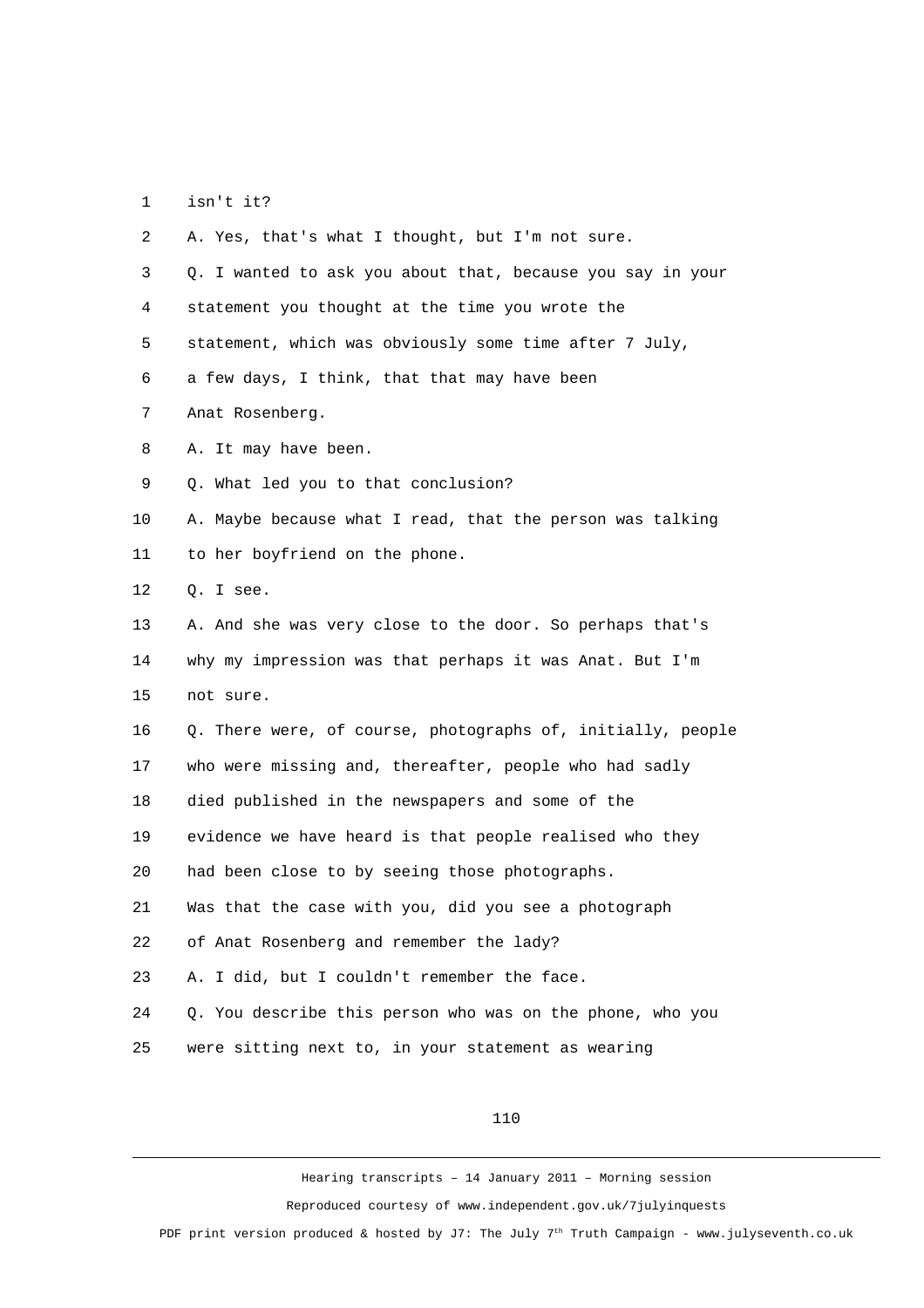1 isn't it?

2 A. Yes, that's what I thought, but I'm not sure.

3 Q. I wanted to ask you about that, because you say in your

4 statement you thought at the time you wrote the

5 statement, which was obviously some time after 7 July,

6 a few days, I think, that that may have been

7 Anat Rosenberg.

8 A. It may have been.

9 Q. What led you to that conclusion?

10 A. Maybe because what I read, that the person was talking

11 to her boyfriend on the phone.

12 Q. I see.

13 A. And she was very close to the door. So perhaps that's

14 why my impression was that perhaps it was Anat. But I'm

15 not sure.

16 Q. There were, of course, photographs of, initially, people

17 who were missing and, thereafter, people who had sadly

18 died published in the newspapers and some of the

19 evidence we have heard is that people realised who they

20 had been close to by seeing those photographs.

21 Was that the case with you, did you see a photograph

22 of Anat Rosenberg and remember the lady?

23 A. I did, but I couldn't remember the face.

24 Q. You describe this person who was on the phone, who you

25 were sitting next to, in your statement as wearing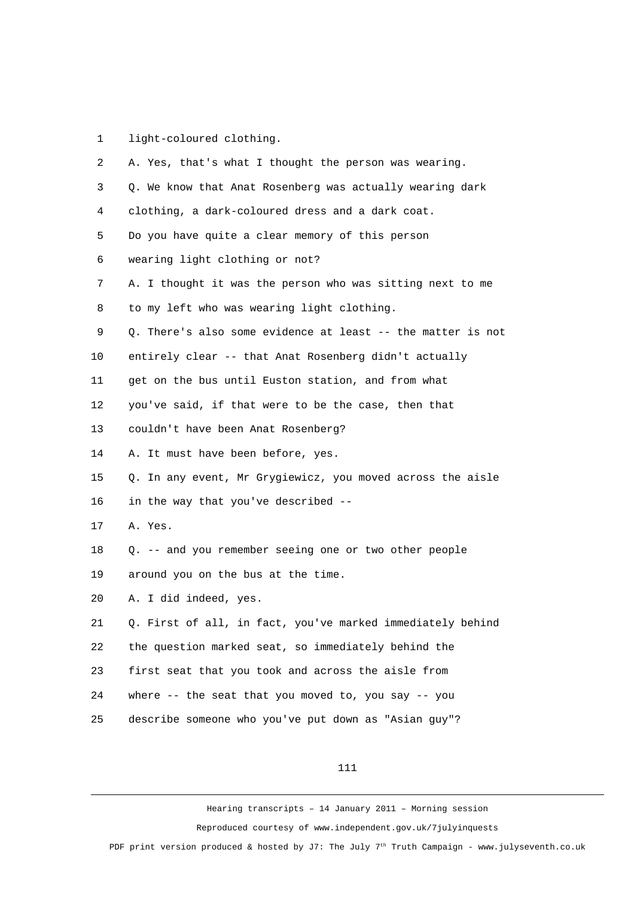1 light-coloured clothing.

2 A. Yes, that's what I thought the person was wearing.

3 Q. We know that Anat Rosenberg was actually wearing dark

4 clothing, a dark-coloured dress and a dark coat.

5 Do you have quite a clear memory of this person

6 wearing light clothing or not?

7 A. I thought it was the person who was sitting next to me

8 to my left who was wearing light clothing.

9 Q. There's also some evidence at least -- the matter is not

10 entirely clear -- that Anat Rosenberg didn't actually

11 get on the bus until Euston station, and from what

12 you've said, if that were to be the case, then that

13 couldn't have been Anat Rosenberg?

14 A. It must have been before, yes.

15 Q. In any event, Mr Grygiewicz, you moved across the aisle

16 in the way that you've described --

17 A. Yes.

18 Q. -- and you remember seeing one or two other people

19 around you on the bus at the time.

20 A. I did indeed, yes.

21 Q. First of all, in fact, you've marked immediately behind

22 the question marked seat, so immediately behind the

23 first seat that you took and across the aisle from

24 where -- the seat that you moved to, you say -- you

25 describe someone who you've put down as "Asian guy"?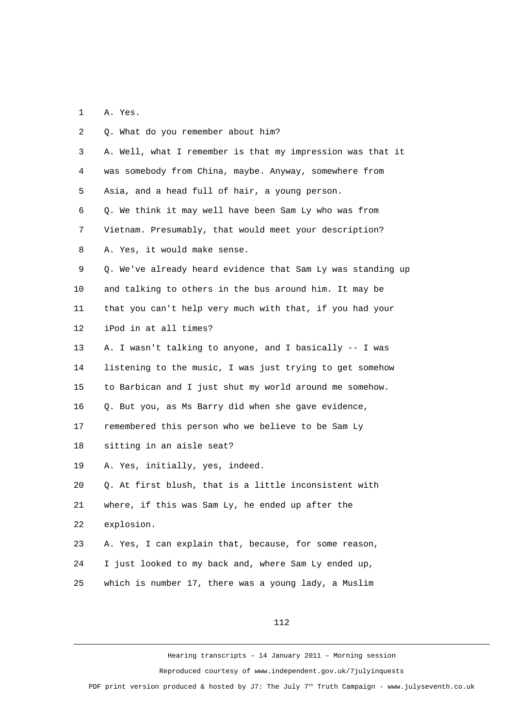1 A. Yes.

2 Q. What do you remember about him?

3 A. Well, what I remember is that my impression was that it

4 was somebody from China, maybe. Anyway, somewhere from

5 Asia, and a head full of hair, a young person.

6 Q. We think it may well have been Sam Ly who was from

7 Vietnam. Presumably, that would meet your description?

8 A. Yes, it would make sense.

9 Q. We've already heard evidence that Sam Ly was standing up

10 and talking to others in the bus around him. It may be

11 that you can't help very much with that, if you had your

12 iPod in at all times?

13 A. I wasn't talking to anyone, and I basically -- I was

14 listening to the music, I was just trying to get somehow

15 to Barbican and I just shut my world around me somehow.

16 Q. But you, as Ms Barry did when she gave evidence,

17 remembered this person who we believe to be Sam Ly

18 sitting in an aisle seat?

19 A. Yes, initially, yes, indeed.

20 Q. At first blush, that is a little inconsistent with

21 where, if this was Sam Ly, he ended up after the

22 explosion.

23 A. Yes, I can explain that, because, for some reason,

24 I just looked to my back and, where Sam Ly ended up,

25 which is number 17, there was a young lady, a Muslim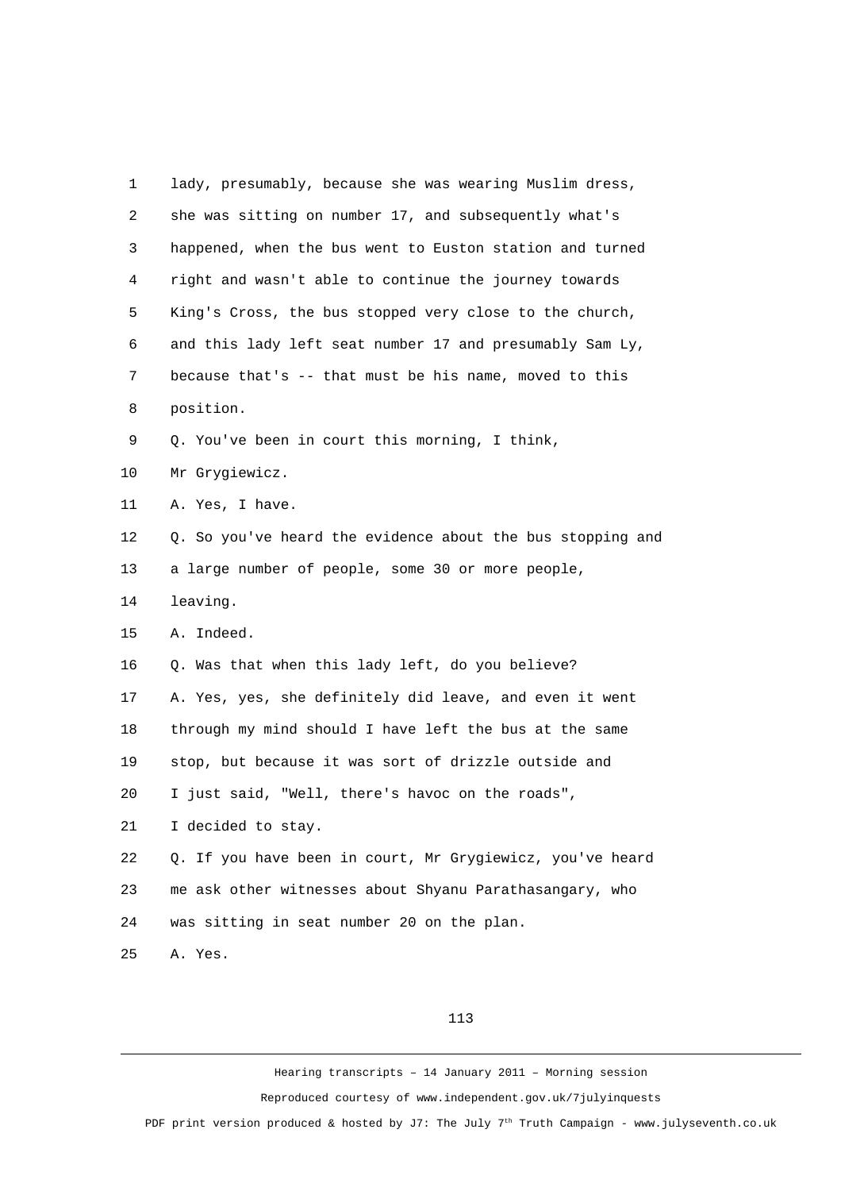1 lady, presumably, because she was wearing Muslim dress,

2 she was sitting on number 17, and subsequently what's

3 happened, when the bus went to Euston station and turned

4 right and wasn't able to continue the journey towards

5 King's Cross, the bus stopped very close to the church,

6 and this lady left seat number 17 and presumably Sam Ly,

7 because that's -- that must be his name, moved to this

8 position.

9 Q. You've been in court this morning, I think,

10 Mr Grygiewicz.

11 A. Yes, I have.

12 Q. So you've heard the evidence about the bus stopping and

13 a large number of people, some 30 or more people,

14 leaving.

15 A. Indeed.

16 Q. Was that when this lady left, do you believe?

17 A. Yes, yes, she definitely did leave, and even it went

18 through my mind should I have left the bus at the same

19 stop, but because it was sort of drizzle outside and

20 I just said, "Well, there's havoc on the roads",

21 I decided to stay.

22 Q. If you have been in court, Mr Grygiewicz, you've heard

23 me ask other witnesses about Shyanu Parathasangary, who

24 was sitting in seat number 20 on the plan.

25 A. Yes.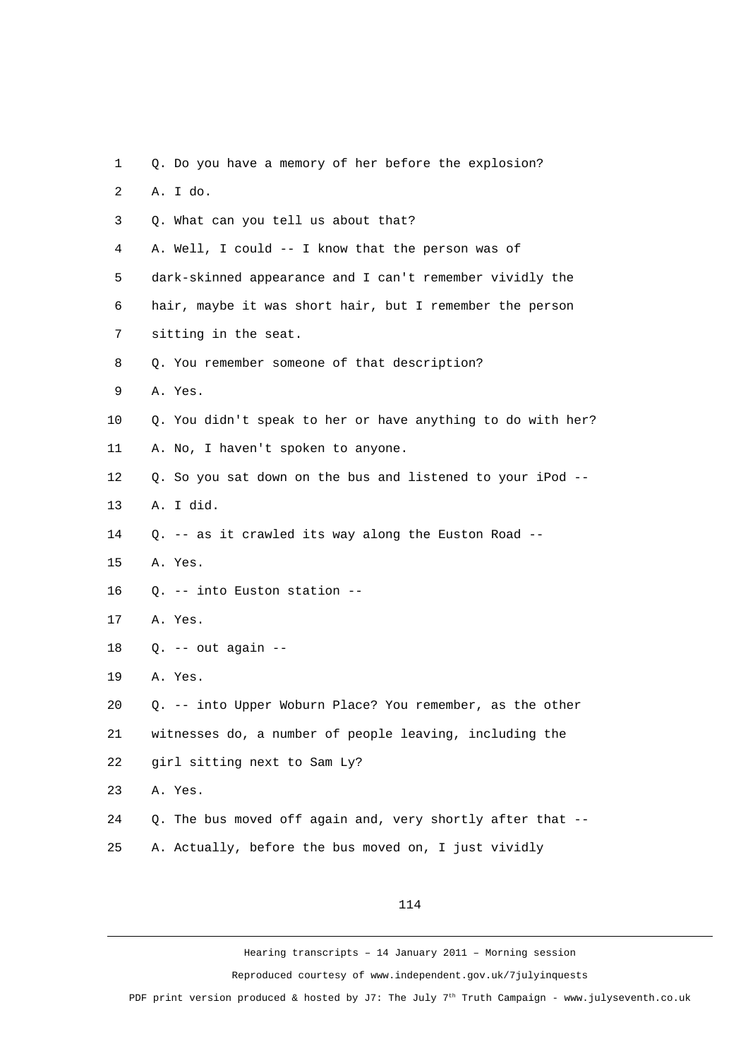1 Q. Do you have a memory of her before the explosion?

2 A. I do.

3 Q. What can you tell us about that?

4 A. Well, I could -- I know that the person was of

5 dark-skinned appearance and I can't remember vividly the

6 hair, maybe it was short hair, but I remember the person

7 sitting in the seat.

8 Q. You remember someone of that description?

9 A. Yes.

10 Q. You didn't speak to her or have anything to do with her?

11 A. No, I haven't spoken to anyone.

12 Q. So you sat down on the bus and listened to your iPod --

13 A. I did.

14 Q. -- as it crawled its way along the Euston Road --

15 A. Yes.

16 Q. -- into Euston station --

17 A. Yes.

18 Q. -- out again --

19 A. Yes.

20 Q. -- into Upper Woburn Place? You remember, as the other

21 witnesses do, a number of people leaving, including the

22 girl sitting next to Sam Ly?

23 A. Yes.

24 Q. The bus moved off again and, very shortly after that --

25 A. Actually, before the bus moved on, I just vividly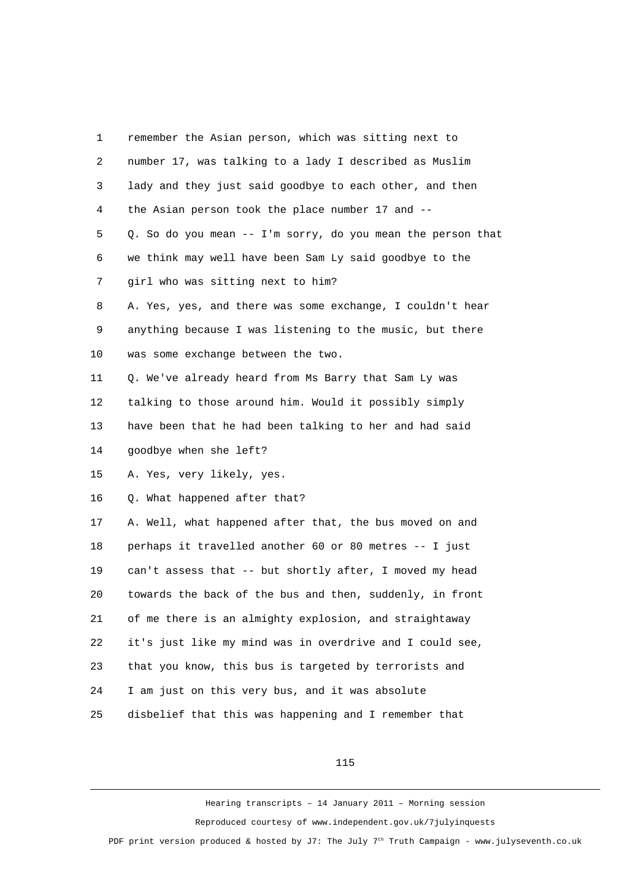remember the Asian person, which was sitting next to number 17, was talking to a lady I described as Muslim lady and they just said goodbye to each other, and then the Asian person took the place number 17 and --

Q. So do you mean -- I'm sorry, do you mean the person that we think may well have been Sam Ly said goodbye to the girl who was sitting next to him?

A. Yes, yes, and there was some exchange, I couldn't hear anything because I was listening to the music, but there was some exchange between the two.

Q. We've already heard from Ms Barry that Sam Ly was talking to those around him. Would it possibly simply have been that he had been talking to her and had said goodbye when she left?

A. Yes, very likely, yes.

Q. What happened after that?

A. Well, what happened after that, the bus moved on and perhaps it travelled another 60 or 80 metres -- I just can't assess that -- but shortly after, I moved my head towards the back of the bus and then, suddenly, in front of me there is an almighty explosion, and straightaway it's just like my mind was in overdrive and I could see, that you know, this bus is targeted by terrorists and I am just on this very bus, and it was absolute disbelief that this was happening and I remember that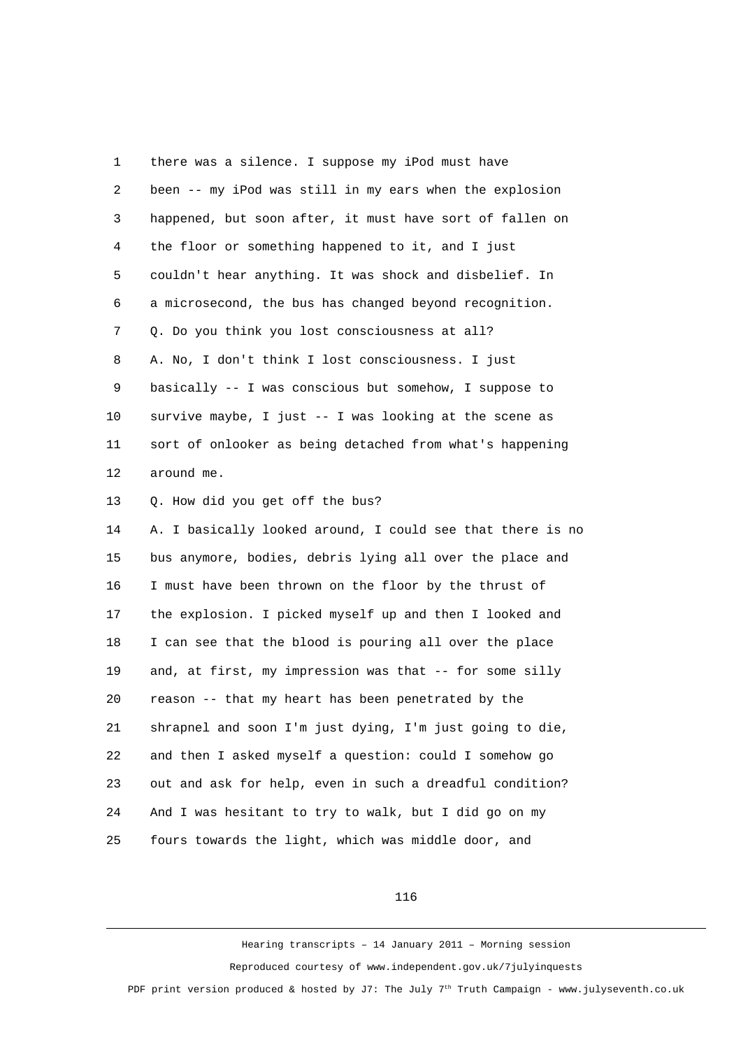there was a silence. I suppose my iPod must have been -- my iPod was still in my ears when the explosion happened, but soon after, it must have sort of fallen on the floor or something happened to it, and I just couldn't hear anything. It was shock and disbelief. In a microsecond, the bus has changed beyond recognition.

Q. Do you think you lost consciousness at all?

A. No, I don't think I lost consciousness. I just basically -- I was conscious but somehow, I suppose to survive maybe, I just -- I was looking at the scene as sort of onlooker as being detached from what's happening around me.

Q. How did you get off the bus?

A. I basically looked around, I could see that there is no bus anymore, bodies, debris lying all over the place and I must have been thrown on the floor by the thrust of the explosion. I picked myself up and then I looked and I can see that the blood is pouring all over the place and, at first, my impression was that -- for some silly reason -- that my heart has been penetrated by the shrapnel and soon I'm just dying, I'm just going to die, and then I asked myself a question: could I somehow go out and ask for help, even in such a dreadful condition? And I was hesitant to try to walk, but I did go on my fours towards the light, which was middle door, and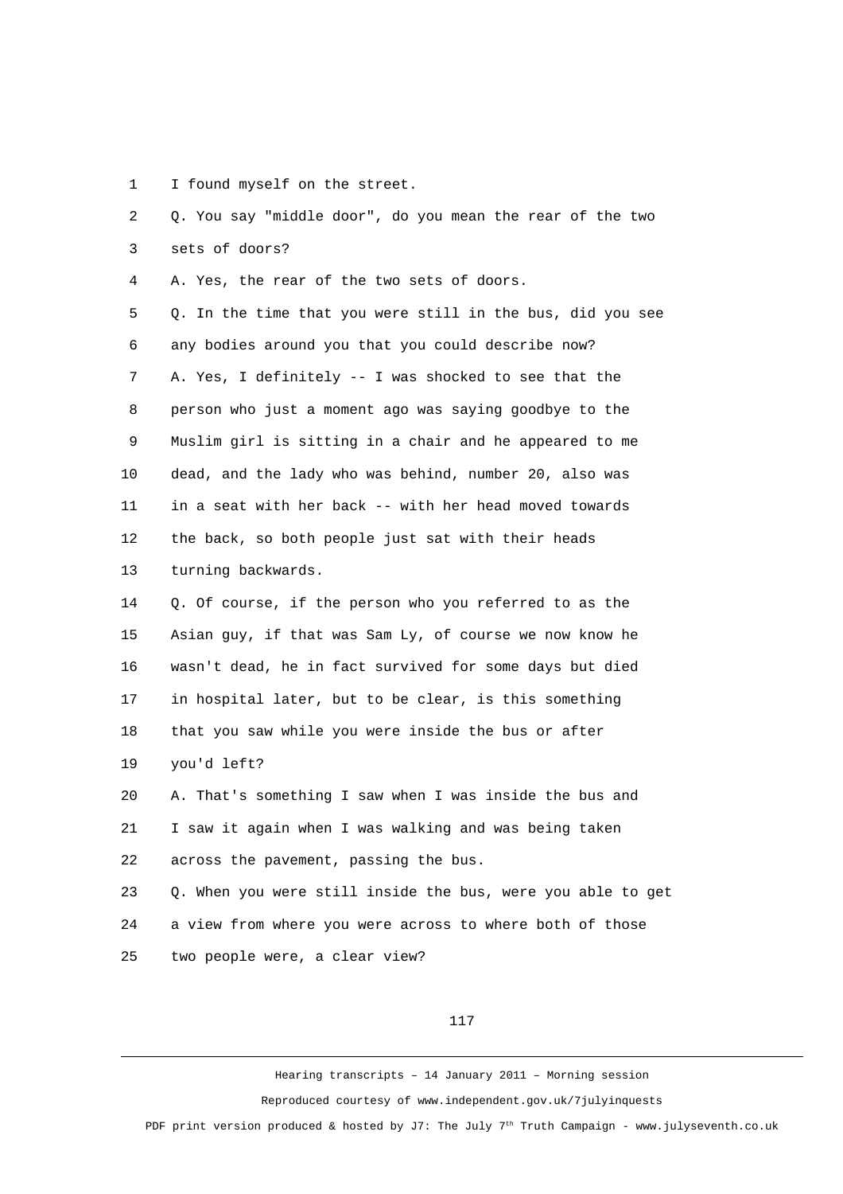1 I found myself on the street.

2 Q. You say "middle door", do you mean the rear of the two

3 sets of doors?

4 A. Yes, the rear of the two sets of doors.

5 Q. In the time that you were still in the bus, did you see

6 any bodies around you that you could describe now?

7 A. Yes, I definitely -- I was shocked to see that the

8 person who just a moment ago was saying goodbye to the

9 Muslim girl is sitting in a chair and he appeared to me

10 dead, and the lady who was behind, number 20, also was

11 in a seat with her back -- with her head moved towards

12 the back, so both people just sat with their heads

13 turning backwards.

14 Q. Of course, if the person who you referred to as the

15 Asian guy, if that was Sam Ly, of course we now know he

16 wasn't dead, he in fact survived for some days but died

17 in hospital later, but to be clear, is this something

18 that you saw while you were inside the bus or after

19 you'd left?

20 A. That's something I saw when I was inside the bus and

21 I saw it again when I was walking and was being taken

22 across the pavement, passing the bus.

23 Q. When you were still inside the bus, were you able to get

24 a view from where you were across to where both of those

25 two people were, a clear view?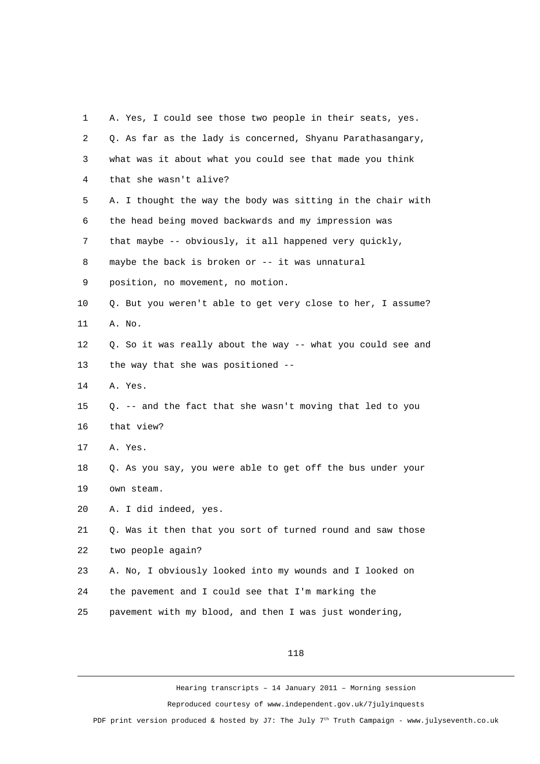A. Yes, I could see those two people in their seats, yes.

Q. As far as the lady is concerned, Shyanu Parathasangary, what was it about what you could see that made you think that she wasn't alive?

A. I thought the way the body was sitting in the chair with the head being moved backwards and my impression was that maybe -- obviously, it all happened very quickly, maybe the back is broken or -- it was unnatural position, no movement, no motion.

Q. But you weren't able to get very close to her, I assume?

A. No.

Q. So it was really about the way -- what you could see and the way that she was positioned --

A. Yes.

Q. -- and the fact that she wasn't moving that led to you that view?

A. Yes.

Q. As you say, you were able to get off the bus under your own steam.

A. I did indeed, yes.

Q. Was it then that you sort of turned round and saw those two people again?

A. No, I obviously looked into my wounds and I looked on the pavement and I could see that I'm marking the pavement with my blood, and then I was just wondering,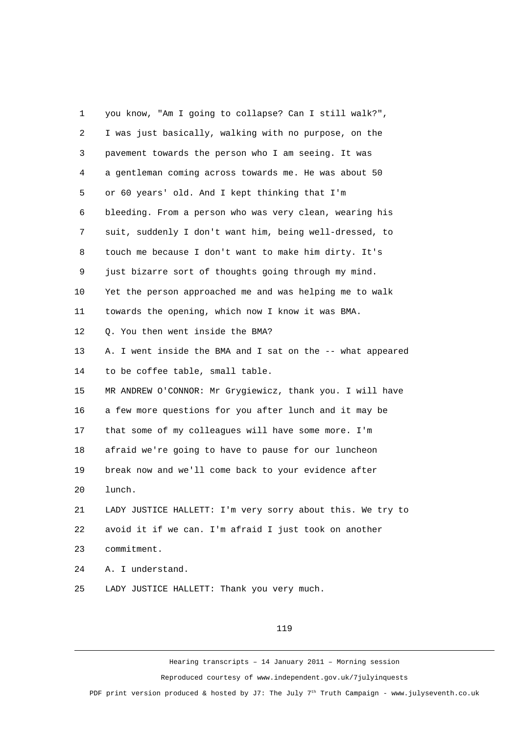1 you know, "Am I going to collapse? Can I still walk?",
2 I was just basically, walking with no purpose, on the
3 pavement towards the person who I am seeing. It was
4 a gentleman coming across towards me. He was about 50
5 or 60 years' old. And I kept thinking that I'm
6 bleeding. From a person who was very clean, wearing his
7 suit, suddenly I don't want him, being well-dressed, to
8 touch me because I don't want to make him dirty. It's
9 just bizarre sort of thoughts going through my mind.
10 Yet the person approached me and was helping me to walk
11 towards the opening, which now I know it was BMA.
12 Q. You then went inside the BMA?
13 A. I went inside the BMA and I sat on the -- what appeared
14 to be coffee table, small table.
15 MR ANDREW O'CONNOR: Mr Grygiewicz, thank you. I will have
16 a few more questions for you after lunch and it may be
17 that some of my colleagues will have some more. I'm
18 afraid we're going to have to pause for our luncheon
19 break now and we'll come back to your evidence after
20 lunch.
21 LADY JUSTICE HALLETT: I'm very sorry about this. We try to
22 avoid it if we can. I'm afraid I just took on another
23 commitment.
24 A. I understand.
25 LADY JUSTICE HALLETT: Thank you very much.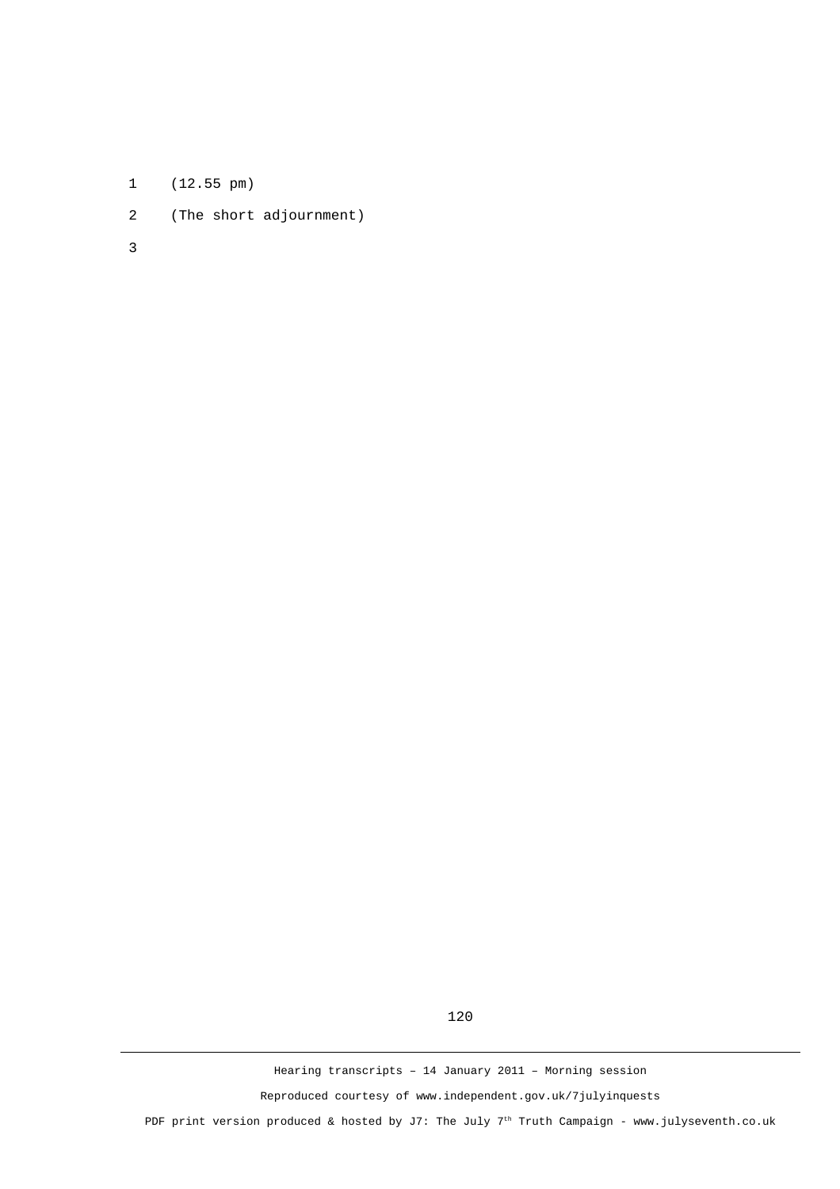1 (12.55 pm)

2 (The short adjournment)

3